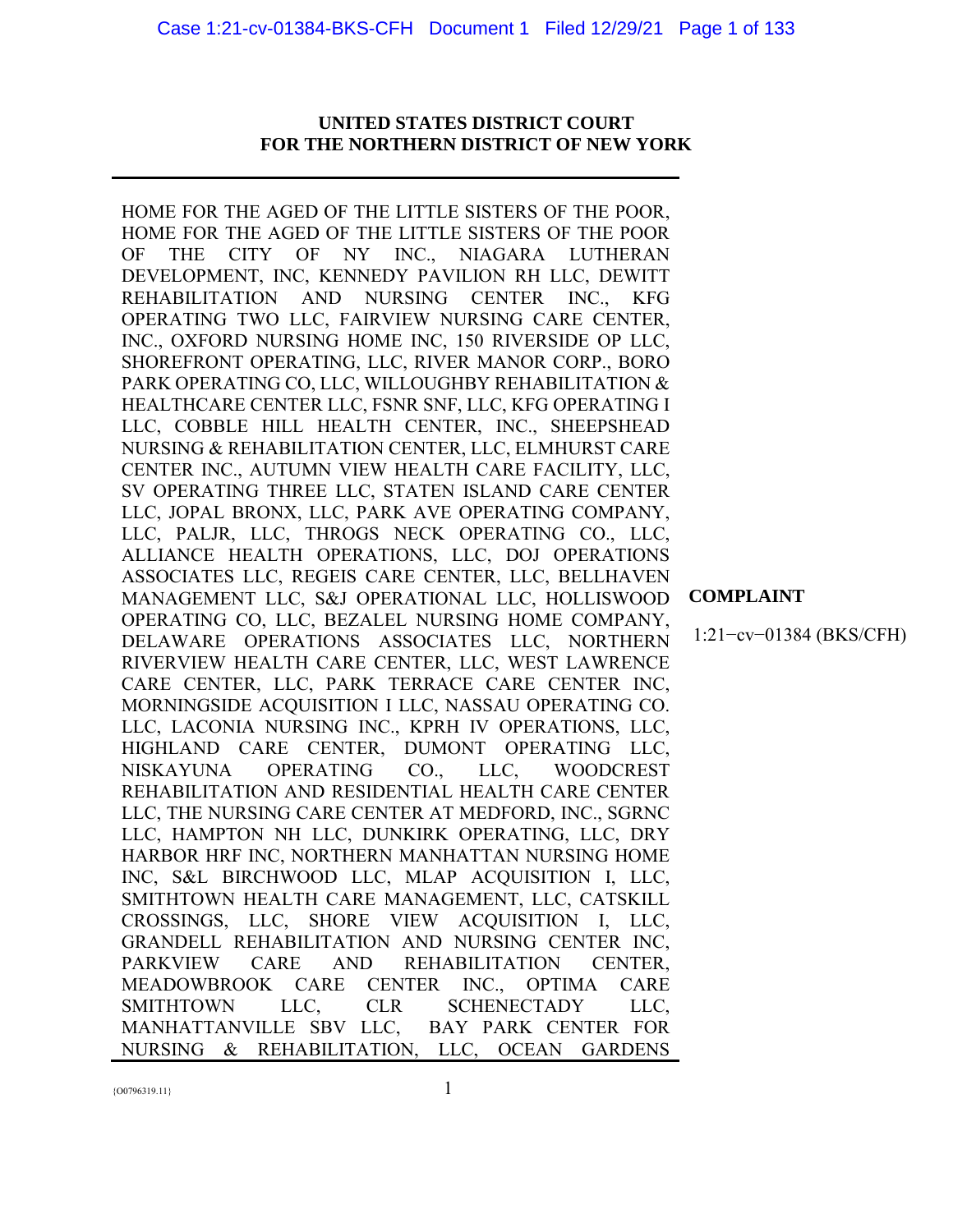**UNITED STATES DISTRICT COURT**
**FOR THE NORTHERN DISTRICT OF NEW YORK**

---

HOME FOR THE AGED OF THE LITTLE SISTERS OF THE POOR, HOME FOR THE AGED OF THE LITTLE SISTERS OF THE POOR OF THE CITY OF NY INC., NIAGARA LUTHERAN DEVELOPMENT, INC, KENNEDY PAVILION RH LLC, DEWITT REHABILITATION AND NURSING CENTER INC., KFG OPERATING TWO LLC, FAIRVIEW NURSING CARE CENTER, INC., OXFORD NURSING HOME INC, 150 RIVERSIDE OP LLC, SHOREFRONT OPERATING, LLC, RIVER MANOR CORP., BORO PARK OPERATING CO, LLC, WILLOUGHBY REHABILITATION & HEALTHCARE CENTER LLC, FSNR SNF, LLC, KFG OPERATING I LLC, COBBLE HILL HEALTH CENTER, INC., SHEEPSHEAD NURSING & REHABILITATION CENTER, LLC, ELMHURST CARE CENTER INC., AUTUMN VIEW HEALTH CARE FACILITY, LLC, SV OPERATING THREE LLC, STATEN ISLAND CARE CENTER LLC, JOPAL BRONX, LLC, PARK AVE OPERATING COMPANY, LLC, PALJR, LLC, THROGS NECK OPERATING CO., LLC, ALLIANCE HEALTH OPERATIONS, LLC, DOJ OPERATIONS ASSOCIATES LLC, REGEIS CARE CENTER, LLC, BELLHAVEN MANAGEMENT LLC, S&J OPERATIONAL LLC, HOLLISWOOD OPERATING CO, LLC, BEZALEL NURSING HOME COMPANY, DELAWARE OPERATIONS ASSOCIATES LLC, NORTHERN RIVERVIEW HEALTH CARE CENTER, LLC, WEST LAWRENCE CARE CENTER, LLC, PARK TERRACE CARE CENTER INC, MORNINGSIDE ACQUISITION I LLC, NASSAU OPERATING CO. LLC, LACONIA NURSING INC., KPRH IV OPERATIONS, LLC, HIGHLAND CARE CENTER, DUMONT OPERATING LLC, NISKAYUNA OPERATING CO., LLC, WOODCREST REHABILITATION AND RESIDENTIAL HEALTH CARE CENTER LLC, THE NURSING CARE CENTER AT MEDFORD, INC., SGRNC LLC, HAMPTON NH LLC, DUNKIRK OPERATING, LLC, DRY HARBOR HRF INC, NORTHERN MANHATTAN NURSING HOME INC, S&L BIRCHWOOD LLC, MLAP ACQUISITION I, LLC, SMITHTOWN HEALTH CARE MANAGEMENT, LLC, CATSKILL CROSSINGS, LLC, SHORE VIEW ACQUISITION I, LLC, GRANDELL REHABILITATION AND NURSING CENTER INC, PARKVIEW CARE AND REHABILITATION CENTER, MEADOWBROOK CARE CENTER INC., OPTIMA CARE SMITHTOWN LLC, CLR SCHENECTADY LLC, MANHATTANVILLE SBV LLC, BAY PARK CENTER FOR NURSING & REHABILITATION, LLC, OCEAN GARDENS

**COMPLAINT**

1:21−cv−01384 (BKS/CFH)

{O0796319.11}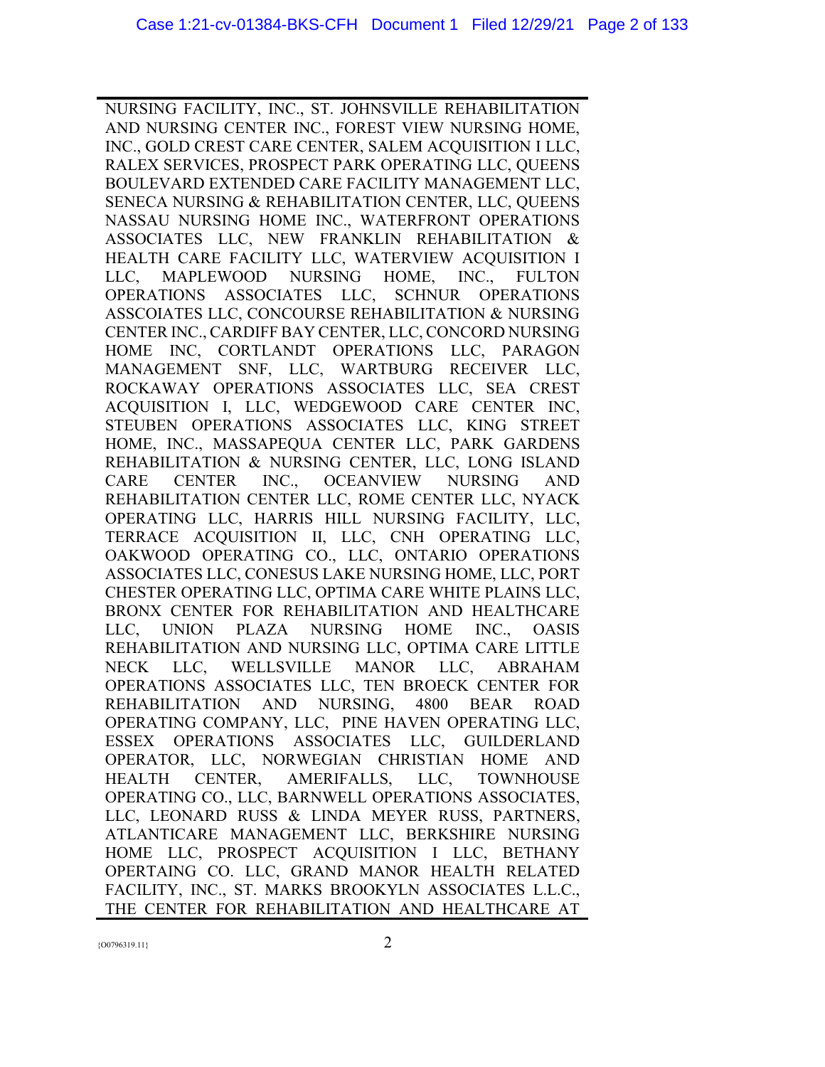NURSING FACILITY, INC., ST. JOHNSVILLE REHABILITATION AND NURSING CENTER INC., FOREST VIEW NURSING HOME, INC., GOLD CREST CARE CENTER, SALEM ACQUISITION I LLC, RALEX SERVICES, PROSPECT PARK OPERATING LLC, QUEENS BOULEVARD EXTENDED CARE FACILITY MANAGEMENT LLC, SENECA NURSING & REHABILITATION CENTER, LLC, QUEENS NASSAU NURSING HOME INC., WATERFRONT OPERATIONS ASSOCIATES LLC, NEW FRANKLIN REHABILITATION & HEALTH CARE FACILITY LLC, WATERVIEW ACQUISITION I LLC, MAPLEWOOD NURSING HOME, INC., FULTON OPERATIONS ASSOCIATES LLC, SCHNUR OPERATIONS ASSCOIATES LLC, CONCOURSE REHABILITATION & NURSING CENTER INC., CARDIFF BAY CENTER, LLC, CONCORD NURSING HOME INC, CORTLANDT OPERATIONS LLC, PARAGON MANAGEMENT SNF, LLC, WARTBURG RECEIVER LLC, ROCKAWAY OPERATIONS ASSOCIATES LLC, SEA CREST ACQUISITION I, LLC, WEDGEWOOD CARE CENTER INC, STEUBEN OPERATIONS ASSOCIATES LLC, KING STREET HOME, INC., MASSAPEQUA CENTER LLC, PARK GARDENS REHABILITATION & NURSING CENTER, LLC, LONG ISLAND CARE CENTER INC., OCEANVIEW NURSING AND REHABILITATION CENTER LLC, ROME CENTER LLC, NYACK OPERATING LLC, HARRIS HILL NURSING FACILITY, LLC, TERRACE ACQUISITION II, LLC, CNH OPERATING LLC, OAKWOOD OPERATING CO., LLC, ONTARIO OPERATIONS ASSOCIATES LLC, CONESUS LAKE NURSING HOME, LLC, PORT CHESTER OPERATING LLC, OPTIMA CARE WHITE PLAINS LLC, BRONX CENTER FOR REHABILITATION AND HEALTHCARE LLC, UNION PLAZA NURSING HOME INC., OASIS REHABILITATION AND NURSING LLC, OPTIMA CARE LITTLE NECK LLC, WELLSVILLE MANOR LLC, ABRAHAM OPERATIONS ASSOCIATES LLC, TEN BROECK CENTER FOR REHABILITATION AND NURSING, 4800 BEAR ROAD OPERATING COMPANY, LLC, PINE HAVEN OPERATING LLC, ESSEX OPERATIONS ASSOCIATES LLC, GUILDERLAND OPERATOR, LLC, NORWEGIAN CHRISTIAN HOME AND HEALTH CENTER, AMERIFALLS, LLC, TOWNHOUSE OPERATING CO., LLC, BARNWELL OPERATIONS ASSOCIATES, LLC, LEONARD RUSS & LINDA MEYER RUSS, PARTNERS, ATLANTICARE MANAGEMENT LLC, BERKSHIRE NURSING HOME LLC, PROSPECT ACQUISITION I LLC, BETHANY OPERTAING CO. LLC, GRAND MANOR HEALTH RELATED FACILITY, INC., ST. MARKS BROOKYLN ASSOCIATES L.L.C., THE CENTER FOR REHABILITATION AND HEALTHCARE AT

{O0796319.11}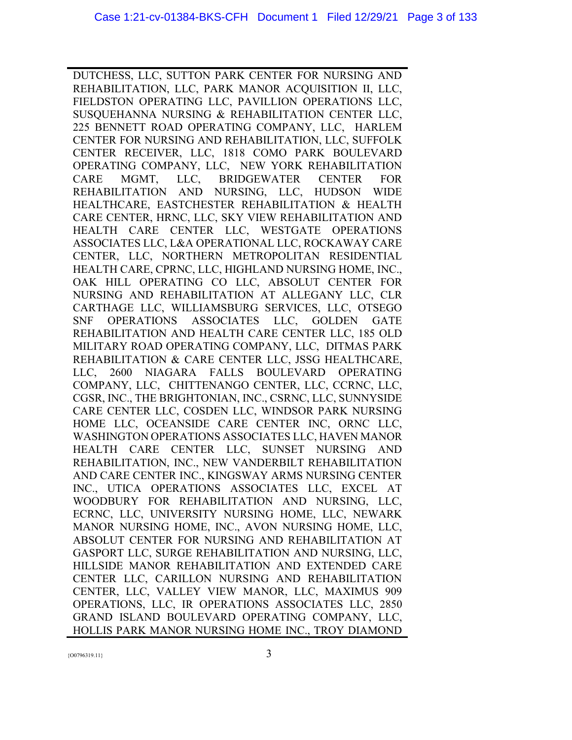DUTCHESS, LLC, SUTTON PARK CENTER FOR NURSING AND REHABILITATION, LLC, PARK MANOR ACQUISITION II, LLC, FIELDSTON OPERATING LLC, PAVILLION OPERATIONS LLC, SUSQUEHANNA NURSING & REHABILITATION CENTER LLC, 225 BENNETT ROAD OPERATING COMPANY, LLC, HARLEM CENTER FOR NURSING AND REHABILITATION, LLC, SUFFOLK CENTER RECEIVER, LLC, 1818 COMO PARK BOULEVARD OPERATING COMPANY, LLC, NEW YORK REHABILITATION CARE MGMT, LLC, BRIDGEWATER CENTER FOR REHABILITATION AND NURSING, LLC, HUDSON WIDE HEALTHCARE, EASTCHESTER REHABILITATION & HEALTH CARE CENTER, HRNC, LLC, SKY VIEW REHABILITATION AND HEALTH CARE CENTER LLC, WESTGATE OPERATIONS ASSOCIATES LLC, L&A OPERATIONAL LLC, ROCKAWAY CARE CENTER, LLC, NORTHERN METROPOLITAN RESIDENTIAL HEALTH CARE, CPRNC, LLC, HIGHLAND NURSING HOME, INC., OAK HILL OPERATING CO LLC, ABSOLUT CENTER FOR NURSING AND REHABILITATION AT ALLEGANY LLC, CLR CARTHAGE LLC, WILLIAMSBURG SERVICES, LLC, OTSEGO SNF OPERATIONS ASSOCIATES LLC, GOLDEN GATE REHABILITATION AND HEALTH CARE CENTER LLC, 185 OLD MILITARY ROAD OPERATING COMPANY, LLC, DITMAS PARK REHABILITATION & CARE CENTER LLC, JSSG HEALTHCARE, LLC, 2600 NIAGARA FALLS BOULEVARD OPERATING COMPANY, LLC, CHITTENANGO CENTER, LLC, CCRNC, LLC, CGSR, INC., THE BRIGHTONIAN, INC., CSRNC, LLC, SUNNYSIDE CARE CENTER LLC, COSDEN LLC, WINDSOR PARK NURSING HOME LLC, OCEANSIDE CARE CENTER INC, ORNC LLC, WASHINGTON OPERATIONS ASSOCIATES LLC, HAVEN MANOR HEALTH CARE CENTER LLC, SUNSET NURSING AND REHABILITATION, INC., NEW VANDERBILT REHABILITATION AND CARE CENTER INC., KINGSWAY ARMS NURSING CENTER INC., UTICA OPERATIONS ASSOCIATES LLC, EXCEL AT WOODBURY FOR REHABILITATION AND NURSING, LLC, ECRNC, LLC, UNIVERSITY NURSING HOME, LLC, NEWARK MANOR NURSING HOME, INC., AVON NURSING HOME, LLC, ABSOLUT CENTER FOR NURSING AND REHABILITATION AT GASPORT LLC, SURGE REHABILITATION AND NURSING, LLC, HILLSIDE MANOR REHABILITATION AND EXTENDED CARE CENTER LLC, CARILLON NURSING AND REHABILITATION CENTER, LLC, VALLEY VIEW MANOR, LLC, MAXIMUS 909 OPERATIONS, LLC, IR OPERATIONS ASSOCIATES LLC, 2850 GRAND ISLAND BOULEVARD OPERATING COMPANY, LLC, HOLLIS PARK MANOR NURSING HOME INC., TROY DIAMOND

{O0796319.11}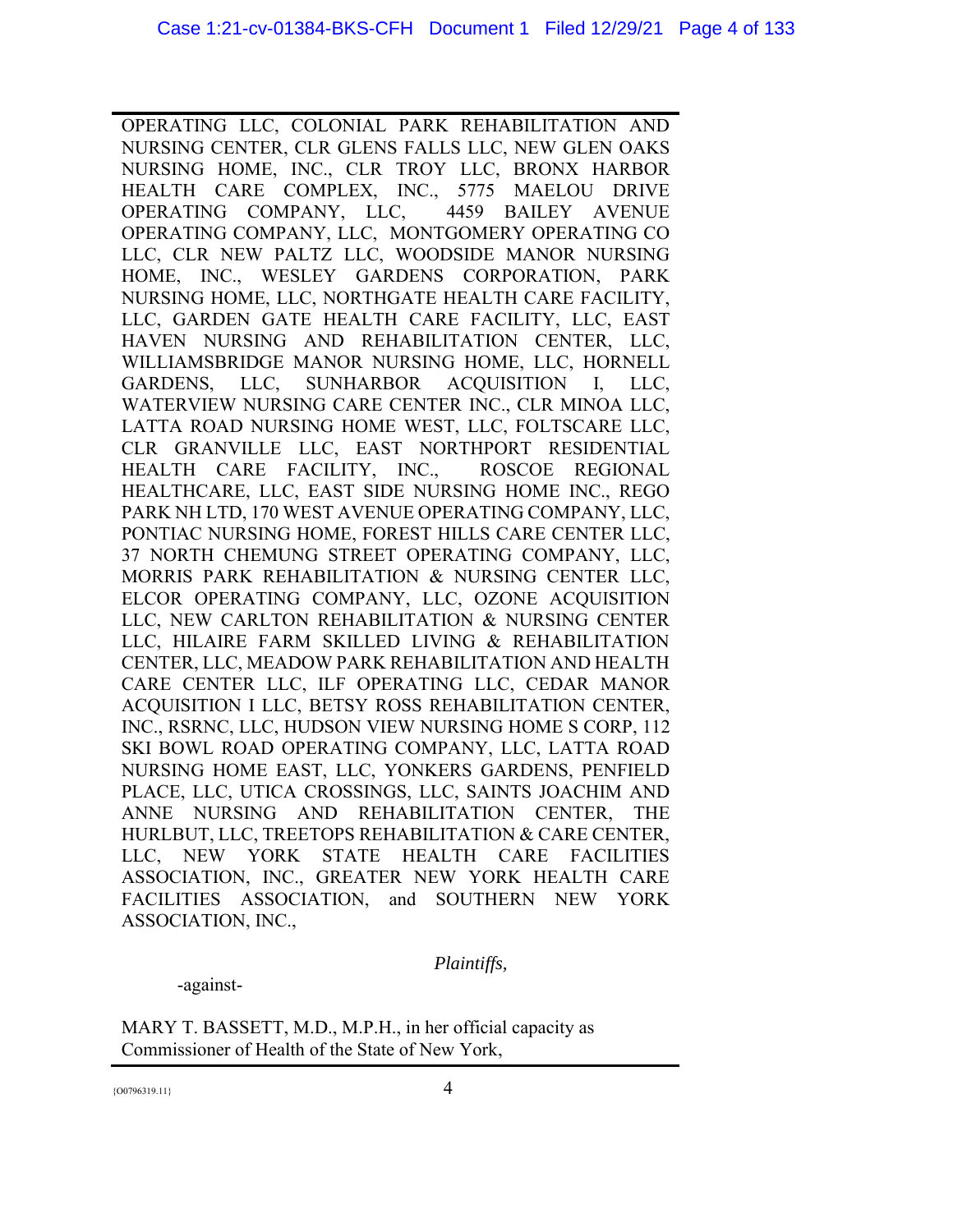OPERATING LLC, COLONIAL PARK REHABILITATION AND NURSING CENTER, CLR GLENS FALLS LLC, NEW GLEN OAKS NURSING HOME, INC., CLR TROY LLC, BRONX HARBOR HEALTH CARE COMPLEX, INC., 5775 MAELOU DRIVE OPERATING COMPANY, LLC, 4459 BAILEY AVENUE OPERATING COMPANY, LLC, MONTGOMERY OPERATING CO LLC, CLR NEW PALTZ LLC, WOODSIDE MANOR NURSING HOME, INC., WESLEY GARDENS CORPORATION, PARK NURSING HOME, LLC, NORTHGATE HEALTH CARE FACILITY, LLC, GARDEN GATE HEALTH CARE FACILITY, LLC, EAST HAVEN NURSING AND REHABILITATION CENTER, LLC, WILLIAMSBRIDGE MANOR NURSING HOME, LLC, HORNELL GARDENS, LLC, SUNHARBOR ACQUISITION I, LLC, WATERVIEW NURSING CARE CENTER INC., CLR MINOA LLC, LATTA ROAD NURSING HOME WEST, LLC, FOLTSCARE LLC, CLR GRANVILLE LLC, EAST NORTHPORT RESIDENTIAL HEALTH CARE FACILITY, INC., ROSCOE REGIONAL HEALTHCARE, LLC, EAST SIDE NURSING HOME INC., REGO PARK NH LTD, 170 WEST AVENUE OPERATING COMPANY, LLC, PONTIAC NURSING HOME, FOREST HILLS CARE CENTER LLC, 37 NORTH CHEMUNG STREET OPERATING COMPANY, LLC, MORRIS PARK REHABILITATION & NURSING CENTER LLC, ELCOR OPERATING COMPANY, LLC, OZONE ACQUISITION LLC, NEW CARLTON REHABILITATION & NURSING CENTER LLC, HILAIRE FARM SKILLED LIVING & REHABILITATION CENTER, LLC, MEADOW PARK REHABILITATION AND HEALTH CARE CENTER LLC, ILF OPERATING LLC, CEDAR MANOR ACQUISITION I LLC, BETSY ROSS REHABILITATION CENTER, INC., RSRNC, LLC, HUDSON VIEW NURSING HOME S CORP, 112 SKI BOWL ROAD OPERATING COMPANY, LLC, LATTA ROAD NURSING HOME EAST, LLC, YONKERS GARDENS, PENFIELD PLACE, LLC, UTICA CROSSINGS, LLC, SAINTS JOACHIM AND ANNE NURSING AND REHABILITATION CENTER, THE HURLBUT, LLC, TREETOPS REHABILITATION & CARE CENTER, LLC, NEW YORK STATE HEALTH CARE FACILITIES ASSOCIATION, INC., GREATER NEW YORK HEALTH CARE FACILITIES ASSOCIATION, and SOUTHERN NEW YORK ASSOCIATION, INC.,

*Plaintiffs,*

-against-

MARY T. BASSETT, M.D., M.P.H., in her official capacity as Commissioner of Health of the State of New York,

{O0796319.11}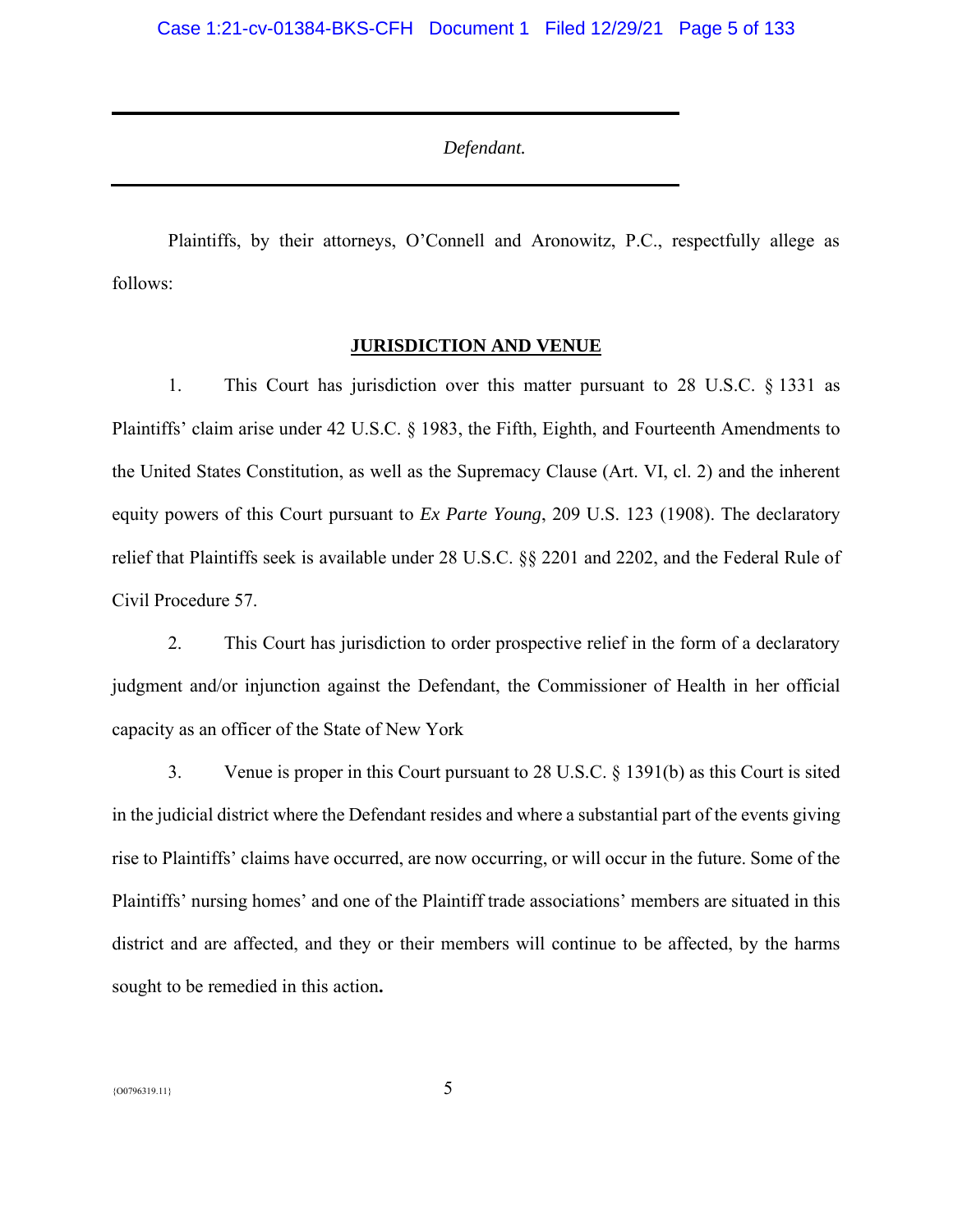*Defendant.*

Plaintiffs, by their attorneys, O'Connell and Aronowitz, P.C., respectfully allege as follows:

## JURISDICTION AND VENUE

1. This Court has jurisdiction over this matter pursuant to 28 U.S.C. § 1331 as Plaintiffs' claim arise under 42 U.S.C. § 1983, the Fifth, Eighth, and Fourteenth Amendments to the United States Constitution, as well as the Supremacy Clause (Art. VI, cl. 2) and the inherent equity powers of this Court pursuant to *Ex Parte Young*, 209 U.S. 123 (1908). The declaratory relief that Plaintiffs seek is available under 28 U.S.C. §§ 2201 and 2202, and the Federal Rule of Civil Procedure 57.

2. This Court has jurisdiction to order prospective relief in the form of a declaratory judgment and/or injunction against the Defendant, the Commissioner of Health in her official capacity as an officer of the State of New York

3. Venue is proper in this Court pursuant to 28 U.S.C. § 1391(b) as this Court is sited in the judicial district where the Defendant resides and where a substantial part of the events giving rise to Plaintiffs' claims have occurred, are now occurring, or will occur in the future. Some of the Plaintiffs' nursing homes' and one of the Plaintiff trade associations' members are situated in this district and are affected, and they or their members will continue to be affected, by the harms sought to be remedied in this action.

{O0796319.11}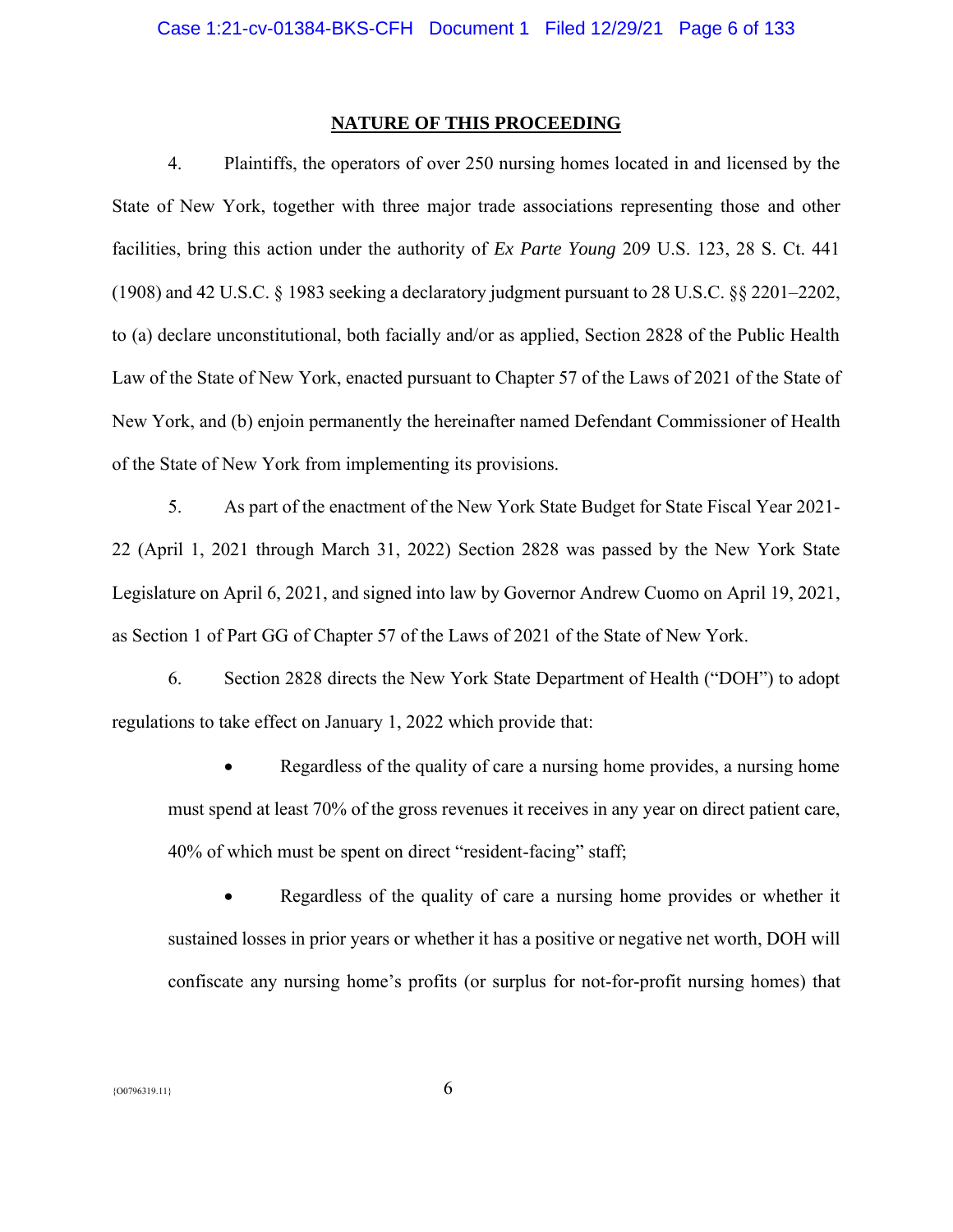## NATURE OF THIS PROCEEDING

4. Plaintiffs, the operators of over 250 nursing homes located in and licensed by the State of New York, together with three major trade associations representing those and other facilities, bring this action under the authority of *Ex Parte Young* 209 U.S. 123, 28 S. Ct. 441 (1908) and 42 U.S.C. § 1983 seeking a declaratory judgment pursuant to 28 U.S.C. §§ 2201–2202, to (a) declare unconstitutional, both facially and/or as applied, Section 2828 of the Public Health Law of the State of New York, enacted pursuant to Chapter 57 of the Laws of 2021 of the State of New York, and (b) enjoin permanently the hereinafter named Defendant Commissioner of Health of the State of New York from implementing its provisions.

5. As part of the enactment of the New York State Budget for State Fiscal Year 2021-22 (April 1, 2021 through March 31, 2022) Section 2828 was passed by the New York State Legislature on April 6, 2021, and signed into law by Governor Andrew Cuomo on April 19, 2021, as Section 1 of Part GG of Chapter 57 of the Laws of 2021 of the State of New York.

6. Section 2828 directs the New York State Department of Health ("DOH") to adopt regulations to take effect on January 1, 2022 which provide that:

- Regardless of the quality of care a nursing home provides, a nursing home must spend at least 70% of the gross revenues it receives in any year on direct patient care, 40% of which must be spent on direct "resident-facing" staff;
- Regardless of the quality of care a nursing home provides or whether it sustained losses in prior years or whether it has a positive or negative net worth, DOH will confiscate any nursing home's profits (or surplus for not-for-profit nursing homes) that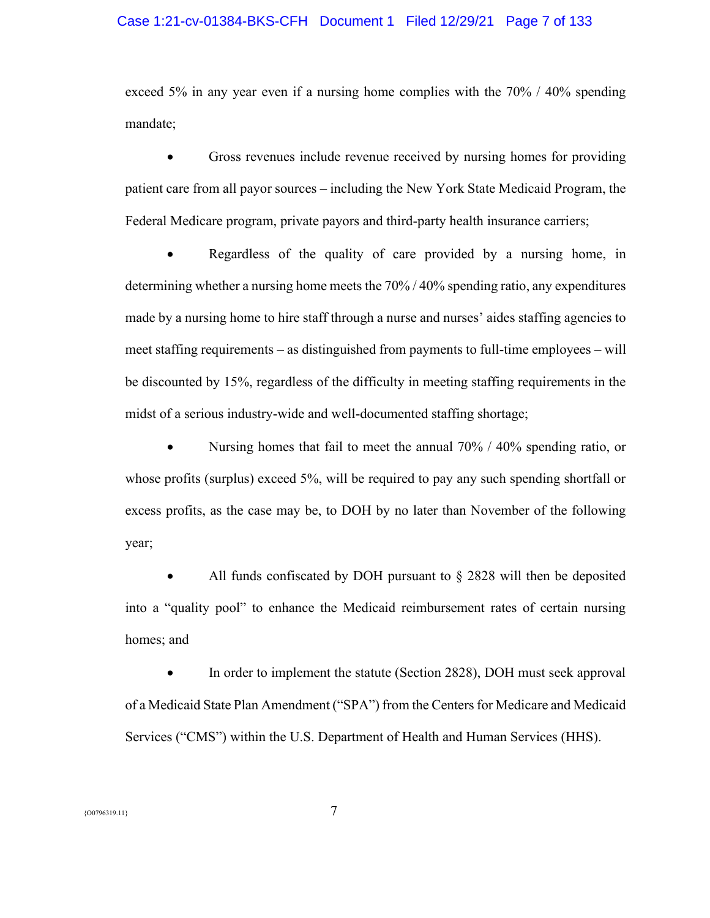exceed 5% in any year even if a nursing home complies with the 70% / 40% spending mandate;

- Gross revenues include revenue received by nursing homes for providing patient care from all payor sources – including the New York State Medicaid Program, the Federal Medicare program, private payors and third-party health insurance carriers;

- Regardless of the quality of care provided by a nursing home, in determining whether a nursing home meets the 70% / 40% spending ratio, any expenditures made by a nursing home to hire staff through a nurse and nurses' aides staffing agencies to meet staffing requirements – as distinguished from payments to full-time employees – will be discounted by 15%, regardless of the difficulty in meeting staffing requirements in the midst of a serious industry-wide and well-documented staffing shortage;

- Nursing homes that fail to meet the annual 70% / 40% spending ratio, or whose profits (surplus) exceed 5%, will be required to pay any such spending shortfall or excess profits, as the case may be, to DOH by no later than November of the following year;

- All funds confiscated by DOH pursuant to § 2828 will then be deposited into a "quality pool" to enhance the Medicaid reimbursement rates of certain nursing homes; and

- In order to implement the statute (Section 2828), DOH must seek approval of a Medicaid State Plan Amendment ("SPA") from the Centers for Medicare and Medicaid Services ("CMS") within the U.S. Department of Health and Human Services (HHS).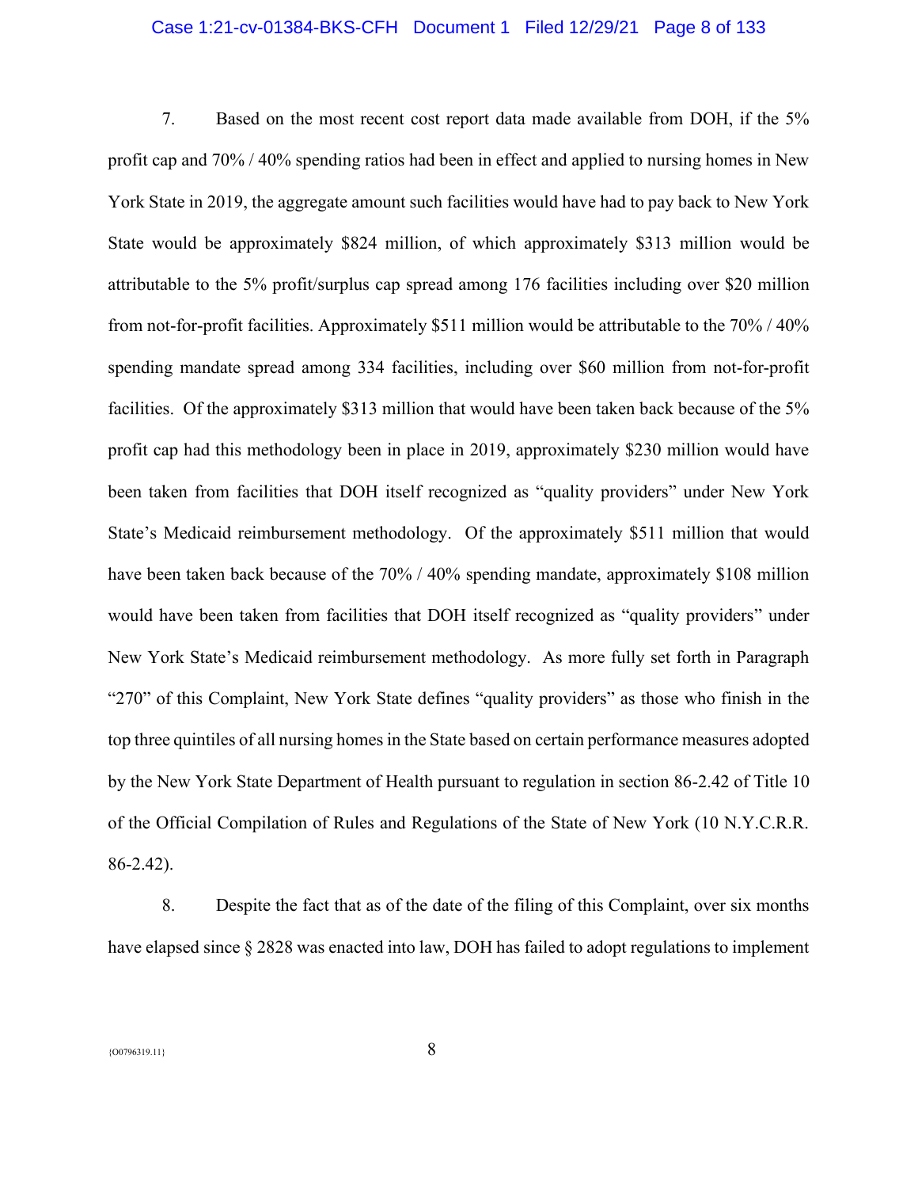7. Based on the most recent cost report data made available from DOH, if the 5% profit cap and 70% / 40% spending ratios had been in effect and applied to nursing homes in New York State in 2019, the aggregate amount such facilities would have had to pay back to New York State would be approximately $824 million, of which approximately $313 million would be attributable to the 5% profit/surplus cap spread among 176 facilities including over $20 million from not-for-profit facilities. Approximately $511 million would be attributable to the 70% / 40% spending mandate spread among 334 facilities, including over $60 million from not-for-profit facilities. Of the approximately $313 million that would have been taken back because of the 5% profit cap had this methodology been in place in 2019, approximately $230 million would have been taken from facilities that DOH itself recognized as "quality providers" under New York State's Medicaid reimbursement methodology. Of the approximately $511 million that would have been taken back because of the 70% / 40% spending mandate, approximately $108 million would have been taken from facilities that DOH itself recognized as "quality providers" under New York State's Medicaid reimbursement methodology. As more fully set forth in Paragraph "270" of this Complaint, New York State defines "quality providers" as those who finish in the top three quintiles of all nursing homes in the State based on certain performance measures adopted by the New York State Department of Health pursuant to regulation in section 86-2.42 of Title 10 of the Official Compilation of Rules and Regulations of the State of New York (10 N.Y.C.R.R. 86-2.42).

8. Despite the fact that as of the date of the filing of this Complaint, over six months have elapsed since § 2828 was enacted into law, DOH has failed to adopt regulations to implement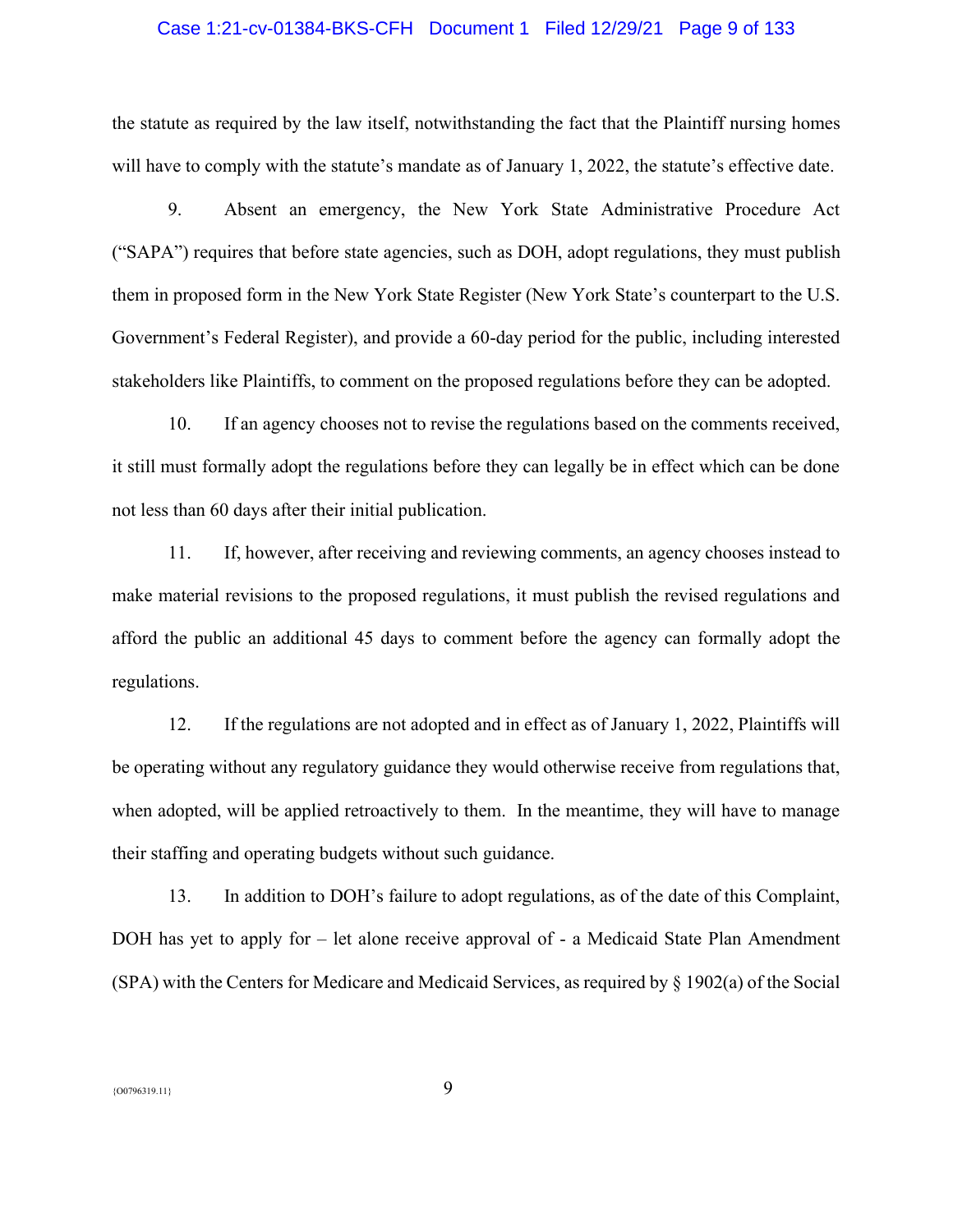the statute as required by the law itself, notwithstanding the fact that the Plaintiff nursing homes will have to comply with the statute's mandate as of January 1, 2022, the statute's effective date.

9. Absent an emergency, the New York State Administrative Procedure Act ("SAPA") requires that before state agencies, such as DOH, adopt regulations, they must publish them in proposed form in the New York State Register (New York State's counterpart to the U.S. Government's Federal Register), and provide a 60-day period for the public, including interested stakeholders like Plaintiffs, to comment on the proposed regulations before they can be adopted.

10. If an agency chooses not to revise the regulations based on the comments received, it still must formally adopt the regulations before they can legally be in effect which can be done not less than 60 days after their initial publication.

11. If, however, after receiving and reviewing comments, an agency chooses instead to make material revisions to the proposed regulations, it must publish the revised regulations and afford the public an additional 45 days to comment before the agency can formally adopt the regulations.

12. If the regulations are not adopted and in effect as of January 1, 2022, Plaintiffs will be operating without any regulatory guidance they would otherwise receive from regulations that, when adopted, will be applied retroactively to them. In the meantime, they will have to manage their staffing and operating budgets without such guidance.

13. In addition to DOH's failure to adopt regulations, as of the date of this Complaint, DOH has yet to apply for – let alone receive approval of - a Medicaid State Plan Amendment (SPA) with the Centers for Medicare and Medicaid Services, as required by § 1902(a) of the Social

{O0796319.11}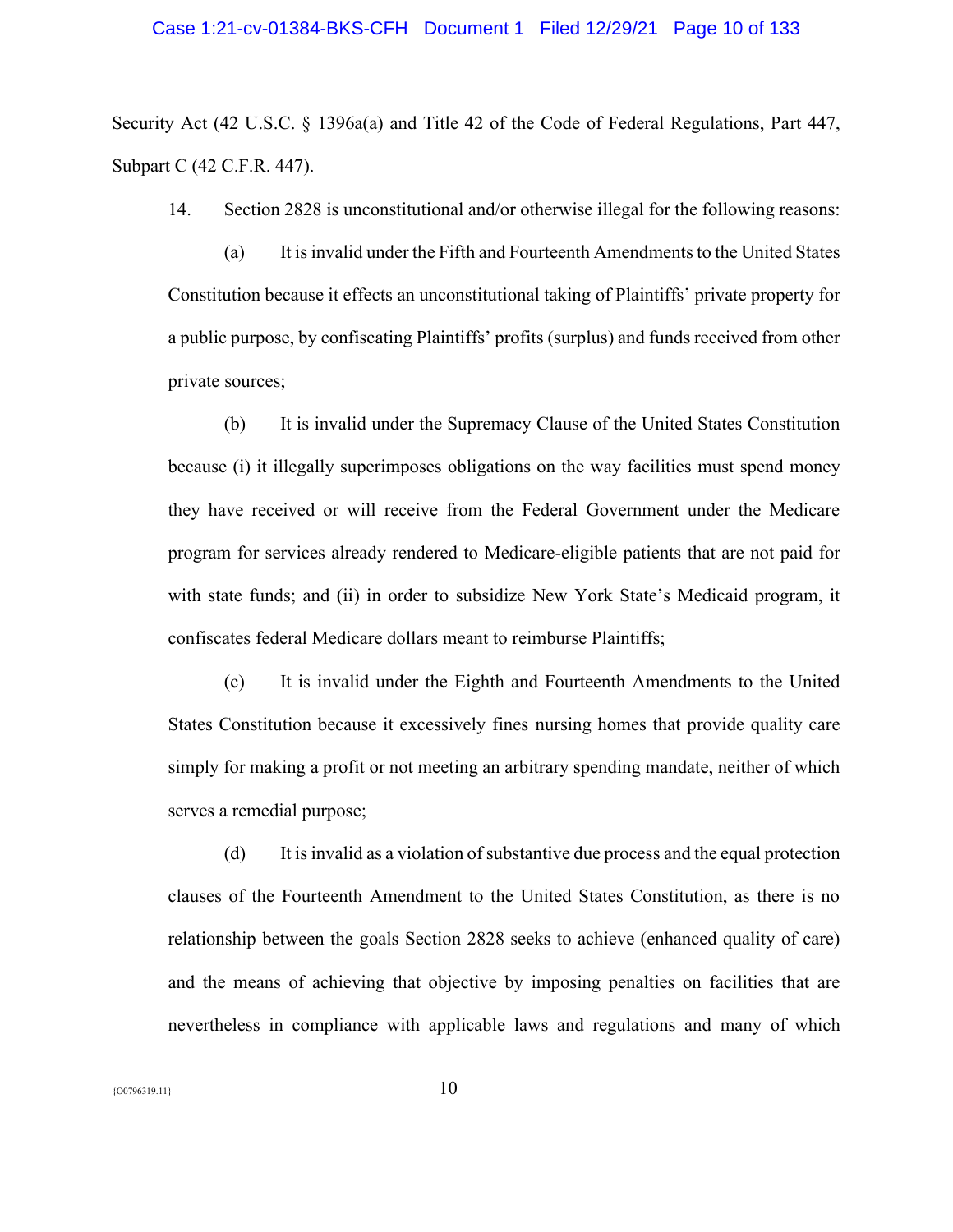Security Act (42 U.S.C. § 1396a(a) and Title 42 of the Code of Federal Regulations, Part 447, Subpart C (42 C.F.R. 447).

14. Section 2828 is unconstitutional and/or otherwise illegal for the following reasons:

(a) It is invalid under the Fifth and Fourteenth Amendments to the United States Constitution because it effects an unconstitutional taking of Plaintiffs' private property for a public purpose, by confiscating Plaintiffs' profits (surplus) and funds received from other private sources;

(b) It is invalid under the Supremacy Clause of the United States Constitution because (i) it illegally superimposes obligations on the way facilities must spend money they have received or will receive from the Federal Government under the Medicare program for services already rendered to Medicare-eligible patients that are not paid for with state funds; and (ii) in order to subsidize New York State's Medicaid program, it confiscates federal Medicare dollars meant to reimburse Plaintiffs;

(c) It is invalid under the Eighth and Fourteenth Amendments to the United States Constitution because it excessively fines nursing homes that provide quality care simply for making a profit or not meeting an arbitrary spending mandate, neither of which serves a remedial purpose;

(d) It is invalid as a violation of substantive due process and the equal protection clauses of the Fourteenth Amendment to the United States Constitution, as there is no relationship between the goals Section 2828 seeks to achieve (enhanced quality of care) and the means of achieving that objective by imposing penalties on facilities that are nevertheless in compliance with applicable laws and regulations and many of which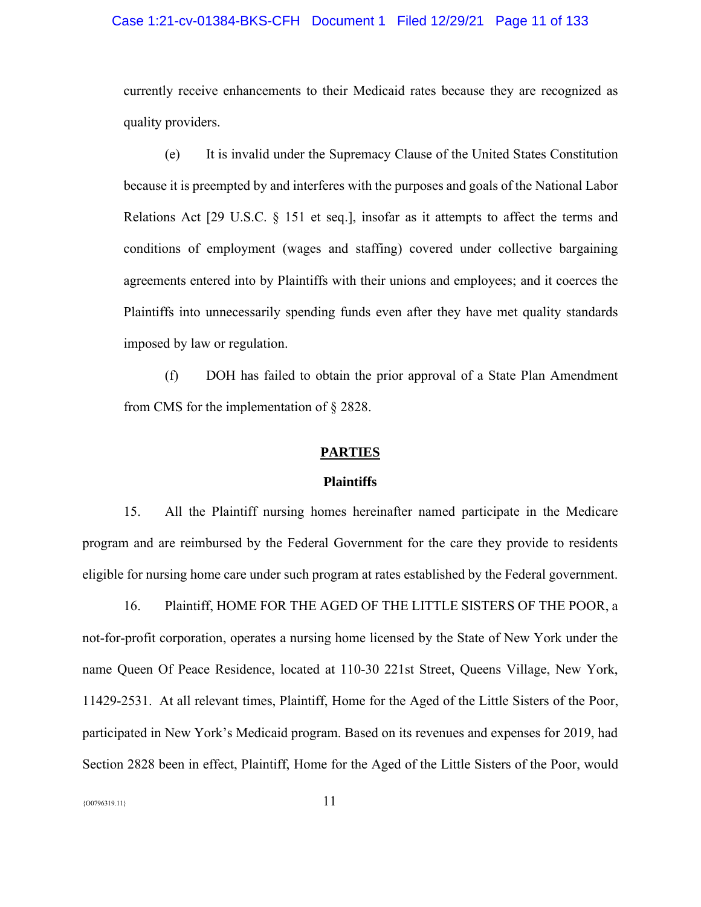currently receive enhancements to their Medicaid rates because they are recognized as quality providers.

(e) It is invalid under the Supremacy Clause of the United States Constitution because it is preempted by and interferes with the purposes and goals of the National Labor Relations Act [29 U.S.C. § 151 et seq.], insofar as it attempts to affect the terms and conditions of employment (wages and staffing) covered under collective bargaining agreements entered into by Plaintiffs with their unions and employees; and it coerces the Plaintiffs into unnecessarily spending funds even after they have met quality standards imposed by law or regulation.

(f) DOH has failed to obtain the prior approval of a State Plan Amendment from CMS for the implementation of § 2828.

## PARTIES

### Plaintiffs

15. All the Plaintiff nursing homes hereinafter named participate in the Medicare program and are reimbursed by the Federal Government for the care they provide to residents eligible for nursing home care under such program at rates established by the Federal government.

16. Plaintiff, HOME FOR THE AGED OF THE LITTLE SISTERS OF THE POOR, a not-for-profit corporation, operates a nursing home licensed by the State of New York under the name Queen Of Peace Residence, located at 110-30 221st Street, Queens Village, New York, 11429-2531. At all relevant times, Plaintiff, Home for the Aged of the Little Sisters of the Poor, participated in New York's Medicaid program. Based on its revenues and expenses for 2019, had Section 2828 been in effect, Plaintiff, Home for the Aged of the Little Sisters of the Poor, would

{O0796319.11}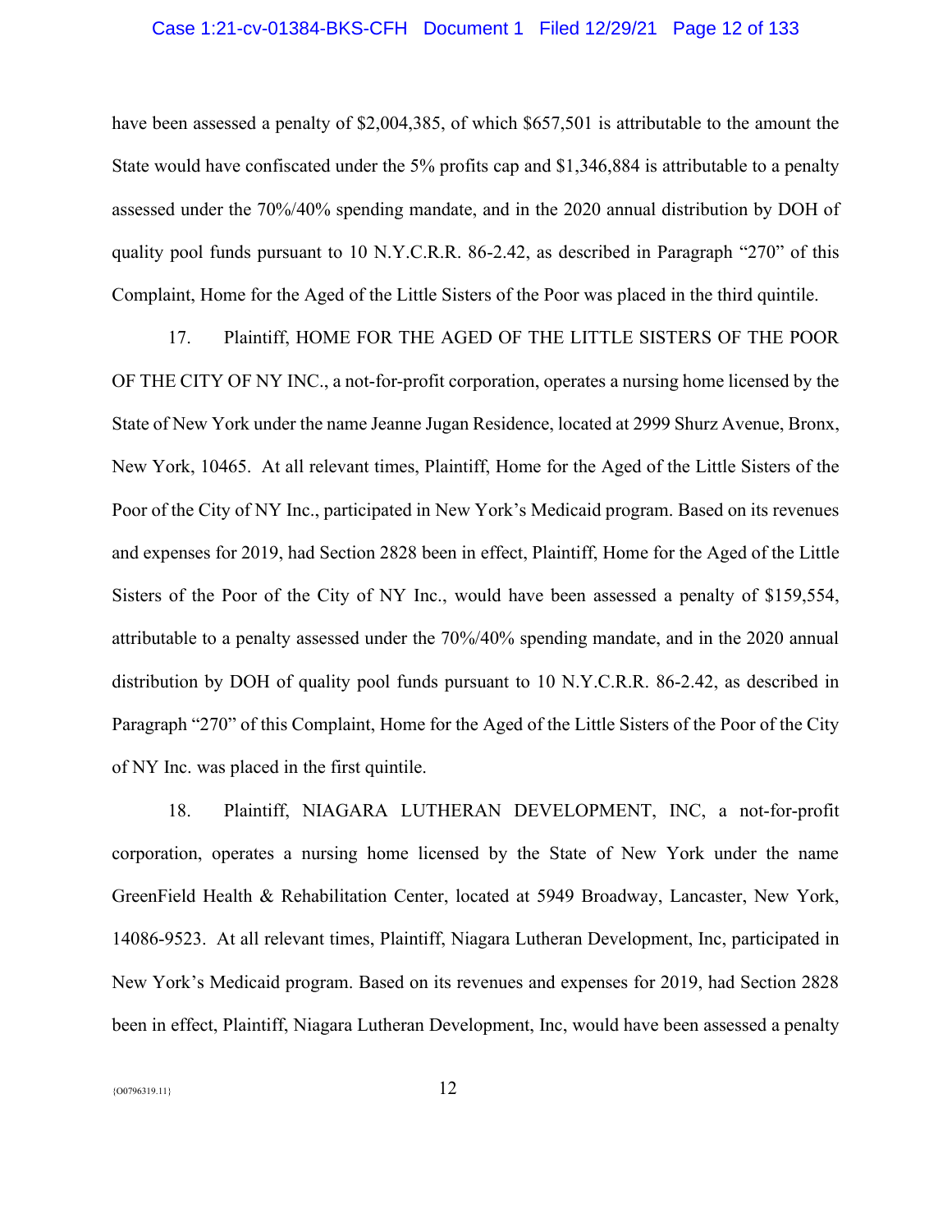have been assessed a penalty of $2,004,385, of which $657,501 is attributable to the amount the State would have confiscated under the 5% profits cap and $1,346,884 is attributable to a penalty assessed under the 70%/40% spending mandate, and in the 2020 annual distribution by DOH of quality pool funds pursuant to 10 N.Y.C.R.R. 86-2.42, as described in Paragraph "270" of this Complaint, Home for the Aged of the Little Sisters of the Poor was placed in the third quintile.

17. Plaintiff, HOME FOR THE AGED OF THE LITTLE SISTERS OF THE POOR OF THE CITY OF NY INC., a not-for-profit corporation, operates a nursing home licensed by the State of New York under the name Jeanne Jugan Residence, located at 2999 Shurz Avenue, Bronx, New York, 10465. At all relevant times, Plaintiff, Home for the Aged of the Little Sisters of the Poor of the City of NY Inc., participated in New York's Medicaid program. Based on its revenues and expenses for 2019, had Section 2828 been in effect, Plaintiff, Home for the Aged of the Little Sisters of the Poor of the City of NY Inc., would have been assessed a penalty of $159,554, attributable to a penalty assessed under the 70%/40% spending mandate, and in the 2020 annual distribution by DOH of quality pool funds pursuant to 10 N.Y.C.R.R. 86-2.42, as described in Paragraph "270" of this Complaint, Home for the Aged of the Little Sisters of the Poor of the City of NY Inc. was placed in the first quintile.

18. Plaintiff, NIAGARA LUTHERAN DEVELOPMENT, INC, a not-for-profit corporation, operates a nursing home licensed by the State of New York under the name GreenField Health & Rehabilitation Center, located at 5949 Broadway, Lancaster, New York, 14086-9523. At all relevant times, Plaintiff, Niagara Lutheran Development, Inc, participated in New York's Medicaid program. Based on its revenues and expenses for 2019, had Section 2828 been in effect, Plaintiff, Niagara Lutheran Development, Inc, would have been assessed a penalty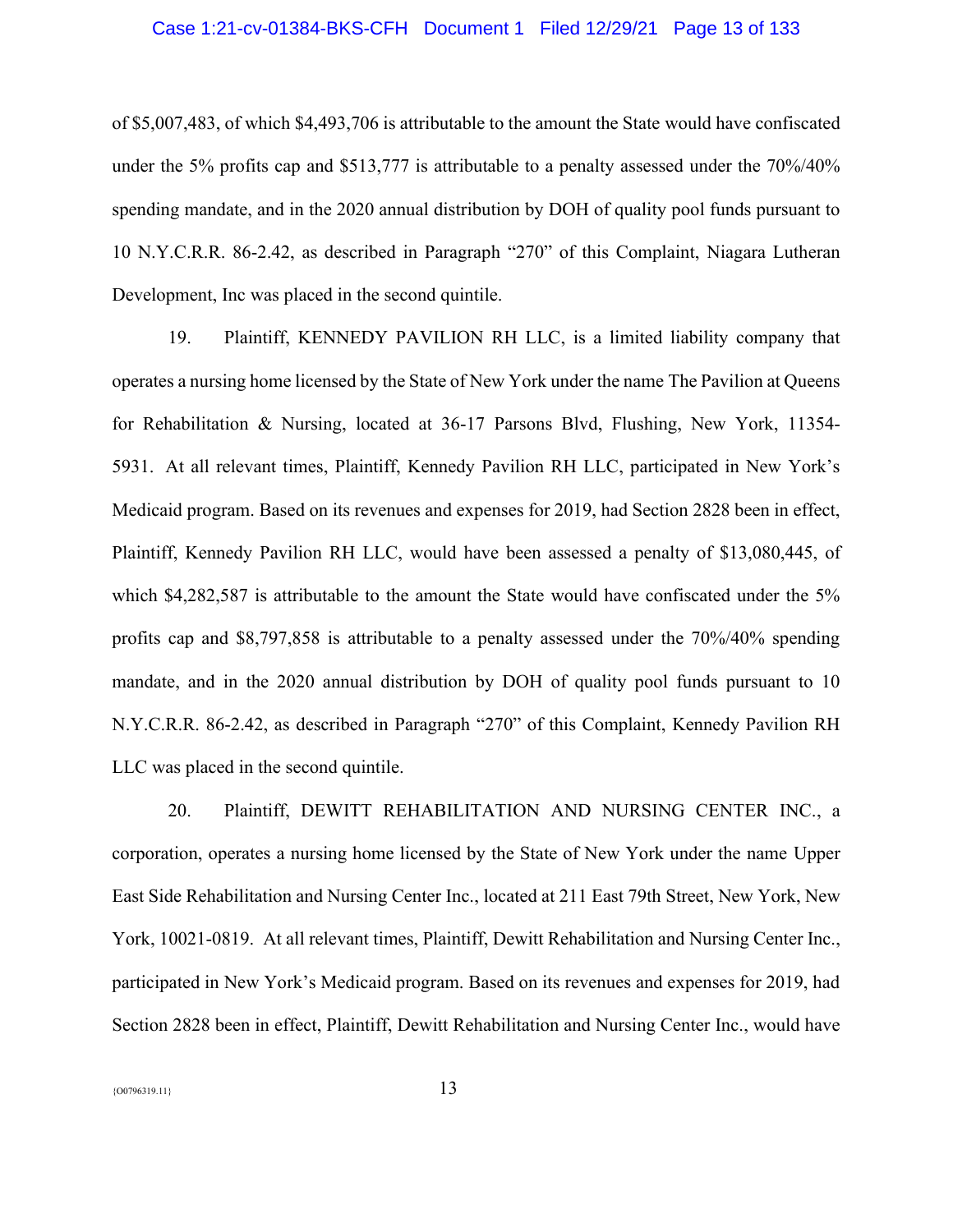of $5,007,483, of which $4,493,706 is attributable to the amount the State would have confiscated under the 5% profits cap and $513,777 is attributable to a penalty assessed under the 70%/40% spending mandate, and in the 2020 annual distribution by DOH of quality pool funds pursuant to 10 N.Y.C.R.R. 86-2.42, as described in Paragraph "270" of this Complaint, Niagara Lutheran Development, Inc was placed in the second quintile.

19. Plaintiff, KENNEDY PAVILION RH LLC, is a limited liability company that operates a nursing home licensed by the State of New York under the name The Pavilion at Queens for Rehabilitation & Nursing, located at 36-17 Parsons Blvd, Flushing, New York, 11354-5931. At all relevant times, Plaintiff, Kennedy Pavilion RH LLC, participated in New York's Medicaid program. Based on its revenues and expenses for 2019, had Section 2828 been in effect, Plaintiff, Kennedy Pavilion RH LLC, would have been assessed a penalty of $13,080,445, of which $4,282,587 is attributable to the amount the State would have confiscated under the 5% profits cap and $8,797,858 is attributable to a penalty assessed under the 70%/40% spending mandate, and in the 2020 annual distribution by DOH of quality pool funds pursuant to 10 N.Y.C.R.R. 86-2.42, as described in Paragraph "270" of this Complaint, Kennedy Pavilion RH LLC was placed in the second quintile.

20. Plaintiff, DEWITT REHABILITATION AND NURSING CENTER INC., a corporation, operates a nursing home licensed by the State of New York under the name Upper East Side Rehabilitation and Nursing Center Inc., located at 211 East 79th Street, New York, New York, 10021-0819. At all relevant times, Plaintiff, Dewitt Rehabilitation and Nursing Center Inc., participated in New York's Medicaid program. Based on its revenues and expenses for 2019, had Section 2828 been in effect, Plaintiff, Dewitt Rehabilitation and Nursing Center Inc., would have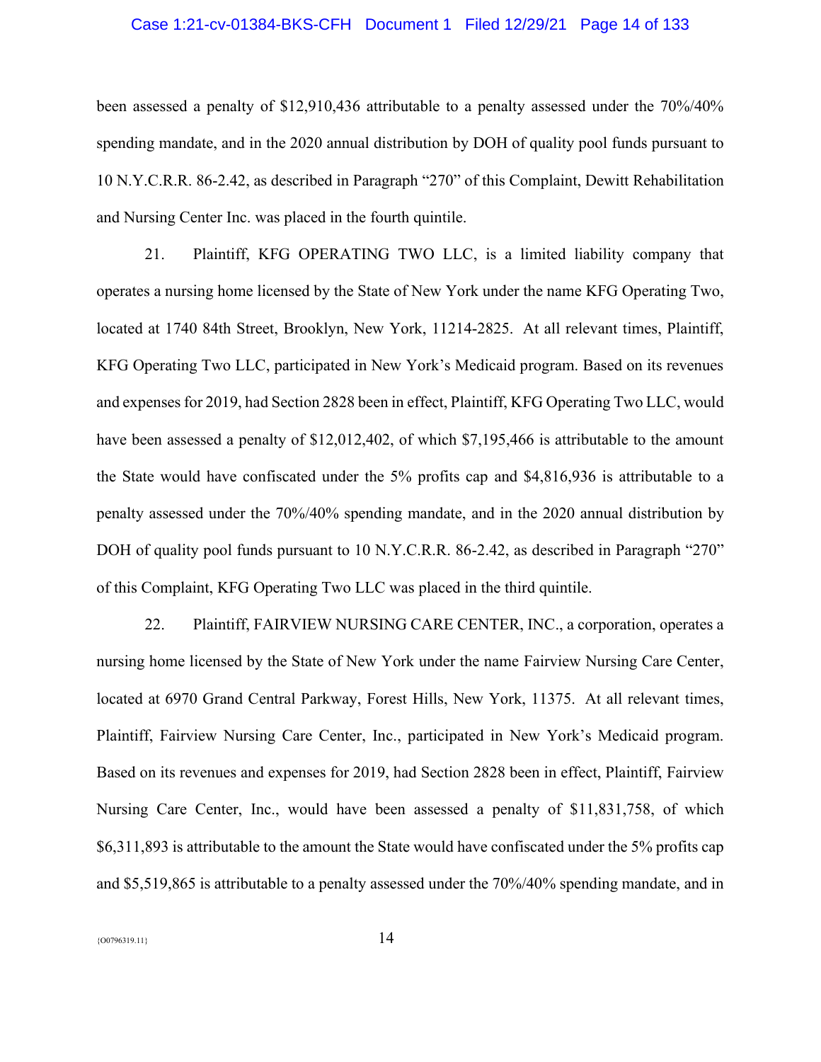been assessed a penalty of $12,910,436 attributable to a penalty assessed under the 70%/40% spending mandate, and in the 2020 annual distribution by DOH of quality pool funds pursuant to 10 N.Y.C.R.R. 86-2.42, as described in Paragraph "270" of this Complaint, Dewitt Rehabilitation and Nursing Center Inc. was placed in the fourth quintile.

21. Plaintiff, KFG OPERATING TWO LLC, is a limited liability company that operates a nursing home licensed by the State of New York under the name KFG Operating Two, located at 1740 84th Street, Brooklyn, New York, 11214-2825. At all relevant times, Plaintiff, KFG Operating Two LLC, participated in New York's Medicaid program. Based on its revenues and expenses for 2019, had Section 2828 been in effect, Plaintiff, KFG Operating Two LLC, would have been assessed a penalty of $12,012,402, of which $7,195,466 is attributable to the amount the State would have confiscated under the 5% profits cap and $4,816,936 is attributable to a penalty assessed under the 70%/40% spending mandate, and in the 2020 annual distribution by DOH of quality pool funds pursuant to 10 N.Y.C.R.R. 86-2.42, as described in Paragraph "270" of this Complaint, KFG Operating Two LLC was placed in the third quintile.

22. Plaintiff, FAIRVIEW NURSING CARE CENTER, INC., a corporation, operates a nursing home licensed by the State of New York under the name Fairview Nursing Care Center, located at 6970 Grand Central Parkway, Forest Hills, New York, 11375. At all relevant times, Plaintiff, Fairview Nursing Care Center, Inc., participated in New York's Medicaid program. Based on its revenues and expenses for 2019, had Section 2828 been in effect, Plaintiff, Fairview Nursing Care Center, Inc., would have been assessed a penalty of $11,831,758, of which $6,311,893 is attributable to the amount the State would have confiscated under the 5% profits cap and $5,519,865 is attributable to a penalty assessed under the 70%/40% spending mandate, and in

{O0796319.11}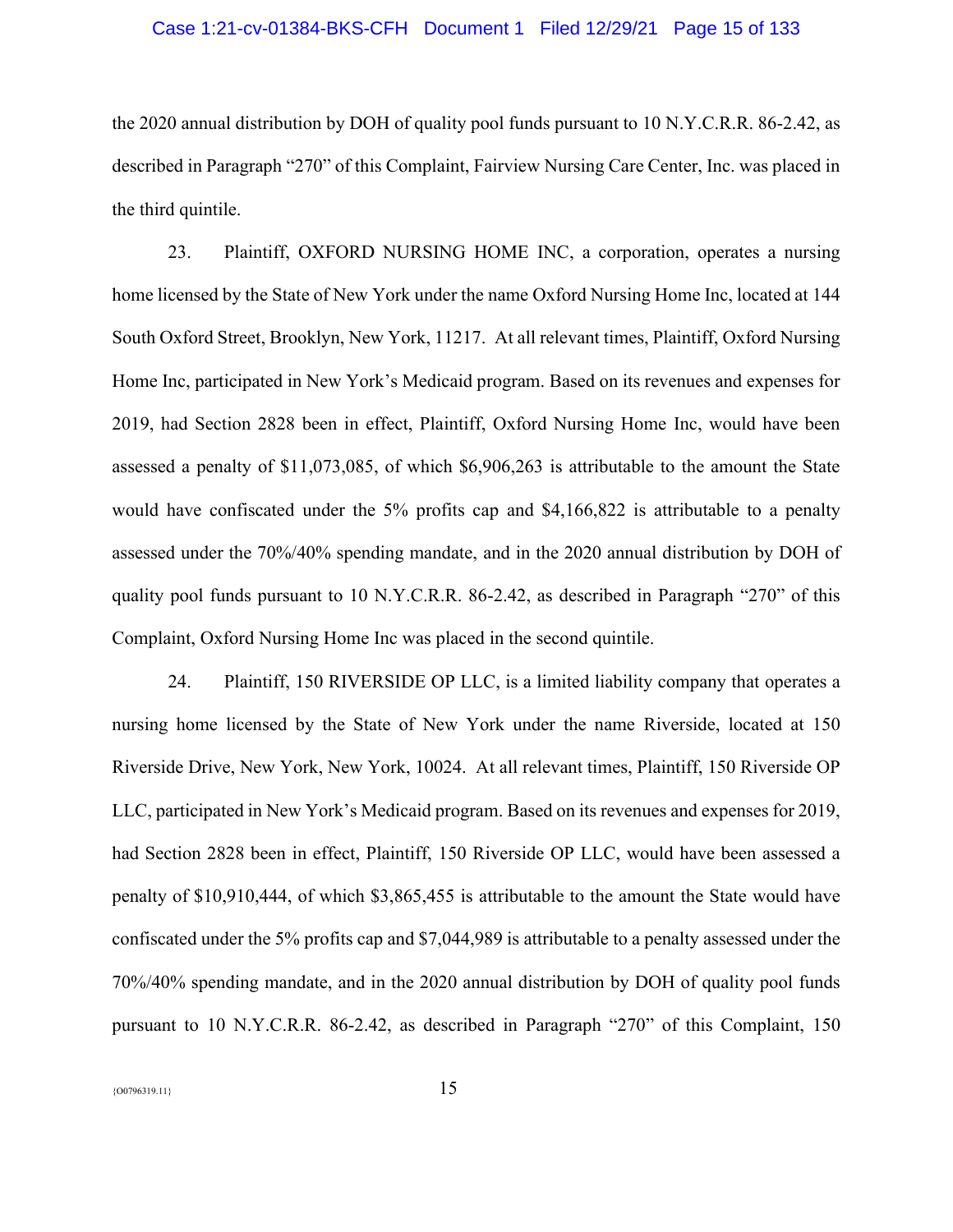the 2020 annual distribution by DOH of quality pool funds pursuant to 10 N.Y.C.R.R. 86-2.42, as described in Paragraph "270" of this Complaint, Fairview Nursing Care Center, Inc. was placed in the third quintile.

23. Plaintiff, OXFORD NURSING HOME INC, a corporation, operates a nursing home licensed by the State of New York under the name Oxford Nursing Home Inc, located at 144 South Oxford Street, Brooklyn, New York, 11217. At all relevant times, Plaintiff, Oxford Nursing Home Inc, participated in New York's Medicaid program. Based on its revenues and expenses for 2019, had Section 2828 been in effect, Plaintiff, Oxford Nursing Home Inc, would have been assessed a penalty of $11,073,085, of which $6,906,263 is attributable to the amount the State would have confiscated under the 5% profits cap and $4,166,822 is attributable to a penalty assessed under the 70%/40% spending mandate, and in the 2020 annual distribution by DOH of quality pool funds pursuant to 10 N.Y.C.R.R. 86-2.42, as described in Paragraph "270" of this Complaint, Oxford Nursing Home Inc was placed in the second quintile.

24. Plaintiff, 150 RIVERSIDE OP LLC, is a limited liability company that operates a nursing home licensed by the State of New York under the name Riverside, located at 150 Riverside Drive, New York, New York, 10024. At all relevant times, Plaintiff, 150 Riverside OP LLC, participated in New York's Medicaid program. Based on its revenues and expenses for 2019, had Section 2828 been in effect, Plaintiff, 150 Riverside OP LLC, would have been assessed a penalty of $10,910,444, of which $3,865,455 is attributable to the amount the State would have confiscated under the 5% profits cap and $7,044,989 is attributable to a penalty assessed under the 70%/40% spending mandate, and in the 2020 annual distribution by DOH of quality pool funds pursuant to 10 N.Y.C.R.R. 86-2.42, as described in Paragraph "270" of this Complaint, 150

{O0796319.11}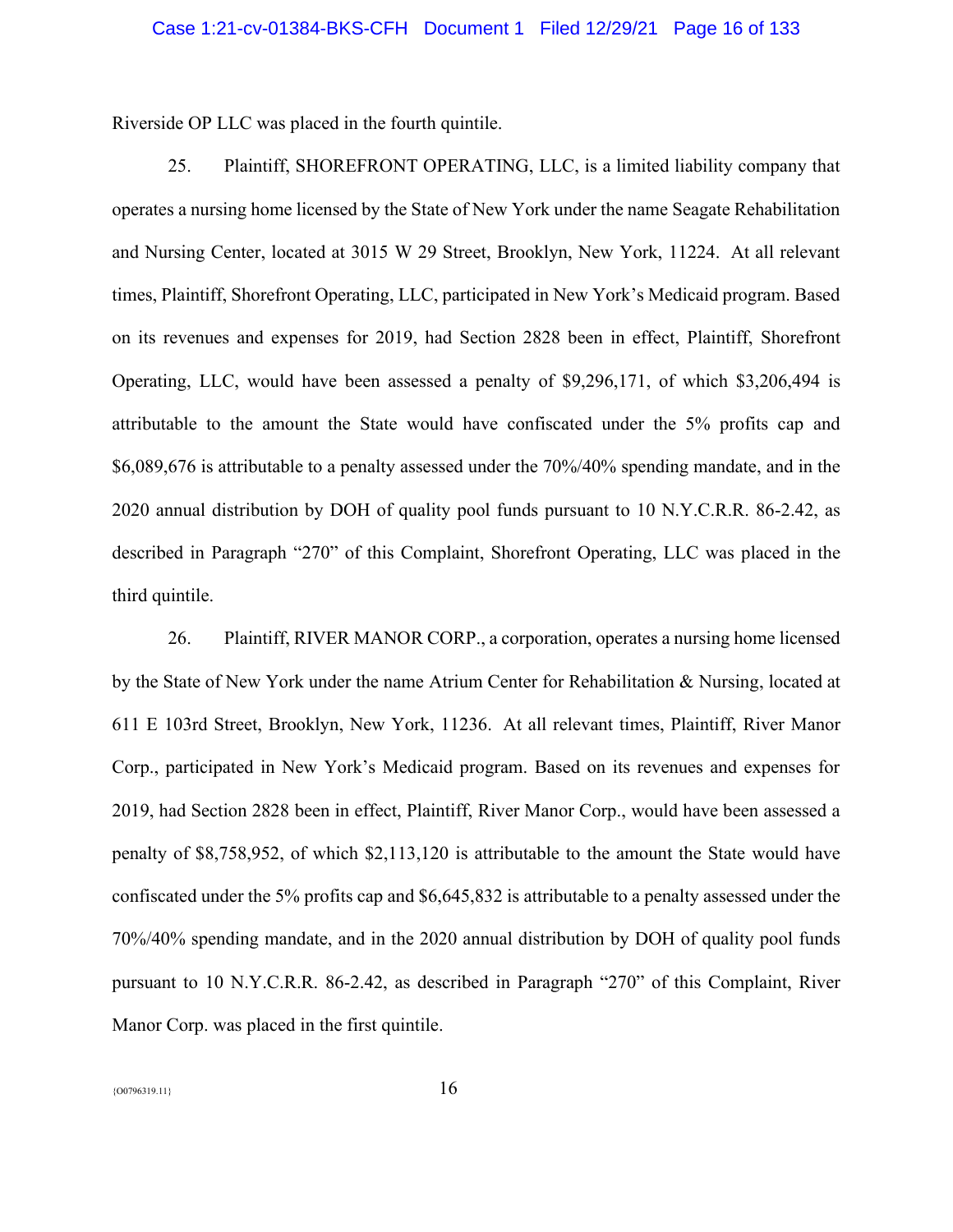Riverside OP LLC was placed in the fourth quintile.

25. Plaintiff, SHOREFRONT OPERATING, LLC, is a limited liability company that operates a nursing home licensed by the State of New York under the name Seagate Rehabilitation and Nursing Center, located at 3015 W 29 Street, Brooklyn, New York, 11224. At all relevant times, Plaintiff, Shorefront Operating, LLC, participated in New York's Medicaid program. Based on its revenues and expenses for 2019, had Section 2828 been in effect, Plaintiff, Shorefront Operating, LLC, would have been assessed a penalty of $9,296,171, of which $3,206,494 is attributable to the amount the State would have confiscated under the 5% profits cap and $6,089,676 is attributable to a penalty assessed under the 70%/40% spending mandate, and in the 2020 annual distribution by DOH of quality pool funds pursuant to 10 N.Y.C.R.R. 86-2.42, as described in Paragraph "270" of this Complaint, Shorefront Operating, LLC was placed in the third quintile.

26. Plaintiff, RIVER MANOR CORP., a corporation, operates a nursing home licensed by the State of New York under the name Atrium Center for Rehabilitation & Nursing, located at 611 E 103rd Street, Brooklyn, New York, 11236. At all relevant times, Plaintiff, River Manor Corp., participated in New York's Medicaid program. Based on its revenues and expenses for 2019, had Section 2828 been in effect, Plaintiff, River Manor Corp., would have been assessed a penalty of $8,758,952, of which $2,113,120 is attributable to the amount the State would have confiscated under the 5% profits cap and $6,645,832 is attributable to a penalty assessed under the 70%/40% spending mandate, and in the 2020 annual distribution by DOH of quality pool funds pursuant to 10 N.Y.C.R.R. 86-2.42, as described in Paragraph "270" of this Complaint, River Manor Corp. was placed in the first quintile.

{O0796319.11}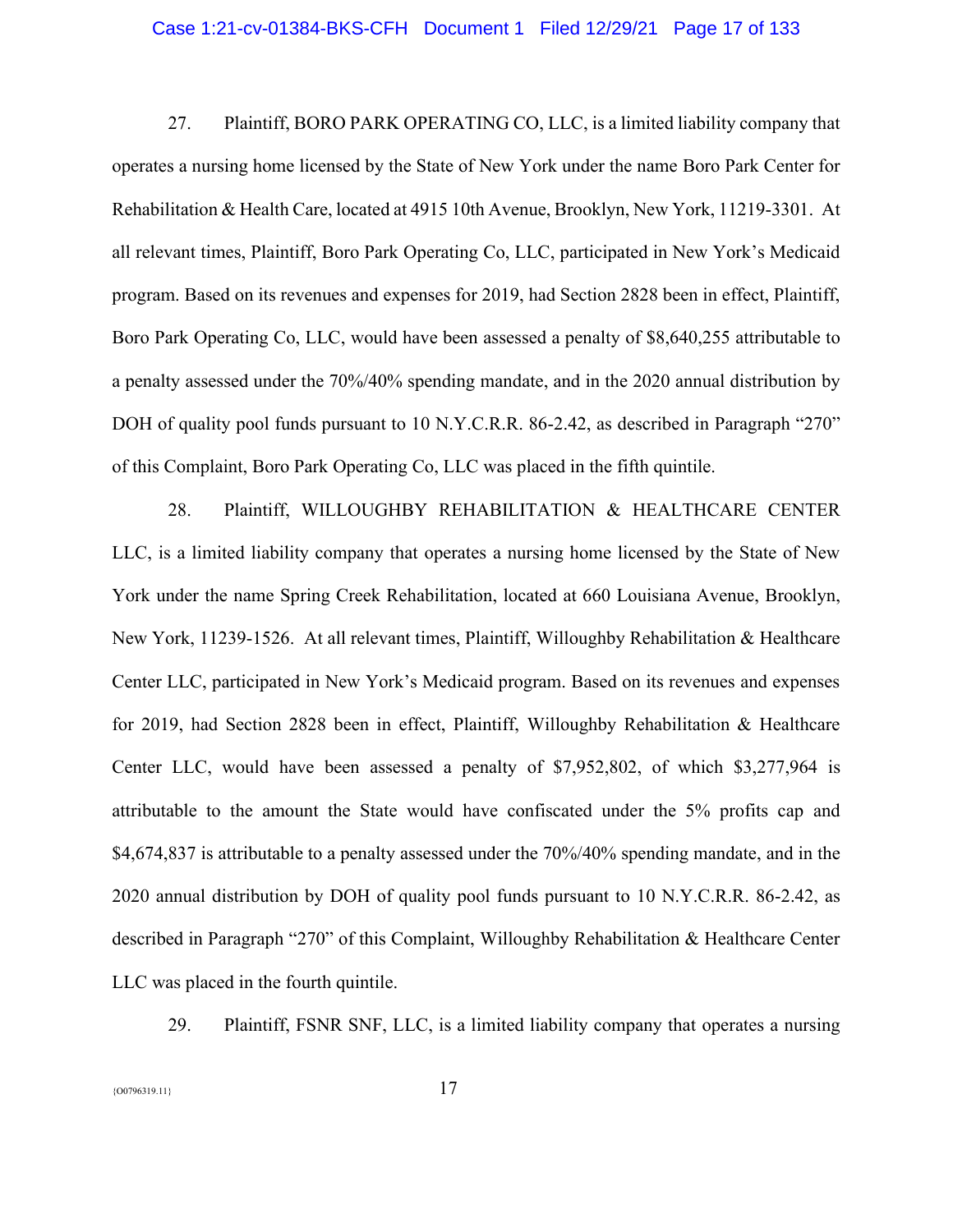27. Plaintiff, BORO PARK OPERATING CO, LLC, is a limited liability company that operates a nursing home licensed by the State of New York under the name Boro Park Center for Rehabilitation & Health Care, located at 4915 10th Avenue, Brooklyn, New York, 11219-3301. At all relevant times, Plaintiff, Boro Park Operating Co, LLC, participated in New York's Medicaid program. Based on its revenues and expenses for 2019, had Section 2828 been in effect, Plaintiff, Boro Park Operating Co, LLC, would have been assessed a penalty of $8,640,255 attributable to a penalty assessed under the 70%/40% spending mandate, and in the 2020 annual distribution by DOH of quality pool funds pursuant to 10 N.Y.C.R.R. 86-2.42, as described in Paragraph "270" of this Complaint, Boro Park Operating Co, LLC was placed in the fifth quintile.

28. Plaintiff, WILLOUGHBY REHABILITATION & HEALTHCARE CENTER LLC, is a limited liability company that operates a nursing home licensed by the State of New York under the name Spring Creek Rehabilitation, located at 660 Louisiana Avenue, Brooklyn, New York, 11239-1526. At all relevant times, Plaintiff, Willoughby Rehabilitation & Healthcare Center LLC, participated in New York's Medicaid program. Based on its revenues and expenses for 2019, had Section 2828 been in effect, Plaintiff, Willoughby Rehabilitation & Healthcare Center LLC, would have been assessed a penalty of $7,952,802, of which $3,277,964 is attributable to the amount the State would have confiscated under the 5% profits cap and $4,674,837 is attributable to a penalty assessed under the 70%/40% spending mandate, and in the 2020 annual distribution by DOH of quality pool funds pursuant to 10 N.Y.C.R.R. 86-2.42, as described in Paragraph "270" of this Complaint, Willoughby Rehabilitation & Healthcare Center LLC was placed in the fourth quintile.

29. Plaintiff, FSNR SNF, LLC, is a limited liability company that operates a nursing

{O0796319.11}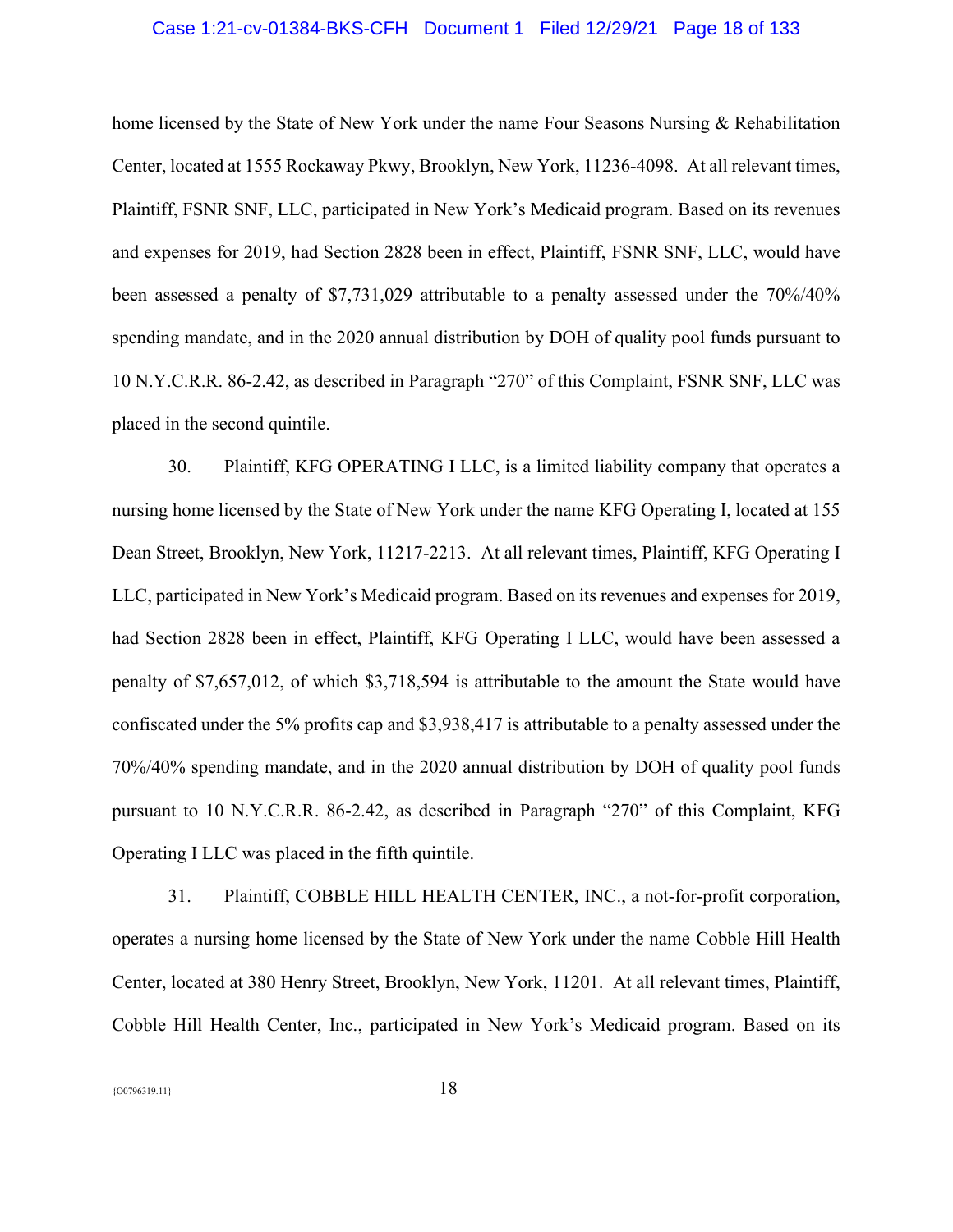home licensed by the State of New York under the name Four Seasons Nursing & Rehabilitation Center, located at 1555 Rockaway Pkwy, Brooklyn, New York, 11236-4098. At all relevant times, Plaintiff, FSNR SNF, LLC, participated in New York's Medicaid program. Based on its revenues and expenses for 2019, had Section 2828 been in effect, Plaintiff, FSNR SNF, LLC, would have been assessed a penalty of $7,731,029 attributable to a penalty assessed under the 70%/40% spending mandate, and in the 2020 annual distribution by DOH of quality pool funds pursuant to 10 N.Y.C.R.R. 86-2.42, as described in Paragraph "270" of this Complaint, FSNR SNF, LLC was placed in the second quintile.

30. Plaintiff, KFG OPERATING I LLC, is a limited liability company that operates a nursing home licensed by the State of New York under the name KFG Operating I, located at 155 Dean Street, Brooklyn, New York, 11217-2213. At all relevant times, Plaintiff, KFG Operating I LLC, participated in New York's Medicaid program. Based on its revenues and expenses for 2019, had Section 2828 been in effect, Plaintiff, KFG Operating I LLC, would have been assessed a penalty of $7,657,012, of which $3,718,594 is attributable to the amount the State would have confiscated under the 5% profits cap and $3,938,417 is attributable to a penalty assessed under the 70%/40% spending mandate, and in the 2020 annual distribution by DOH of quality pool funds pursuant to 10 N.Y.C.R.R. 86-2.42, as described in Paragraph "270" of this Complaint, KFG Operating I LLC was placed in the fifth quintile.

31. Plaintiff, COBBLE HILL HEALTH CENTER, INC., a not-for-profit corporation, operates a nursing home licensed by the State of New York under the name Cobble Hill Health Center, located at 380 Henry Street, Brooklyn, New York, 11201. At all relevant times, Plaintiff, Cobble Hill Health Center, Inc., participated in New York's Medicaid program. Based on its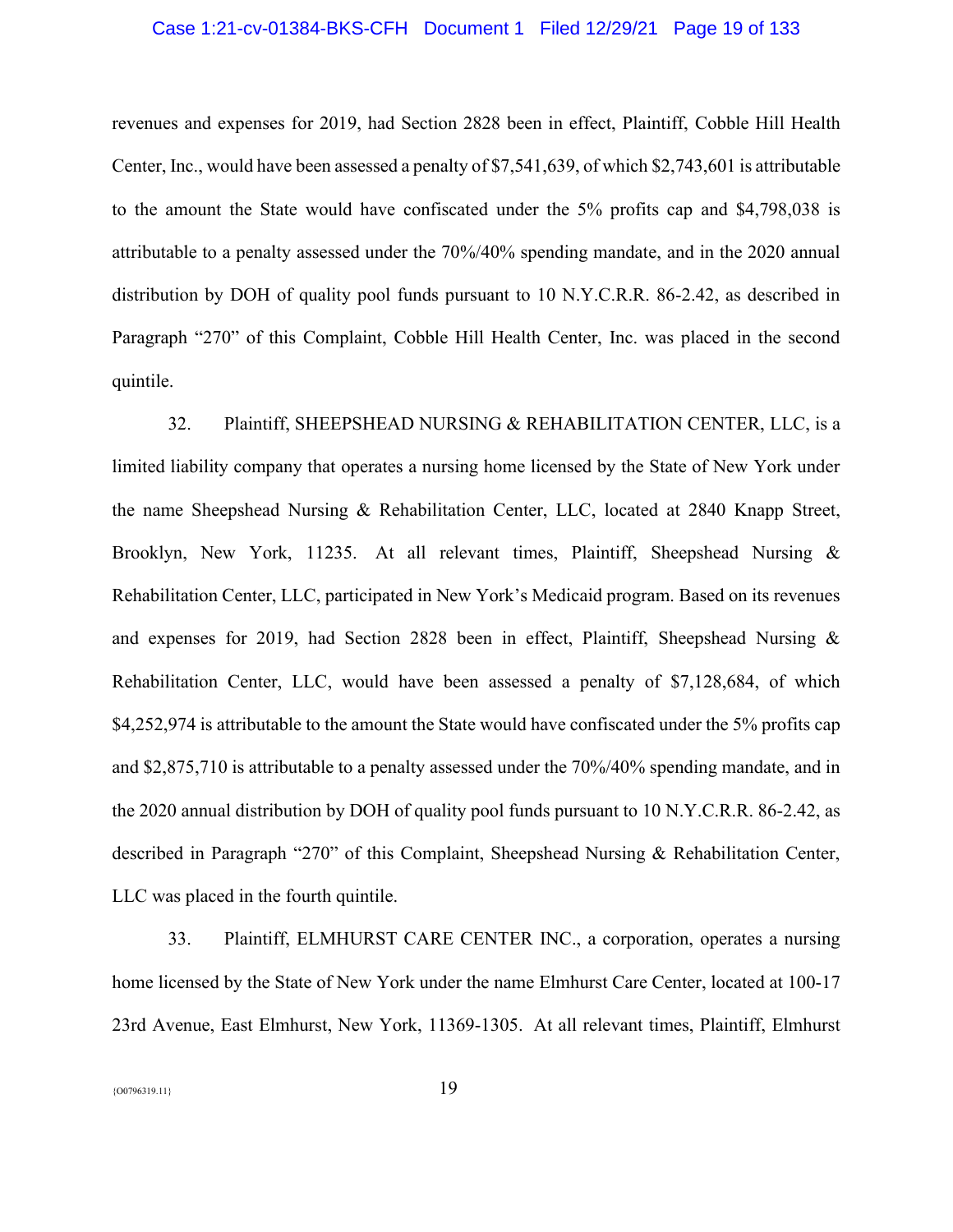revenues and expenses for 2019, had Section 2828 been in effect, Plaintiff, Cobble Hill Health Center, Inc., would have been assessed a penalty of $7,541,639, of which $2,743,601 is attributable to the amount the State would have confiscated under the 5% profits cap and $4,798,038 is attributable to a penalty assessed under the 70%/40% spending mandate, and in the 2020 annual distribution by DOH of quality pool funds pursuant to 10 N.Y.C.R.R. 86-2.42, as described in Paragraph "270" of this Complaint, Cobble Hill Health Center, Inc. was placed in the second quintile.

32. Plaintiff, SHEEPSHEAD NURSING & REHABILITATION CENTER, LLC, is a limited liability company that operates a nursing home licensed by the State of New York under the name Sheepshead Nursing & Rehabilitation Center, LLC, located at 2840 Knapp Street, Brooklyn, New York, 11235. At all relevant times, Plaintiff, Sheepshead Nursing & Rehabilitation Center, LLC, participated in New York's Medicaid program. Based on its revenues and expenses for 2019, had Section 2828 been in effect, Plaintiff, Sheepshead Nursing & Rehabilitation Center, LLC, would have been assessed a penalty of $7,128,684, of which $4,252,974 is attributable to the amount the State would have confiscated under the 5% profits cap and $2,875,710 is attributable to a penalty assessed under the 70%/40% spending mandate, and in the 2020 annual distribution by DOH of quality pool funds pursuant to 10 N.Y.C.R.R. 86-2.42, as described in Paragraph "270" of this Complaint, Sheepshead Nursing & Rehabilitation Center, LLC was placed in the fourth quintile.

33. Plaintiff, ELMHURST CARE CENTER INC., a corporation, operates a nursing home licensed by the State of New York under the name Elmhurst Care Center, located at 100-17 23rd Avenue, East Elmhurst, New York, 11369-1305. At all relevant times, Plaintiff, Elmhurst

{O0796319.11}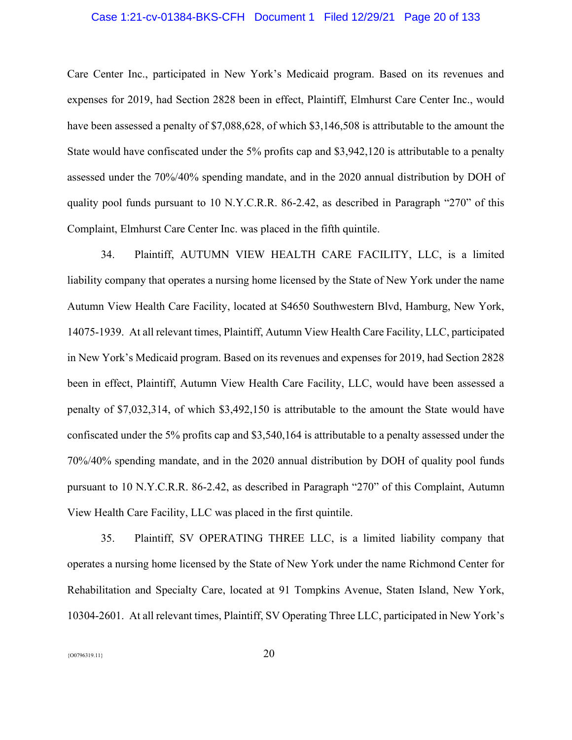Care Center Inc., participated in New York's Medicaid program. Based on its revenues and expenses for 2019, had Section 2828 been in effect, Plaintiff, Elmhurst Care Center Inc., would have been assessed a penalty of $7,088,628, of which $3,146,508 is attributable to the amount the State would have confiscated under the 5% profits cap and $3,942,120 is attributable to a penalty assessed under the 70%/40% spending mandate, and in the 2020 annual distribution by DOH of quality pool funds pursuant to 10 N.Y.C.R.R. 86-2.42, as described in Paragraph "270" of this Complaint, Elmhurst Care Center Inc. was placed in the fifth quintile.

34. Plaintiff, AUTUMN VIEW HEALTH CARE FACILITY, LLC, is a limited liability company that operates a nursing home licensed by the State of New York under the name Autumn View Health Care Facility, located at S4650 Southwestern Blvd, Hamburg, New York, 14075-1939. At all relevant times, Plaintiff, Autumn View Health Care Facility, LLC, participated in New York's Medicaid program. Based on its revenues and expenses for 2019, had Section 2828 been in effect, Plaintiff, Autumn View Health Care Facility, LLC, would have been assessed a penalty of $7,032,314, of which $3,492,150 is attributable to the amount the State would have confiscated under the 5% profits cap and $3,540,164 is attributable to a penalty assessed under the 70%/40% spending mandate, and in the 2020 annual distribution by DOH of quality pool funds pursuant to 10 N.Y.C.R.R. 86-2.42, as described in Paragraph "270" of this Complaint, Autumn View Health Care Facility, LLC was placed in the first quintile.

35. Plaintiff, SV OPERATING THREE LLC, is a limited liability company that operates a nursing home licensed by the State of New York under the name Richmond Center for Rehabilitation and Specialty Care, located at 91 Tompkins Avenue, Staten Island, New York, 10304-2601. At all relevant times, Plaintiff, SV Operating Three LLC, participated in New York's

{O0796319.11}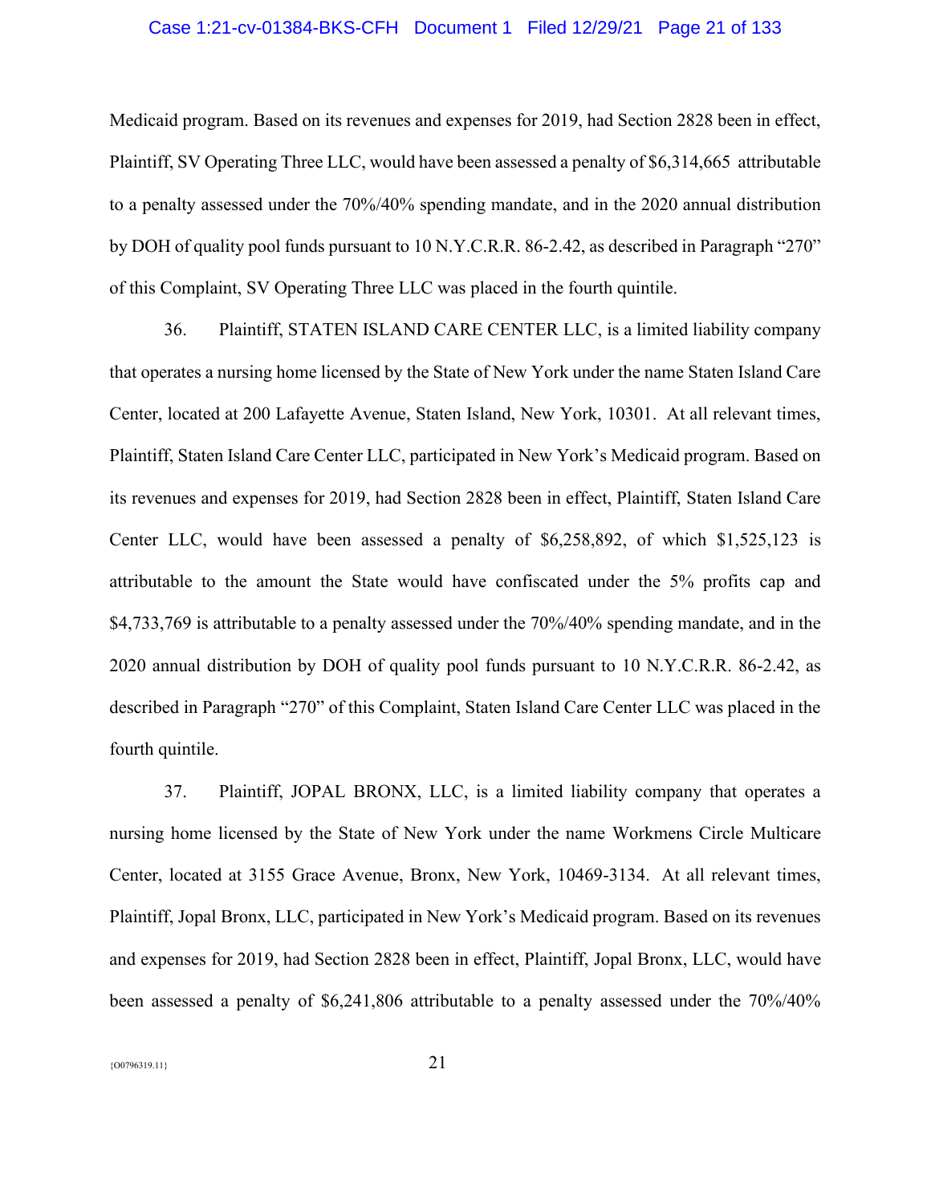Medicaid program. Based on its revenues and expenses for 2019, had Section 2828 been in effect, Plaintiff, SV Operating Three LLC, would have been assessed a penalty of $6,314,665 attributable to a penalty assessed under the 70%/40% spending mandate, and in the 2020 annual distribution by DOH of quality pool funds pursuant to 10 N.Y.C.R.R. 86-2.42, as described in Paragraph "270" of this Complaint, SV Operating Three LLC was placed in the fourth quintile.

36. Plaintiff, STATEN ISLAND CARE CENTER LLC, is a limited liability company that operates a nursing home licensed by the State of New York under the name Staten Island Care Center, located at 200 Lafayette Avenue, Staten Island, New York, 10301. At all relevant times, Plaintiff, Staten Island Care Center LLC, participated in New York's Medicaid program. Based on its revenues and expenses for 2019, had Section 2828 been in effect, Plaintiff, Staten Island Care Center LLC, would have been assessed a penalty of $6,258,892, of which $1,525,123 is attributable to the amount the State would have confiscated under the 5% profits cap and $4,733,769 is attributable to a penalty assessed under the 70%/40% spending mandate, and in the 2020 annual distribution by DOH of quality pool funds pursuant to 10 N.Y.C.R.R. 86-2.42, as described in Paragraph "270" of this Complaint, Staten Island Care Center LLC was placed in the fourth quintile.

37. Plaintiff, JOPAL BRONX, LLC, is a limited liability company that operates a nursing home licensed by the State of New York under the name Workmens Circle Multicare Center, located at 3155 Grace Avenue, Bronx, New York, 10469-3134. At all relevant times, Plaintiff, Jopal Bronx, LLC, participated in New York's Medicaid program. Based on its revenues and expenses for 2019, had Section 2828 been in effect, Plaintiff, Jopal Bronx, LLC, would have been assessed a penalty of $6,241,806 attributable to a penalty assessed under the 70%/40%

{O0796319.11}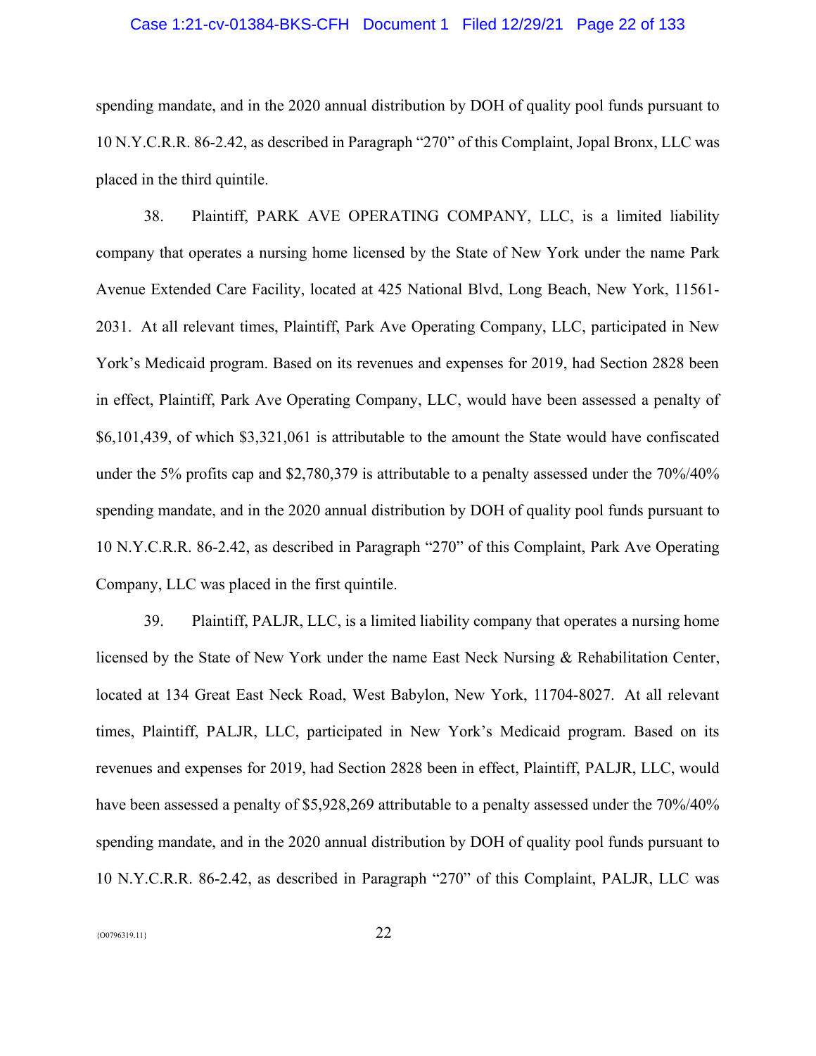spending mandate, and in the 2020 annual distribution by DOH of quality pool funds pursuant to 10 N.Y.C.R.R. 86-2.42, as described in Paragraph "270" of this Complaint, Jopal Bronx, LLC was placed in the third quintile.

38. Plaintiff, PARK AVE OPERATING COMPANY, LLC, is a limited liability company that operates a nursing home licensed by the State of New York under the name Park Avenue Extended Care Facility, located at 425 National Blvd, Long Beach, New York, 11561-2031. At all relevant times, Plaintiff, Park Ave Operating Company, LLC, participated in New York's Medicaid program. Based on its revenues and expenses for 2019, had Section 2828 been in effect, Plaintiff, Park Ave Operating Company, LLC, would have been assessed a penalty of $6,101,439, of which $3,321,061 is attributable to the amount the State would have confiscated under the 5% profits cap and $2,780,379 is attributable to a penalty assessed under the 70%/40% spending mandate, and in the 2020 annual distribution by DOH of quality pool funds pursuant to 10 N.Y.C.R.R. 86-2.42, as described in Paragraph "270" of this Complaint, Park Ave Operating Company, LLC was placed in the first quintile.

39. Plaintiff, PALJR, LLC, is a limited liability company that operates a nursing home licensed by the State of New York under the name East Neck Nursing & Rehabilitation Center, located at 134 Great East Neck Road, West Babylon, New York, 11704-8027. At all relevant times, Plaintiff, PALJR, LLC, participated in New York's Medicaid program. Based on its revenues and expenses for 2019, had Section 2828 been in effect, Plaintiff, PALJR, LLC, would have been assessed a penalty of $5,928,269 attributable to a penalty assessed under the 70%/40% spending mandate, and in the 2020 annual distribution by DOH of quality pool funds pursuant to 10 N.Y.C.R.R. 86-2.42, as described in Paragraph "270" of this Complaint, PALJR, LLC was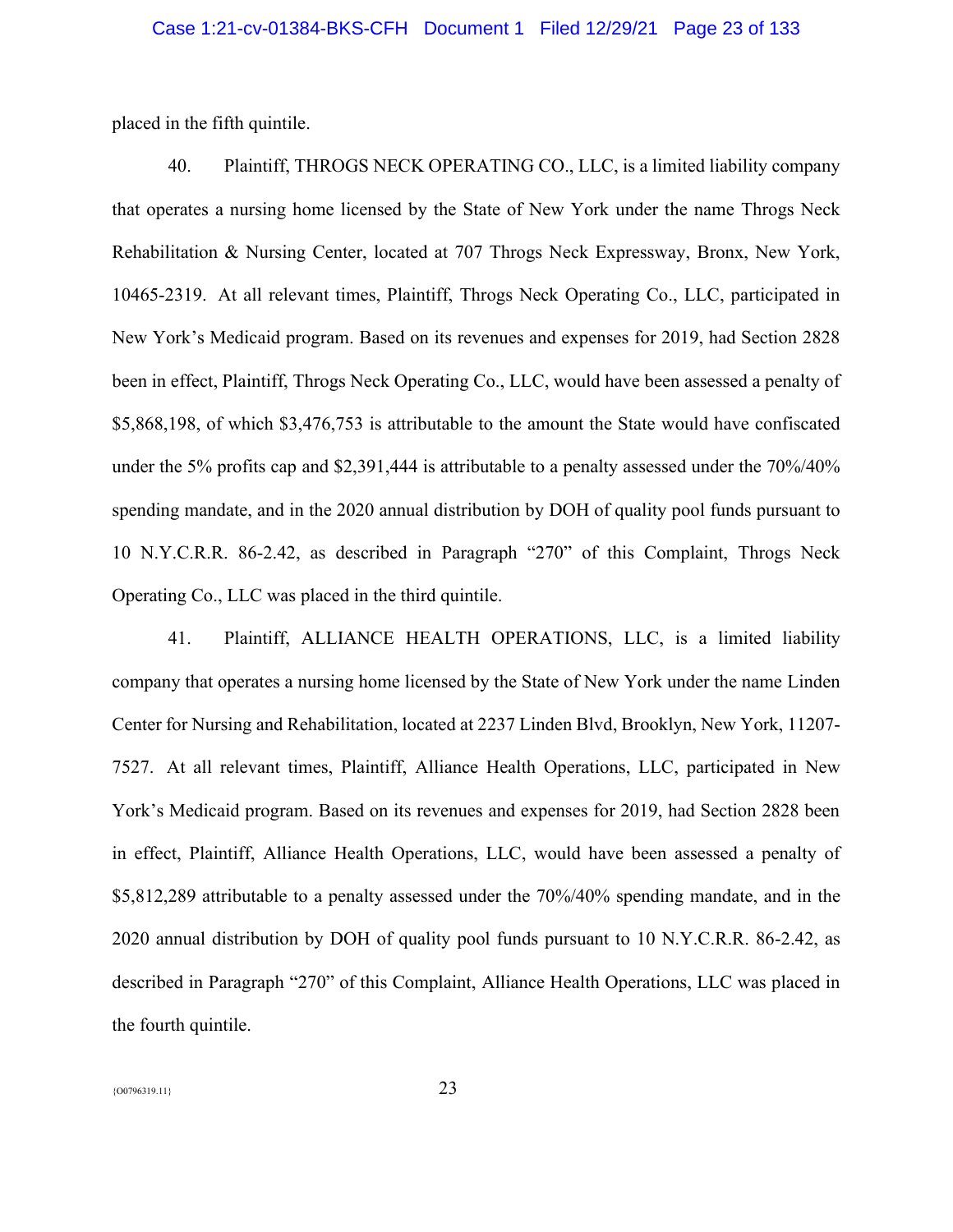placed in the fifth quintile.

40. Plaintiff, THROGS NECK OPERATING CO., LLC, is a limited liability company that operates a nursing home licensed by the State of New York under the name Throgs Neck Rehabilitation & Nursing Center, located at 707 Throgs Neck Expressway, Bronx, New York, 10465-2319. At all relevant times, Plaintiff, Throgs Neck Operating Co., LLC, participated in New York's Medicaid program. Based on its revenues and expenses for 2019, had Section 2828 been in effect, Plaintiff, Throgs Neck Operating Co., LLC, would have been assessed a penalty of $5,868,198, of which $3,476,753 is attributable to the amount the State would have confiscated under the 5% profits cap and $2,391,444 is attributable to a penalty assessed under the 70%/40% spending mandate, and in the 2020 annual distribution by DOH of quality pool funds pursuant to 10 N.Y.C.R.R. 86-2.42, as described in Paragraph "270" of this Complaint, Throgs Neck Operating Co., LLC was placed in the third quintile.

41. Plaintiff, ALLIANCE HEALTH OPERATIONS, LLC, is a limited liability company that operates a nursing home licensed by the State of New York under the name Linden Center for Nursing and Rehabilitation, located at 2237 Linden Blvd, Brooklyn, New York, 11207-7527. At all relevant times, Plaintiff, Alliance Health Operations, LLC, participated in New York's Medicaid program. Based on its revenues and expenses for 2019, had Section 2828 been in effect, Plaintiff, Alliance Health Operations, LLC, would have been assessed a penalty of $5,812,289 attributable to a penalty assessed under the 70%/40% spending mandate, and in the 2020 annual distribution by DOH of quality pool funds pursuant to 10 N.Y.C.R.R. 86-2.42, as described in Paragraph "270" of this Complaint, Alliance Health Operations, LLC was placed in the fourth quintile.

{O0796319.11}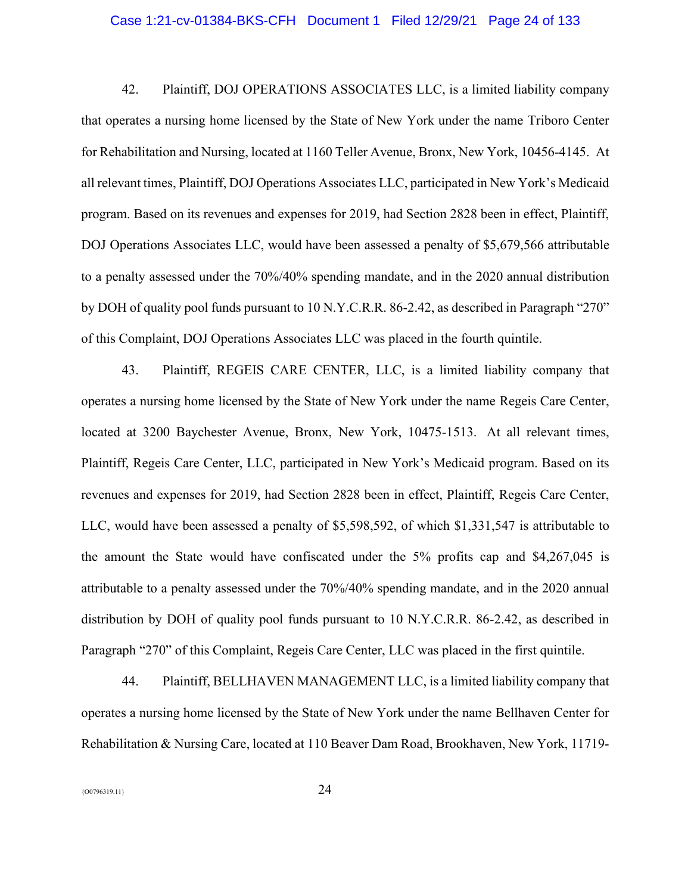42. Plaintiff, DOJ OPERATIONS ASSOCIATES LLC, is a limited liability company that operates a nursing home licensed by the State of New York under the name Triboro Center for Rehabilitation and Nursing, located at 1160 Teller Avenue, Bronx, New York, 10456-4145. At all relevant times, Plaintiff, DOJ Operations Associates LLC, participated in New York's Medicaid program. Based on its revenues and expenses for 2019, had Section 2828 been in effect, Plaintiff, DOJ Operations Associates LLC, would have been assessed a penalty of $5,679,566 attributable to a penalty assessed under the 70%/40% spending mandate, and in the 2020 annual distribution by DOH of quality pool funds pursuant to 10 N.Y.C.R.R. 86-2.42, as described in Paragraph "270" of this Complaint, DOJ Operations Associates LLC was placed in the fourth quintile.

43. Plaintiff, REGEIS CARE CENTER, LLC, is a limited liability company that operates a nursing home licensed by the State of New York under the name Regeis Care Center, located at 3200 Baychester Avenue, Bronx, New York, 10475-1513. At all relevant times, Plaintiff, Regeis Care Center, LLC, participated in New York's Medicaid program. Based on its revenues and expenses for 2019, had Section 2828 been in effect, Plaintiff, Regeis Care Center, LLC, would have been assessed a penalty of $5,598,592, of which $1,331,547 is attributable to the amount the State would have confiscated under the 5% profits cap and $4,267,045 is attributable to a penalty assessed under the 70%/40% spending mandate, and in the 2020 annual distribution by DOH of quality pool funds pursuant to 10 N.Y.C.R.R. 86-2.42, as described in Paragraph "270" of this Complaint, Regeis Care Center, LLC was placed in the first quintile.

44. Plaintiff, BELLHAVEN MANAGEMENT LLC, is a limited liability company that operates a nursing home licensed by the State of New York under the name Bellhaven Center for Rehabilitation & Nursing Care, located at 110 Beaver Dam Road, Brookhaven, New York, 11719-

{O0796319.11}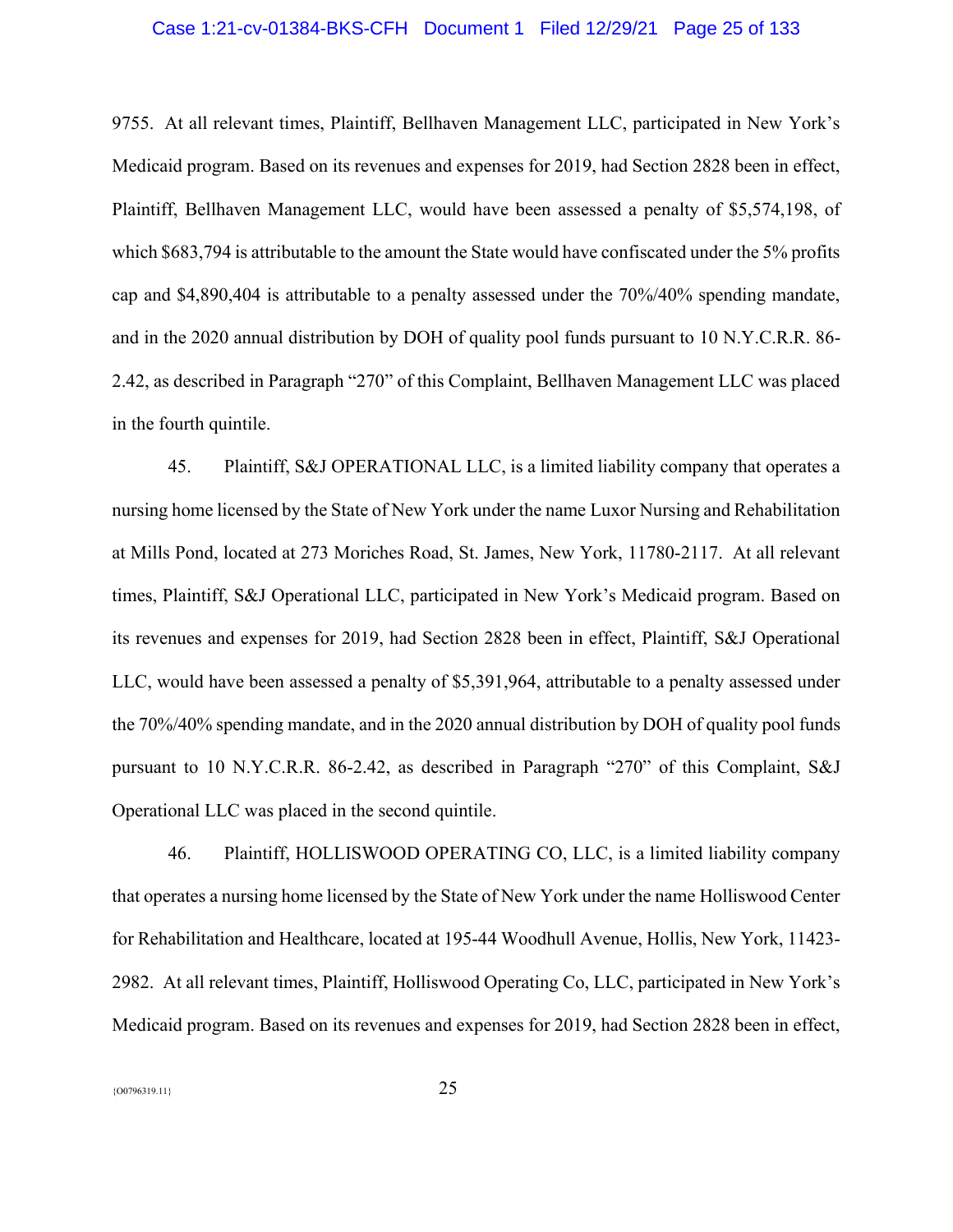9755. At all relevant times, Plaintiff, Bellhaven Management LLC, participated in New York's Medicaid program. Based on its revenues and expenses for 2019, had Section 2828 been in effect, Plaintiff, Bellhaven Management LLC, would have been assessed a penalty of $5,574,198, of which $683,794 is attributable to the amount the State would have confiscated under the 5% profits cap and $4,890,404 is attributable to a penalty assessed under the 70%/40% spending mandate, and in the 2020 annual distribution by DOH of quality pool funds pursuant to 10 N.Y.C.R.R. 86-2.42, as described in Paragraph "270" of this Complaint, Bellhaven Management LLC was placed in the fourth quintile.

45. Plaintiff, S&J OPERATIONAL LLC, is a limited liability company that operates a nursing home licensed by the State of New York under the name Luxor Nursing and Rehabilitation at Mills Pond, located at 273 Moriches Road, St. James, New York, 11780-2117. At all relevant times, Plaintiff, S&J Operational LLC, participated in New York's Medicaid program. Based on its revenues and expenses for 2019, had Section 2828 been in effect, Plaintiff, S&J Operational LLC, would have been assessed a penalty of $5,391,964, attributable to a penalty assessed under the 70%/40% spending mandate, and in the 2020 annual distribution by DOH of quality pool funds pursuant to 10 N.Y.C.R.R. 86-2.42, as described in Paragraph "270" of this Complaint, S&J Operational LLC was placed in the second quintile.

46. Plaintiff, HOLLISWOOD OPERATING CO, LLC, is a limited liability company that operates a nursing home licensed by the State of New York under the name Holliswood Center for Rehabilitation and Healthcare, located at 195-44 Woodhull Avenue, Hollis, New York, 11423-2982. At all relevant times, Plaintiff, Holliswood Operating Co, LLC, participated in New York's Medicaid program. Based on its revenues and expenses for 2019, had Section 2828 been in effect,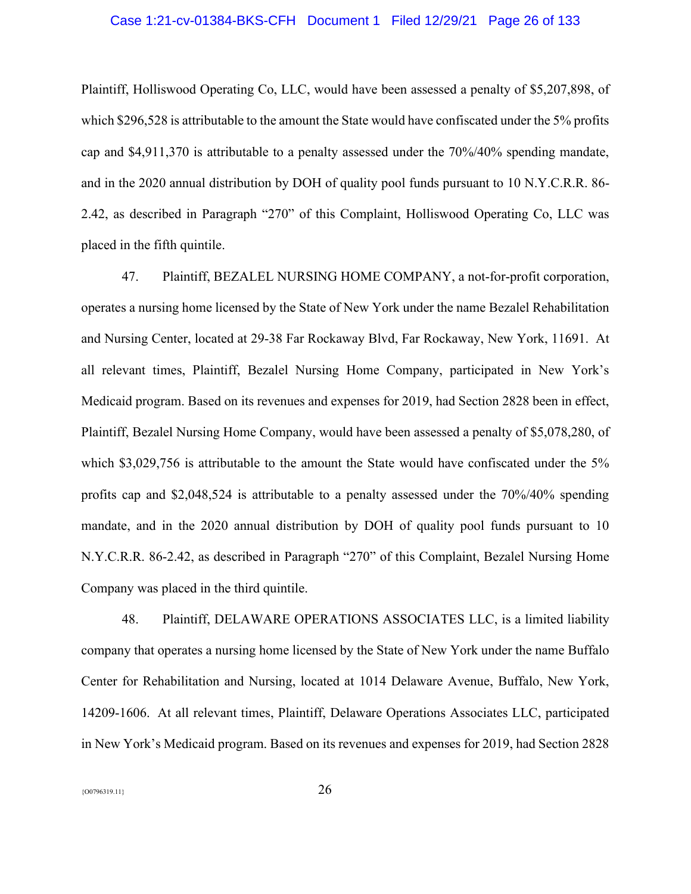Plaintiff, Holliswood Operating Co, LLC, would have been assessed a penalty of $5,207,898, of which $296,528 is attributable to the amount the State would have confiscated under the 5% profits cap and $4,911,370 is attributable to a penalty assessed under the 70%/40% spending mandate, and in the 2020 annual distribution by DOH of quality pool funds pursuant to 10 N.Y.C.R.R. 86-2.42, as described in Paragraph "270" of this Complaint, Holliswood Operating Co, LLC was placed in the fifth quintile.

47. Plaintiff, BEZALEL NURSING HOME COMPANY, a not-for-profit corporation, operates a nursing home licensed by the State of New York under the name Bezalel Rehabilitation and Nursing Center, located at 29-38 Far Rockaway Blvd, Far Rockaway, New York, 11691. At all relevant times, Plaintiff, Bezalel Nursing Home Company, participated in New York's Medicaid program. Based on its revenues and expenses for 2019, had Section 2828 been in effect, Plaintiff, Bezalel Nursing Home Company, would have been assessed a penalty of $5,078,280, of which $3,029,756 is attributable to the amount the State would have confiscated under the 5% profits cap and $2,048,524 is attributable to a penalty assessed under the 70%/40% spending mandate, and in the 2020 annual distribution by DOH of quality pool funds pursuant to 10 N.Y.C.R.R. 86-2.42, as described in Paragraph "270" of this Complaint, Bezalel Nursing Home Company was placed in the third quintile.

48. Plaintiff, DELAWARE OPERATIONS ASSOCIATES LLC, is a limited liability company that operates a nursing home licensed by the State of New York under the name Buffalo Center for Rehabilitation and Nursing, located at 1014 Delaware Avenue, Buffalo, New York, 14209-1606. At all relevant times, Plaintiff, Delaware Operations Associates LLC, participated in New York's Medicaid program. Based on its revenues and expenses for 2019, had Section 2828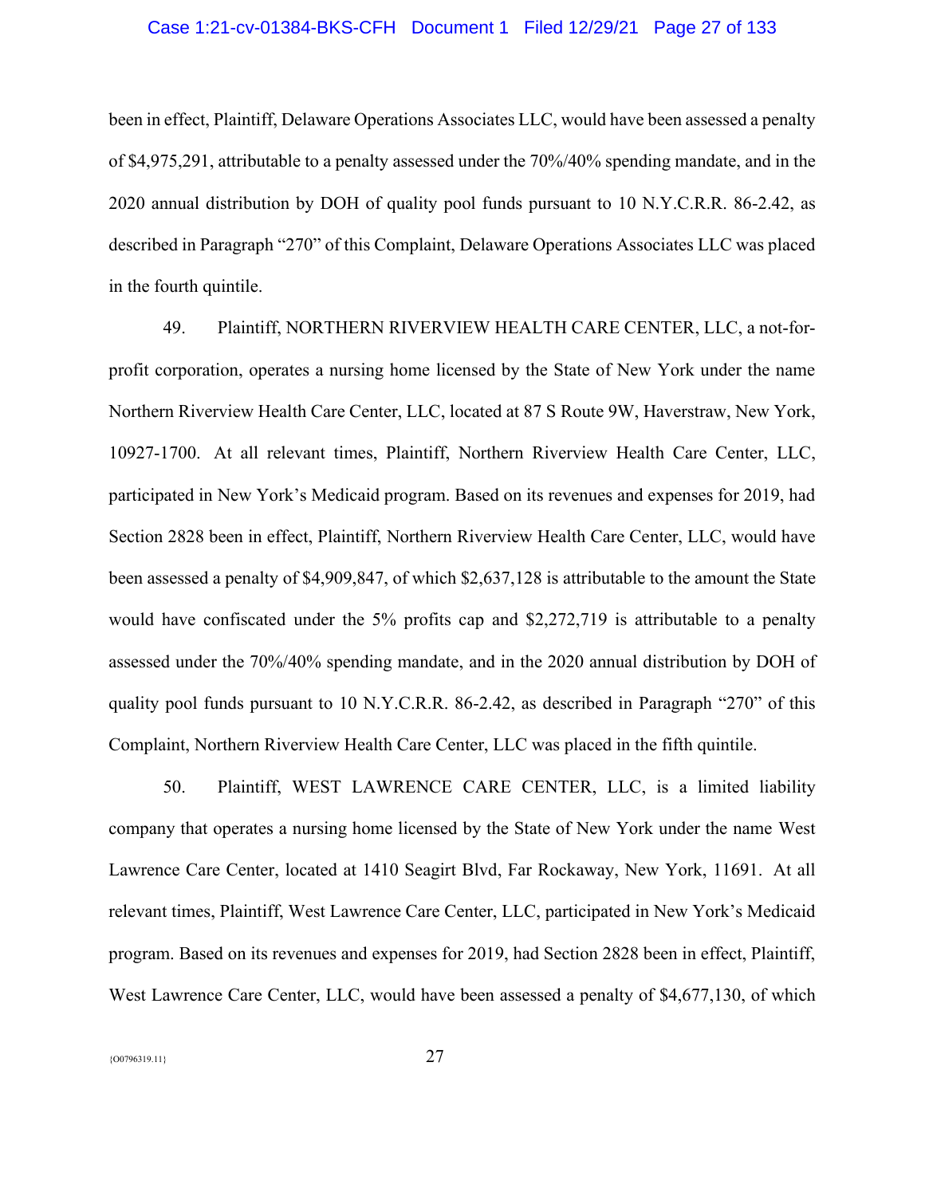been in effect, Plaintiff, Delaware Operations Associates LLC, would have been assessed a penalty of $4,975,291, attributable to a penalty assessed under the 70%/40% spending mandate, and in the 2020 annual distribution by DOH of quality pool funds pursuant to 10 N.Y.C.R.R. 86-2.42, as described in Paragraph "270" of this Complaint, Delaware Operations Associates LLC was placed in the fourth quintile.

49. Plaintiff, NORTHERN RIVERVIEW HEALTH CARE CENTER, LLC, a not-for-profit corporation, operates a nursing home licensed by the State of New York under the name Northern Riverview Health Care Center, LLC, located at 87 S Route 9W, Haverstraw, New York, 10927-1700. At all relevant times, Plaintiff, Northern Riverview Health Care Center, LLC, participated in New York's Medicaid program. Based on its revenues and expenses for 2019, had Section 2828 been in effect, Plaintiff, Northern Riverview Health Care Center, LLC, would have been assessed a penalty of $4,909,847, of which $2,637,128 is attributable to the amount the State would have confiscated under the 5% profits cap and $2,272,719 is attributable to a penalty assessed under the 70%/40% spending mandate, and in the 2020 annual distribution by DOH of quality pool funds pursuant to 10 N.Y.C.R.R. 86-2.42, as described in Paragraph "270" of this Complaint, Northern Riverview Health Care Center, LLC was placed in the fifth quintile.

50. Plaintiff, WEST LAWRENCE CARE CENTER, LLC, is a limited liability company that operates a nursing home licensed by the State of New York under the name West Lawrence Care Center, located at 1410 Seagirt Blvd, Far Rockaway, New York, 11691. At all relevant times, Plaintiff, West Lawrence Care Center, LLC, participated in New York's Medicaid program. Based on its revenues and expenses for 2019, had Section 2828 been in effect, Plaintiff, West Lawrence Care Center, LLC, would have been assessed a penalty of $4,677,130, of which

{O0796319.11}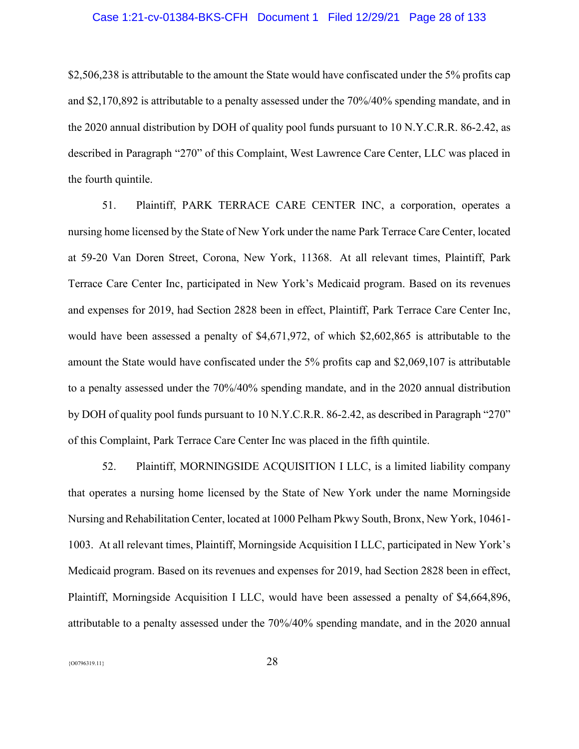$2,506,238 is attributable to the amount the State would have confiscated under the 5% profits cap and $2,170,892 is attributable to a penalty assessed under the 70%/40% spending mandate, and in the 2020 annual distribution by DOH of quality pool funds pursuant to 10 N.Y.C.R.R. 86-2.42, as described in Paragraph "270" of this Complaint, West Lawrence Care Center, LLC was placed in the fourth quintile.

51. Plaintiff, PARK TERRACE CARE CENTER INC, a corporation, operates a nursing home licensed by the State of New York under the name Park Terrace Care Center, located at 59-20 Van Doren Street, Corona, New York, 11368. At all relevant times, Plaintiff, Park Terrace Care Center Inc, participated in New York's Medicaid program. Based on its revenues and expenses for 2019, had Section 2828 been in effect, Plaintiff, Park Terrace Care Center Inc, would have been assessed a penalty of $4,671,972, of which $2,602,865 is attributable to the amount the State would have confiscated under the 5% profits cap and $2,069,107 is attributable to a penalty assessed under the 70%/40% spending mandate, and in the 2020 annual distribution by DOH of quality pool funds pursuant to 10 N.Y.C.R.R. 86-2.42, as described in Paragraph "270" of this Complaint, Park Terrace Care Center Inc was placed in the fifth quintile.

52. Plaintiff, MORNINGSIDE ACQUISITION I LLC, is a limited liability company that operates a nursing home licensed by the State of New York under the name Morningside Nursing and Rehabilitation Center, located at 1000 Pelham Pkwy South, Bronx, New York, 10461-1003. At all relevant times, Plaintiff, Morningside Acquisition I LLC, participated in New York's Medicaid program. Based on its revenues and expenses for 2019, had Section 2828 been in effect, Plaintiff, Morningside Acquisition I LLC, would have been assessed a penalty of $4,664,896, attributable to a penalty assessed under the 70%/40% spending mandate, and in the 2020 annual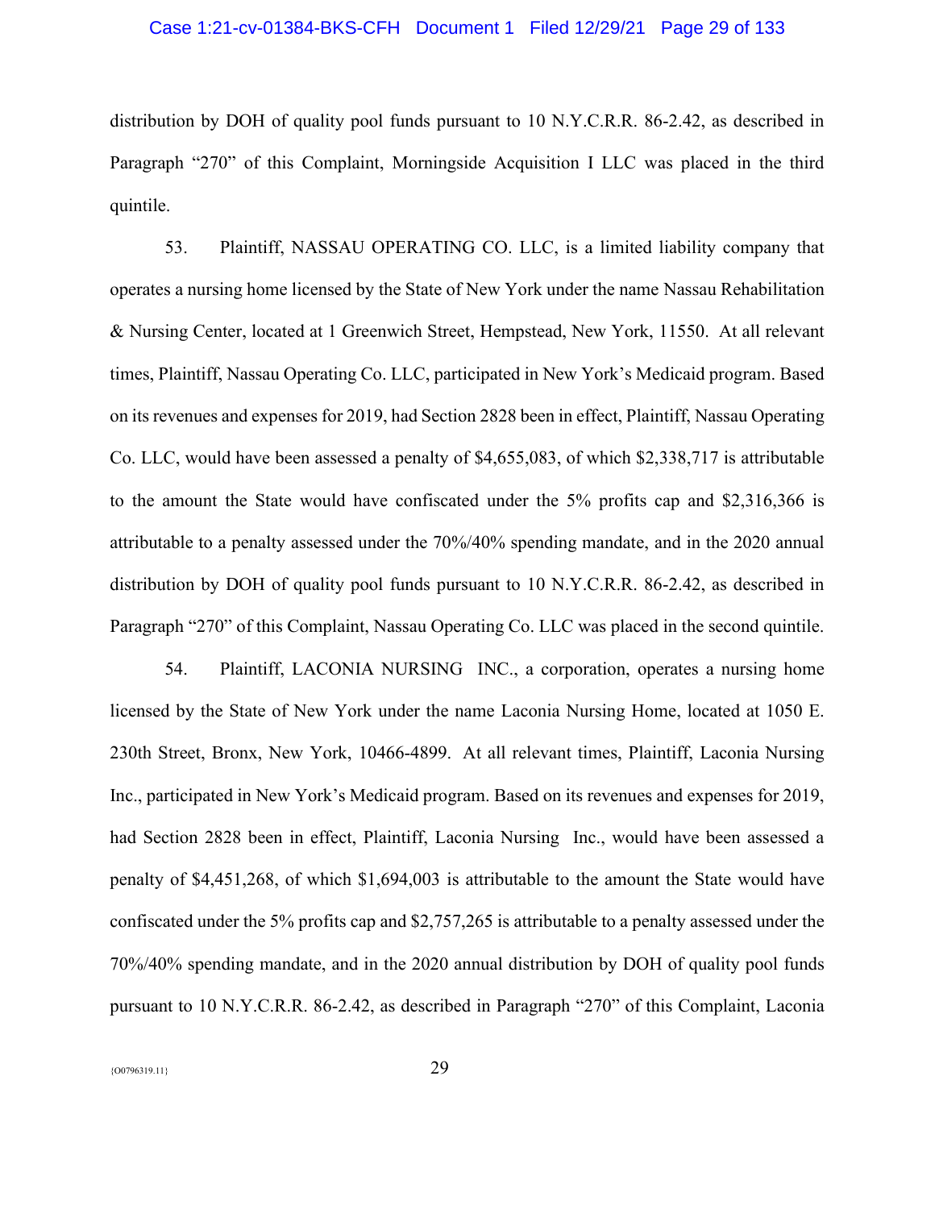distribution by DOH of quality pool funds pursuant to 10 N.Y.C.R.R. 86-2.42, as described in Paragraph "270" of this Complaint, Morningside Acquisition I LLC was placed in the third quintile.

53. Plaintiff, NASSAU OPERATING CO. LLC, is a limited liability company that operates a nursing home licensed by the State of New York under the name Nassau Rehabilitation & Nursing Center, located at 1 Greenwich Street, Hempstead, New York, 11550. At all relevant times, Plaintiff, Nassau Operating Co. LLC, participated in New York's Medicaid program. Based on its revenues and expenses for 2019, had Section 2828 been in effect, Plaintiff, Nassau Operating Co. LLC, would have been assessed a penalty of $4,655,083, of which $2,338,717 is attributable to the amount the State would have confiscated under the 5% profits cap and $2,316,366 is attributable to a penalty assessed under the 70%/40% spending mandate, and in the 2020 annual distribution by DOH of quality pool funds pursuant to 10 N.Y.C.R.R. 86-2.42, as described in Paragraph "270" of this Complaint, Nassau Operating Co. LLC was placed in the second quintile.

54. Plaintiff, LACONIA NURSING INC., a corporation, operates a nursing home licensed by the State of New York under the name Laconia Nursing Home, located at 1050 E. 230th Street, Bronx, New York, 10466-4899. At all relevant times, Plaintiff, Laconia Nursing Inc., participated in New York's Medicaid program. Based on its revenues and expenses for 2019, had Section 2828 been in effect, Plaintiff, Laconia Nursing Inc., would have been assessed a penalty of $4,451,268, of which $1,694,003 is attributable to the amount the State would have confiscated under the 5% profits cap and $2,757,265 is attributable to a penalty assessed under the 70%/40% spending mandate, and in the 2020 annual distribution by DOH of quality pool funds pursuant to 10 N.Y.C.R.R. 86-2.42, as described in Paragraph "270" of this Complaint, Laconia

{O0796319.11}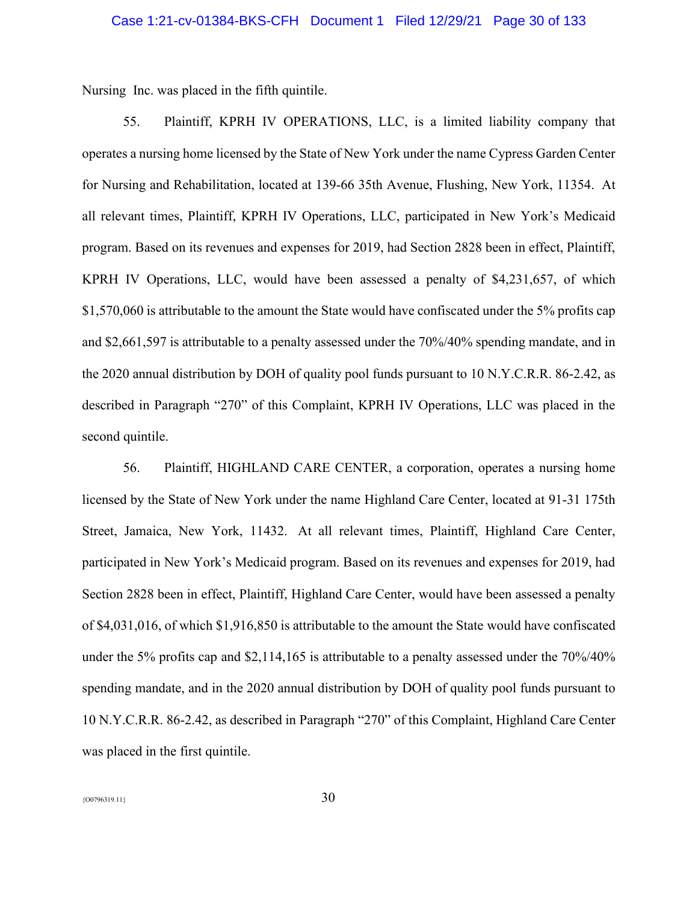Nursing Inc. was placed in the fifth quintile.

55. Plaintiff, KPRH IV OPERATIONS, LLC, is a limited liability company that operates a nursing home licensed by the State of New York under the name Cypress Garden Center for Nursing and Rehabilitation, located at 139-66 35th Avenue, Flushing, New York, 11354. At all relevant times, Plaintiff, KPRH IV Operations, LLC, participated in New York's Medicaid program. Based on its revenues and expenses for 2019, had Section 2828 been in effect, Plaintiff, KPRH IV Operations, LLC, would have been assessed a penalty of $4,231,657, of which $1,570,060 is attributable to the amount the State would have confiscated under the 5% profits cap and $2,661,597 is attributable to a penalty assessed under the 70%/40% spending mandate, and in the 2020 annual distribution by DOH of quality pool funds pursuant to 10 N.Y.C.R.R. 86-2.42, as described in Paragraph "270" of this Complaint, KPRH IV Operations, LLC was placed in the second quintile.

56. Plaintiff, HIGHLAND CARE CENTER, a corporation, operates a nursing home licensed by the State of New York under the name Highland Care Center, located at 91-31 175th Street, Jamaica, New York, 11432. At all relevant times, Plaintiff, Highland Care Center, participated in New York's Medicaid program. Based on its revenues and expenses for 2019, had Section 2828 been in effect, Plaintiff, Highland Care Center, would have been assessed a penalty of $4,031,016, of which $1,916,850 is attributable to the amount the State would have confiscated under the 5% profits cap and $2,114,165 is attributable to a penalty assessed under the 70%/40% spending mandate, and in the 2020 annual distribution by DOH of quality pool funds pursuant to 10 N.Y.C.R.R. 86-2.42, as described in Paragraph "270" of this Complaint, Highland Care Center was placed in the first quintile.

{O0796319.11}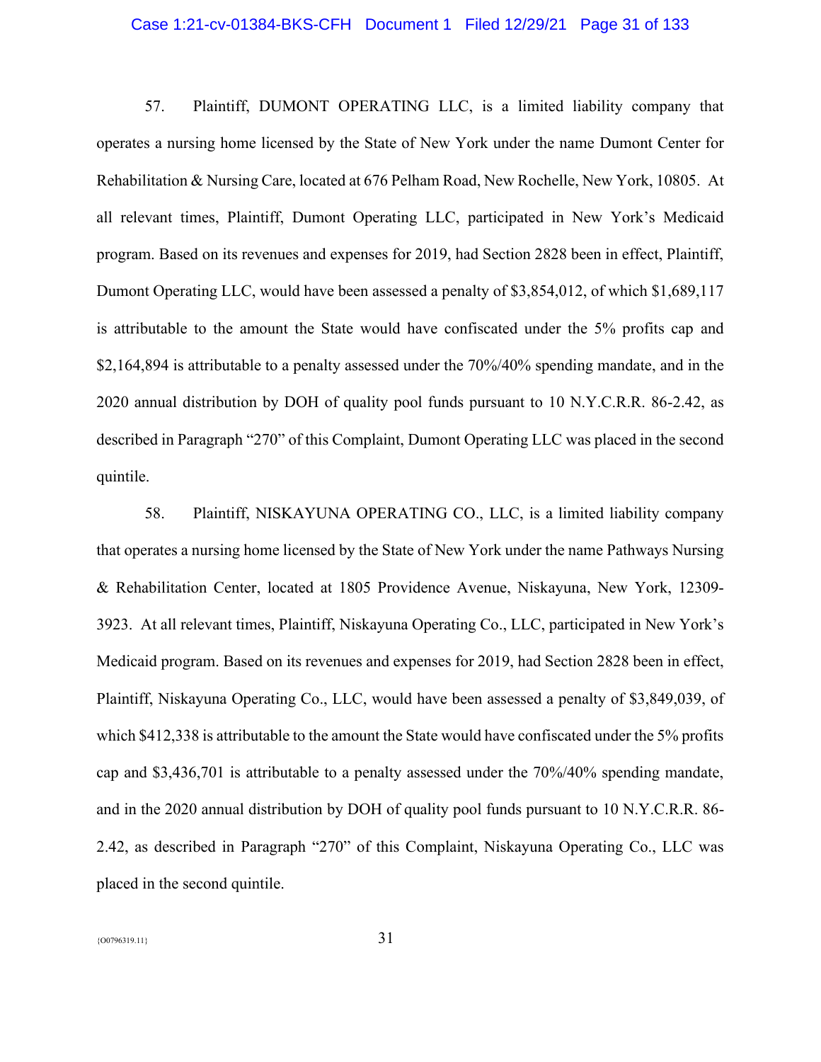57. Plaintiff, DUMONT OPERATING LLC, is a limited liability company that operates a nursing home licensed by the State of New York under the name Dumont Center for Rehabilitation & Nursing Care, located at 676 Pelham Road, New Rochelle, New York, 10805. At all relevant times, Plaintiff, Dumont Operating LLC, participated in New York's Medicaid program. Based on its revenues and expenses for 2019, had Section 2828 been in effect, Plaintiff, Dumont Operating LLC, would have been assessed a penalty of $3,854,012, of which $1,689,117 is attributable to the amount the State would have confiscated under the 5% profits cap and $2,164,894 is attributable to a penalty assessed under the 70%/40% spending mandate, and in the 2020 annual distribution by DOH of quality pool funds pursuant to 10 N.Y.C.R.R. 86-2.42, as described in Paragraph "270" of this Complaint, Dumont Operating LLC was placed in the second quintile.

58. Plaintiff, NISKAYUNA OPERATING CO., LLC, is a limited liability company that operates a nursing home licensed by the State of New York under the name Pathways Nursing & Rehabilitation Center, located at 1805 Providence Avenue, Niskayuna, New York, 12309-3923. At all relevant times, Plaintiff, Niskayuna Operating Co., LLC, participated in New York's Medicaid program. Based on its revenues and expenses for 2019, had Section 2828 been in effect, Plaintiff, Niskayuna Operating Co., LLC, would have been assessed a penalty of $3,849,039, of which $412,338 is attributable to the amount the State would have confiscated under the 5% profits cap and $3,436,701 is attributable to a penalty assessed under the 70%/40% spending mandate, and in the 2020 annual distribution by DOH of quality pool funds pursuant to 10 N.Y.C.R.R. 86-2.42, as described in Paragraph "270" of this Complaint, Niskayuna Operating Co., LLC was placed in the second quintile.

{O0796319.11}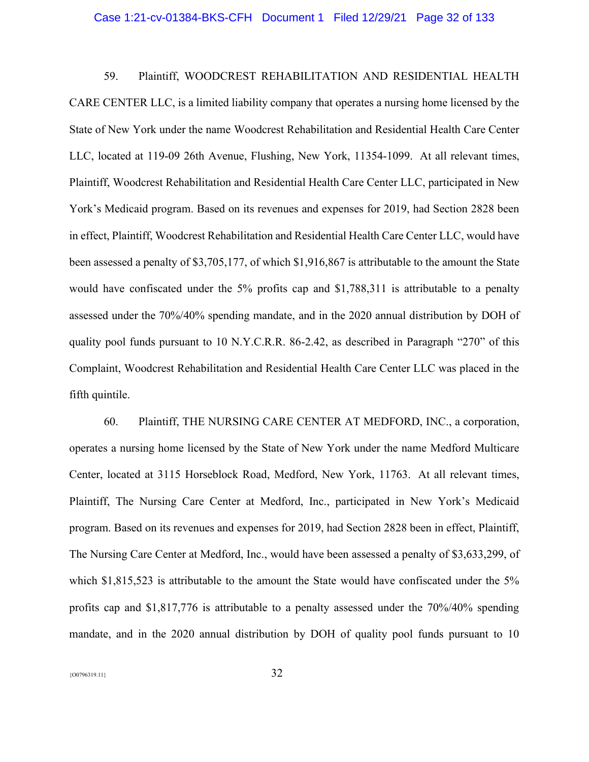59. Plaintiff, WOODCREST REHABILITATION AND RESIDENTIAL HEALTH CARE CENTER LLC, is a limited liability company that operates a nursing home licensed by the State of New York under the name Woodcrest Rehabilitation and Residential Health Care Center LLC, located at 119-09 26th Avenue, Flushing, New York, 11354-1099. At all relevant times, Plaintiff, Woodcrest Rehabilitation and Residential Health Care Center LLC, participated in New York's Medicaid program. Based on its revenues and expenses for 2019, had Section 2828 been in effect, Plaintiff, Woodcrest Rehabilitation and Residential Health Care Center LLC, would have been assessed a penalty of $3,705,177, of which $1,916,867 is attributable to the amount the State would have confiscated under the 5% profits cap and $1,788,311 is attributable to a penalty assessed under the 70%/40% spending mandate, and in the 2020 annual distribution by DOH of quality pool funds pursuant to 10 N.Y.C.R.R. 86-2.42, as described in Paragraph "270" of this Complaint, Woodcrest Rehabilitation and Residential Health Care Center LLC was placed in the fifth quintile.

60. Plaintiff, THE NURSING CARE CENTER AT MEDFORD, INC., a corporation, operates a nursing home licensed by the State of New York under the name Medford Multicare Center, located at 3115 Horseblock Road, Medford, New York, 11763. At all relevant times, Plaintiff, The Nursing Care Center at Medford, Inc., participated in New York's Medicaid program. Based on its revenues and expenses for 2019, had Section 2828 been in effect, Plaintiff, The Nursing Care Center at Medford, Inc., would have been assessed a penalty of $3,633,299, of which $1,815,523 is attributable to the amount the State would have confiscated under the 5% profits cap and $1,817,776 is attributable to a penalty assessed under the 70%/40% spending mandate, and in the 2020 annual distribution by DOH of quality pool funds pursuant to 10

{O0796319.11}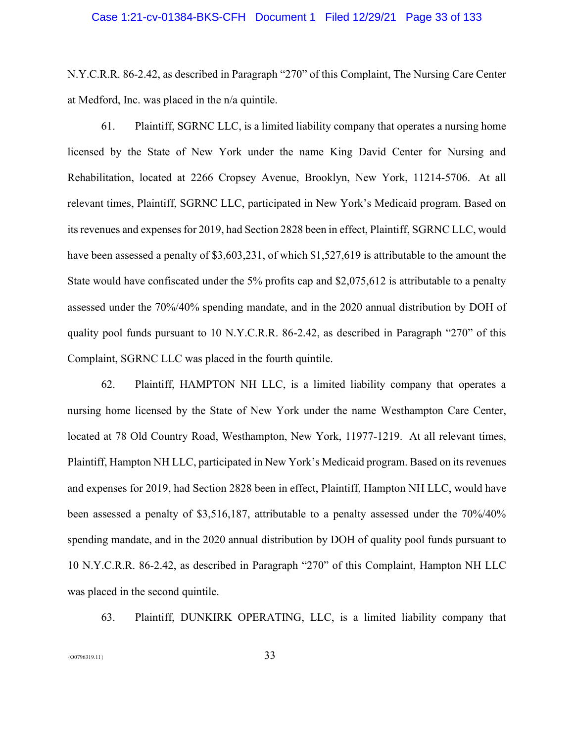N.Y.C.R.R. 86-2.42, as described in Paragraph "270" of this Complaint, The Nursing Care Center at Medford, Inc. was placed in the n/a quintile.

61. Plaintiff, SGRNC LLC, is a limited liability company that operates a nursing home licensed by the State of New York under the name King David Center for Nursing and Rehabilitation, located at 2266 Cropsey Avenue, Brooklyn, New York, 11214-5706. At all relevant times, Plaintiff, SGRNC LLC, participated in New York's Medicaid program. Based on its revenues and expenses for 2019, had Section 2828 been in effect, Plaintiff, SGRNC LLC, would have been assessed a penalty of $3,603,231, of which $1,527,619 is attributable to the amount the State would have confiscated under the 5% profits cap and $2,075,612 is attributable to a penalty assessed under the 70%/40% spending mandate, and in the 2020 annual distribution by DOH of quality pool funds pursuant to 10 N.Y.C.R.R. 86-2.42, as described in Paragraph "270" of this Complaint, SGRNC LLC was placed in the fourth quintile.

62. Plaintiff, HAMPTON NH LLC, is a limited liability company that operates a nursing home licensed by the State of New York under the name Westhampton Care Center, located at 78 Old Country Road, Westhampton, New York, 11977-1219. At all relevant times, Plaintiff, Hampton NH LLC, participated in New York's Medicaid program. Based on its revenues and expenses for 2019, had Section 2828 been in effect, Plaintiff, Hampton NH LLC, would have been assessed a penalty of $3,516,187, attributable to a penalty assessed under the 70%/40% spending mandate, and in the 2020 annual distribution by DOH of quality pool funds pursuant to 10 N.Y.C.R.R. 86-2.42, as described in Paragraph "270" of this Complaint, Hampton NH LLC was placed in the second quintile.

63. Plaintiff, DUNKIRK OPERATING, LLC, is a limited liability company that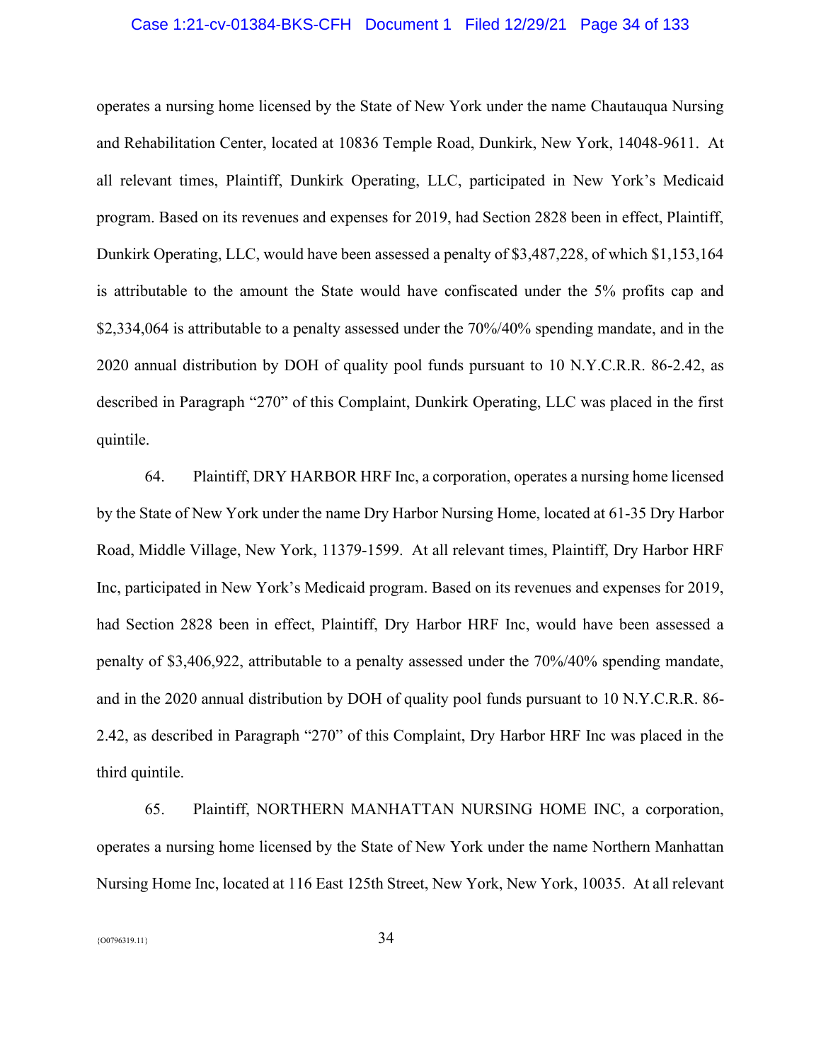operates a nursing home licensed by the State of New York under the name Chautauqua Nursing and Rehabilitation Center, located at 10836 Temple Road, Dunkirk, New York, 14048-9611. At all relevant times, Plaintiff, Dunkirk Operating, LLC, participated in New York's Medicaid program. Based on its revenues and expenses for 2019, had Section 2828 been in effect, Plaintiff, Dunkirk Operating, LLC, would have been assessed a penalty of $3,487,228, of which $1,153,164 is attributable to the amount the State would have confiscated under the 5% profits cap and $2,334,064 is attributable to a penalty assessed under the 70%/40% spending mandate, and in the 2020 annual distribution by DOH of quality pool funds pursuant to 10 N.Y.C.R.R. 86-2.42, as described in Paragraph "270" of this Complaint, Dunkirk Operating, LLC was placed in the first quintile.

64. Plaintiff, DRY HARBOR HRF Inc, a corporation, operates a nursing home licensed by the State of New York under the name Dry Harbor Nursing Home, located at 61-35 Dry Harbor Road, Middle Village, New York, 11379-1599. At all relevant times, Plaintiff, Dry Harbor HRF Inc, participated in New York's Medicaid program. Based on its revenues and expenses for 2019, had Section 2828 been in effect, Plaintiff, Dry Harbor HRF Inc, would have been assessed a penalty of $3,406,922, attributable to a penalty assessed under the 70%/40% spending mandate, and in the 2020 annual distribution by DOH of quality pool funds pursuant to 10 N.Y.C.R.R. 86-2.42, as described in Paragraph "270" of this Complaint, Dry Harbor HRF Inc was placed in the third quintile.

65. Plaintiff, NORTHERN MANHATTAN NURSING HOME INC, a corporation, operates a nursing home licensed by the State of New York under the name Northern Manhattan Nursing Home Inc, located at 116 East 125th Street, New York, New York, 10035. At all relevant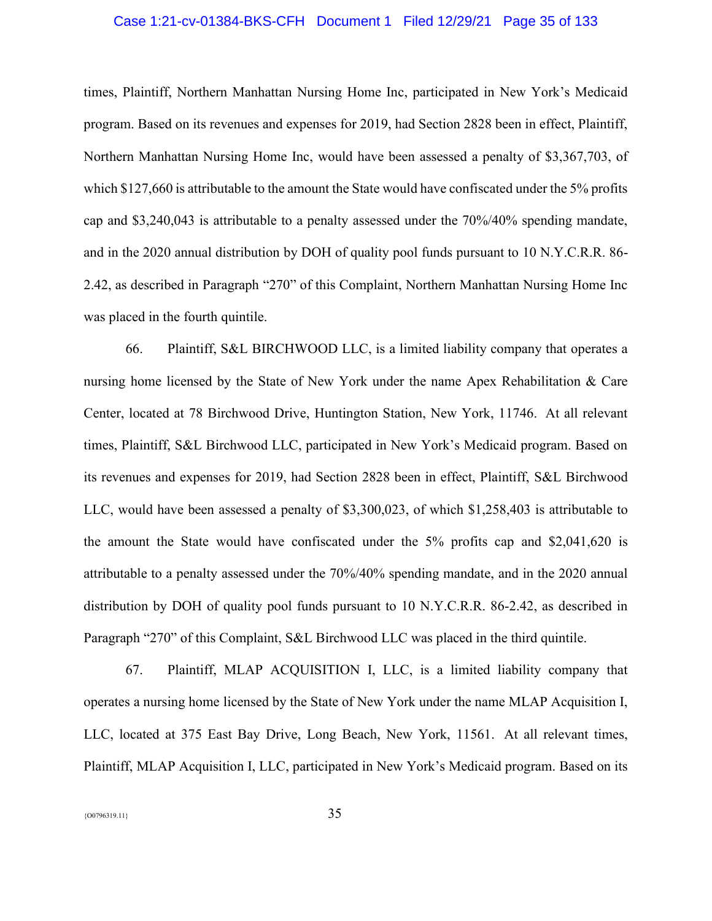times, Plaintiff, Northern Manhattan Nursing Home Inc, participated in New York's Medicaid program. Based on its revenues and expenses for 2019, had Section 2828 been in effect, Plaintiff, Northern Manhattan Nursing Home Inc, would have been assessed a penalty of $3,367,703, of which $127,660 is attributable to the amount the State would have confiscated under the 5% profits cap and $3,240,043 is attributable to a penalty assessed under the 70%/40% spending mandate, and in the 2020 annual distribution by DOH of quality pool funds pursuant to 10 N.Y.C.R.R. 86-2.42, as described in Paragraph "270" of this Complaint, Northern Manhattan Nursing Home Inc was placed in the fourth quintile.

66. Plaintiff, S&L BIRCHWOOD LLC, is a limited liability company that operates a nursing home licensed by the State of New York under the name Apex Rehabilitation & Care Center, located at 78 Birchwood Drive, Huntington Station, New York, 11746. At all relevant times, Plaintiff, S&L Birchwood LLC, participated in New York's Medicaid program. Based on its revenues and expenses for 2019, had Section 2828 been in effect, Plaintiff, S&L Birchwood LLC, would have been assessed a penalty of $3,300,023, of which $1,258,403 is attributable to the amount the State would have confiscated under the 5% profits cap and $2,041,620 is attributable to a penalty assessed under the 70%/40% spending mandate, and in the 2020 annual distribution by DOH of quality pool funds pursuant to 10 N.Y.C.R.R. 86-2.42, as described in Paragraph "270" of this Complaint, S&L Birchwood LLC was placed in the third quintile.

67. Plaintiff, MLAP ACQUISITION I, LLC, is a limited liability company that operates a nursing home licensed by the State of New York under the name MLAP Acquisition I, LLC, located at 375 East Bay Drive, Long Beach, New York, 11561. At all relevant times, Plaintiff, MLAP Acquisition I, LLC, participated in New York's Medicaid program. Based on its

{O0796319.11}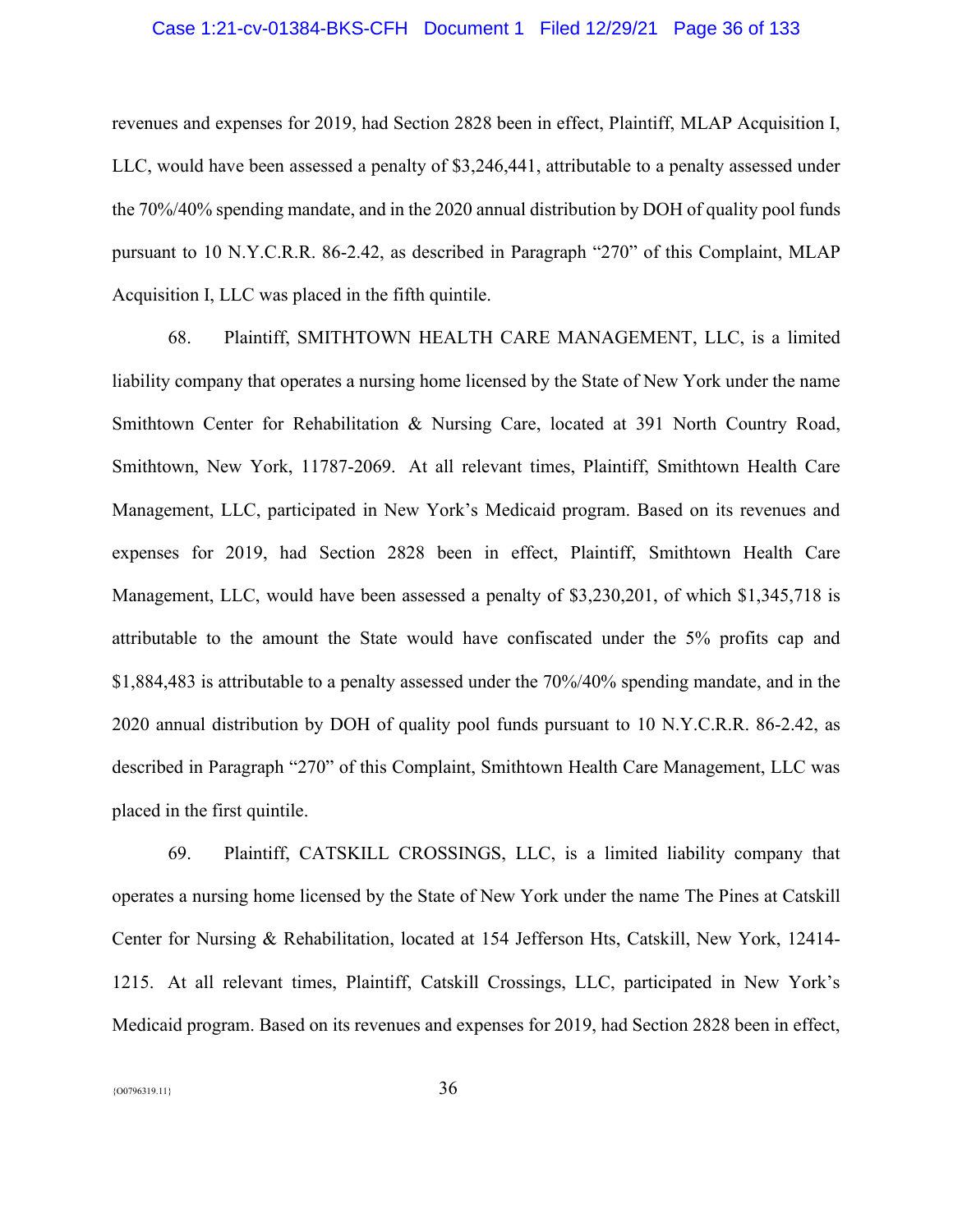revenues and expenses for 2019, had Section 2828 been in effect, Plaintiff, MLAP Acquisition I, LLC, would have been assessed a penalty of $3,246,441, attributable to a penalty assessed under the 70%/40% spending mandate, and in the 2020 annual distribution by DOH of quality pool funds pursuant to 10 N.Y.C.R.R. 86-2.42, as described in Paragraph "270" of this Complaint, MLAP Acquisition I, LLC was placed in the fifth quintile.

68. Plaintiff, SMITHTOWN HEALTH CARE MANAGEMENT, LLC, is a limited liability company that operates a nursing home licensed by the State of New York under the name Smithtown Center for Rehabilitation & Nursing Care, located at 391 North Country Road, Smithtown, New York, 11787-2069. At all relevant times, Plaintiff, Smithtown Health Care Management, LLC, participated in New York's Medicaid program. Based on its revenues and expenses for 2019, had Section 2828 been in effect, Plaintiff, Smithtown Health Care Management, LLC, would have been assessed a penalty of $3,230,201, of which $1,345,718 is attributable to the amount the State would have confiscated under the 5% profits cap and $1,884,483 is attributable to a penalty assessed under the 70%/40% spending mandate, and in the 2020 annual distribution by DOH of quality pool funds pursuant to 10 N.Y.C.R.R. 86-2.42, as described in Paragraph "270" of this Complaint, Smithtown Health Care Management, LLC was placed in the first quintile.

69. Plaintiff, CATSKILL CROSSINGS, LLC, is a limited liability company that operates a nursing home licensed by the State of New York under the name The Pines at Catskill Center for Nursing & Rehabilitation, located at 154 Jefferson Hts, Catskill, New York, 12414-1215. At all relevant times, Plaintiff, Catskill Crossings, LLC, participated in New York's Medicaid program. Based on its revenues and expenses for 2019, had Section 2828 been in effect,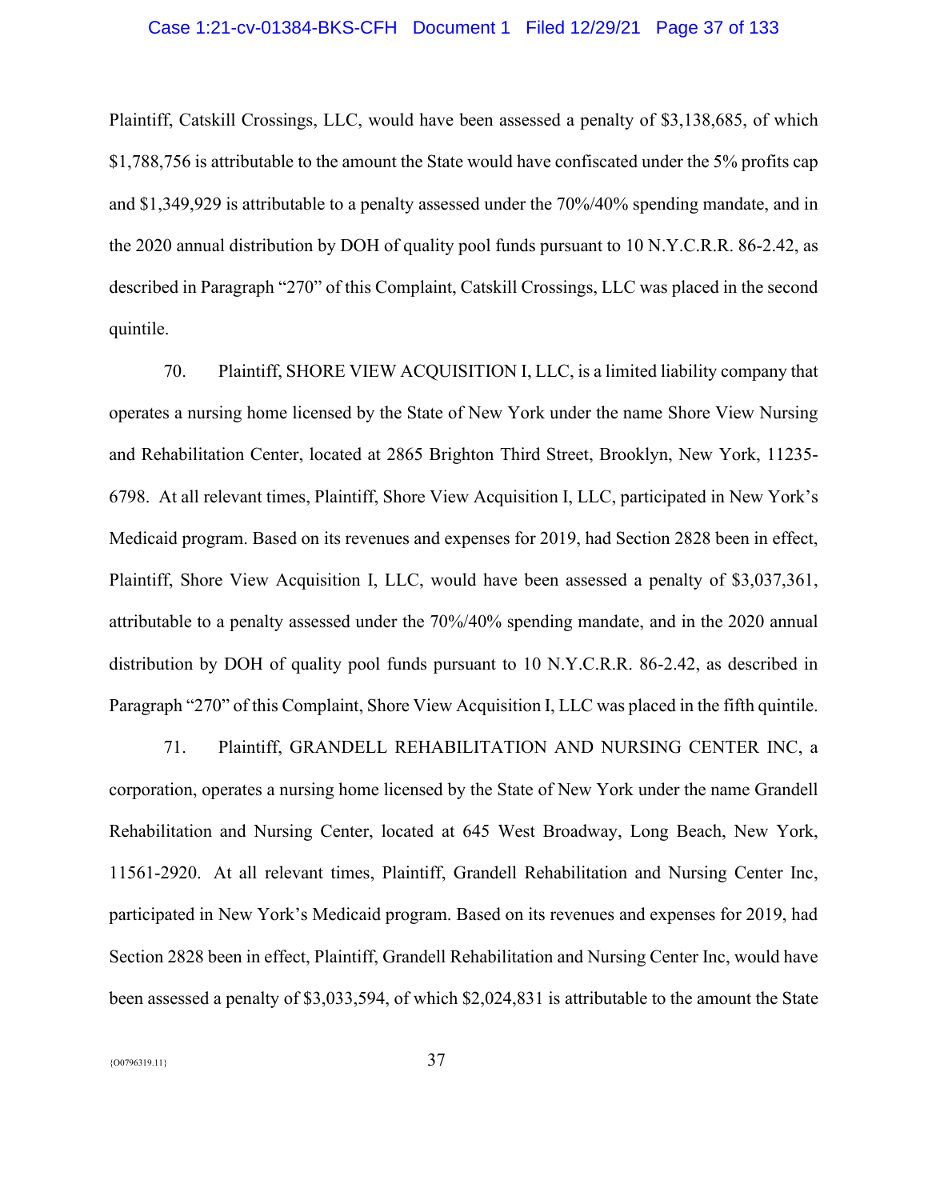Plaintiff, Catskill Crossings, LLC, would have been assessed a penalty of $3,138,685, of which $1,788,756 is attributable to the amount the State would have confiscated under the 5% profits cap and $1,349,929 is attributable to a penalty assessed under the 70%/40% spending mandate, and in the 2020 annual distribution by DOH of quality pool funds pursuant to 10 N.Y.C.R.R. 86-2.42, as described in Paragraph "270" of this Complaint, Catskill Crossings, LLC was placed in the second quintile.

70. Plaintiff, SHORE VIEW ACQUISITION I, LLC, is a limited liability company that operates a nursing home licensed by the State of New York under the name Shore View Nursing and Rehabilitation Center, located at 2865 Brighton Third Street, Brooklyn, New York, 11235-6798. At all relevant times, Plaintiff, Shore View Acquisition I, LLC, participated in New York's Medicaid program. Based on its revenues and expenses for 2019, had Section 2828 been in effect, Plaintiff, Shore View Acquisition I, LLC, would have been assessed a penalty of $3,037,361, attributable to a penalty assessed under the 70%/40% spending mandate, and in the 2020 annual distribution by DOH of quality pool funds pursuant to 10 N.Y.C.R.R. 86-2.42, as described in Paragraph "270" of this Complaint, Shore View Acquisition I, LLC was placed in the fifth quintile.

71. Plaintiff, GRANDELL REHABILITATION AND NURSING CENTER INC, a corporation, operates a nursing home licensed by the State of New York under the name Grandell Rehabilitation and Nursing Center, located at 645 West Broadway, Long Beach, New York, 11561-2920. At all relevant times, Plaintiff, Grandell Rehabilitation and Nursing Center Inc, participated in New York's Medicaid program. Based on its revenues and expenses for 2019, had Section 2828 been in effect, Plaintiff, Grandell Rehabilitation and Nursing Center Inc, would have been assessed a penalty of $3,033,594, of which $2,024,831 is attributable to the amount the State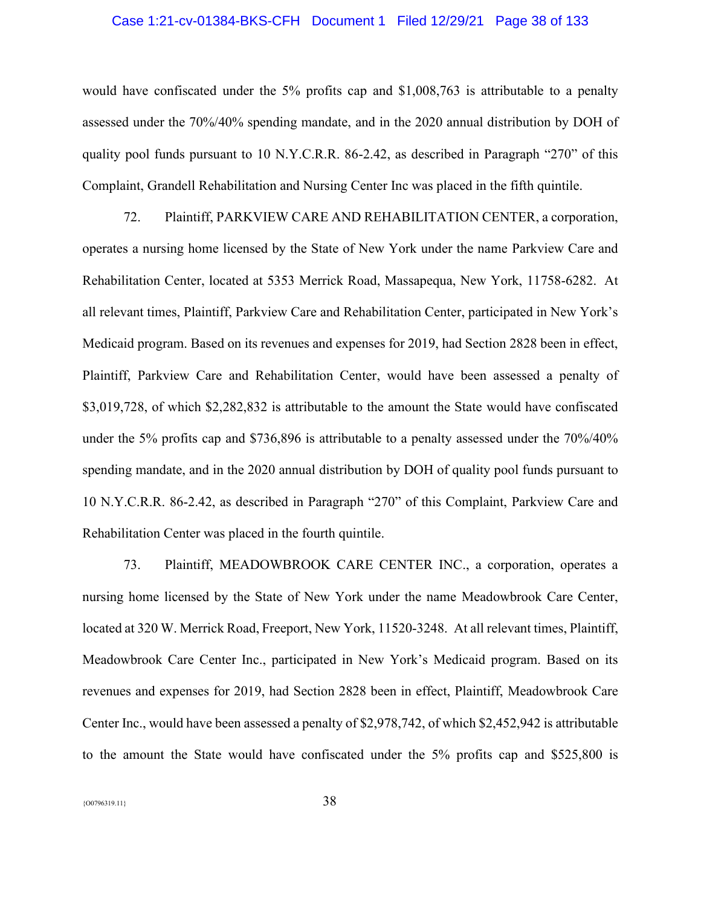would have confiscated under the 5% profits cap and $1,008,763 is attributable to a penalty assessed under the 70%/40% spending mandate, and in the 2020 annual distribution by DOH of quality pool funds pursuant to 10 N.Y.C.R.R. 86-2.42, as described in Paragraph "270" of this Complaint, Grandell Rehabilitation and Nursing Center Inc was placed in the fifth quintile.

72. Plaintiff, PARKVIEW CARE AND REHABILITATION CENTER, a corporation, operates a nursing home licensed by the State of New York under the name Parkview Care and Rehabilitation Center, located at 5353 Merrick Road, Massapequa, New York, 11758-6282. At all relevant times, Plaintiff, Parkview Care and Rehabilitation Center, participated in New York's Medicaid program. Based on its revenues and expenses for 2019, had Section 2828 been in effect, Plaintiff, Parkview Care and Rehabilitation Center, would have been assessed a penalty of $3,019,728, of which $2,282,832 is attributable to the amount the State would have confiscated under the 5% profits cap and $736,896 is attributable to a penalty assessed under the 70%/40% spending mandate, and in the 2020 annual distribution by DOH of quality pool funds pursuant to 10 N.Y.C.R.R. 86-2.42, as described in Paragraph "270" of this Complaint, Parkview Care and Rehabilitation Center was placed in the fourth quintile.

73. Plaintiff, MEADOWBROOK CARE CENTER INC., a corporation, operates a nursing home licensed by the State of New York under the name Meadowbrook Care Center, located at 320 W. Merrick Road, Freeport, New York, 11520-3248. At all relevant times, Plaintiff, Meadowbrook Care Center Inc., participated in New York's Medicaid program. Based on its revenues and expenses for 2019, had Section 2828 been in effect, Plaintiff, Meadowbrook Care Center Inc., would have been assessed a penalty of $2,978,742, of which $2,452,942 is attributable to the amount the State would have confiscated under the 5% profits cap and $525,800 is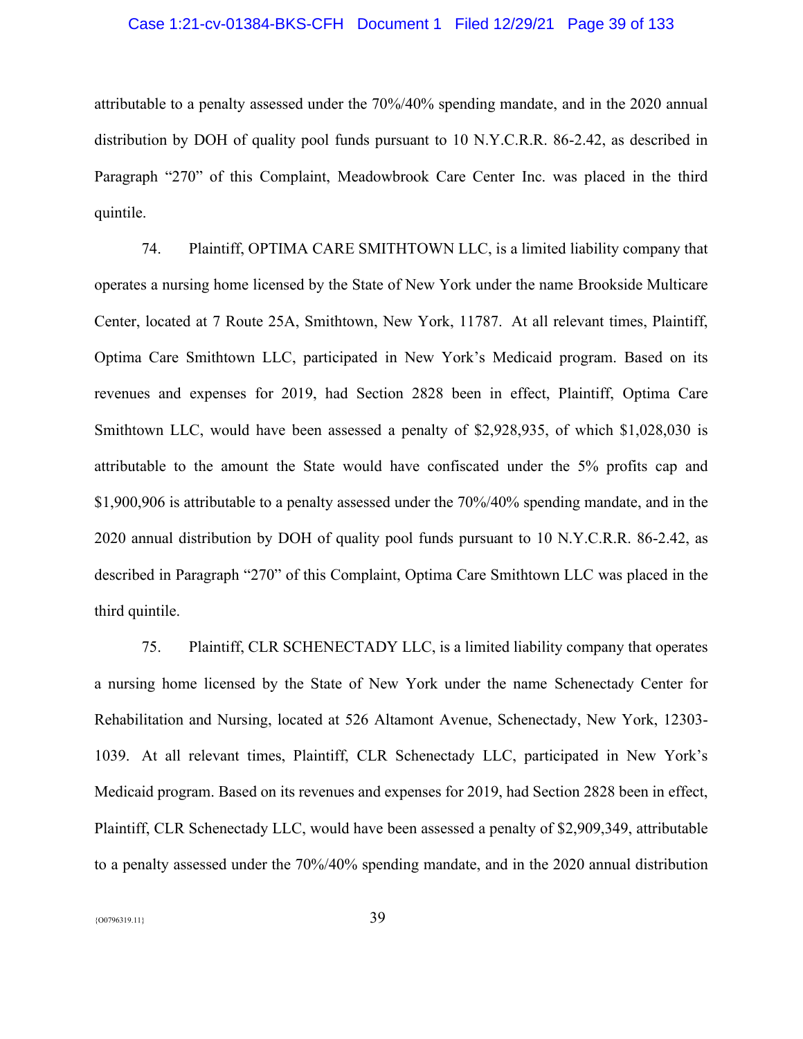attributable to a penalty assessed under the 70%/40% spending mandate, and in the 2020 annual distribution by DOH of quality pool funds pursuant to 10 N.Y.C.R.R. 86-2.42, as described in Paragraph "270" of this Complaint, Meadowbrook Care Center Inc. was placed in the third quintile.

74. Plaintiff, OPTIMA CARE SMITHTOWN LLC, is a limited liability company that operates a nursing home licensed by the State of New York under the name Brookside Multicare Center, located at 7 Route 25A, Smithtown, New York, 11787. At all relevant times, Plaintiff, Optima Care Smithtown LLC, participated in New York's Medicaid program. Based on its revenues and expenses for 2019, had Section 2828 been in effect, Plaintiff, Optima Care Smithtown LLC, would have been assessed a penalty of $2,928,935, of which $1,028,030 is attributable to the amount the State would have confiscated under the 5% profits cap and $1,900,906 is attributable to a penalty assessed under the 70%/40% spending mandate, and in the 2020 annual distribution by DOH of quality pool funds pursuant to 10 N.Y.C.R.R. 86-2.42, as described in Paragraph "270" of this Complaint, Optima Care Smithtown LLC was placed in the third quintile.

75. Plaintiff, CLR SCHENECTADY LLC, is a limited liability company that operates a nursing home licensed by the State of New York under the name Schenectady Center for Rehabilitation and Nursing, located at 526 Altamont Avenue, Schenectady, New York, 12303-1039. At all relevant times, Plaintiff, CLR Schenectady LLC, participated in New York's Medicaid program. Based on its revenues and expenses for 2019, had Section 2828 been in effect, Plaintiff, CLR Schenectady LLC, would have been assessed a penalty of $2,909,349, attributable to a penalty assessed under the 70%/40% spending mandate, and in the 2020 annual distribution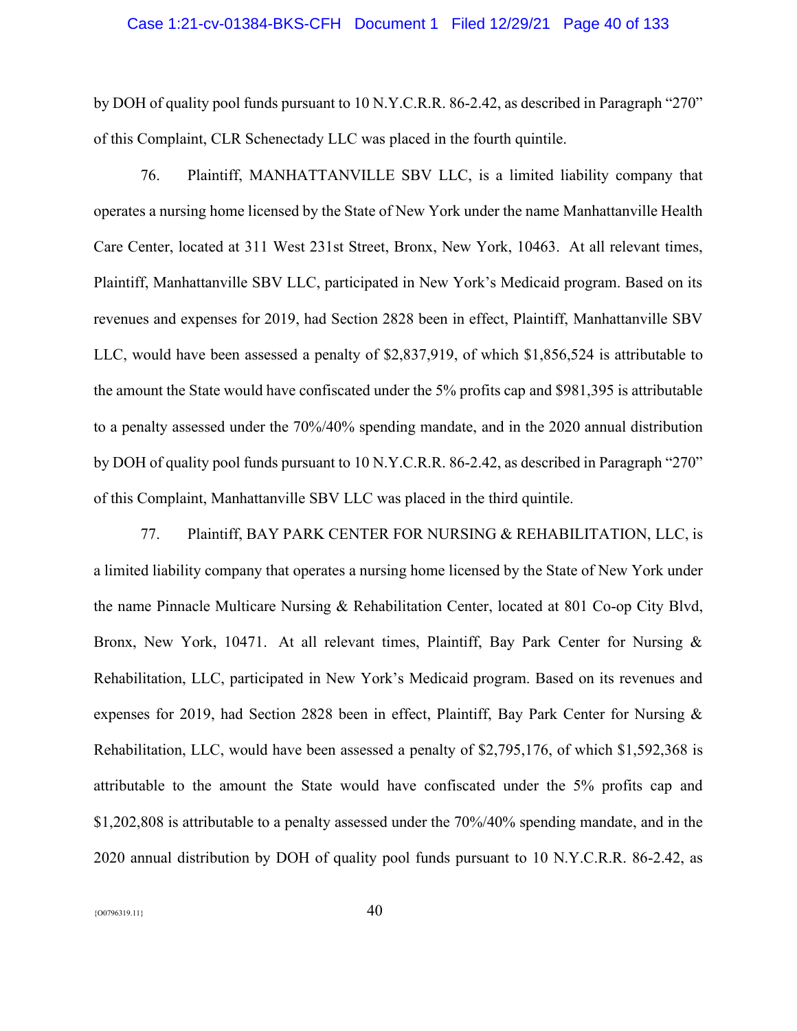by DOH of quality pool funds pursuant to 10 N.Y.C.R.R. 86-2.42, as described in Paragraph "270" of this Complaint, CLR Schenectady LLC was placed in the fourth quintile.

76. Plaintiff, MANHATTANVILLE SBV LLC, is a limited liability company that operates a nursing home licensed by the State of New York under the name Manhattanville Health Care Center, located at 311 West 231st Street, Bronx, New York, 10463. At all relevant times, Plaintiff, Manhattanville SBV LLC, participated in New York's Medicaid program. Based on its revenues and expenses for 2019, had Section 2828 been in effect, Plaintiff, Manhattanville SBV LLC, would have been assessed a penalty of $2,837,919, of which $1,856,524 is attributable to the amount the State would have confiscated under the 5% profits cap and $981,395 is attributable to a penalty assessed under the 70%/40% spending mandate, and in the 2020 annual distribution by DOH of quality pool funds pursuant to 10 N.Y.C.R.R. 86-2.42, as described in Paragraph "270" of this Complaint, Manhattanville SBV LLC was placed in the third quintile.

77. Plaintiff, BAY PARK CENTER FOR NURSING & REHABILITATION, LLC, is a limited liability company that operates a nursing home licensed by the State of New York under the name Pinnacle Multicare Nursing & Rehabilitation Center, located at 801 Co-op City Blvd, Bronx, New York, 10471. At all relevant times, Plaintiff, Bay Park Center for Nursing & Rehabilitation, LLC, participated in New York's Medicaid program. Based on its revenues and expenses for 2019, had Section 2828 been in effect, Plaintiff, Bay Park Center for Nursing & Rehabilitation, LLC, would have been assessed a penalty of $2,795,176, of which $1,592,368 is attributable to the amount the State would have confiscated under the 5% profits cap and $1,202,808 is attributable to a penalty assessed under the 70%/40% spending mandate, and in the 2020 annual distribution by DOH of quality pool funds pursuant to 10 N.Y.C.R.R. 86-2.42, as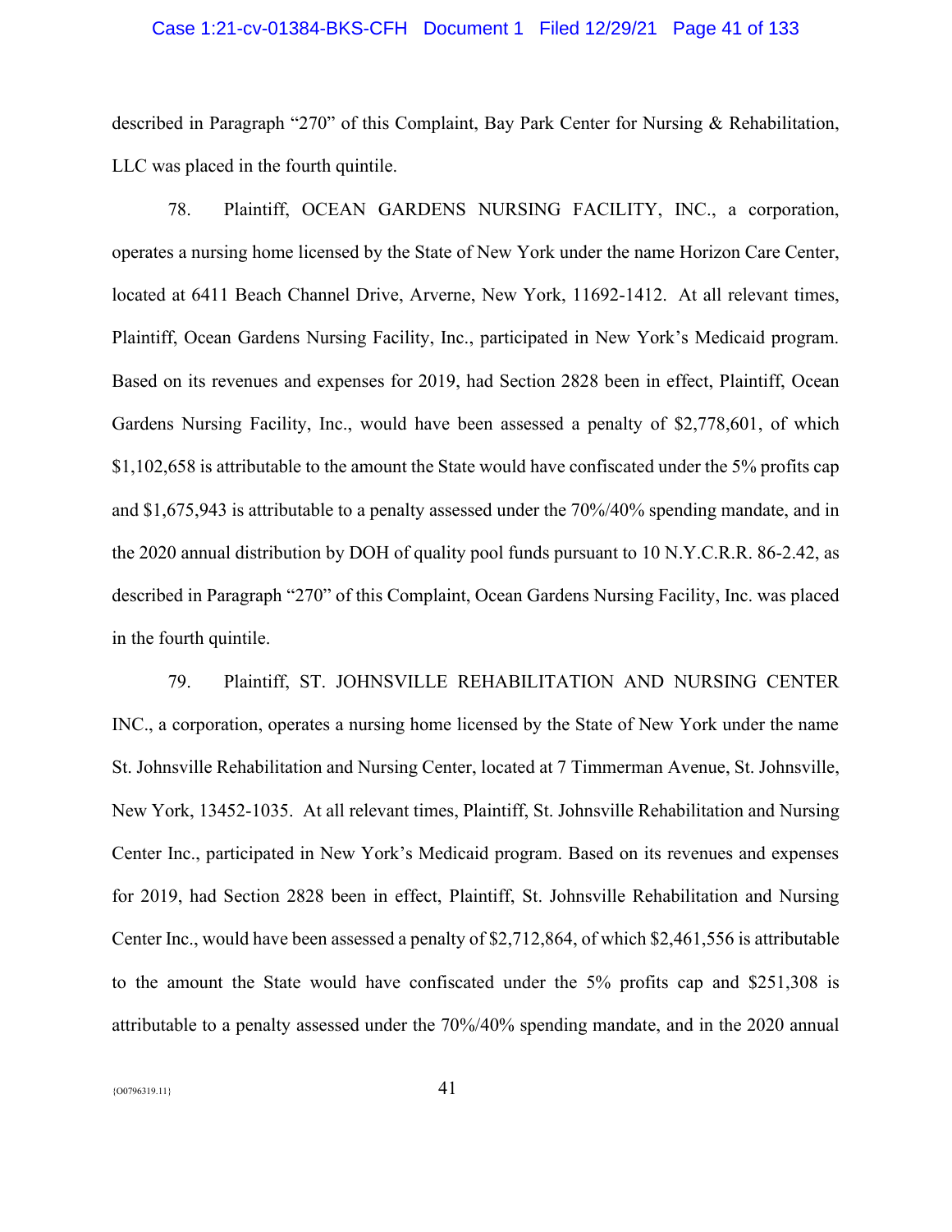described in Paragraph "270" of this Complaint, Bay Park Center for Nursing & Rehabilitation, LLC was placed in the fourth quintile.

78. Plaintiff, OCEAN GARDENS NURSING FACILITY, INC., a corporation, operates a nursing home licensed by the State of New York under the name Horizon Care Center, located at 6411 Beach Channel Drive, Arverne, New York, 11692-1412. At all relevant times, Plaintiff, Ocean Gardens Nursing Facility, Inc., participated in New York's Medicaid program. Based on its revenues and expenses for 2019, had Section 2828 been in effect, Plaintiff, Ocean Gardens Nursing Facility, Inc., would have been assessed a penalty of $2,778,601, of which $1,102,658 is attributable to the amount the State would have confiscated under the 5% profits cap and $1,675,943 is attributable to a penalty assessed under the 70%/40% spending mandate, and in the 2020 annual distribution by DOH of quality pool funds pursuant to 10 N.Y.C.R.R. 86-2.42, as described in Paragraph "270" of this Complaint, Ocean Gardens Nursing Facility, Inc. was placed in the fourth quintile.

79. Plaintiff, ST. JOHNSVILLE REHABILITATION AND NURSING CENTER INC., a corporation, operates a nursing home licensed by the State of New York under the name St. Johnsville Rehabilitation and Nursing Center, located at 7 Timmerman Avenue, St. Johnsville, New York, 13452-1035. At all relevant times, Plaintiff, St. Johnsville Rehabilitation and Nursing Center Inc., participated in New York's Medicaid program. Based on its revenues and expenses for 2019, had Section 2828 been in effect, Plaintiff, St. Johnsville Rehabilitation and Nursing Center Inc., would have been assessed a penalty of $2,712,864, of which $2,461,556 is attributable to the amount the State would have confiscated under the 5% profits cap and $251,308 is attributable to a penalty assessed under the 70%/40% spending mandate, and in the 2020 annual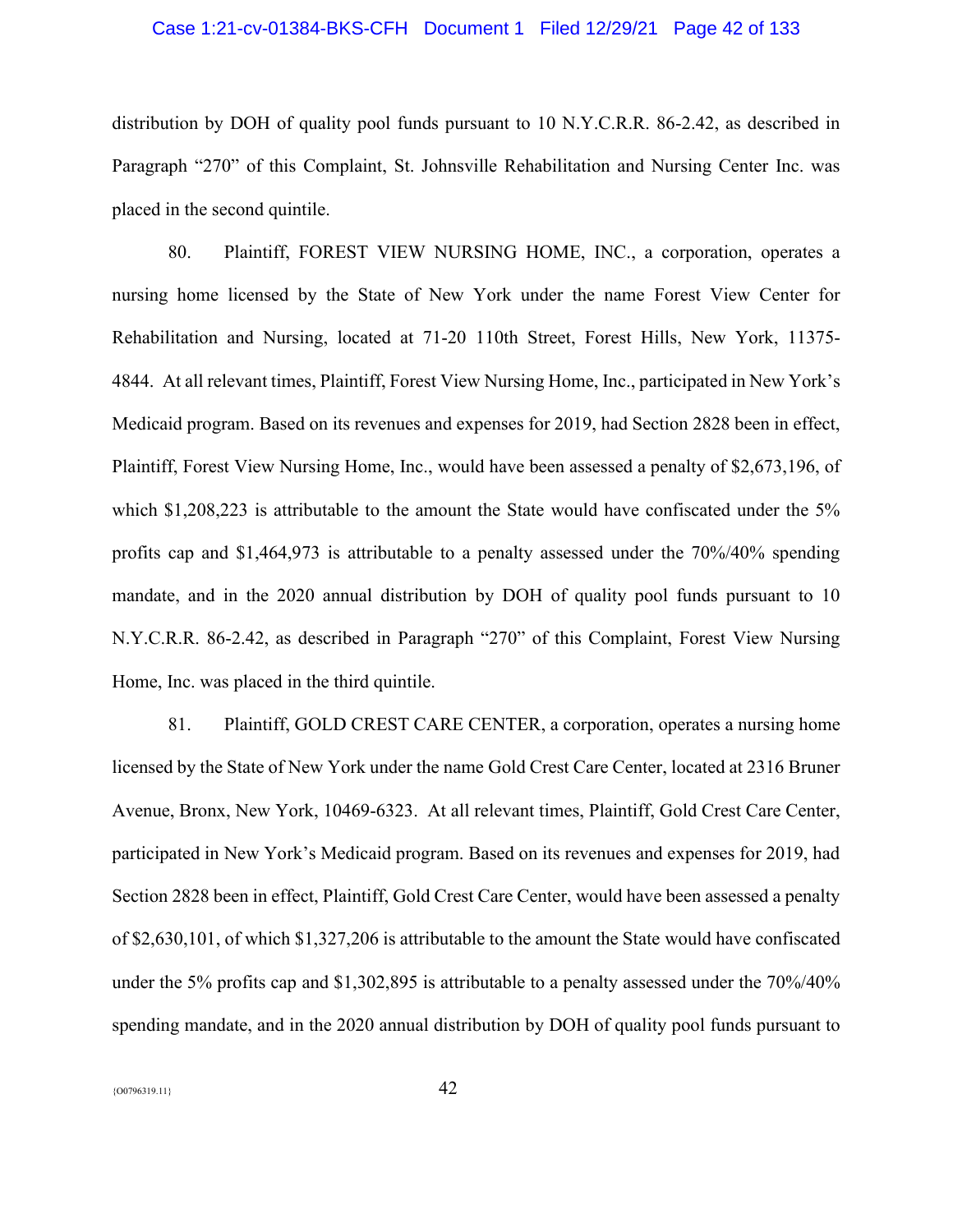distribution by DOH of quality pool funds pursuant to 10 N.Y.C.R.R. 86-2.42, as described in Paragraph "270" of this Complaint, St. Johnsville Rehabilitation and Nursing Center Inc. was placed in the second quintile.

80. Plaintiff, FOREST VIEW NURSING HOME, INC., a corporation, operates a nursing home licensed by the State of New York under the name Forest View Center for Rehabilitation and Nursing, located at 71-20 110th Street, Forest Hills, New York, 11375-4844. At all relevant times, Plaintiff, Forest View Nursing Home, Inc., participated in New York's Medicaid program. Based on its revenues and expenses for 2019, had Section 2828 been in effect, Plaintiff, Forest View Nursing Home, Inc., would have been assessed a penalty of $2,673,196, of which $1,208,223 is attributable to the amount the State would have confiscated under the 5% profits cap and $1,464,973 is attributable to a penalty assessed under the 70%/40% spending mandate, and in the 2020 annual distribution by DOH of quality pool funds pursuant to 10 N.Y.C.R.R. 86-2.42, as described in Paragraph "270" of this Complaint, Forest View Nursing Home, Inc. was placed in the third quintile.

81. Plaintiff, GOLD CREST CARE CENTER, a corporation, operates a nursing home licensed by the State of New York under the name Gold Crest Care Center, located at 2316 Bruner Avenue, Bronx, New York, 10469-6323. At all relevant times, Plaintiff, Gold Crest Care Center, participated in New York's Medicaid program. Based on its revenues and expenses for 2019, had Section 2828 been in effect, Plaintiff, Gold Crest Care Center, would have been assessed a penalty of $2,630,101, of which $1,327,206 is attributable to the amount the State would have confiscated under the 5% profits cap and $1,302,895 is attributable to a penalty assessed under the 70%/40% spending mandate, and in the 2020 annual distribution by DOH of quality pool funds pursuant to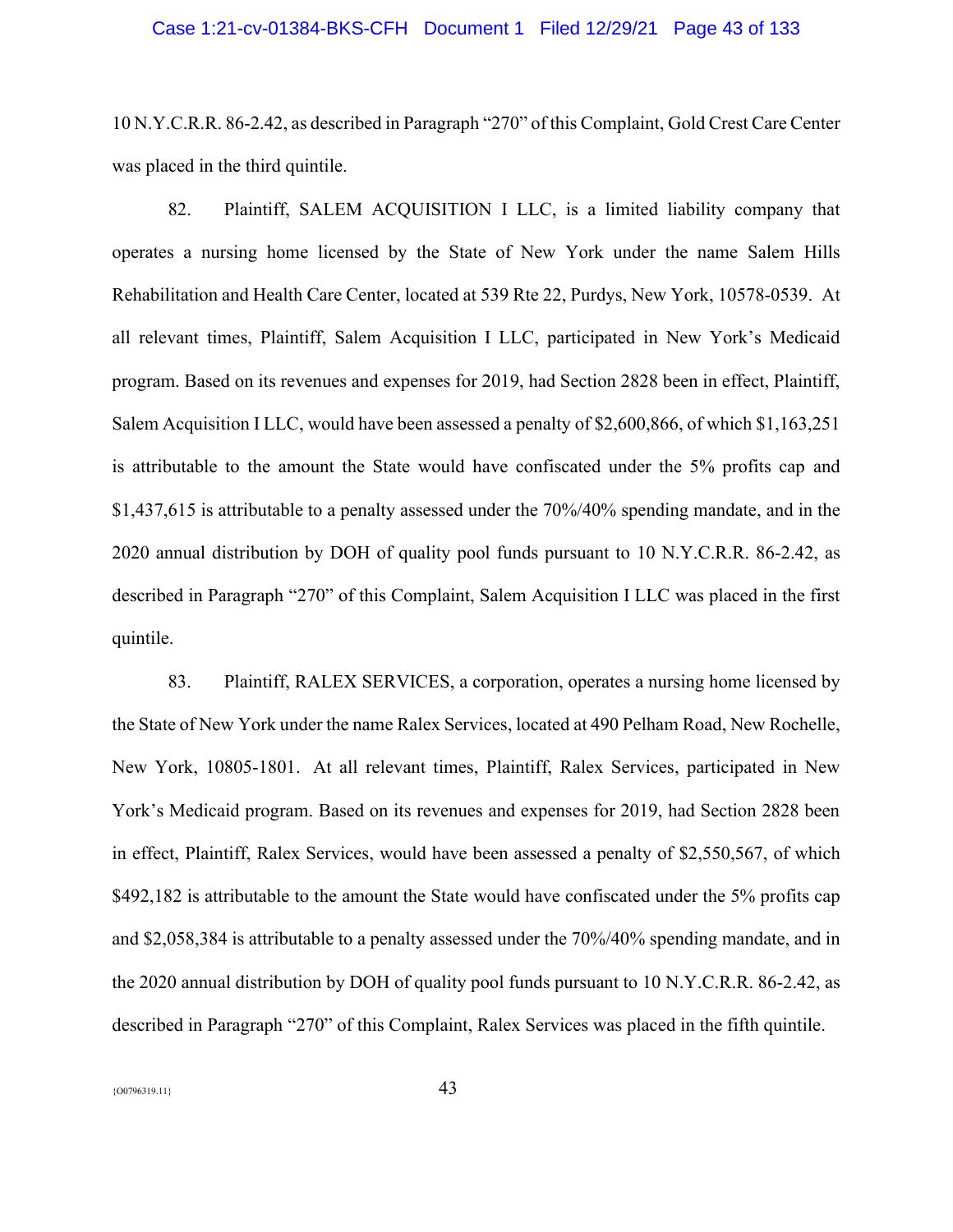10 N.Y.C.R.R. 86-2.42, as described in Paragraph "270" of this Complaint, Gold Crest Care Center was placed in the third quintile.

82. Plaintiff, SALEM ACQUISITION I LLC, is a limited liability company that operates a nursing home licensed by the State of New York under the name Salem Hills Rehabilitation and Health Care Center, located at 539 Rte 22, Purdys, New York, 10578-0539. At all relevant times, Plaintiff, Salem Acquisition I LLC, participated in New York's Medicaid program. Based on its revenues and expenses for 2019, had Section 2828 been in effect, Plaintiff, Salem Acquisition I LLC, would have been assessed a penalty of $2,600,866, of which $1,163,251 is attributable to the amount the State would have confiscated under the 5% profits cap and $1,437,615 is attributable to a penalty assessed under the 70%/40% spending mandate, and in the 2020 annual distribution by DOH of quality pool funds pursuant to 10 N.Y.C.R.R. 86-2.42, as described in Paragraph "270" of this Complaint, Salem Acquisition I LLC was placed in the first quintile.

83. Plaintiff, RALEX SERVICES, a corporation, operates a nursing home licensed by the State of New York under the name Ralex Services, located at 490 Pelham Road, New Rochelle, New York, 10805-1801. At all relevant times, Plaintiff, Ralex Services, participated in New York's Medicaid program. Based on its revenues and expenses for 2019, had Section 2828 been in effect, Plaintiff, Ralex Services, would have been assessed a penalty of $2,550,567, of which $492,182 is attributable to the amount the State would have confiscated under the 5% profits cap and $2,058,384 is attributable to a penalty assessed under the 70%/40% spending mandate, and in the 2020 annual distribution by DOH of quality pool funds pursuant to 10 N.Y.C.R.R. 86-2.42, as described in Paragraph "270" of this Complaint, Ralex Services was placed in the fifth quintile.

{O0796319.11}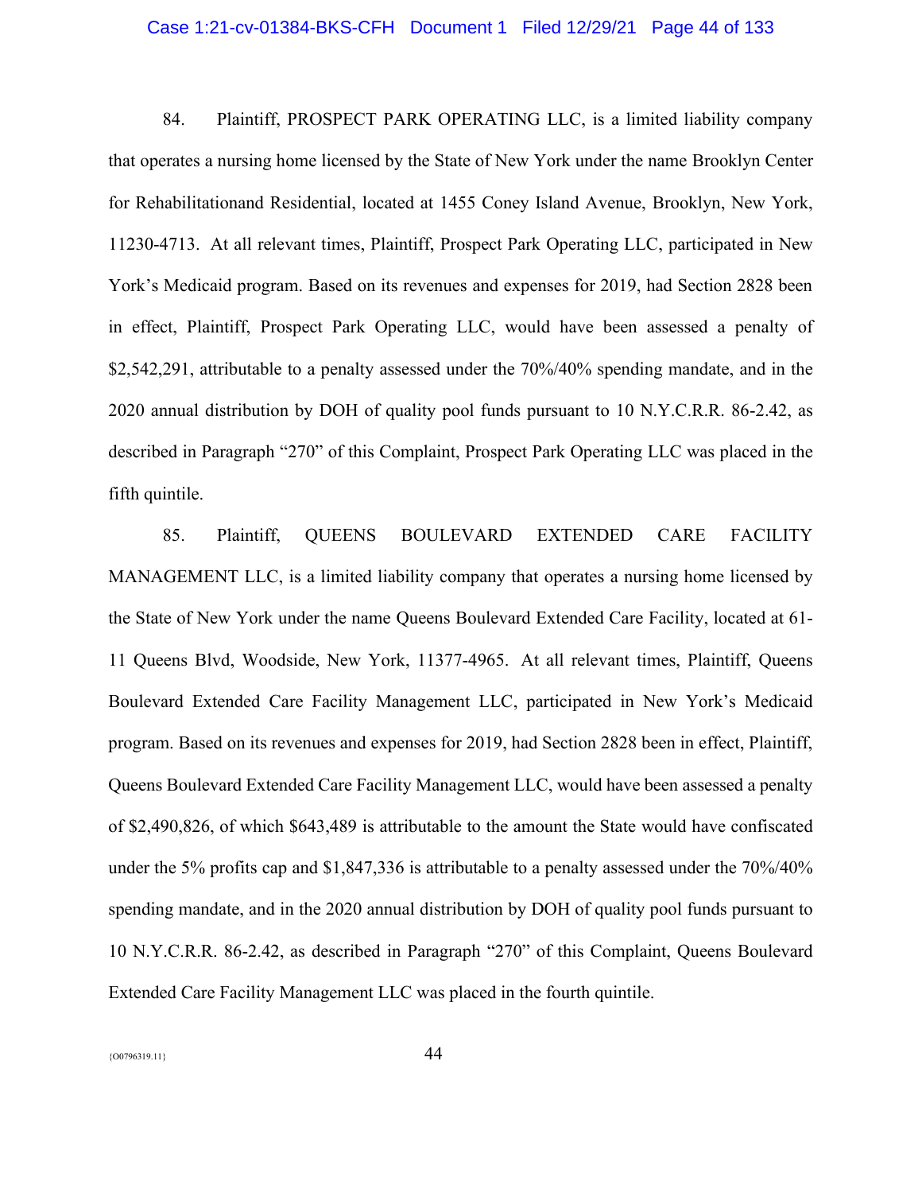84. Plaintiff, PROSPECT PARK OPERATING LLC, is a limited liability company that operates a nursing home licensed by the State of New York under the name Brooklyn Center for Rehabilitationand Residential, located at 1455 Coney Island Avenue, Brooklyn, New York, 11230-4713. At all relevant times, Plaintiff, Prospect Park Operating LLC, participated in New York's Medicaid program. Based on its revenues and expenses for 2019, had Section 2828 been in effect, Plaintiff, Prospect Park Operating LLC, would have been assessed a penalty of $2,542,291, attributable to a penalty assessed under the 70%/40% spending mandate, and in the 2020 annual distribution by DOH of quality pool funds pursuant to 10 N.Y.C.R.R. 86-2.42, as described in Paragraph "270" of this Complaint, Prospect Park Operating LLC was placed in the fifth quintile.

85. Plaintiff, QUEENS BOULEVARD EXTENDED CARE FACILITY MANAGEMENT LLC, is a limited liability company that operates a nursing home licensed by the State of New York under the name Queens Boulevard Extended Care Facility, located at 61-11 Queens Blvd, Woodside, New York, 11377-4965. At all relevant times, Plaintiff, Queens Boulevard Extended Care Facility Management LLC, participated in New York's Medicaid program. Based on its revenues and expenses for 2019, had Section 2828 been in effect, Plaintiff, Queens Boulevard Extended Care Facility Management LLC, would have been assessed a penalty of $2,490,826, of which $643,489 is attributable to the amount the State would have confiscated under the 5% profits cap and $1,847,336 is attributable to a penalty assessed under the 70%/40% spending mandate, and in the 2020 annual distribution by DOH of quality pool funds pursuant to 10 N.Y.C.R.R. 86-2.42, as described in Paragraph "270" of this Complaint, Queens Boulevard Extended Care Facility Management LLC was placed in the fourth quintile.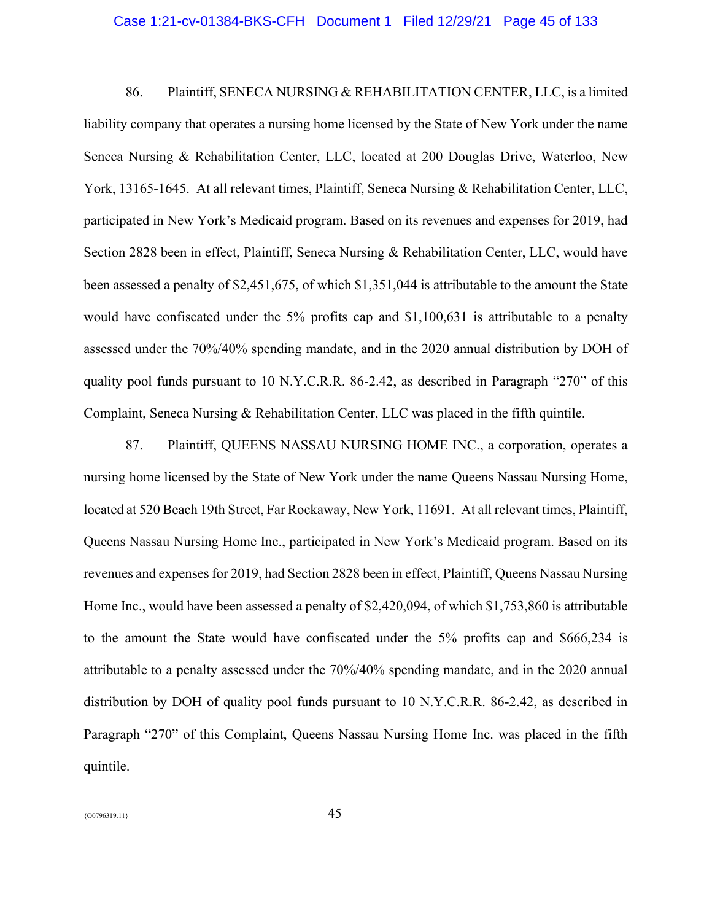86. Plaintiff, SENECA NURSING & REHABILITATION CENTER, LLC, is a limited liability company that operates a nursing home licensed by the State of New York under the name Seneca Nursing & Rehabilitation Center, LLC, located at 200 Douglas Drive, Waterloo, New York, 13165-1645. At all relevant times, Plaintiff, Seneca Nursing & Rehabilitation Center, LLC, participated in New York's Medicaid program. Based on its revenues and expenses for 2019, had Section 2828 been in effect, Plaintiff, Seneca Nursing & Rehabilitation Center, LLC, would have been assessed a penalty of $2,451,675, of which $1,351,044 is attributable to the amount the State would have confiscated under the 5% profits cap and $1,100,631 is attributable to a penalty assessed under the 70%/40% spending mandate, and in the 2020 annual distribution by DOH of quality pool funds pursuant to 10 N.Y.C.R.R. 86-2.42, as described in Paragraph "270" of this Complaint, Seneca Nursing & Rehabilitation Center, LLC was placed in the fifth quintile.

87. Plaintiff, QUEENS NASSAU NURSING HOME INC., a corporation, operates a nursing home licensed by the State of New York under the name Queens Nassau Nursing Home, located at 520 Beach 19th Street, Far Rockaway, New York, 11691. At all relevant times, Plaintiff, Queens Nassau Nursing Home Inc., participated in New York's Medicaid program. Based on its revenues and expenses for 2019, had Section 2828 been in effect, Plaintiff, Queens Nassau Nursing Home Inc., would have been assessed a penalty of $2,420,094, of which $1,753,860 is attributable to the amount the State would have confiscated under the 5% profits cap and $666,234 is attributable to a penalty assessed under the 70%/40% spending mandate, and in the 2020 annual distribution by DOH of quality pool funds pursuant to 10 N.Y.C.R.R. 86-2.42, as described in Paragraph "270" of this Complaint, Queens Nassau Nursing Home Inc. was placed in the fifth quintile.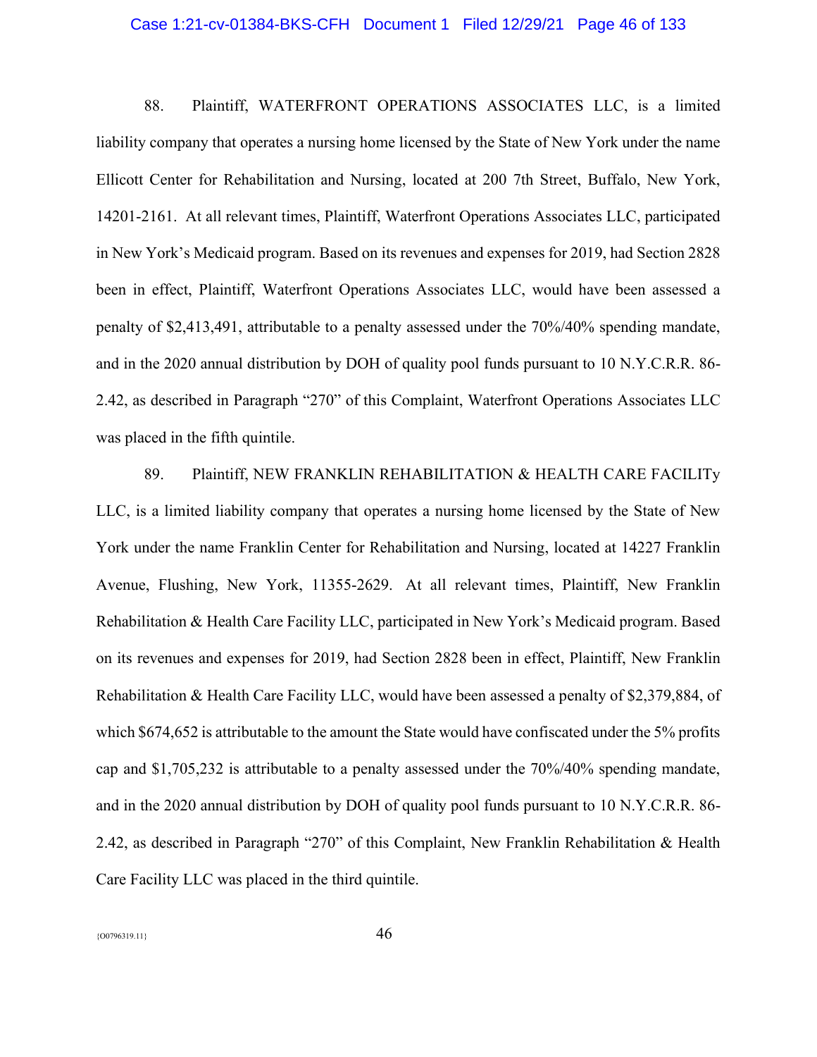88. Plaintiff, WATERFRONT OPERATIONS ASSOCIATES LLC, is a limited liability company that operates a nursing home licensed by the State of New York under the name Ellicott Center for Rehabilitation and Nursing, located at 200 7th Street, Buffalo, New York, 14201-2161. At all relevant times, Plaintiff, Waterfront Operations Associates LLC, participated in New York's Medicaid program. Based on its revenues and expenses for 2019, had Section 2828 been in effect, Plaintiff, Waterfront Operations Associates LLC, would have been assessed a penalty of $2,413,491, attributable to a penalty assessed under the 70%/40% spending mandate, and in the 2020 annual distribution by DOH of quality pool funds pursuant to 10 N.Y.C.R.R. 86-2.42, as described in Paragraph "270" of this Complaint, Waterfront Operations Associates LLC was placed in the fifth quintile.

89. Plaintiff, NEW FRANKLIN REHABILITATION & HEALTH CARE FACILITy LLC, is a limited liability company that operates a nursing home licensed by the State of New York under the name Franklin Center for Rehabilitation and Nursing, located at 14227 Franklin Avenue, Flushing, New York, 11355-2629. At all relevant times, Plaintiff, New Franklin Rehabilitation & Health Care Facility LLC, participated in New York's Medicaid program. Based on its revenues and expenses for 2019, had Section 2828 been in effect, Plaintiff, New Franklin Rehabilitation & Health Care Facility LLC, would have been assessed a penalty of $2,379,884, of which $674,652 is attributable to the amount the State would have confiscated under the 5% profits cap and $1,705,232 is attributable to a penalty assessed under the 70%/40% spending mandate, and in the 2020 annual distribution by DOH of quality pool funds pursuant to 10 N.Y.C.R.R. 86-2.42, as described in Paragraph "270" of this Complaint, New Franklin Rehabilitation & Health Care Facility LLC was placed in the third quintile.

{O0796319.11}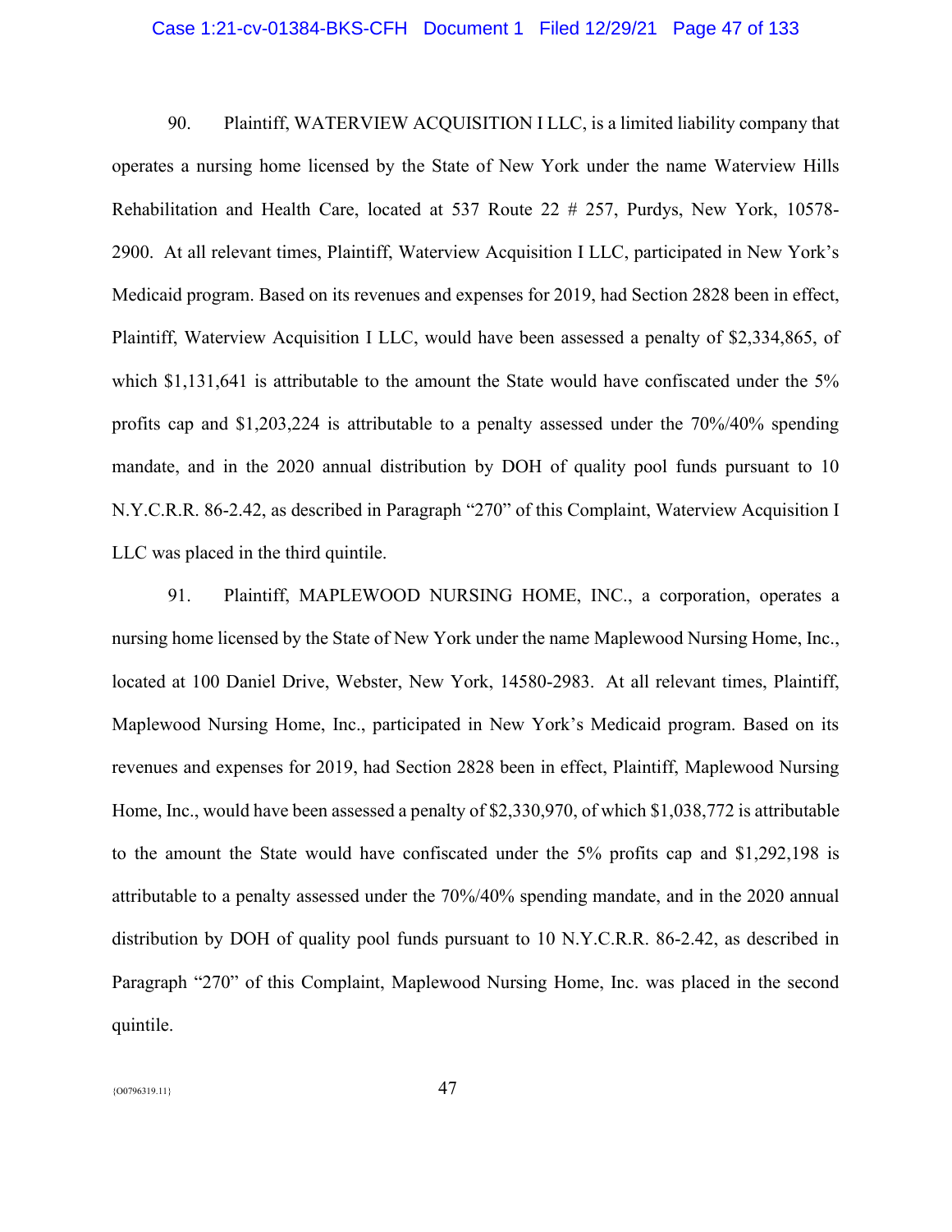90. Plaintiff, WATERVIEW ACQUISITION I LLC, is a limited liability company that operates a nursing home licensed by the State of New York under the name Waterview Hills Rehabilitation and Health Care, located at 537 Route 22 # 257, Purdys, New York, 10578-2900. At all relevant times, Plaintiff, Waterview Acquisition I LLC, participated in New York's Medicaid program. Based on its revenues and expenses for 2019, had Section 2828 been in effect, Plaintiff, Waterview Acquisition I LLC, would have been assessed a penalty of $2,334,865, of which $1,131,641 is attributable to the amount the State would have confiscated under the 5% profits cap and $1,203,224 is attributable to a penalty assessed under the 70%/40% spending mandate, and in the 2020 annual distribution by DOH of quality pool funds pursuant to 10 N.Y.C.R.R. 86-2.42, as described in Paragraph "270" of this Complaint, Waterview Acquisition I LLC was placed in the third quintile.

91. Plaintiff, MAPLEWOOD NURSING HOME, INC., a corporation, operates a nursing home licensed by the State of New York under the name Maplewood Nursing Home, Inc., located at 100 Daniel Drive, Webster, New York, 14580-2983. At all relevant times, Plaintiff, Maplewood Nursing Home, Inc., participated in New York's Medicaid program. Based on its revenues and expenses for 2019, had Section 2828 been in effect, Plaintiff, Maplewood Nursing Home, Inc., would have been assessed a penalty of $2,330,970, of which $1,038,772 is attributable to the amount the State would have confiscated under the 5% profits cap and $1,292,198 is attributable to a penalty assessed under the 70%/40% spending mandate, and in the 2020 annual distribution by DOH of quality pool funds pursuant to 10 N.Y.C.R.R. 86-2.42, as described in Paragraph "270" of this Complaint, Maplewood Nursing Home, Inc. was placed in the second quintile.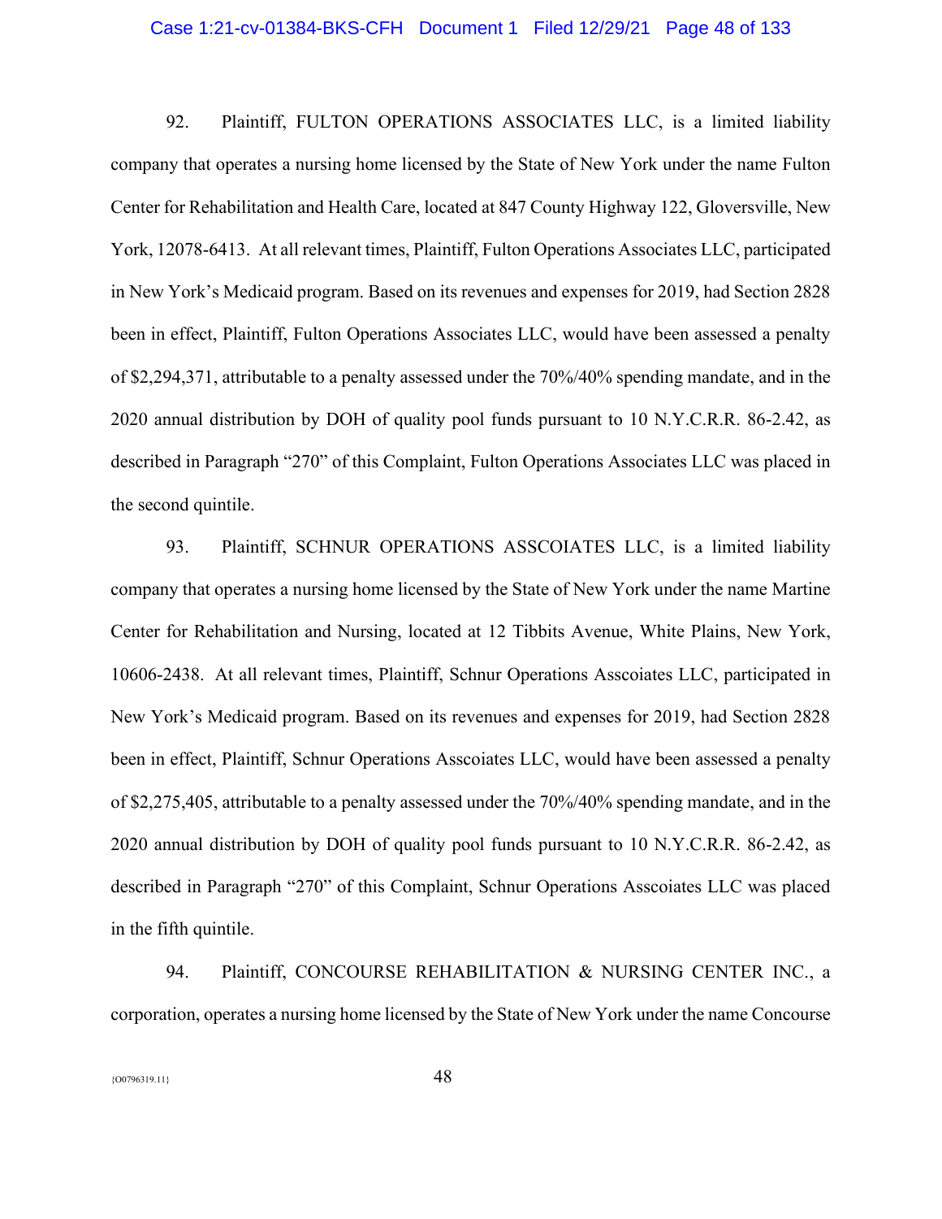92. Plaintiff, FULTON OPERATIONS ASSOCIATES LLC, is a limited liability company that operates a nursing home licensed by the State of New York under the name Fulton Center for Rehabilitation and Health Care, located at 847 County Highway 122, Gloversville, New York, 12078-6413. At all relevant times, Plaintiff, Fulton Operations Associates LLC, participated in New York's Medicaid program. Based on its revenues and expenses for 2019, had Section 2828 been in effect, Plaintiff, Fulton Operations Associates LLC, would have been assessed a penalty of $2,294,371, attributable to a penalty assessed under the 70%/40% spending mandate, and in the 2020 annual distribution by DOH of quality pool funds pursuant to 10 N.Y.C.R.R. 86-2.42, as described in Paragraph "270" of this Complaint, Fulton Operations Associates LLC was placed in the second quintile.

93. Plaintiff, SCHNUR OPERATIONS ASSCOIATES LLC, is a limited liability company that operates a nursing home licensed by the State of New York under the name Martine Center for Rehabilitation and Nursing, located at 12 Tibbits Avenue, White Plains, New York, 10606-2438. At all relevant times, Plaintiff, Schnur Operations Asscoiates LLC, participated in New York's Medicaid program. Based on its revenues and expenses for 2019, had Section 2828 been in effect, Plaintiff, Schnur Operations Asscoiates LLC, would have been assessed a penalty of $2,275,405, attributable to a penalty assessed under the 70%/40% spending mandate, and in the 2020 annual distribution by DOH of quality pool funds pursuant to 10 N.Y.C.R.R. 86-2.42, as described in Paragraph "270" of this Complaint, Schnur Operations Asscoiates LLC was placed in the fifth quintile.

94. Plaintiff, CONCOURSE REHABILITATION & NURSING CENTER INC., a corporation, operates a nursing home licensed by the State of New York under the name Concourse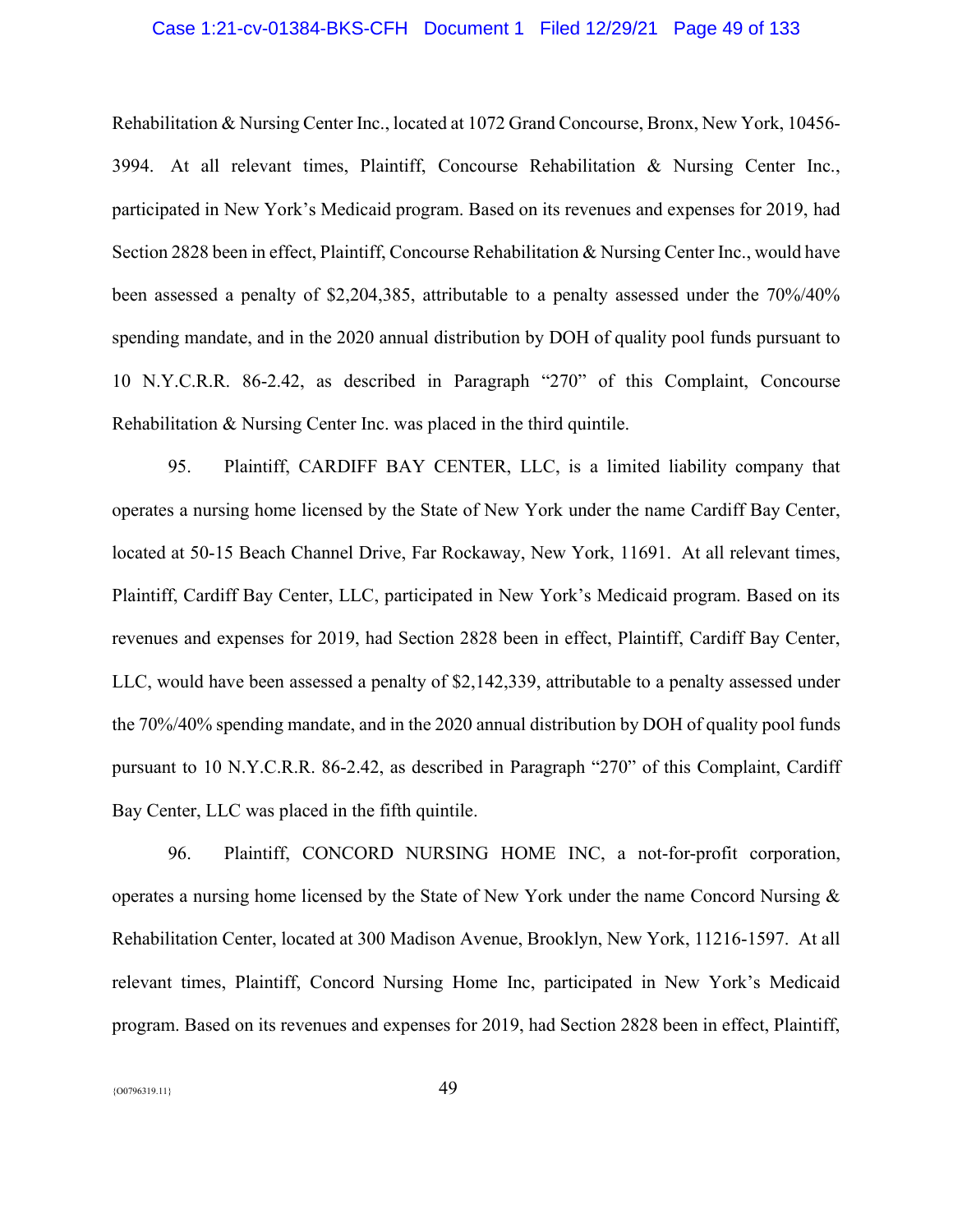Rehabilitation & Nursing Center Inc., located at 1072 Grand Concourse, Bronx, New York, 10456-3994. At all relevant times, Plaintiff, Concourse Rehabilitation & Nursing Center Inc., participated in New York's Medicaid program. Based on its revenues and expenses for 2019, had Section 2828 been in effect, Plaintiff, Concourse Rehabilitation & Nursing Center Inc., would have been assessed a penalty of $2,204,385, attributable to a penalty assessed under the 70%/40% spending mandate, and in the 2020 annual distribution by DOH of quality pool funds pursuant to 10 N.Y.C.R.R. 86-2.42, as described in Paragraph "270" of this Complaint, Concourse Rehabilitation & Nursing Center Inc. was placed in the third quintile.

95. Plaintiff, CARDIFF BAY CENTER, LLC, is a limited liability company that operates a nursing home licensed by the State of New York under the name Cardiff Bay Center, located at 50-15 Beach Channel Drive, Far Rockaway, New York, 11691. At all relevant times, Plaintiff, Cardiff Bay Center, LLC, participated in New York's Medicaid program. Based on its revenues and expenses for 2019, had Section 2828 been in effect, Plaintiff, Cardiff Bay Center, LLC, would have been assessed a penalty of $2,142,339, attributable to a penalty assessed under the 70%/40% spending mandate, and in the 2020 annual distribution by DOH of quality pool funds pursuant to 10 N.Y.C.R.R. 86-2.42, as described in Paragraph "270" of this Complaint, Cardiff Bay Center, LLC was placed in the fifth quintile.

96. Plaintiff, CONCORD NURSING HOME INC, a not-for-profit corporation, operates a nursing home licensed by the State of New York under the name Concord Nursing & Rehabilitation Center, located at 300 Madison Avenue, Brooklyn, New York, 11216-1597. At all relevant times, Plaintiff, Concord Nursing Home Inc, participated in New York's Medicaid program. Based on its revenues and expenses for 2019, had Section 2828 been in effect, Plaintiff,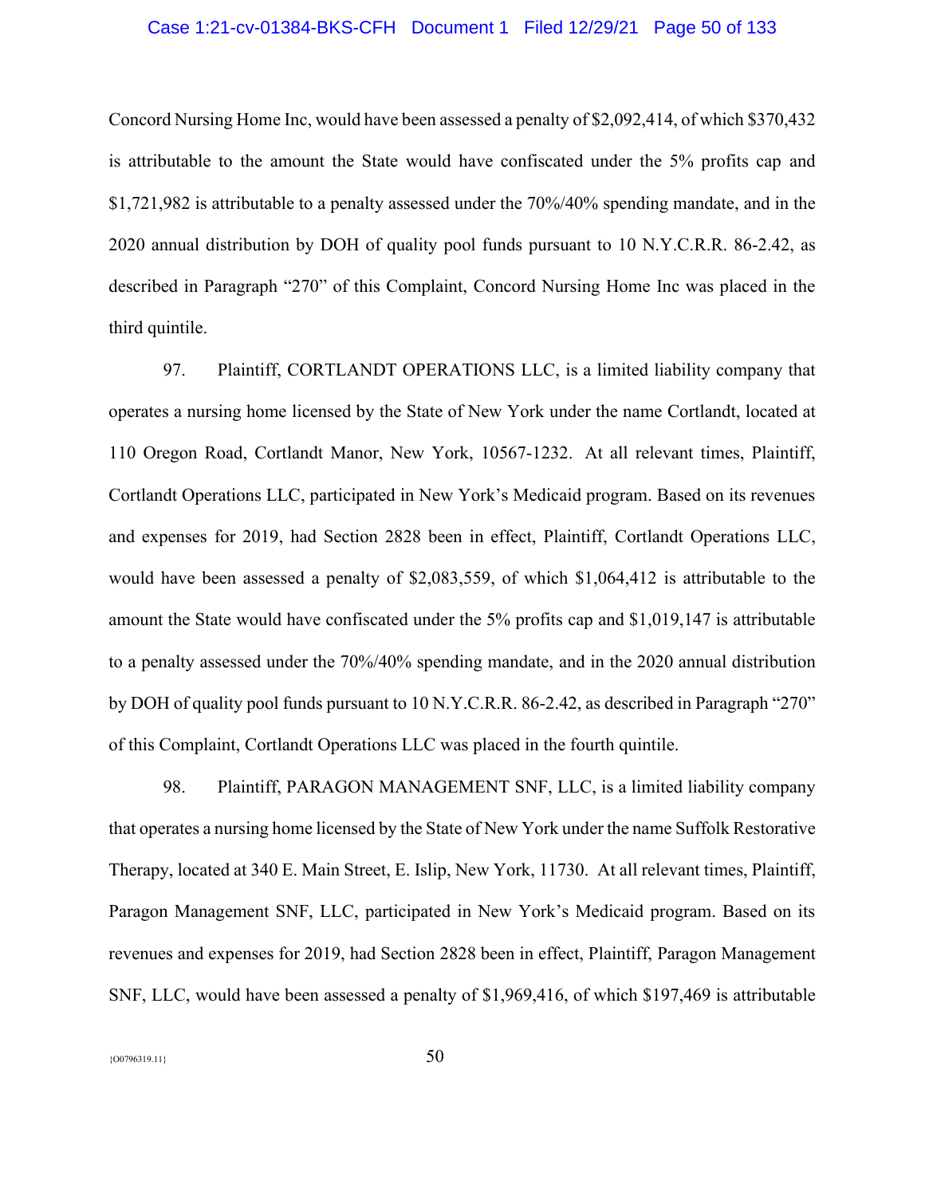Concord Nursing Home Inc, would have been assessed a penalty of $2,092,414, of which $370,432 is attributable to the amount the State would have confiscated under the 5% profits cap and $1,721,982 is attributable to a penalty assessed under the 70%/40% spending mandate, and in the 2020 annual distribution by DOH of quality pool funds pursuant to 10 N.Y.C.R.R. 86-2.42, as described in Paragraph "270" of this Complaint, Concord Nursing Home Inc was placed in the third quintile.

97. Plaintiff, CORTLANDT OPERATIONS LLC, is a limited liability company that operates a nursing home licensed by the State of New York under the name Cortlandt, located at 110 Oregon Road, Cortlandt Manor, New York, 10567-1232. At all relevant times, Plaintiff, Cortlandt Operations LLC, participated in New York's Medicaid program. Based on its revenues and expenses for 2019, had Section 2828 been in effect, Plaintiff, Cortlandt Operations LLC, would have been assessed a penalty of $2,083,559, of which $1,064,412 is attributable to the amount the State would have confiscated under the 5% profits cap and $1,019,147 is attributable to a penalty assessed under the 70%/40% spending mandate, and in the 2020 annual distribution by DOH of quality pool funds pursuant to 10 N.Y.C.R.R. 86-2.42, as described in Paragraph "270" of this Complaint, Cortlandt Operations LLC was placed in the fourth quintile.

98. Plaintiff, PARAGON MANAGEMENT SNF, LLC, is a limited liability company that operates a nursing home licensed by the State of New York under the name Suffolk Restorative Therapy, located at 340 E. Main Street, E. Islip, New York, 11730. At all relevant times, Plaintiff, Paragon Management SNF, LLC, participated in New York's Medicaid program. Based on its revenues and expenses for 2019, had Section 2828 been in effect, Plaintiff, Paragon Management SNF, LLC, would have been assessed a penalty of $1,969,416, of which $197,469 is attributable

{O0796319.11}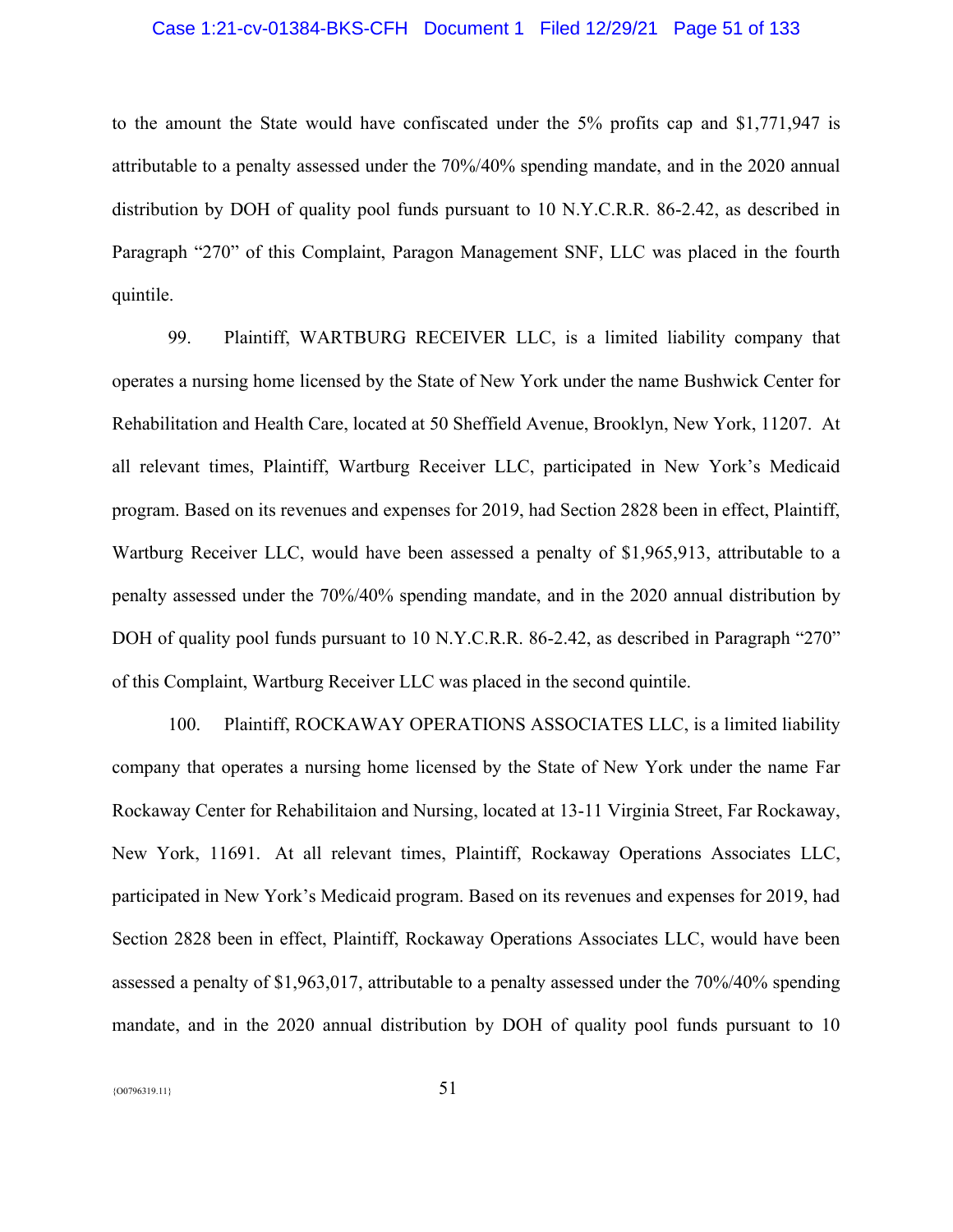to the amount the State would have confiscated under the 5% profits cap and $1,771,947 is attributable to a penalty assessed under the 70%/40% spending mandate, and in the 2020 annual distribution by DOH of quality pool funds pursuant to 10 N.Y.C.R.R. 86-2.42, as described in Paragraph "270" of this Complaint, Paragon Management SNF, LLC was placed in the fourth quintile.

99. Plaintiff, WARTBURG RECEIVER LLC, is a limited liability company that operates a nursing home licensed by the State of New York under the name Bushwick Center for Rehabilitation and Health Care, located at 50 Sheffield Avenue, Brooklyn, New York, 11207. At all relevant times, Plaintiff, Wartburg Receiver LLC, participated in New York's Medicaid program. Based on its revenues and expenses for 2019, had Section 2828 been in effect, Plaintiff, Wartburg Receiver LLC, would have been assessed a penalty of $1,965,913, attributable to a penalty assessed under the 70%/40% spending mandate, and in the 2020 annual distribution by DOH of quality pool funds pursuant to 10 N.Y.C.R.R. 86-2.42, as described in Paragraph "270" of this Complaint, Wartburg Receiver LLC was placed in the second quintile.

100. Plaintiff, ROCKAWAY OPERATIONS ASSOCIATES LLC, is a limited liability company that operates a nursing home licensed by the State of New York under the name Far Rockaway Center for Rehabilitaion and Nursing, located at 13-11 Virginia Street, Far Rockaway, New York, 11691. At all relevant times, Plaintiff, Rockaway Operations Associates LLC, participated in New York's Medicaid program. Based on its revenues and expenses for 2019, had Section 2828 been in effect, Plaintiff, Rockaway Operations Associates LLC, would have been assessed a penalty of $1,963,017, attributable to a penalty assessed under the 70%/40% spending mandate, and in the 2020 annual distribution by DOH of quality pool funds pursuant to 10

{O0796319.11}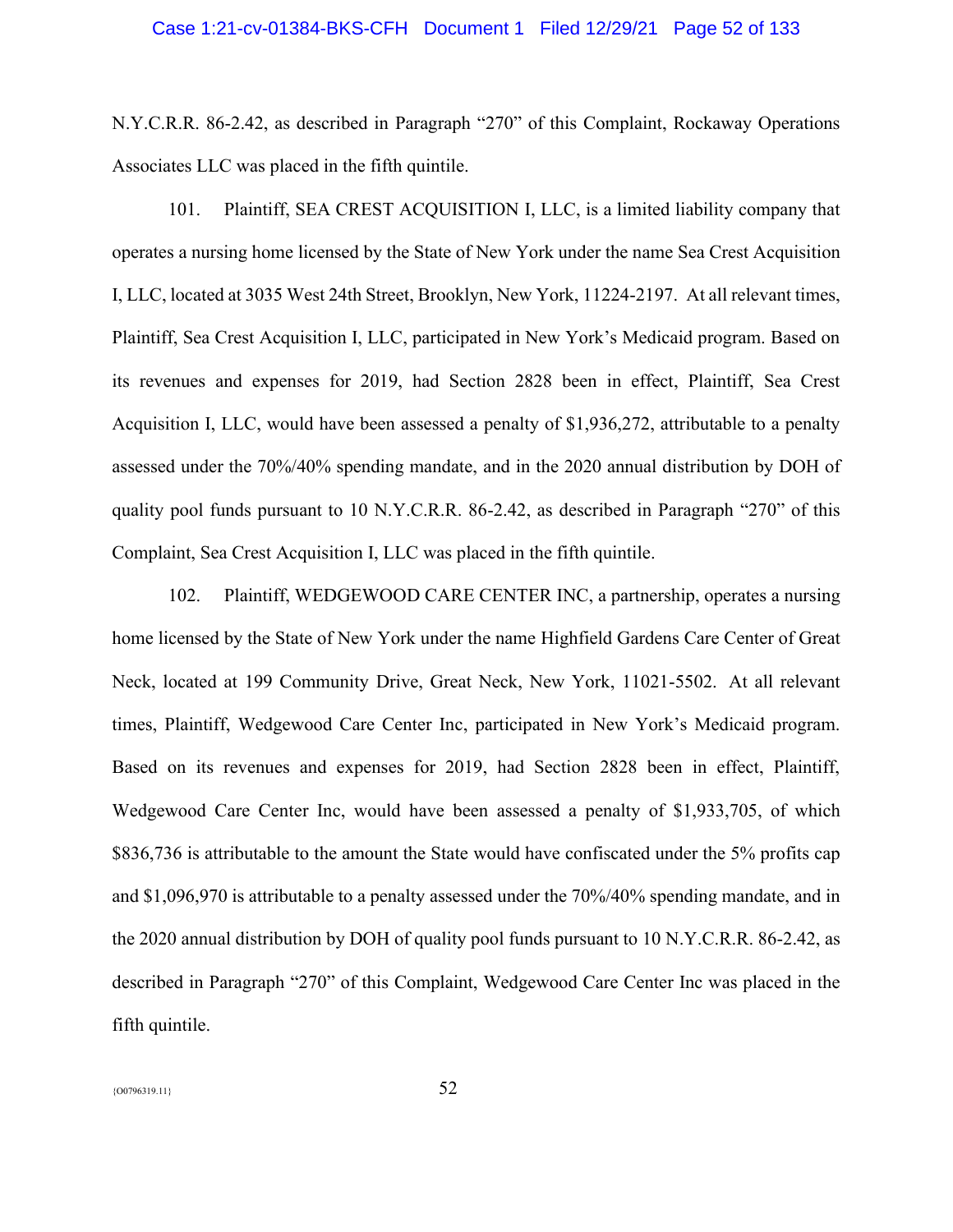N.Y.C.R.R. 86-2.42, as described in Paragraph "270" of this Complaint, Rockaway Operations Associates LLC was placed in the fifth quintile.

101. Plaintiff, SEA CREST ACQUISITION I, LLC, is a limited liability company that operates a nursing home licensed by the State of New York under the name Sea Crest Acquisition I, LLC, located at 3035 West 24th Street, Brooklyn, New York, 11224-2197. At all relevant times, Plaintiff, Sea Crest Acquisition I, LLC, participated in New York's Medicaid program. Based on its revenues and expenses for 2019, had Section 2828 been in effect, Plaintiff, Sea Crest Acquisition I, LLC, would have been assessed a penalty of $1,936,272, attributable to a penalty assessed under the 70%/40% spending mandate, and in the 2020 annual distribution by DOH of quality pool funds pursuant to 10 N.Y.C.R.R. 86-2.42, as described in Paragraph "270" of this Complaint, Sea Crest Acquisition I, LLC was placed in the fifth quintile.

102. Plaintiff, WEDGEWOOD CARE CENTER INC, a partnership, operates a nursing home licensed by the State of New York under the name Highfield Gardens Care Center of Great Neck, located at 199 Community Drive, Great Neck, New York, 11021-5502. At all relevant times, Plaintiff, Wedgewood Care Center Inc, participated in New York's Medicaid program. Based on its revenues and expenses for 2019, had Section 2828 been in effect, Plaintiff, Wedgewood Care Center Inc, would have been assessed a penalty of $1,933,705, of which $836,736 is attributable to the amount the State would have confiscated under the 5% profits cap and $1,096,970 is attributable to a penalty assessed under the 70%/40% spending mandate, and in the 2020 annual distribution by DOH of quality pool funds pursuant to 10 N.Y.C.R.R. 86-2.42, as described in Paragraph "270" of this Complaint, Wedgewood Care Center Inc was placed in the fifth quintile.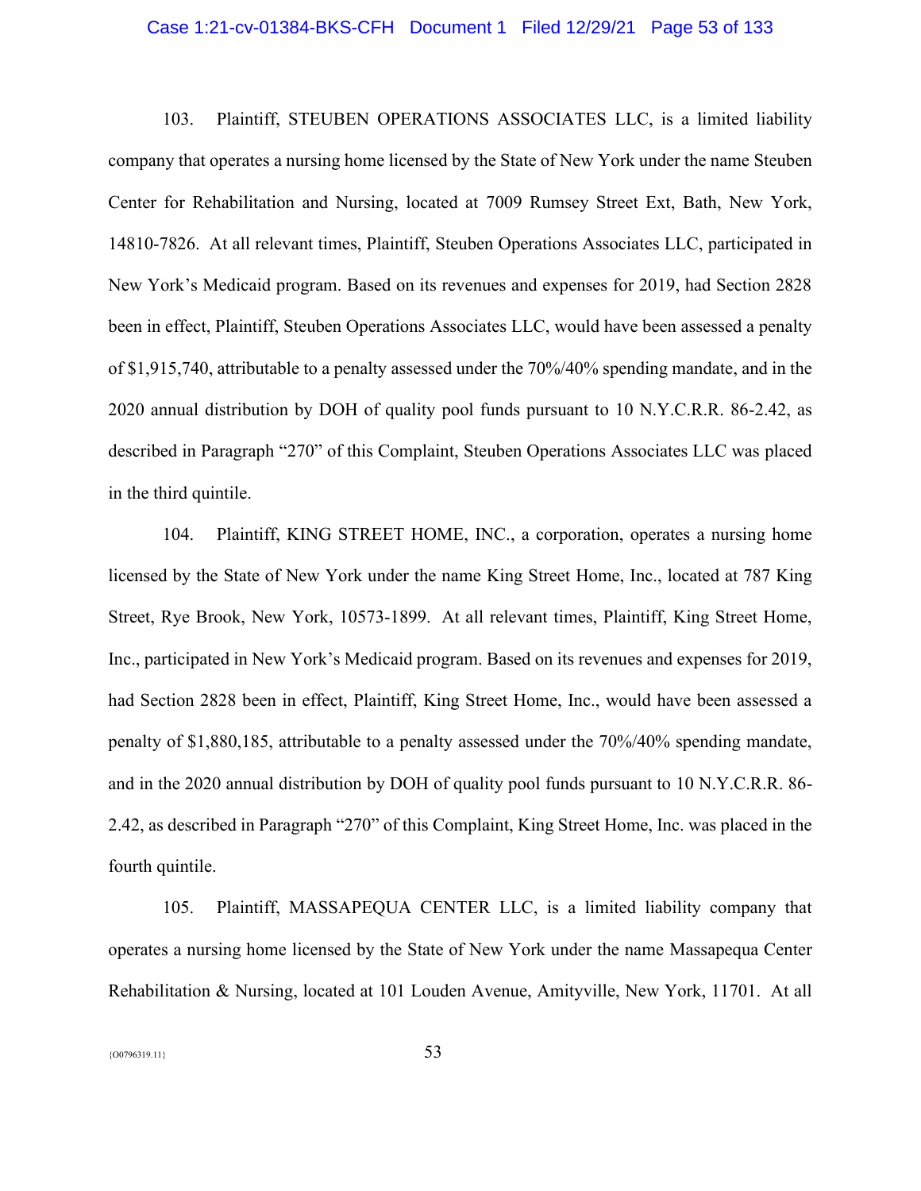103. Plaintiff, STEUBEN OPERATIONS ASSOCIATES LLC, is a limited liability company that operates a nursing home licensed by the State of New York under the name Steuben Center for Rehabilitation and Nursing, located at 7009 Rumsey Street Ext, Bath, New York, 14810-7826. At all relevant times, Plaintiff, Steuben Operations Associates LLC, participated in New York's Medicaid program. Based on its revenues and expenses for 2019, had Section 2828 been in effect, Plaintiff, Steuben Operations Associates LLC, would have been assessed a penalty of $1,915,740, attributable to a penalty assessed under the 70%/40% spending mandate, and in the 2020 annual distribution by DOH of quality pool funds pursuant to 10 N.Y.C.R.R. 86-2.42, as described in Paragraph "270" of this Complaint, Steuben Operations Associates LLC was placed in the third quintile.

104. Plaintiff, KING STREET HOME, INC., a corporation, operates a nursing home licensed by the State of New York under the name King Street Home, Inc., located at 787 King Street, Rye Brook, New York, 10573-1899. At all relevant times, Plaintiff, King Street Home, Inc., participated in New York's Medicaid program. Based on its revenues and expenses for 2019, had Section 2828 been in effect, Plaintiff, King Street Home, Inc., would have been assessed a penalty of $1,880,185, attributable to a penalty assessed under the 70%/40% spending mandate, and in the 2020 annual distribution by DOH of quality pool funds pursuant to 10 N.Y.C.R.R. 86-2.42, as described in Paragraph "270" of this Complaint, King Street Home, Inc. was placed in the fourth quintile.

105. Plaintiff, MASSAPEQUA CENTER LLC, is a limited liability company that operates a nursing home licensed by the State of New York under the name Massapequa Center Rehabilitation & Nursing, located at 101 Louden Avenue, Amityville, New York, 11701. At all

{O0796319.11}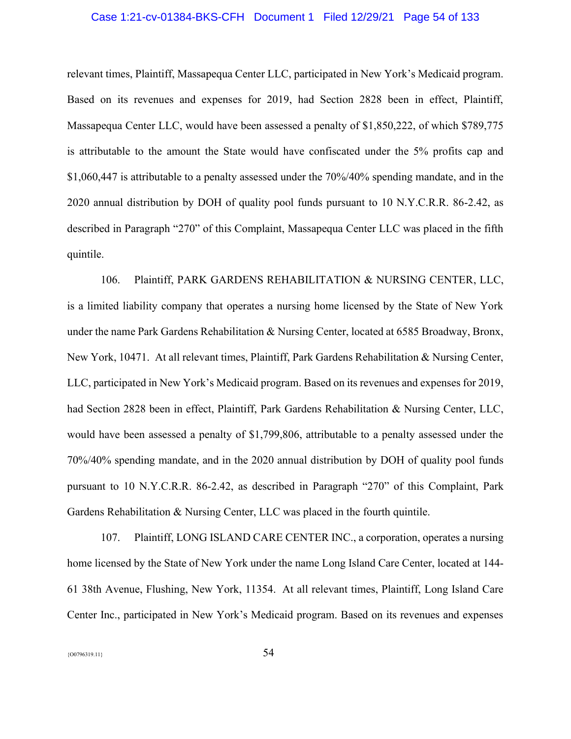relevant times, Plaintiff, Massapequa Center LLC, participated in New York's Medicaid program. Based on its revenues and expenses for 2019, had Section 2828 been in effect, Plaintiff, Massapequa Center LLC, would have been assessed a penalty of $1,850,222, of which $789,775 is attributable to the amount the State would have confiscated under the 5% profits cap and $1,060,447 is attributable to a penalty assessed under the 70%/40% spending mandate, and in the 2020 annual distribution by DOH of quality pool funds pursuant to 10 N.Y.C.R.R. 86-2.42, as described in Paragraph "270" of this Complaint, Massapequa Center LLC was placed in the fifth quintile.

106. Plaintiff, PARK GARDENS REHABILITATION & NURSING CENTER, LLC, is a limited liability company that operates a nursing home licensed by the State of New York under the name Park Gardens Rehabilitation & Nursing Center, located at 6585 Broadway, Bronx, New York, 10471. At all relevant times, Plaintiff, Park Gardens Rehabilitation & Nursing Center, LLC, participated in New York's Medicaid program. Based on its revenues and expenses for 2019, had Section 2828 been in effect, Plaintiff, Park Gardens Rehabilitation & Nursing Center, LLC, would have been assessed a penalty of $1,799,806, attributable to a penalty assessed under the 70%/40% spending mandate, and in the 2020 annual distribution by DOH of quality pool funds pursuant to 10 N.Y.C.R.R. 86-2.42, as described in Paragraph "270" of this Complaint, Park Gardens Rehabilitation & Nursing Center, LLC was placed in the fourth quintile.

107. Plaintiff, LONG ISLAND CARE CENTER INC., a corporation, operates a nursing home licensed by the State of New York under the name Long Island Care Center, located at 144-61 38th Avenue, Flushing, New York, 11354. At all relevant times, Plaintiff, Long Island Care Center Inc., participated in New York's Medicaid program. Based on its revenues and expenses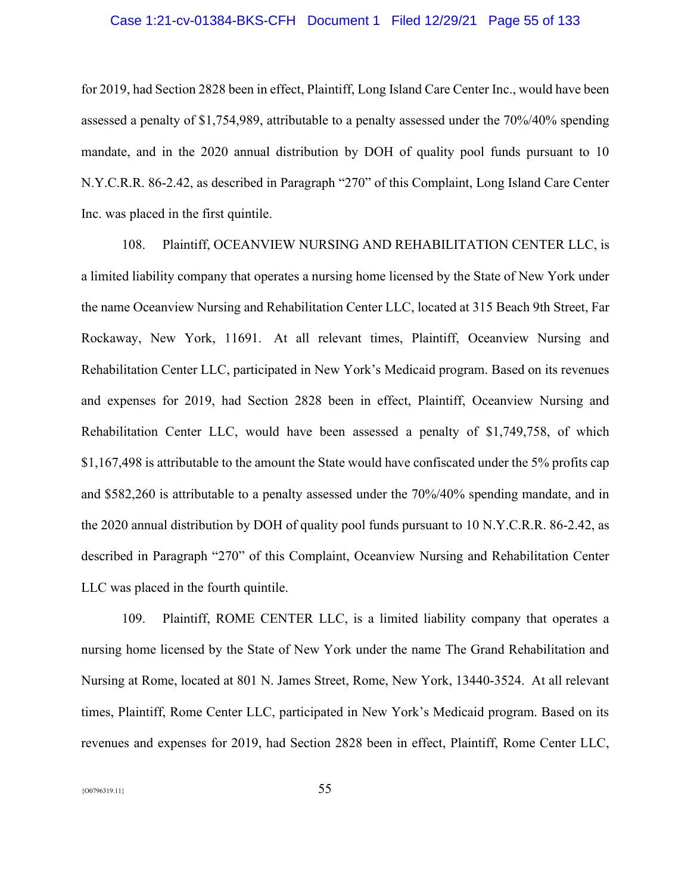for 2019, had Section 2828 been in effect, Plaintiff, Long Island Care Center Inc., would have been assessed a penalty of $1,754,989, attributable to a penalty assessed under the 70%/40% spending mandate, and in the 2020 annual distribution by DOH of quality pool funds pursuant to 10 N.Y.C.R.R. 86-2.42, as described in Paragraph "270" of this Complaint, Long Island Care Center Inc. was placed in the first quintile.

108. Plaintiff, OCEANVIEW NURSING AND REHABILITATION CENTER LLC, is a limited liability company that operates a nursing home licensed by the State of New York under the name Oceanview Nursing and Rehabilitation Center LLC, located at 315 Beach 9th Street, Far Rockaway, New York, 11691. At all relevant times, Plaintiff, Oceanview Nursing and Rehabilitation Center LLC, participated in New York's Medicaid program. Based on its revenues and expenses for 2019, had Section 2828 been in effect, Plaintiff, Oceanview Nursing and Rehabilitation Center LLC, would have been assessed a penalty of $1,749,758, of which $1,167,498 is attributable to the amount the State would have confiscated under the 5% profits cap and $582,260 is attributable to a penalty assessed under the 70%/40% spending mandate, and in the 2020 annual distribution by DOH of quality pool funds pursuant to 10 N.Y.C.R.R. 86-2.42, as described in Paragraph "270" of this Complaint, Oceanview Nursing and Rehabilitation Center LLC was placed in the fourth quintile.

109. Plaintiff, ROME CENTER LLC, is a limited liability company that operates a nursing home licensed by the State of New York under the name The Grand Rehabilitation and Nursing at Rome, located at 801 N. James Street, Rome, New York, 13440-3524. At all relevant times, Plaintiff, Rome Center LLC, participated in New York's Medicaid program. Based on its revenues and expenses for 2019, had Section 2828 been in effect, Plaintiff, Rome Center LLC,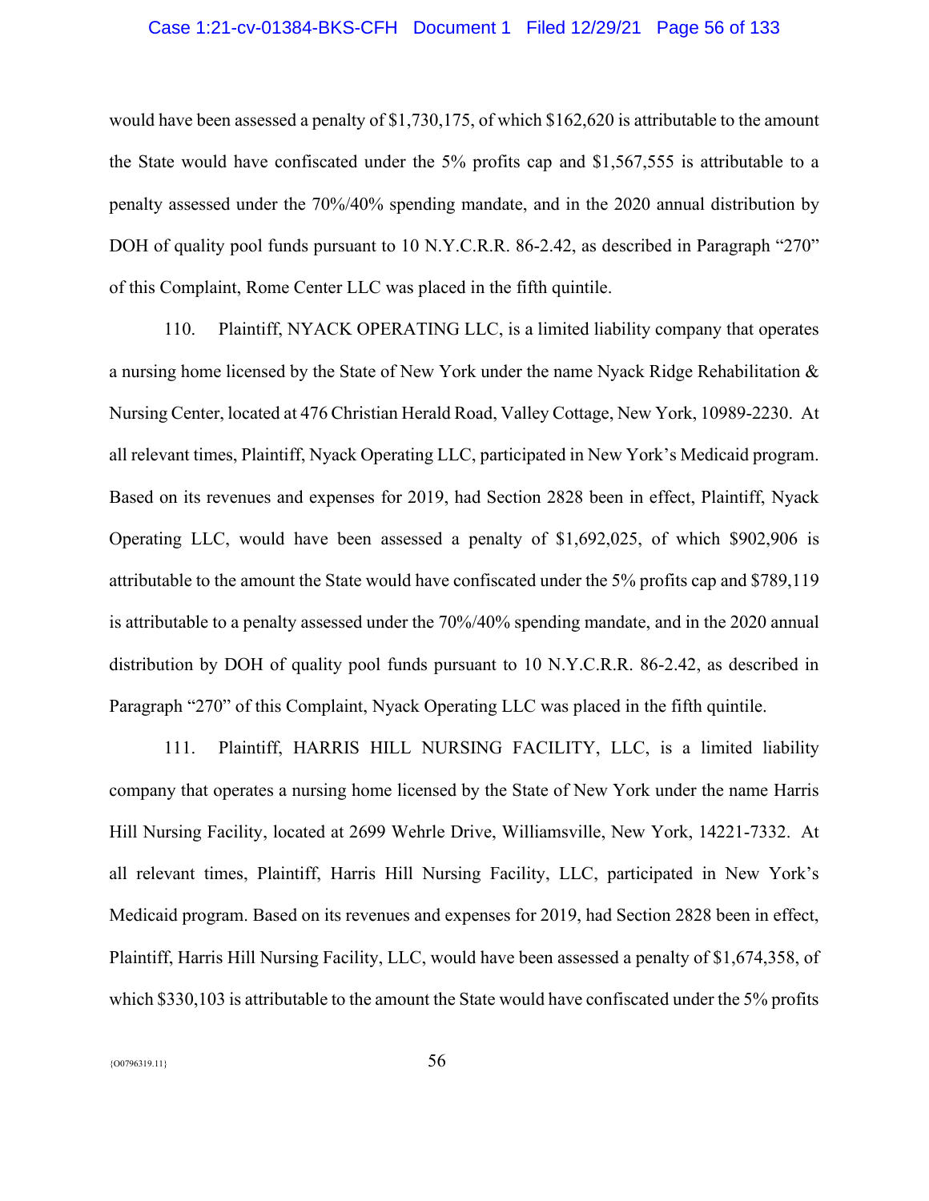would have been assessed a penalty of $1,730,175, of which $162,620 is attributable to the amount the State would have confiscated under the 5% profits cap and $1,567,555 is attributable to a penalty assessed under the 70%/40% spending mandate, and in the 2020 annual distribution by DOH of quality pool funds pursuant to 10 N.Y.C.R.R. 86-2.42, as described in Paragraph "270" of this Complaint, Rome Center LLC was placed in the fifth quintile.

110. Plaintiff, NYACK OPERATING LLC, is a limited liability company that operates a nursing home licensed by the State of New York under the name Nyack Ridge Rehabilitation & Nursing Center, located at 476 Christian Herald Road, Valley Cottage, New York, 10989-2230. At all relevant times, Plaintiff, Nyack Operating LLC, participated in New York's Medicaid program. Based on its revenues and expenses for 2019, had Section 2828 been in effect, Plaintiff, Nyack Operating LLC, would have been assessed a penalty of $1,692,025, of which $902,906 is attributable to the amount the State would have confiscated under the 5% profits cap and $789,119 is attributable to a penalty assessed under the 70%/40% spending mandate, and in the 2020 annual distribution by DOH of quality pool funds pursuant to 10 N.Y.C.R.R. 86-2.42, as described in Paragraph "270" of this Complaint, Nyack Operating LLC was placed in the fifth quintile.

111. Plaintiff, HARRIS HILL NURSING FACILITY, LLC, is a limited liability company that operates a nursing home licensed by the State of New York under the name Harris Hill Nursing Facility, located at 2699 Wehrle Drive, Williamsville, New York, 14221-7332. At all relevant times, Plaintiff, Harris Hill Nursing Facility, LLC, participated in New York's Medicaid program. Based on its revenues and expenses for 2019, had Section 2828 been in effect, Plaintiff, Harris Hill Nursing Facility, LLC, would have been assessed a penalty of $1,674,358, of which $330,103 is attributable to the amount the State would have confiscated under the 5% profits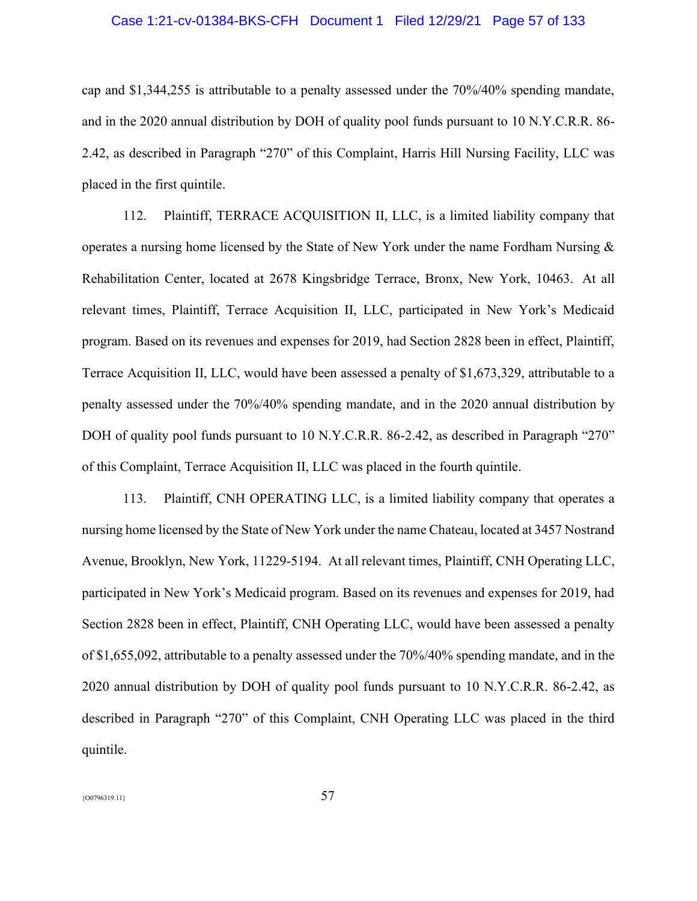cap and $1,344,255 is attributable to a penalty assessed under the 70%/40% spending mandate, and in the 2020 annual distribution by DOH of quality pool funds pursuant to 10 N.Y.C.R.R. 86-2.42, as described in Paragraph "270" of this Complaint, Harris Hill Nursing Facility, LLC was placed in the first quintile.

112. Plaintiff, TERRACE ACQUISITION II, LLC, is a limited liability company that operates a nursing home licensed by the State of New York under the name Fordham Nursing & Rehabilitation Center, located at 2678 Kingsbridge Terrace, Bronx, New York, 10463. At all relevant times, Plaintiff, Terrace Acquisition II, LLC, participated in New York's Medicaid program. Based on its revenues and expenses for 2019, had Section 2828 been in effect, Plaintiff, Terrace Acquisition II, LLC, would have been assessed a penalty of $1,673,329, attributable to a penalty assessed under the 70%/40% spending mandate, and in the 2020 annual distribution by DOH of quality pool funds pursuant to 10 N.Y.C.R.R. 86-2.42, as described in Paragraph "270" of this Complaint, Terrace Acquisition II, LLC was placed in the fourth quintile.

113. Plaintiff, CNH OPERATING LLC, is a limited liability company that operates a nursing home licensed by the State of New York under the name Chateau, located at 3457 Nostrand Avenue, Brooklyn, New York, 11229-5194. At all relevant times, Plaintiff, CNH Operating LLC, participated in New York's Medicaid program. Based on its revenues and expenses for 2019, had Section 2828 been in effect, Plaintiff, CNH Operating LLC, would have been assessed a penalty of $1,655,092, attributable to a penalty assessed under the 70%/40% spending mandate, and in the 2020 annual distribution by DOH of quality pool funds pursuant to 10 N.Y.C.R.R. 86-2.42, as described in Paragraph "270" of this Complaint, CNH Operating LLC was placed in the third quintile.

{O0796319.11}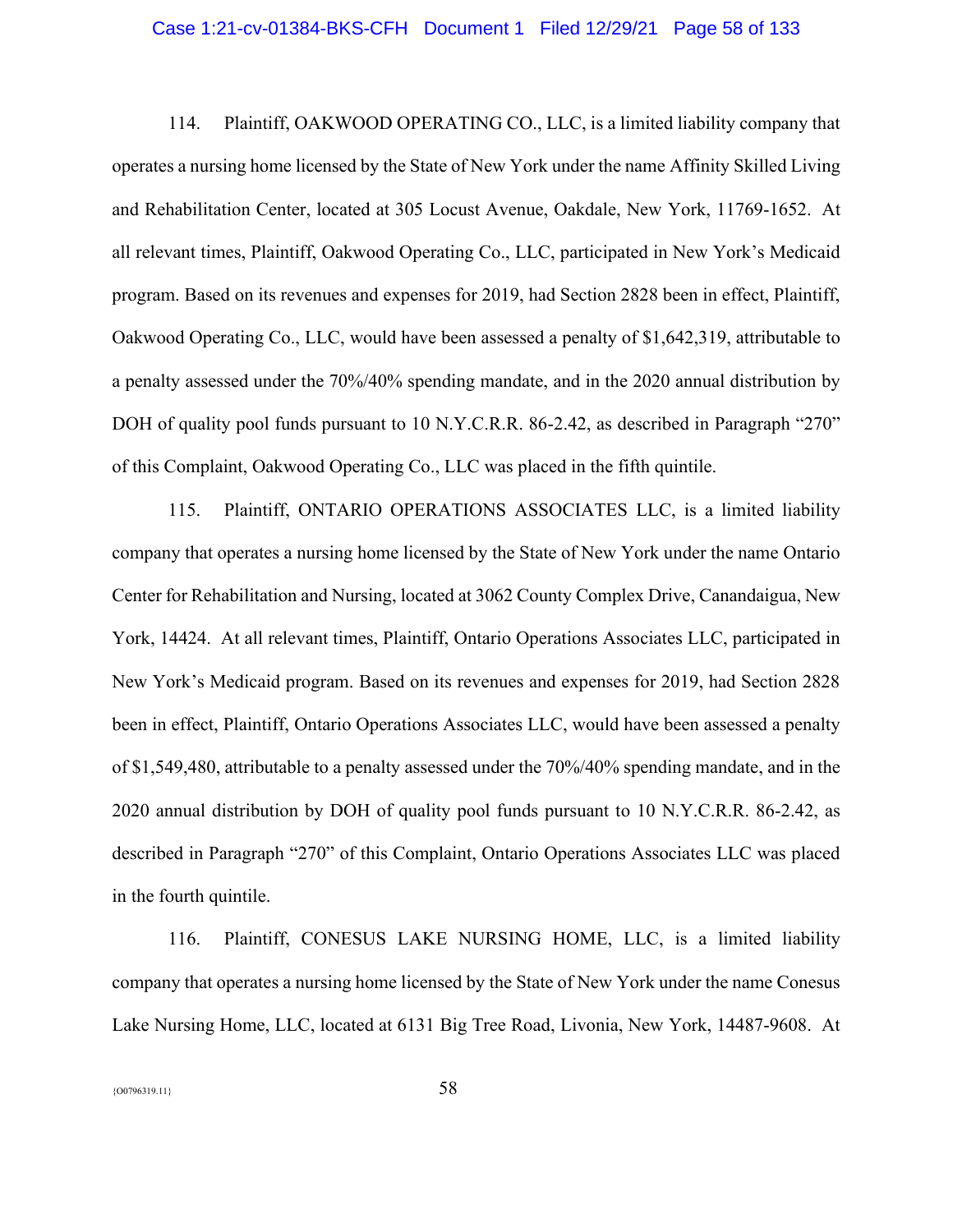114. Plaintiff, OAKWOOD OPERATING CO., LLC, is a limited liability company that operates a nursing home licensed by the State of New York under the name Affinity Skilled Living and Rehabilitation Center, located at 305 Locust Avenue, Oakdale, New York, 11769-1652. At all relevant times, Plaintiff, Oakwood Operating Co., LLC, participated in New York's Medicaid program. Based on its revenues and expenses for 2019, had Section 2828 been in effect, Plaintiff, Oakwood Operating Co., LLC, would have been assessed a penalty of $1,642,319, attributable to a penalty assessed under the 70%/40% spending mandate, and in the 2020 annual distribution by DOH of quality pool funds pursuant to 10 N.Y.C.R.R. 86-2.42, as described in Paragraph "270" of this Complaint, Oakwood Operating Co., LLC was placed in the fifth quintile.

115. Plaintiff, ONTARIO OPERATIONS ASSOCIATES LLC, is a limited liability company that operates a nursing home licensed by the State of New York under the name Ontario Center for Rehabilitation and Nursing, located at 3062 County Complex Drive, Canandaigua, New York, 14424. At all relevant times, Plaintiff, Ontario Operations Associates LLC, participated in New York's Medicaid program. Based on its revenues and expenses for 2019, had Section 2828 been in effect, Plaintiff, Ontario Operations Associates LLC, would have been assessed a penalty of $1,549,480, attributable to a penalty assessed under the 70%/40% spending mandate, and in the 2020 annual distribution by DOH of quality pool funds pursuant to 10 N.Y.C.R.R. 86-2.42, as described in Paragraph "270" of this Complaint, Ontario Operations Associates LLC was placed in the fourth quintile.

116. Plaintiff, CONESUS LAKE NURSING HOME, LLC, is a limited liability company that operates a nursing home licensed by the State of New York under the name Conesus Lake Nursing Home, LLC, located at 6131 Big Tree Road, Livonia, New York, 14487-9608. At

{O0796319.11}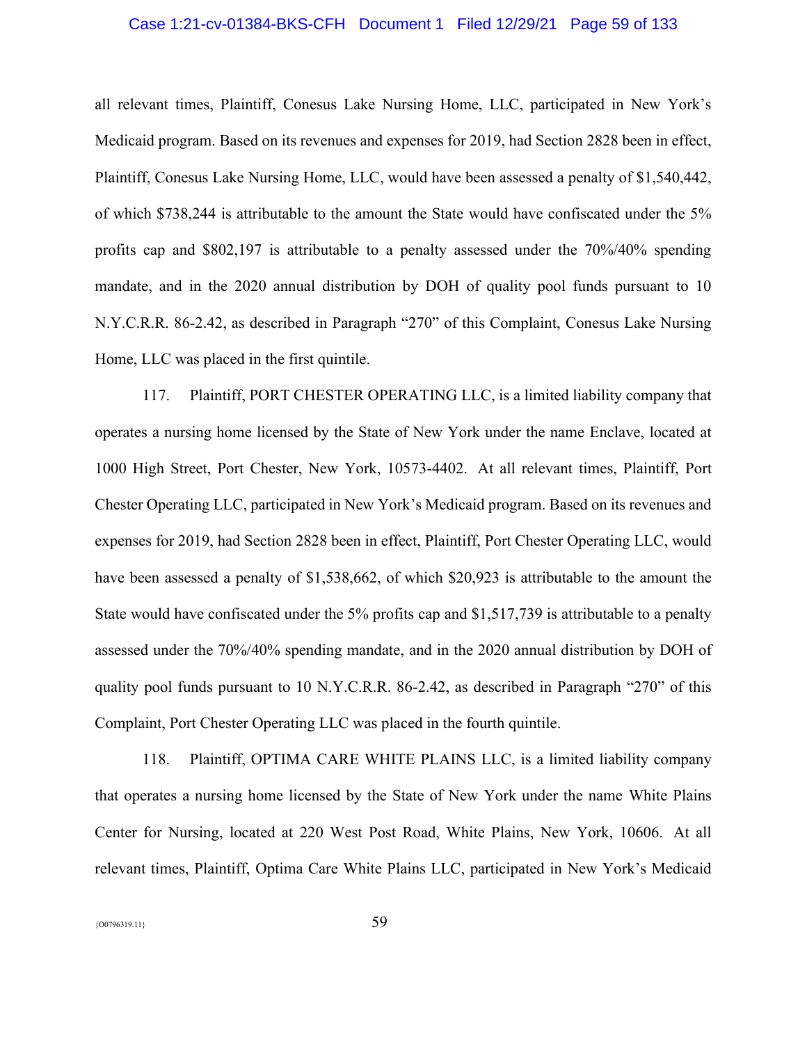all relevant times, Plaintiff, Conesus Lake Nursing Home, LLC, participated in New York's Medicaid program. Based on its revenues and expenses for 2019, had Section 2828 been in effect, Plaintiff, Conesus Lake Nursing Home, LLC, would have been assessed a penalty of $1,540,442, of which $738,244 is attributable to the amount the State would have confiscated under the 5% profits cap and $802,197 is attributable to a penalty assessed under the 70%/40% spending mandate, and in the 2020 annual distribution by DOH of quality pool funds pursuant to 10 N.Y.C.R.R. 86-2.42, as described in Paragraph "270" of this Complaint, Conesus Lake Nursing Home, LLC was placed in the first quintile.

117. Plaintiff, PORT CHESTER OPERATING LLC, is a limited liability company that operates a nursing home licensed by the State of New York under the name Enclave, located at 1000 High Street, Port Chester, New York, 10573-4402. At all relevant times, Plaintiff, Port Chester Operating LLC, participated in New York's Medicaid program. Based on its revenues and expenses for 2019, had Section 2828 been in effect, Plaintiff, Port Chester Operating LLC, would have been assessed a penalty of $1,538,662, of which $20,923 is attributable to the amount the State would have confiscated under the 5% profits cap and $1,517,739 is attributable to a penalty assessed under the 70%/40% spending mandate, and in the 2020 annual distribution by DOH of quality pool funds pursuant to 10 N.Y.C.R.R. 86-2.42, as described in Paragraph "270" of this Complaint, Port Chester Operating LLC was placed in the fourth quintile.

118. Plaintiff, OPTIMA CARE WHITE PLAINS LLC, is a limited liability company that operates a nursing home licensed by the State of New York under the name White Plains Center for Nursing, located at 220 West Post Road, White Plains, New York, 10606. At all relevant times, Plaintiff, Optima Care White Plains LLC, participated in New York's Medicaid

{O0796319.11}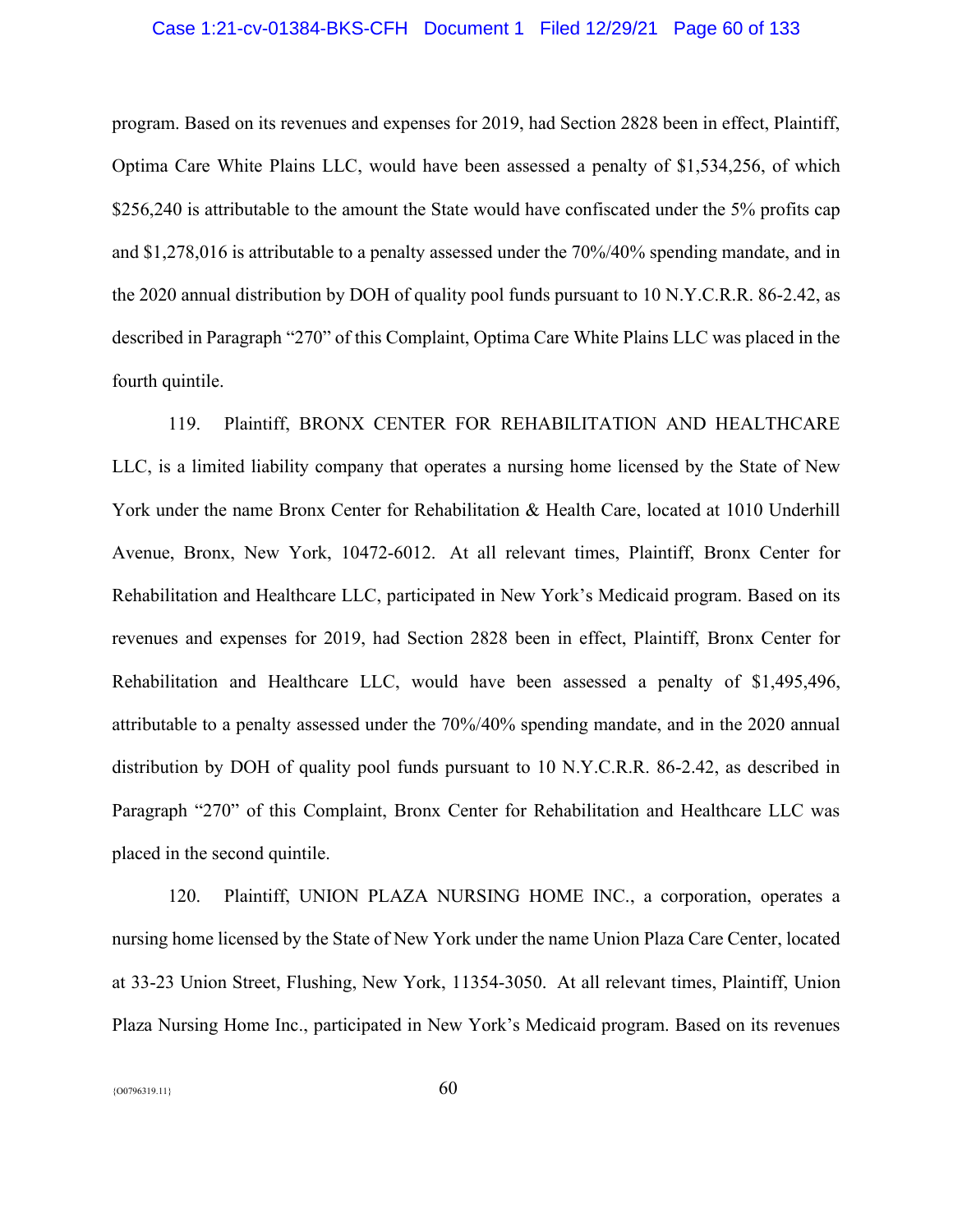program. Based on its revenues and expenses for 2019, had Section 2828 been in effect, Plaintiff, Optima Care White Plains LLC, would have been assessed a penalty of $1,534,256, of which $256,240 is attributable to the amount the State would have confiscated under the 5% profits cap and $1,278,016 is attributable to a penalty assessed under the 70%/40% spending mandate, and in the 2020 annual distribution by DOH of quality pool funds pursuant to 10 N.Y.C.R.R. 86-2.42, as described in Paragraph "270" of this Complaint, Optima Care White Plains LLC was placed in the fourth quintile.

119. Plaintiff, BRONX CENTER FOR REHABILITATION AND HEALTHCARE LLC, is a limited liability company that operates a nursing home licensed by the State of New York under the name Bronx Center for Rehabilitation & Health Care, located at 1010 Underhill Avenue, Bronx, New York, 10472-6012. At all relevant times, Plaintiff, Bronx Center for Rehabilitation and Healthcare LLC, participated in New York's Medicaid program. Based on its revenues and expenses for 2019, had Section 2828 been in effect, Plaintiff, Bronx Center for Rehabilitation and Healthcare LLC, would have been assessed a penalty of $1,495,496, attributable to a penalty assessed under the 70%/40% spending mandate, and in the 2020 annual distribution by DOH of quality pool funds pursuant to 10 N.Y.C.R.R. 86-2.42, as described in Paragraph "270" of this Complaint, Bronx Center for Rehabilitation and Healthcare LLC was placed in the second quintile.

120. Plaintiff, UNION PLAZA NURSING HOME INC., a corporation, operates a nursing home licensed by the State of New York under the name Union Plaza Care Center, located at 33-23 Union Street, Flushing, New York, 11354-3050. At all relevant times, Plaintiff, Union Plaza Nursing Home Inc., participated in New York's Medicaid program. Based on its revenues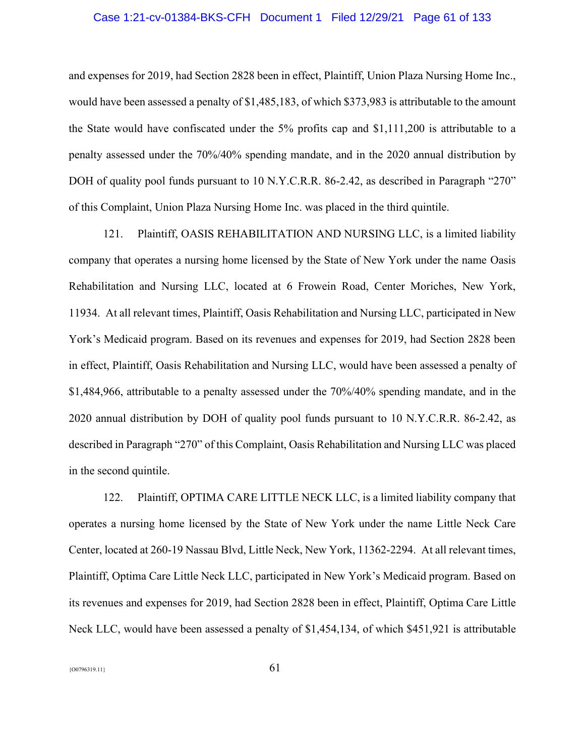and expenses for 2019, had Section 2828 been in effect, Plaintiff, Union Plaza Nursing Home Inc., would have been assessed a penalty of $1,485,183, of which $373,983 is attributable to the amount the State would have confiscated under the 5% profits cap and $1,111,200 is attributable to a penalty assessed under the 70%/40% spending mandate, and in the 2020 annual distribution by DOH of quality pool funds pursuant to 10 N.Y.C.R.R. 86-2.42, as described in Paragraph "270" of this Complaint, Union Plaza Nursing Home Inc. was placed in the third quintile.

121. Plaintiff, OASIS REHABILITATION AND NURSING LLC, is a limited liability company that operates a nursing home licensed by the State of New York under the name Oasis Rehabilitation and Nursing LLC, located at 6 Frowein Road, Center Moriches, New York, 11934. At all relevant times, Plaintiff, Oasis Rehabilitation and Nursing LLC, participated in New York's Medicaid program. Based on its revenues and expenses for 2019, had Section 2828 been in effect, Plaintiff, Oasis Rehabilitation and Nursing LLC, would have been assessed a penalty of $1,484,966, attributable to a penalty assessed under the 70%/40% spending mandate, and in the 2020 annual distribution by DOH of quality pool funds pursuant to 10 N.Y.C.R.R. 86-2.42, as described in Paragraph "270" of this Complaint, Oasis Rehabilitation and Nursing LLC was placed in the second quintile.

122. Plaintiff, OPTIMA CARE LITTLE NECK LLC, is a limited liability company that operates a nursing home licensed by the State of New York under the name Little Neck Care Center, located at 260-19 Nassau Blvd, Little Neck, New York, 11362-2294. At all relevant times, Plaintiff, Optima Care Little Neck LLC, participated in New York's Medicaid program. Based on its revenues and expenses for 2019, had Section 2828 been in effect, Plaintiff, Optima Care Little Neck LLC, would have been assessed a penalty of $1,454,134, of which $451,921 is attributable

{O0796319.11}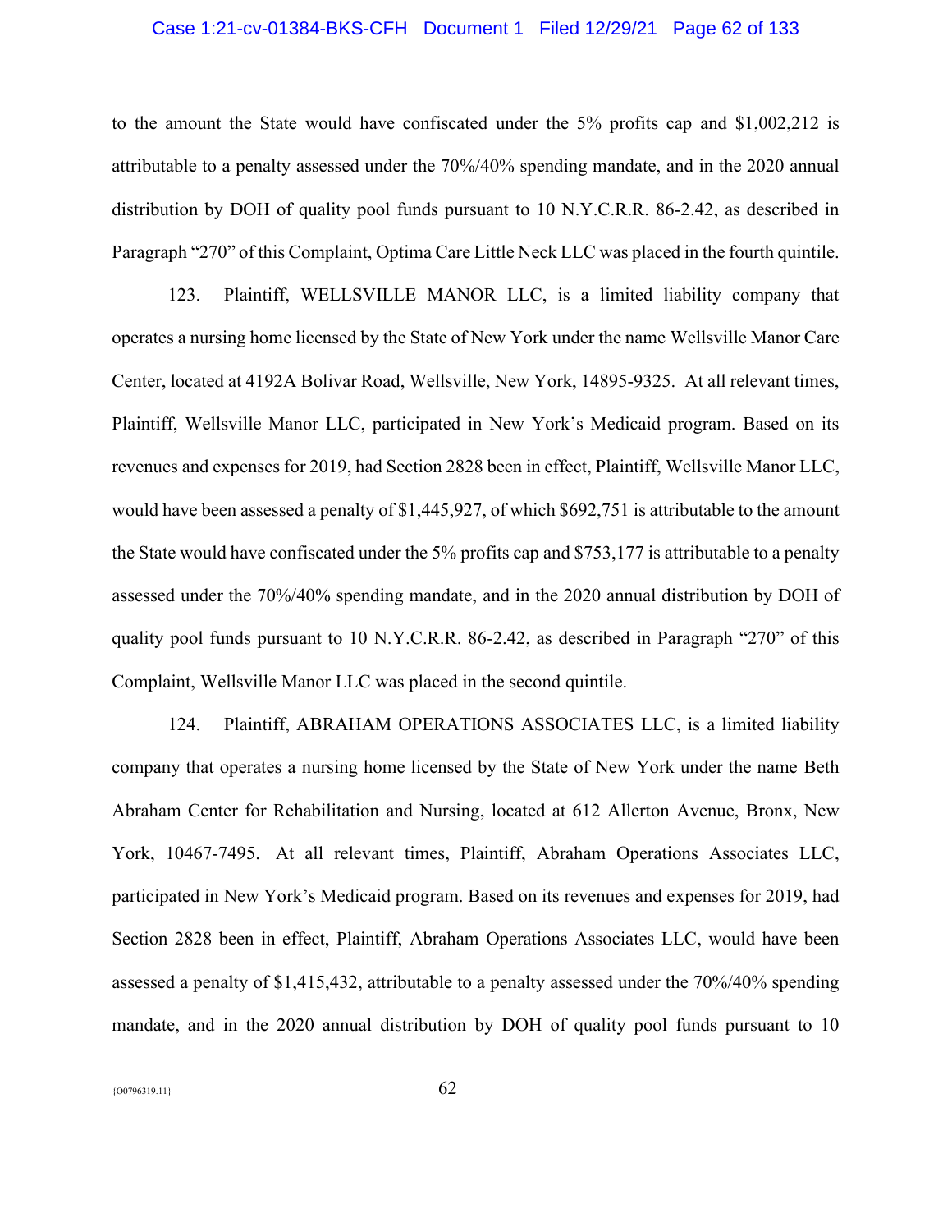to the amount the State would have confiscated under the 5% profits cap and $1,002,212 is attributable to a penalty assessed under the 70%/40% spending mandate, and in the 2020 annual distribution by DOH of quality pool funds pursuant to 10 N.Y.C.R.R. 86-2.42, as described in Paragraph "270" of this Complaint, Optima Care Little Neck LLC was placed in the fourth quintile.

123. Plaintiff, WELLSVILLE MANOR LLC, is a limited liability company that operates a nursing home licensed by the State of New York under the name Wellsville Manor Care Center, located at 4192A Bolivar Road, Wellsville, New York, 14895-9325. At all relevant times, Plaintiff, Wellsville Manor LLC, participated in New York's Medicaid program. Based on its revenues and expenses for 2019, had Section 2828 been in effect, Plaintiff, Wellsville Manor LLC, would have been assessed a penalty of $1,445,927, of which $692,751 is attributable to the amount the State would have confiscated under the 5% profits cap and $753,177 is attributable to a penalty assessed under the 70%/40% spending mandate, and in the 2020 annual distribution by DOH of quality pool funds pursuant to 10 N.Y.C.R.R. 86-2.42, as described in Paragraph "270" of this Complaint, Wellsville Manor LLC was placed in the second quintile.

124. Plaintiff, ABRAHAM OPERATIONS ASSOCIATES LLC, is a limited liability company that operates a nursing home licensed by the State of New York under the name Beth Abraham Center for Rehabilitation and Nursing, located at 612 Allerton Avenue, Bronx, New York, 10467-7495. At all relevant times, Plaintiff, Abraham Operations Associates LLC, participated in New York's Medicaid program. Based on its revenues and expenses for 2019, had Section 2828 been in effect, Plaintiff, Abraham Operations Associates LLC, would have been assessed a penalty of $1,415,432, attributable to a penalty assessed under the 70%/40% spending mandate, and in the 2020 annual distribution by DOH of quality pool funds pursuant to 10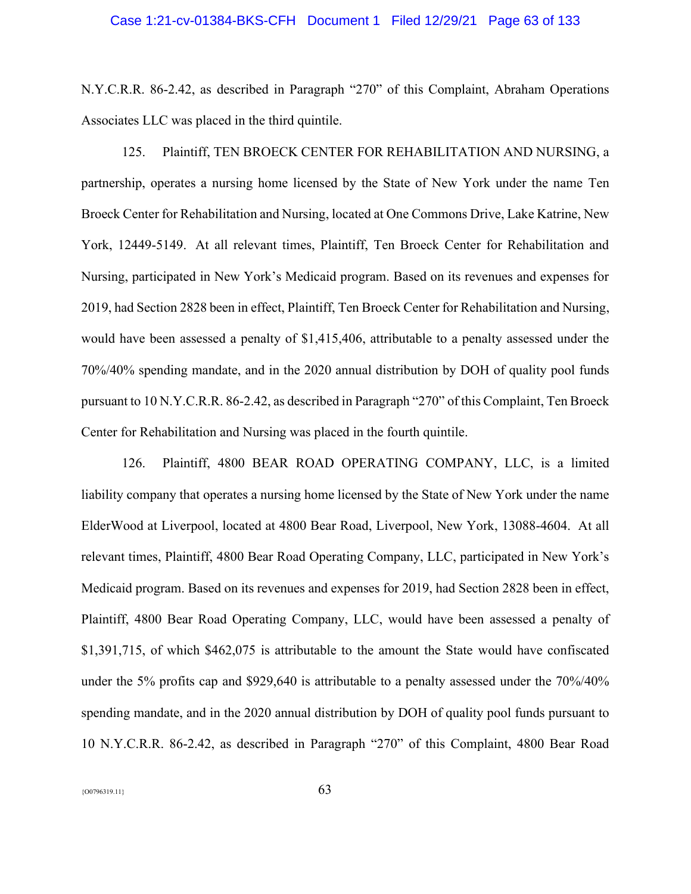N.Y.C.R.R. 86-2.42, as described in Paragraph "270" of this Complaint, Abraham Operations Associates LLC was placed in the third quintile.

125. Plaintiff, TEN BROECK CENTER FOR REHABILITATION AND NURSING, a partnership, operates a nursing home licensed by the State of New York under the name Ten Broeck Center for Rehabilitation and Nursing, located at One Commons Drive, Lake Katrine, New York, 12449-5149. At all relevant times, Plaintiff, Ten Broeck Center for Rehabilitation and Nursing, participated in New York's Medicaid program. Based on its revenues and expenses for 2019, had Section 2828 been in effect, Plaintiff, Ten Broeck Center for Rehabilitation and Nursing, would have been assessed a penalty of $1,415,406, attributable to a penalty assessed under the 70%/40% spending mandate, and in the 2020 annual distribution by DOH of quality pool funds pursuant to 10 N.Y.C.R.R. 86-2.42, as described in Paragraph "270" of this Complaint, Ten Broeck Center for Rehabilitation and Nursing was placed in the fourth quintile.

126. Plaintiff, 4800 BEAR ROAD OPERATING COMPANY, LLC, is a limited liability company that operates a nursing home licensed by the State of New York under the name ElderWood at Liverpool, located at 4800 Bear Road, Liverpool, New York, 13088-4604. At all relevant times, Plaintiff, 4800 Bear Road Operating Company, LLC, participated in New York's Medicaid program. Based on its revenues and expenses for 2019, had Section 2828 been in effect, Plaintiff, 4800 Bear Road Operating Company, LLC, would have been assessed a penalty of $1,391,715, of which $462,075 is attributable to the amount the State would have confiscated under the 5% profits cap and $929,640 is attributable to a penalty assessed under the 70%/40% spending mandate, and in the 2020 annual distribution by DOH of quality pool funds pursuant to 10 N.Y.C.R.R. 86-2.42, as described in Paragraph "270" of this Complaint, 4800 Bear Road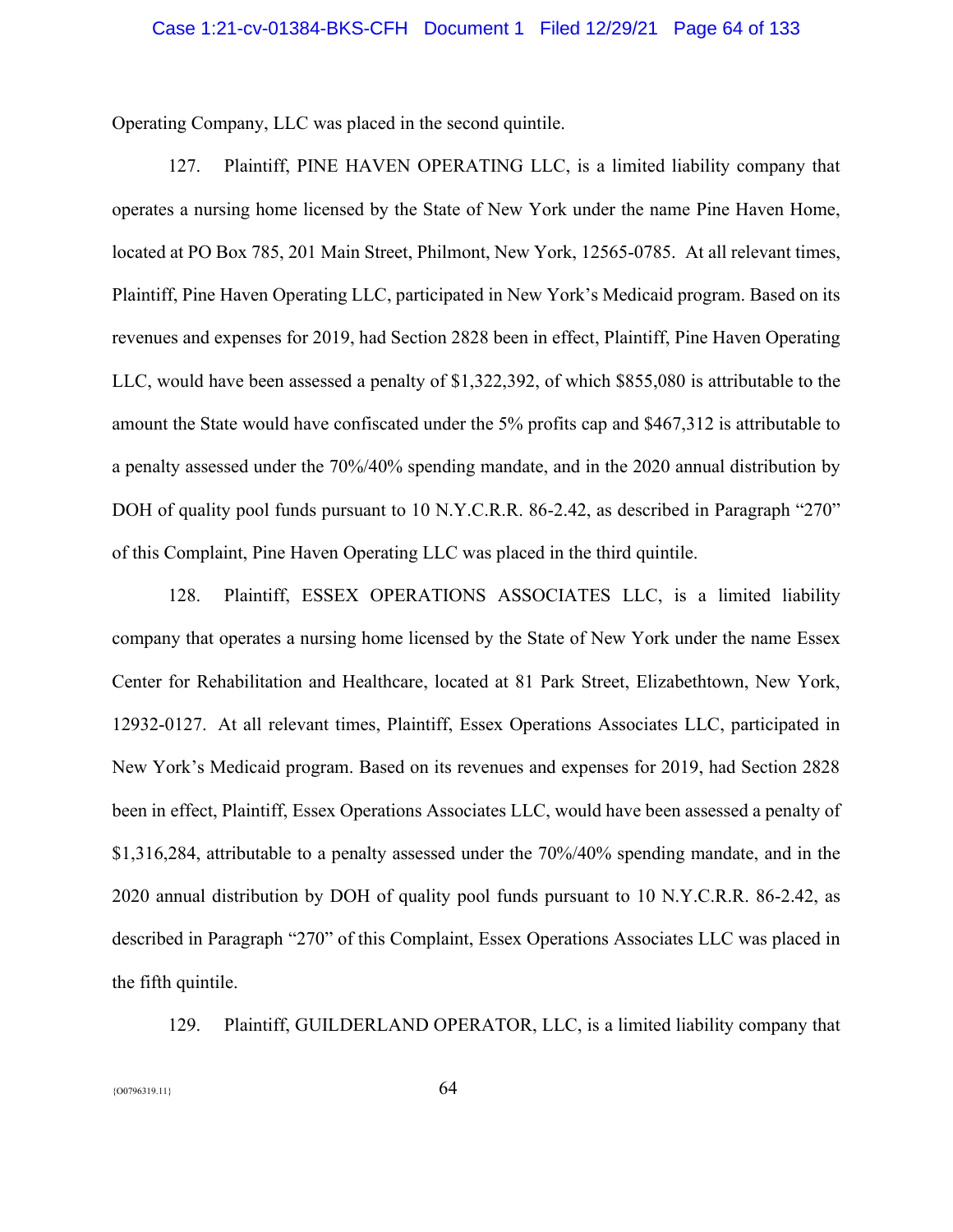Operating Company, LLC was placed in the second quintile.

127. Plaintiff, PINE HAVEN OPERATING LLC, is a limited liability company that operates a nursing home licensed by the State of New York under the name Pine Haven Home, located at PO Box 785, 201 Main Street, Philmont, New York, 12565-0785. At all relevant times, Plaintiff, Pine Haven Operating LLC, participated in New York's Medicaid program. Based on its revenues and expenses for 2019, had Section 2828 been in effect, Plaintiff, Pine Haven Operating LLC, would have been assessed a penalty of $1,322,392, of which $855,080 is attributable to the amount the State would have confiscated under the 5% profits cap and $467,312 is attributable to a penalty assessed under the 70%/40% spending mandate, and in the 2020 annual distribution by DOH of quality pool funds pursuant to 10 N.Y.C.R.R. 86-2.42, as described in Paragraph "270" of this Complaint, Pine Haven Operating LLC was placed in the third quintile.

128. Plaintiff, ESSEX OPERATIONS ASSOCIATES LLC, is a limited liability company that operates a nursing home licensed by the State of New York under the name Essex Center for Rehabilitation and Healthcare, located at 81 Park Street, Elizabethtown, New York, 12932-0127. At all relevant times, Plaintiff, Essex Operations Associates LLC, participated in New York's Medicaid program. Based on its revenues and expenses for 2019, had Section 2828 been in effect, Plaintiff, Essex Operations Associates LLC, would have been assessed a penalty of $1,316,284, attributable to a penalty assessed under the 70%/40% spending mandate, and in the 2020 annual distribution by DOH of quality pool funds pursuant to 10 N.Y.C.R.R. 86-2.42, as described in Paragraph "270" of this Complaint, Essex Operations Associates LLC was placed in the fifth quintile.

129. Plaintiff, GUILDERLAND OPERATOR, LLC, is a limited liability company that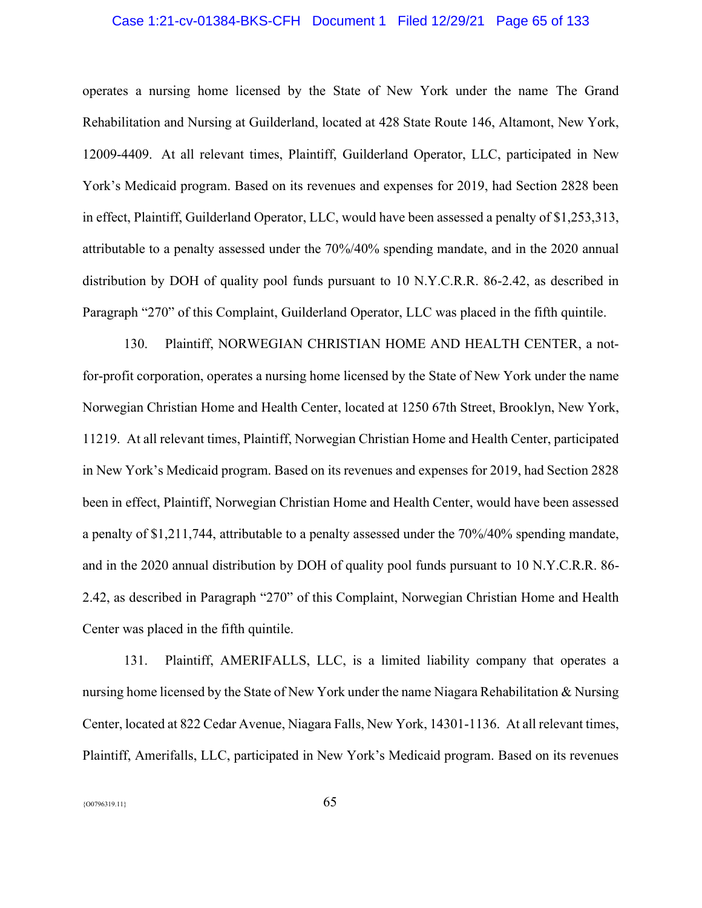operates a nursing home licensed by the State of New York under the name The Grand Rehabilitation and Nursing at Guilderland, located at 428 State Route 146, Altamont, New York, 12009-4409. At all relevant times, Plaintiff, Guilderland Operator, LLC, participated in New York's Medicaid program. Based on its revenues and expenses for 2019, had Section 2828 been in effect, Plaintiff, Guilderland Operator, LLC, would have been assessed a penalty of $1,253,313, attributable to a penalty assessed under the 70%/40% spending mandate, and in the 2020 annual distribution by DOH of quality pool funds pursuant to 10 N.Y.C.R.R. 86-2.42, as described in Paragraph "270" of this Complaint, Guilderland Operator, LLC was placed in the fifth quintile.

130. Plaintiff, NORWEGIAN CHRISTIAN HOME AND HEALTH CENTER, a not-for-profit corporation, operates a nursing home licensed by the State of New York under the name Norwegian Christian Home and Health Center, located at 1250 67th Street, Brooklyn, New York, 11219. At all relevant times, Plaintiff, Norwegian Christian Home and Health Center, participated in New York's Medicaid program. Based on its revenues and expenses for 2019, had Section 2828 been in effect, Plaintiff, Norwegian Christian Home and Health Center, would have been assessed a penalty of $1,211,744, attributable to a penalty assessed under the 70%/40% spending mandate, and in the 2020 annual distribution by DOH of quality pool funds pursuant to 10 N.Y.C.R.R. 86-2.42, as described in Paragraph "270" of this Complaint, Norwegian Christian Home and Health Center was placed in the fifth quintile.

131. Plaintiff, AMERIFALLS, LLC, is a limited liability company that operates a nursing home licensed by the State of New York under the name Niagara Rehabilitation & Nursing Center, located at 822 Cedar Avenue, Niagara Falls, New York, 14301-1136. At all relevant times, Plaintiff, Amerifalls, LLC, participated in New York's Medicaid program. Based on its revenues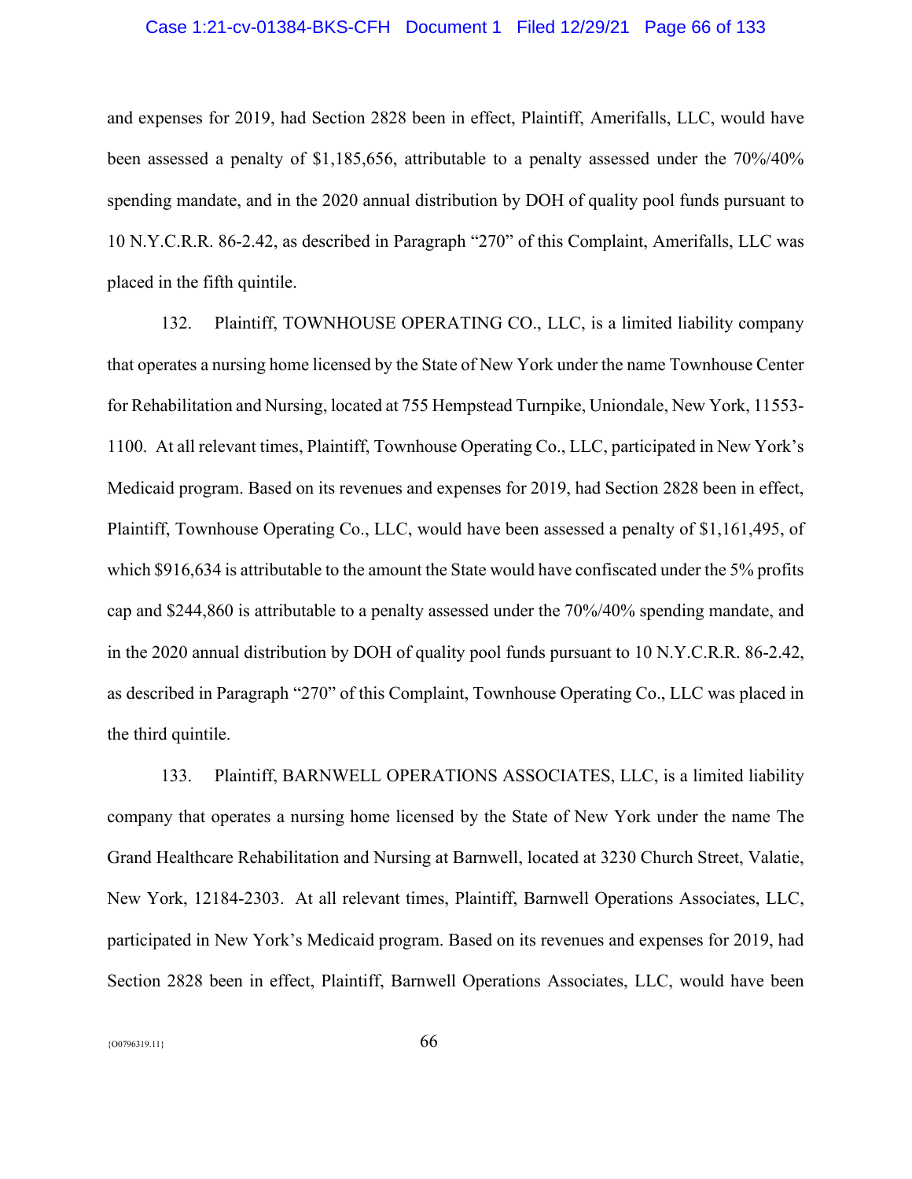and expenses for 2019, had Section 2828 been in effect, Plaintiff, Amerifalls, LLC, would have been assessed a penalty of $1,185,656, attributable to a penalty assessed under the 70%/40% spending mandate, and in the 2020 annual distribution by DOH of quality pool funds pursuant to 10 N.Y.C.R.R. 86-2.42, as described in Paragraph "270" of this Complaint, Amerifalls, LLC was placed in the fifth quintile.

132. Plaintiff, TOWNHOUSE OPERATING CO., LLC, is a limited liability company that operates a nursing home licensed by the State of New York under the name Townhouse Center for Rehabilitation and Nursing, located at 755 Hempstead Turnpike, Uniondale, New York, 11553-1100. At all relevant times, Plaintiff, Townhouse Operating Co., LLC, participated in New York's Medicaid program. Based on its revenues and expenses for 2019, had Section 2828 been in effect, Plaintiff, Townhouse Operating Co., LLC, would have been assessed a penalty of $1,161,495, of which $916,634 is attributable to the amount the State would have confiscated under the 5% profits cap and $244,860 is attributable to a penalty assessed under the 70%/40% spending mandate, and in the 2020 annual distribution by DOH of quality pool funds pursuant to 10 N.Y.C.R.R. 86-2.42, as described in Paragraph "270" of this Complaint, Townhouse Operating Co., LLC was placed in the third quintile.

133. Plaintiff, BARNWELL OPERATIONS ASSOCIATES, LLC, is a limited liability company that operates a nursing home licensed by the State of New York under the name The Grand Healthcare Rehabilitation and Nursing at Barnwell, located at 3230 Church Street, Valatie, New York, 12184-2303. At all relevant times, Plaintiff, Barnwell Operations Associates, LLC, participated in New York's Medicaid program. Based on its revenues and expenses for 2019, had Section 2828 been in effect, Plaintiff, Barnwell Operations Associates, LLC, would have been

{O0796319.11}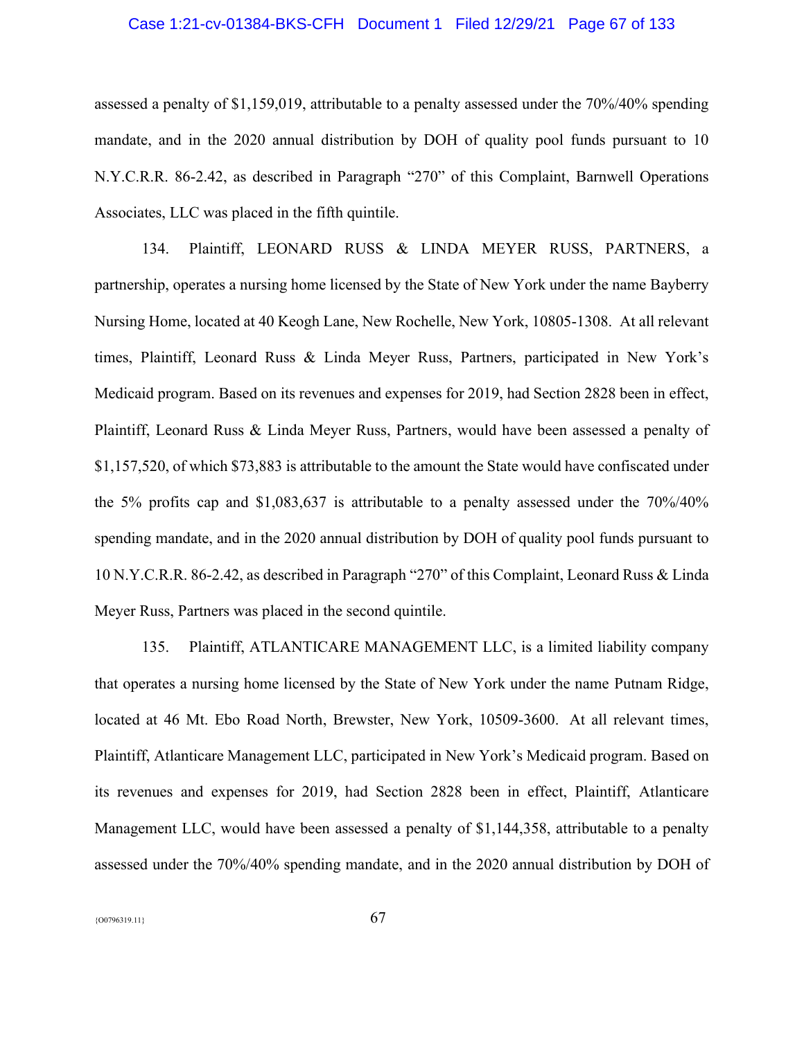assessed a penalty of $1,159,019, attributable to a penalty assessed under the 70%/40% spending mandate, and in the 2020 annual distribution by DOH of quality pool funds pursuant to 10 N.Y.C.R.R. 86-2.42, as described in Paragraph "270" of this Complaint, Barnwell Operations Associates, LLC was placed in the fifth quintile.

134. Plaintiff, LEONARD RUSS & LINDA MEYER RUSS, PARTNERS, a partnership, operates a nursing home licensed by the State of New York under the name Bayberry Nursing Home, located at 40 Keogh Lane, New Rochelle, New York, 10805-1308. At all relevant times, Plaintiff, Leonard Russ & Linda Meyer Russ, Partners, participated in New York's Medicaid program. Based on its revenues and expenses for 2019, had Section 2828 been in effect, Plaintiff, Leonard Russ & Linda Meyer Russ, Partners, would have been assessed a penalty of $1,157,520, of which $73,883 is attributable to the amount the State would have confiscated under the 5% profits cap and $1,083,637 is attributable to a penalty assessed under the 70%/40% spending mandate, and in the 2020 annual distribution by DOH of quality pool funds pursuant to 10 N.Y.C.R.R. 86-2.42, as described in Paragraph "270" of this Complaint, Leonard Russ & Linda Meyer Russ, Partners was placed in the second quintile.

135. Plaintiff, ATLANTICARE MANAGEMENT LLC, is a limited liability company that operates a nursing home licensed by the State of New York under the name Putnam Ridge, located at 46 Mt. Ebo Road North, Brewster, New York, 10509-3600. At all relevant times, Plaintiff, Atlanticare Management LLC, participated in New York's Medicaid program. Based on its revenues and expenses for 2019, had Section 2828 been in effect, Plaintiff, Atlanticare Management LLC, would have been assessed a penalty of $1,144,358, attributable to a penalty assessed under the 70%/40% spending mandate, and in the 2020 annual distribution by DOH of

{O0796319.11}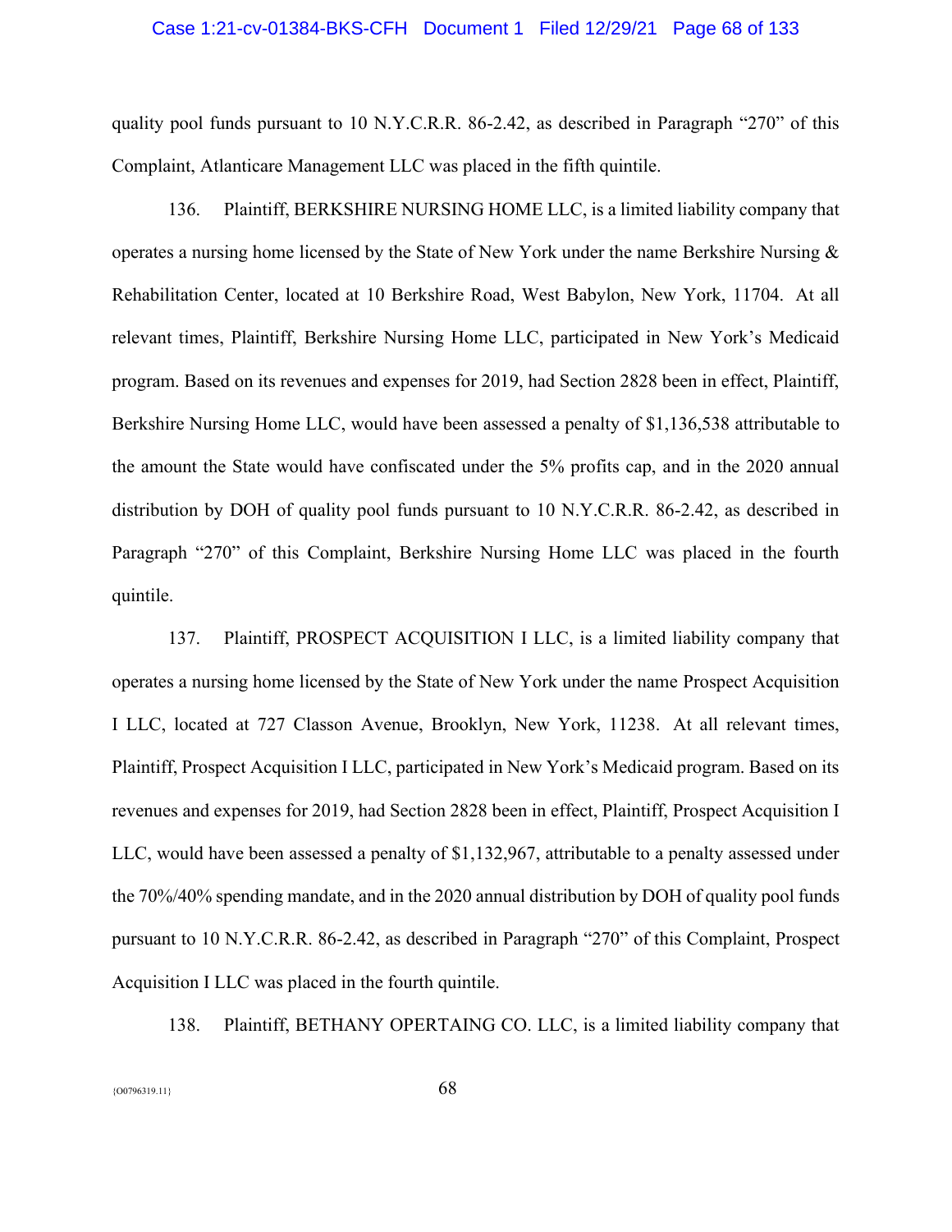quality pool funds pursuant to 10 N.Y.C.R.R. 86-2.42, as described in Paragraph "270" of this Complaint, Atlanticare Management LLC was placed in the fifth quintile.

136. Plaintiff, BERKSHIRE NURSING HOME LLC, is a limited liability company that operates a nursing home licensed by the State of New York under the name Berkshire Nursing & Rehabilitation Center, located at 10 Berkshire Road, West Babylon, New York, 11704. At all relevant times, Plaintiff, Berkshire Nursing Home LLC, participated in New York's Medicaid program. Based on its revenues and expenses for 2019, had Section 2828 been in effect, Plaintiff, Berkshire Nursing Home LLC, would have been assessed a penalty of $1,136,538 attributable to the amount the State would have confiscated under the 5% profits cap, and in the 2020 annual distribution by DOH of quality pool funds pursuant to 10 N.Y.C.R.R. 86-2.42, as described in Paragraph "270" of this Complaint, Berkshire Nursing Home LLC was placed in the fourth quintile.

137. Plaintiff, PROSPECT ACQUISITION I LLC, is a limited liability company that operates a nursing home licensed by the State of New York under the name Prospect Acquisition I LLC, located at 727 Classon Avenue, Brooklyn, New York, 11238. At all relevant times, Plaintiff, Prospect Acquisition I LLC, participated in New York's Medicaid program. Based on its revenues and expenses for 2019, had Section 2828 been in effect, Plaintiff, Prospect Acquisition I LLC, would have been assessed a penalty of $1,132,967, attributable to a penalty assessed under the 70%/40% spending mandate, and in the 2020 annual distribution by DOH of quality pool funds pursuant to 10 N.Y.C.R.R. 86-2.42, as described in Paragraph "270" of this Complaint, Prospect Acquisition I LLC was placed in the fourth quintile.

138. Plaintiff, BETHANY OPERTAING CO. LLC, is a limited liability company that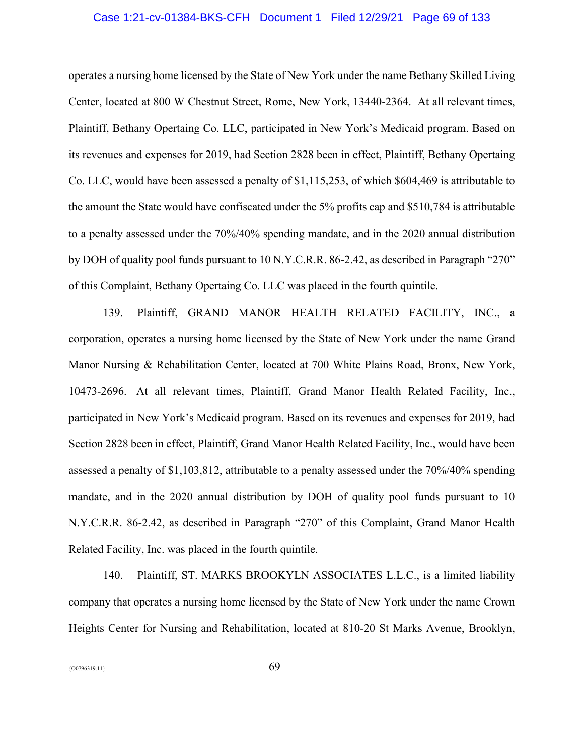operates a nursing home licensed by the State of New York under the name Bethany Skilled Living Center, located at 800 W Chestnut Street, Rome, New York, 13440-2364. At all relevant times, Plaintiff, Bethany Opertaing Co. LLC, participated in New York's Medicaid program. Based on its revenues and expenses for 2019, had Section 2828 been in effect, Plaintiff, Bethany Opertaing Co. LLC, would have been assessed a penalty of $1,115,253, of which $604,469 is attributable to the amount the State would have confiscated under the 5% profits cap and $510,784 is attributable to a penalty assessed under the 70%/40% spending mandate, and in the 2020 annual distribution by DOH of quality pool funds pursuant to 10 N.Y.C.R.R. 86-2.42, as described in Paragraph "270" of this Complaint, Bethany Opertaing Co. LLC was placed in the fourth quintile.

139. Plaintiff, GRAND MANOR HEALTH RELATED FACILITY, INC., a corporation, operates a nursing home licensed by the State of New York under the name Grand Manor Nursing & Rehabilitation Center, located at 700 White Plains Road, Bronx, New York, 10473-2696. At all relevant times, Plaintiff, Grand Manor Health Related Facility, Inc., participated in New York's Medicaid program. Based on its revenues and expenses for 2019, had Section 2828 been in effect, Plaintiff, Grand Manor Health Related Facility, Inc., would have been assessed a penalty of $1,103,812, attributable to a penalty assessed under the 70%/40% spending mandate, and in the 2020 annual distribution by DOH of quality pool funds pursuant to 10 N.Y.C.R.R. 86-2.42, as described in Paragraph "270" of this Complaint, Grand Manor Health Related Facility, Inc. was placed in the fourth quintile.

140. Plaintiff, ST. MARKS BROOKYLN ASSOCIATES L.L.C., is a limited liability company that operates a nursing home licensed by the State of New York under the name Crown Heights Center for Nursing and Rehabilitation, located at 810-20 St Marks Avenue, Brooklyn,

{O0796319.11}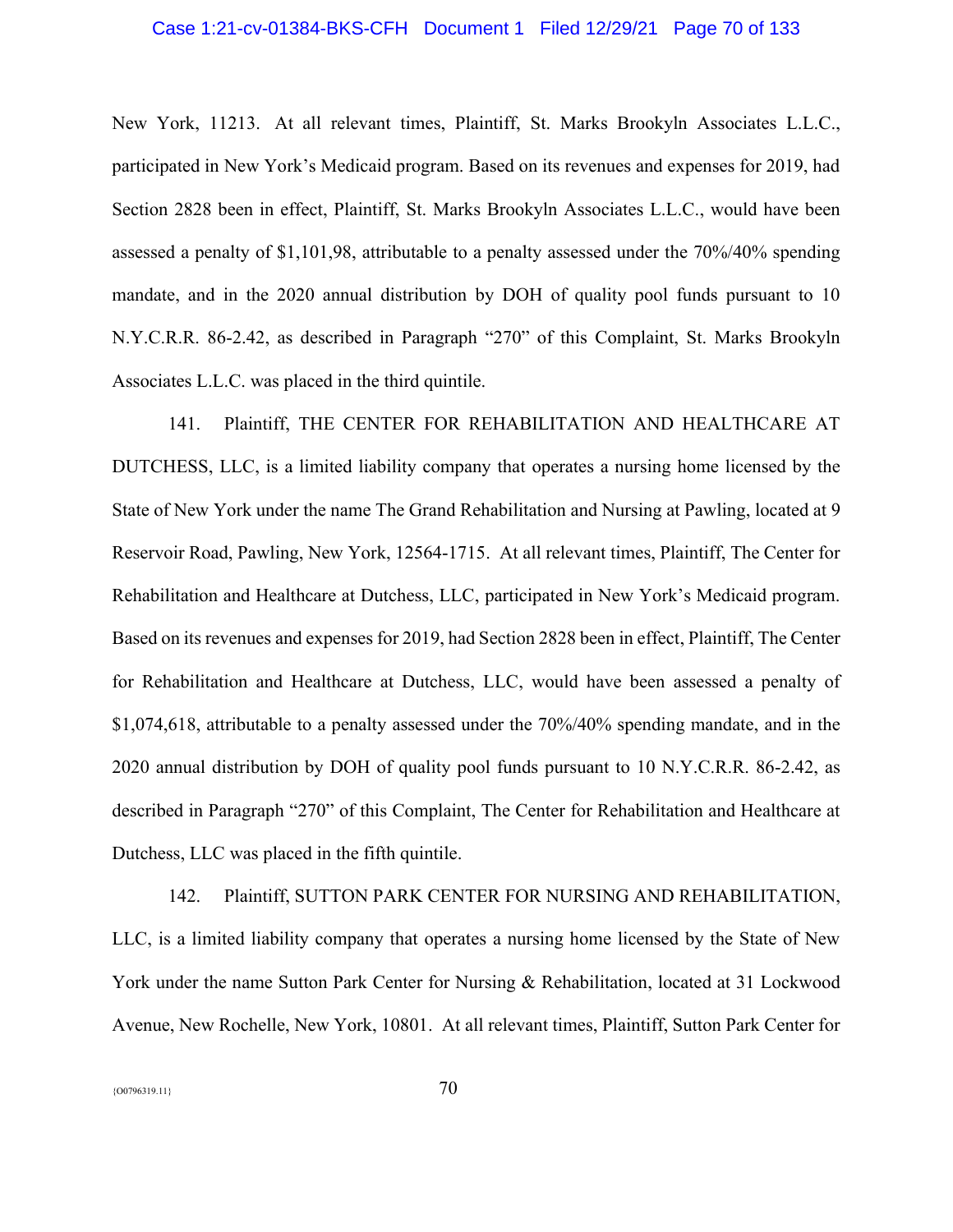New York, 11213. At all relevant times, Plaintiff, St. Marks Brookyln Associates L.L.C., participated in New York's Medicaid program. Based on its revenues and expenses for 2019, had Section 2828 been in effect, Plaintiff, St. Marks Brookyln Associates L.L.C., would have been assessed a penalty of $1,101,98, attributable to a penalty assessed under the 70%/40% spending mandate, and in the 2020 annual distribution by DOH of quality pool funds pursuant to 10 N.Y.C.R.R. 86-2.42, as described in Paragraph "270" of this Complaint, St. Marks Brookyln Associates L.L.C. was placed in the third quintile.

141. Plaintiff, THE CENTER FOR REHABILITATION AND HEALTHCARE AT DUTCHESS, LLC, is a limited liability company that operates a nursing home licensed by the State of New York under the name The Grand Rehabilitation and Nursing at Pawling, located at 9 Reservoir Road, Pawling, New York, 12564-1715. At all relevant times, Plaintiff, The Center for Rehabilitation and Healthcare at Dutchess, LLC, participated in New York's Medicaid program. Based on its revenues and expenses for 2019, had Section 2828 been in effect, Plaintiff, The Center for Rehabilitation and Healthcare at Dutchess, LLC, would have been assessed a penalty of $1,074,618, attributable to a penalty assessed under the 70%/40% spending mandate, and in the 2020 annual distribution by DOH of quality pool funds pursuant to 10 N.Y.C.R.R. 86-2.42, as described in Paragraph "270" of this Complaint, The Center for Rehabilitation and Healthcare at Dutchess, LLC was placed in the fifth quintile.

142. Plaintiff, SUTTON PARK CENTER FOR NURSING AND REHABILITATION, LLC, is a limited liability company that operates a nursing home licensed by the State of New York under the name Sutton Park Center for Nursing & Rehabilitation, located at 31 Lockwood Avenue, New Rochelle, New York, 10801. At all relevant times, Plaintiff, Sutton Park Center for

{O0796319.11}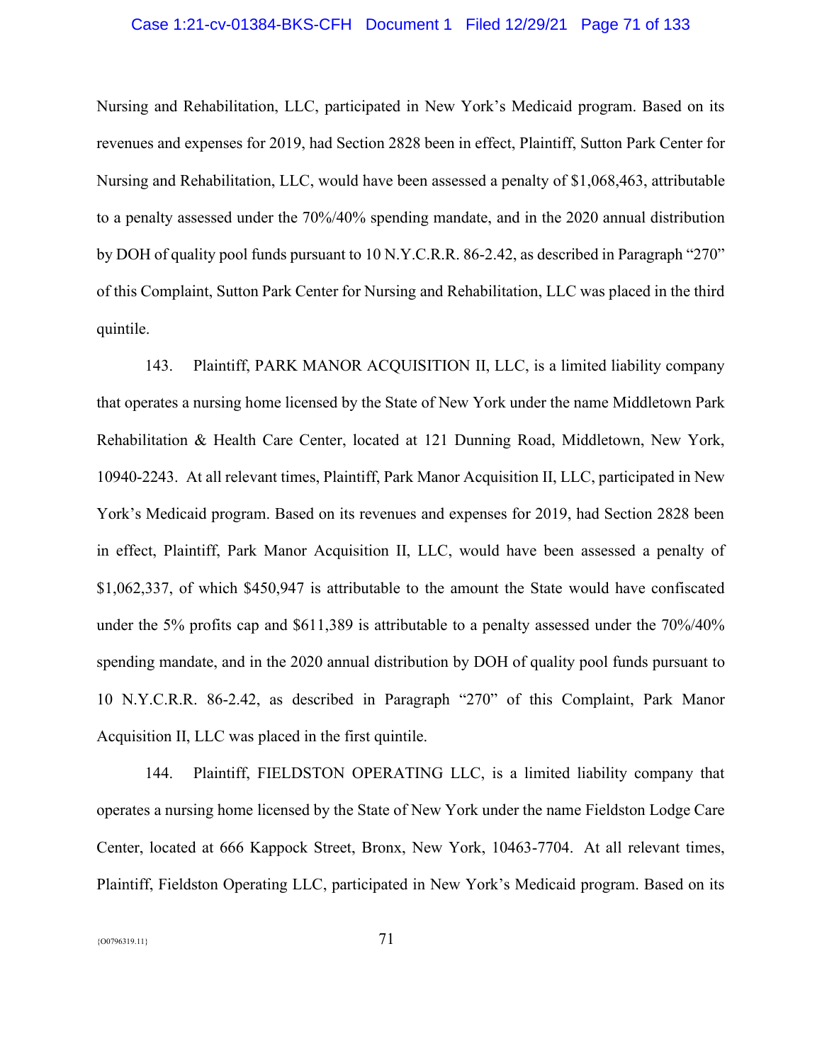Nursing and Rehabilitation, LLC, participated in New York's Medicaid program. Based on its revenues and expenses for 2019, had Section 2828 been in effect, Plaintiff, Sutton Park Center for Nursing and Rehabilitation, LLC, would have been assessed a penalty of $1,068,463, attributable to a penalty assessed under the 70%/40% spending mandate, and in the 2020 annual distribution by DOH of quality pool funds pursuant to 10 N.Y.C.R.R. 86-2.42, as described in Paragraph "270" of this Complaint, Sutton Park Center for Nursing and Rehabilitation, LLC was placed in the third quintile.

143. Plaintiff, PARK MANOR ACQUISITION II, LLC, is a limited liability company that operates a nursing home licensed by the State of New York under the name Middletown Park Rehabilitation & Health Care Center, located at 121 Dunning Road, Middletown, New York, 10940-2243. At all relevant times, Plaintiff, Park Manor Acquisition II, LLC, participated in New York's Medicaid program. Based on its revenues and expenses for 2019, had Section 2828 been in effect, Plaintiff, Park Manor Acquisition II, LLC, would have been assessed a penalty of $1,062,337, of which $450,947 is attributable to the amount the State would have confiscated under the 5% profits cap and $611,389 is attributable to a penalty assessed under the 70%/40% spending mandate, and in the 2020 annual distribution by DOH of quality pool funds pursuant to 10 N.Y.C.R.R. 86-2.42, as described in Paragraph "270" of this Complaint, Park Manor Acquisition II, LLC was placed in the first quintile.

144. Plaintiff, FIELDSTON OPERATING LLC, is a limited liability company that operates a nursing home licensed by the State of New York under the name Fieldston Lodge Care Center, located at 666 Kappock Street, Bronx, New York, 10463-7704. At all relevant times, Plaintiff, Fieldston Operating LLC, participated in New York's Medicaid program. Based on its

{O0796319.11}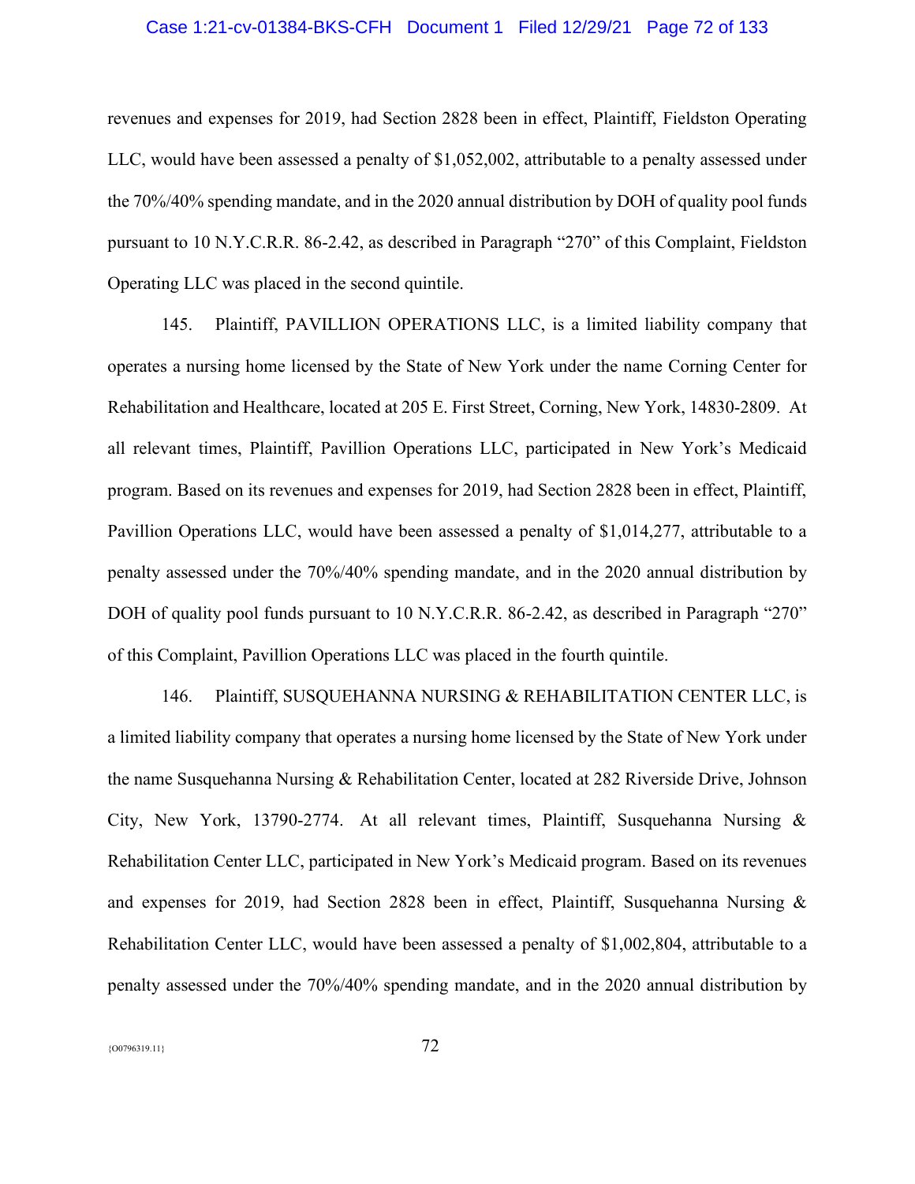revenues and expenses for 2019, had Section 2828 been in effect, Plaintiff, Fieldston Operating LLC, would have been assessed a penalty of $1,052,002, attributable to a penalty assessed under the 70%/40% spending mandate, and in the 2020 annual distribution by DOH of quality pool funds pursuant to 10 N.Y.C.R.R. 86-2.42, as described in Paragraph "270" of this Complaint, Fieldston Operating LLC was placed in the second quintile.

145. Plaintiff, PAVILLION OPERATIONS LLC, is a limited liability company that operates a nursing home licensed by the State of New York under the name Corning Center for Rehabilitation and Healthcare, located at 205 E. First Street, Corning, New York, 14830-2809. At all relevant times, Plaintiff, Pavillion Operations LLC, participated in New York's Medicaid program. Based on its revenues and expenses for 2019, had Section 2828 been in effect, Plaintiff, Pavillion Operations LLC, would have been assessed a penalty of $1,014,277, attributable to a penalty assessed under the 70%/40% spending mandate, and in the 2020 annual distribution by DOH of quality pool funds pursuant to 10 N.Y.C.R.R. 86-2.42, as described in Paragraph "270" of this Complaint, Pavillion Operations LLC was placed in the fourth quintile.

146. Plaintiff, SUSQUEHANNA NURSING & REHABILITATION CENTER LLC, is a limited liability company that operates a nursing home licensed by the State of New York under the name Susquehanna Nursing & Rehabilitation Center, located at 282 Riverside Drive, Johnson City, New York, 13790-2774. At all relevant times, Plaintiff, Susquehanna Nursing & Rehabilitation Center LLC, participated in New York's Medicaid program. Based on its revenues and expenses for 2019, had Section 2828 been in effect, Plaintiff, Susquehanna Nursing & Rehabilitation Center LLC, would have been assessed a penalty of $1,002,804, attributable to a penalty assessed under the 70%/40% spending mandate, and in the 2020 annual distribution by

{O0796319.11}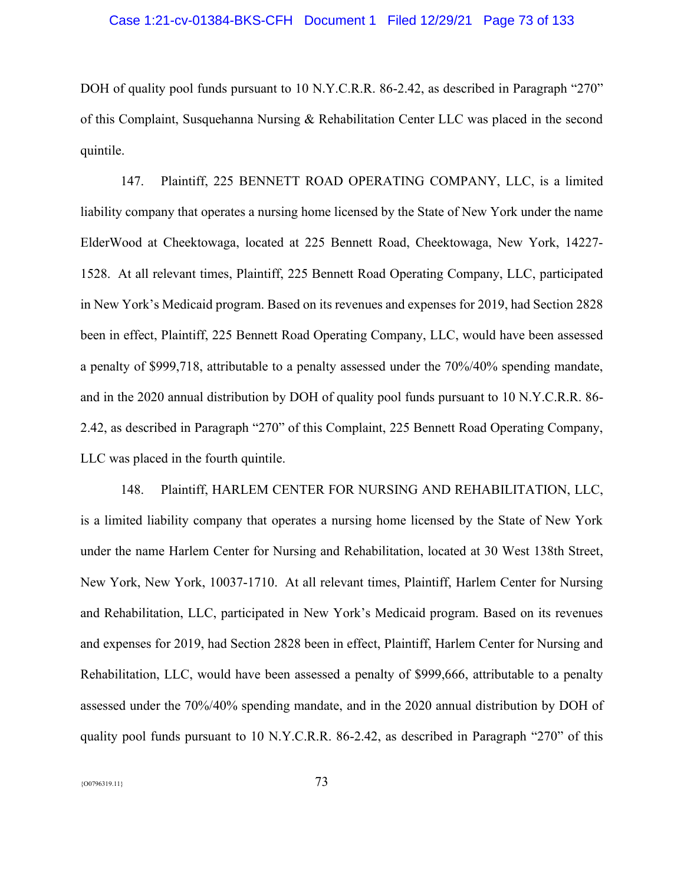DOH of quality pool funds pursuant to 10 N.Y.C.R.R. 86-2.42, as described in Paragraph "270" of this Complaint, Susquehanna Nursing & Rehabilitation Center LLC was placed in the second quintile.

147. Plaintiff, 225 BENNETT ROAD OPERATING COMPANY, LLC, is a limited liability company that operates a nursing home licensed by the State of New York under the name ElderWood at Cheektowaga, located at 225 Bennett Road, Cheektowaga, New York, 14227-1528. At all relevant times, Plaintiff, 225 Bennett Road Operating Company, LLC, participated in New York's Medicaid program. Based on its revenues and expenses for 2019, had Section 2828 been in effect, Plaintiff, 225 Bennett Road Operating Company, LLC, would have been assessed a penalty of $999,718, attributable to a penalty assessed under the 70%/40% spending mandate, and in the 2020 annual distribution by DOH of quality pool funds pursuant to 10 N.Y.C.R.R. 86-2.42, as described in Paragraph "270" of this Complaint, 225 Bennett Road Operating Company, LLC was placed in the fourth quintile.

148. Plaintiff, HARLEM CENTER FOR NURSING AND REHABILITATION, LLC, is a limited liability company that operates a nursing home licensed by the State of New York under the name Harlem Center for Nursing and Rehabilitation, located at 30 West 138th Street, New York, New York, 10037-1710. At all relevant times, Plaintiff, Harlem Center for Nursing and Rehabilitation, LLC, participated in New York's Medicaid program. Based on its revenues and expenses for 2019, had Section 2828 been in effect, Plaintiff, Harlem Center for Nursing and Rehabilitation, LLC, would have been assessed a penalty of $999,666, attributable to a penalty assessed under the 70%/40% spending mandate, and in the 2020 annual distribution by DOH of quality pool funds pursuant to 10 N.Y.C.R.R. 86-2.42, as described in Paragraph "270" of this

{O0796319.11}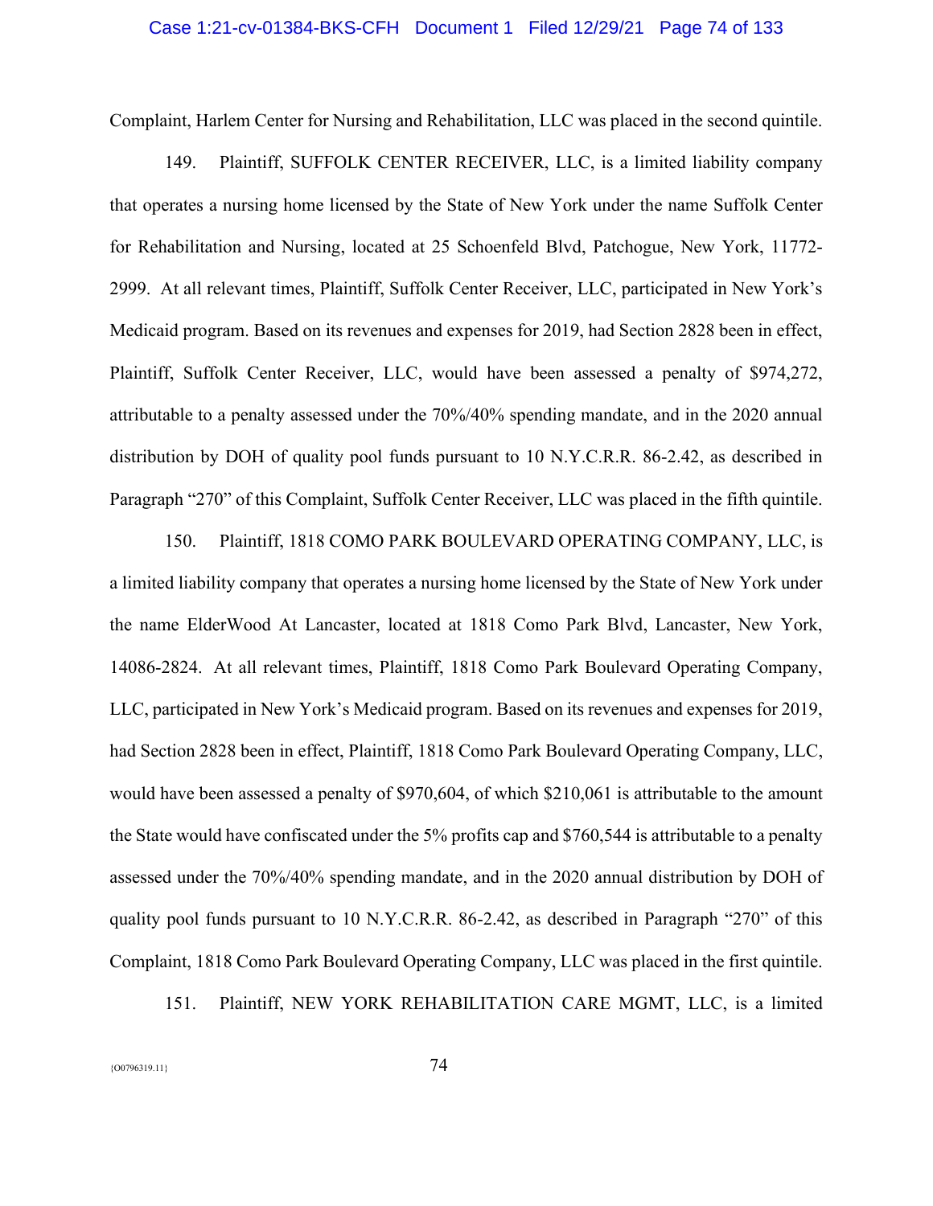Complaint, Harlem Center for Nursing and Rehabilitation, LLC was placed in the second quintile.

149. Plaintiff, SUFFOLK CENTER RECEIVER, LLC, is a limited liability company that operates a nursing home licensed by the State of New York under the name Suffolk Center for Rehabilitation and Nursing, located at 25 Schoenfeld Blvd, Patchogue, New York, 11772-2999. At all relevant times, Plaintiff, Suffolk Center Receiver, LLC, participated in New York's Medicaid program. Based on its revenues and expenses for 2019, had Section 2828 been in effect, Plaintiff, Suffolk Center Receiver, LLC, would have been assessed a penalty of $974,272, attributable to a penalty assessed under the 70%/40% spending mandate, and in the 2020 annual distribution by DOH of quality pool funds pursuant to 10 N.Y.C.R.R. 86-2.42, as described in Paragraph "270" of this Complaint, Suffolk Center Receiver, LLC was placed in the fifth quintile.

150. Plaintiff, 1818 COMO PARK BOULEVARD OPERATING COMPANY, LLC, is a limited liability company that operates a nursing home licensed by the State of New York under the name ElderWood At Lancaster, located at 1818 Como Park Blvd, Lancaster, New York, 14086-2824. At all relevant times, Plaintiff, 1818 Como Park Boulevard Operating Company, LLC, participated in New York's Medicaid program. Based on its revenues and expenses for 2019, had Section 2828 been in effect, Plaintiff, 1818 Como Park Boulevard Operating Company, LLC, would have been assessed a penalty of $970,604, of which $210,061 is attributable to the amount the State would have confiscated under the 5% profits cap and $760,544 is attributable to a penalty assessed under the 70%/40% spending mandate, and in the 2020 annual distribution by DOH of quality pool funds pursuant to 10 N.Y.C.R.R. 86-2.42, as described in Paragraph "270" of this Complaint, 1818 Como Park Boulevard Operating Company, LLC was placed in the first quintile.

151. Plaintiff, NEW YORK REHABILITATION CARE MGMT, LLC, is a limited

{O0796319.11}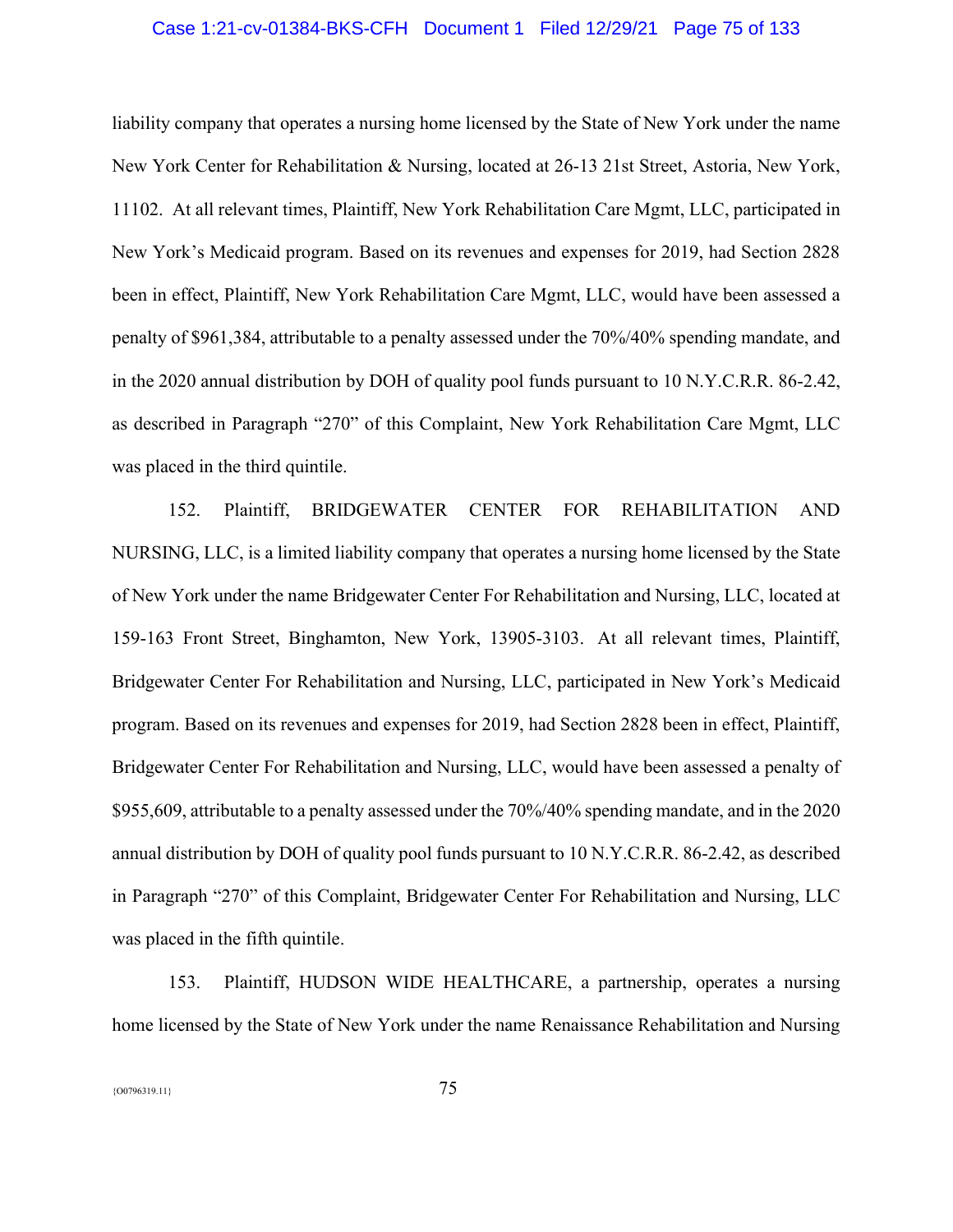liability company that operates a nursing home licensed by the State of New York under the name New York Center for Rehabilitation & Nursing, located at 26-13 21st Street, Astoria, New York, 11102. At all relevant times, Plaintiff, New York Rehabilitation Care Mgmt, LLC, participated in New York's Medicaid program. Based on its revenues and expenses for 2019, had Section 2828 been in effect, Plaintiff, New York Rehabilitation Care Mgmt, LLC, would have been assessed a penalty of $961,384, attributable to a penalty assessed under the 70%/40% spending mandate, and in the 2020 annual distribution by DOH of quality pool funds pursuant to 10 N.Y.C.R.R. 86-2.42, as described in Paragraph "270" of this Complaint, New York Rehabilitation Care Mgmt, LLC was placed in the third quintile.

152. Plaintiff, BRIDGEWATER CENTER FOR REHABILITATION AND NURSING, LLC, is a limited liability company that operates a nursing home licensed by the State of New York under the name Bridgewater Center For Rehabilitation and Nursing, LLC, located at 159-163 Front Street, Binghamton, New York, 13905-3103. At all relevant times, Plaintiff, Bridgewater Center For Rehabilitation and Nursing, LLC, participated in New York's Medicaid program. Based on its revenues and expenses for 2019, had Section 2828 been in effect, Plaintiff, Bridgewater Center For Rehabilitation and Nursing, LLC, would have been assessed a penalty of $955,609, attributable to a penalty assessed under the 70%/40% spending mandate, and in the 2020 annual distribution by DOH of quality pool funds pursuant to 10 N.Y.C.R.R. 86-2.42, as described in Paragraph "270" of this Complaint, Bridgewater Center For Rehabilitation and Nursing, LLC was placed in the fifth quintile.

153. Plaintiff, HUDSON WIDE HEALTHCARE, a partnership, operates a nursing home licensed by the State of New York under the name Renaissance Rehabilitation and Nursing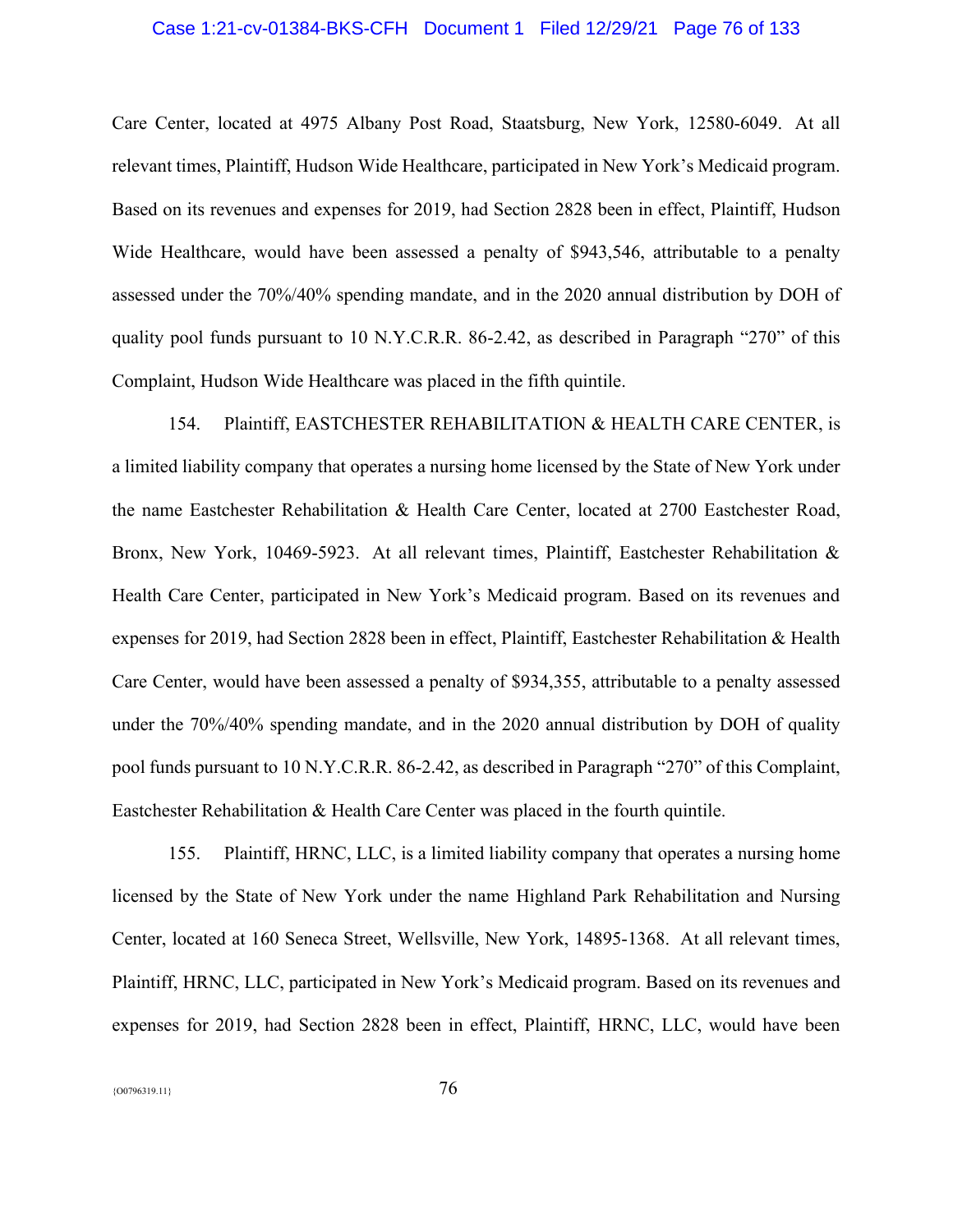Care Center, located at 4975 Albany Post Road, Staatsburg, New York, 12580-6049. At all relevant times, Plaintiff, Hudson Wide Healthcare, participated in New York's Medicaid program. Based on its revenues and expenses for 2019, had Section 2828 been in effect, Plaintiff, Hudson Wide Healthcare, would have been assessed a penalty of $943,546, attributable to a penalty assessed under the 70%/40% spending mandate, and in the 2020 annual distribution by DOH of quality pool funds pursuant to 10 N.Y.C.R.R. 86-2.42, as described in Paragraph "270" of this Complaint, Hudson Wide Healthcare was placed in the fifth quintile.

154. Plaintiff, EASTCHESTER REHABILITATION & HEALTH CARE CENTER, is a limited liability company that operates a nursing home licensed by the State of New York under the name Eastchester Rehabilitation & Health Care Center, located at 2700 Eastchester Road, Bronx, New York, 10469-5923. At all relevant times, Plaintiff, Eastchester Rehabilitation & Health Care Center, participated in New York's Medicaid program. Based on its revenues and expenses for 2019, had Section 2828 been in effect, Plaintiff, Eastchester Rehabilitation & Health Care Center, would have been assessed a penalty of $934,355, attributable to a penalty assessed under the 70%/40% spending mandate, and in the 2020 annual distribution by DOH of quality pool funds pursuant to 10 N.Y.C.R.R. 86-2.42, as described in Paragraph "270" of this Complaint, Eastchester Rehabilitation & Health Care Center was placed in the fourth quintile.

155. Plaintiff, HRNC, LLC, is a limited liability company that operates a nursing home licensed by the State of New York under the name Highland Park Rehabilitation and Nursing Center, located at 160 Seneca Street, Wellsville, New York, 14895-1368. At all relevant times, Plaintiff, HRNC, LLC, participated in New York's Medicaid program. Based on its revenues and expenses for 2019, had Section 2828 been in effect, Plaintiff, HRNC, LLC, would have been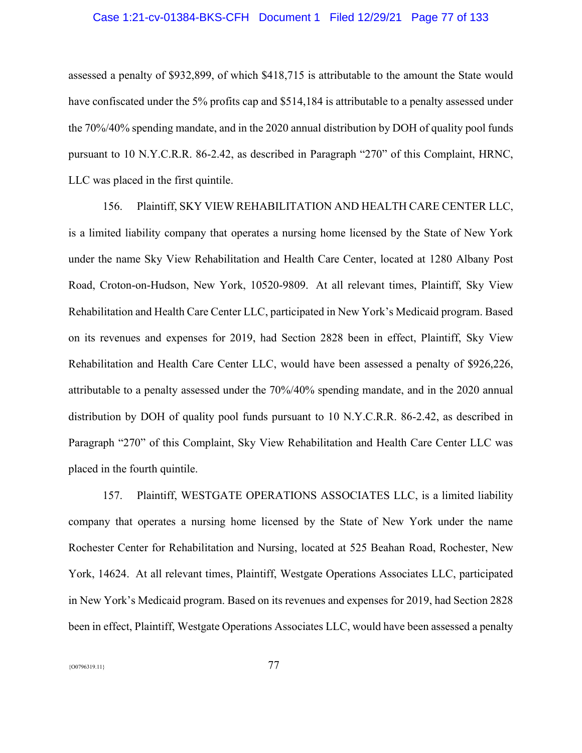assessed a penalty of $932,899, of which $418,715 is attributable to the amount the State would have confiscated under the 5% profits cap and $514,184 is attributable to a penalty assessed under the 70%/40% spending mandate, and in the 2020 annual distribution by DOH of quality pool funds pursuant to 10 N.Y.C.R.R. 86-2.42, as described in Paragraph "270" of this Complaint, HRNC, LLC was placed in the first quintile.

156. Plaintiff, SKY VIEW REHABILITATION AND HEALTH CARE CENTER LLC, is a limited liability company that operates a nursing home licensed by the State of New York under the name Sky View Rehabilitation and Health Care Center, located at 1280 Albany Post Road, Croton-on-Hudson, New York, 10520-9809. At all relevant times, Plaintiff, Sky View Rehabilitation and Health Care Center LLC, participated in New York's Medicaid program. Based on its revenues and expenses for 2019, had Section 2828 been in effect, Plaintiff, Sky View Rehabilitation and Health Care Center LLC, would have been assessed a penalty of $926,226, attributable to a penalty assessed under the 70%/40% spending mandate, and in the 2020 annual distribution by DOH of quality pool funds pursuant to 10 N.Y.C.R.R. 86-2.42, as described in Paragraph "270" of this Complaint, Sky View Rehabilitation and Health Care Center LLC was placed in the fourth quintile.

157. Plaintiff, WESTGATE OPERATIONS ASSOCIATES LLC, is a limited liability company that operates a nursing home licensed by the State of New York under the name Rochester Center for Rehabilitation and Nursing, located at 525 Beahan Road, Rochester, New York, 14624. At all relevant times, Plaintiff, Westgate Operations Associates LLC, participated in New York's Medicaid program. Based on its revenues and expenses for 2019, had Section 2828 been in effect, Plaintiff, Westgate Operations Associates LLC, would have been assessed a penalty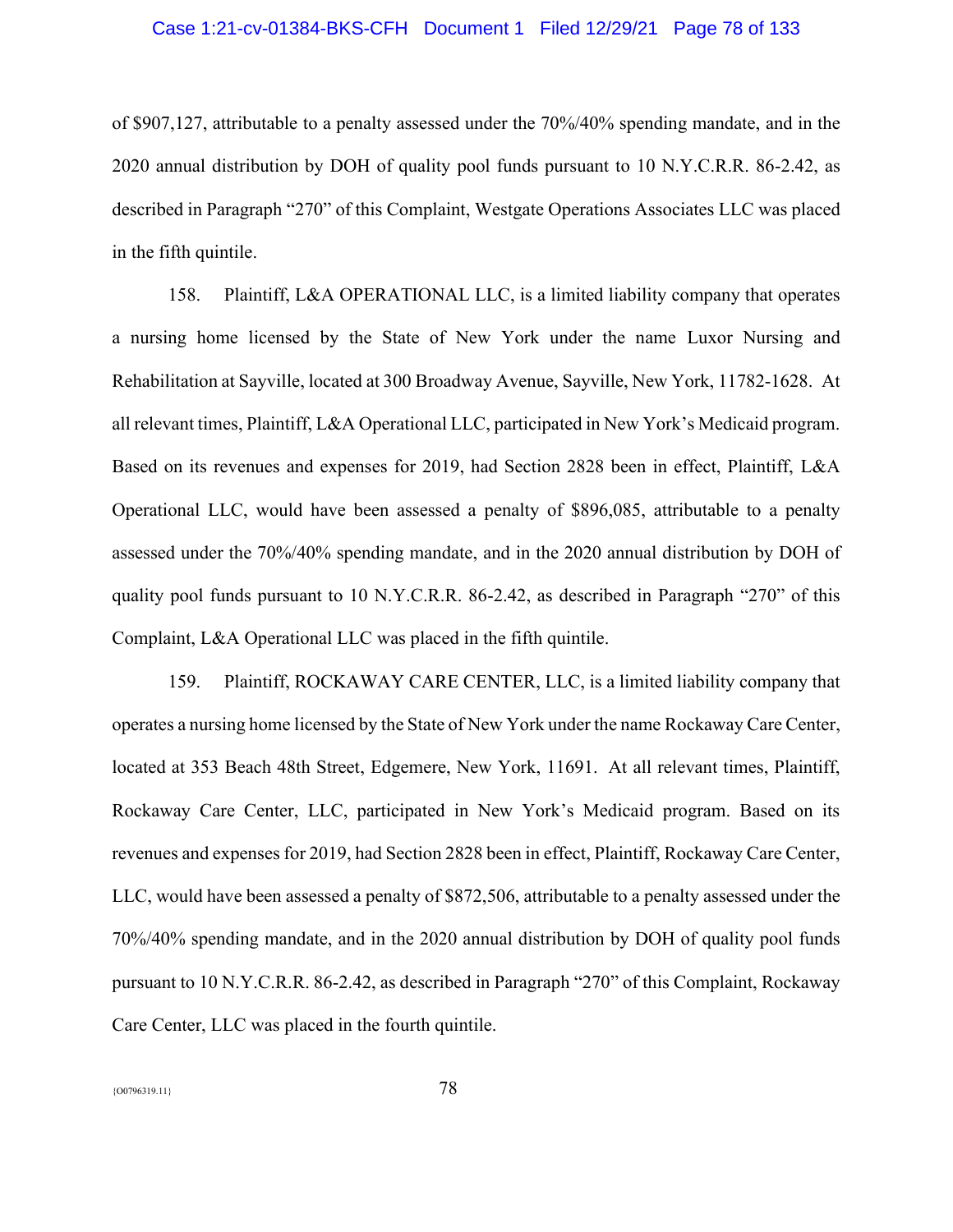of $907,127, attributable to a penalty assessed under the 70%/40% spending mandate, and in the 2020 annual distribution by DOH of quality pool funds pursuant to 10 N.Y.C.R.R. 86-2.42, as described in Paragraph "270" of this Complaint, Westgate Operations Associates LLC was placed in the fifth quintile.

158. Plaintiff, L&A OPERATIONAL LLC, is a limited liability company that operates a nursing home licensed by the State of New York under the name Luxor Nursing and Rehabilitation at Sayville, located at 300 Broadway Avenue, Sayville, New York, 11782-1628. At all relevant times, Plaintiff, L&A Operational LLC, participated in New York's Medicaid program. Based on its revenues and expenses for 2019, had Section 2828 been in effect, Plaintiff, L&A Operational LLC, would have been assessed a penalty of $896,085, attributable to a penalty assessed under the 70%/40% spending mandate, and in the 2020 annual distribution by DOH of quality pool funds pursuant to 10 N.Y.C.R.R. 86-2.42, as described in Paragraph "270" of this Complaint, L&A Operational LLC was placed in the fifth quintile.

159. Plaintiff, ROCKAWAY CARE CENTER, LLC, is a limited liability company that operates a nursing home licensed by the State of New York under the name Rockaway Care Center, located at 353 Beach 48th Street, Edgemere, New York, 11691. At all relevant times, Plaintiff, Rockaway Care Center, LLC, participated in New York's Medicaid program. Based on its revenues and expenses for 2019, had Section 2828 been in effect, Plaintiff, Rockaway Care Center, LLC, would have been assessed a penalty of $872,506, attributable to a penalty assessed under the 70%/40% spending mandate, and in the 2020 annual distribution by DOH of quality pool funds pursuant to 10 N.Y.C.R.R. 86-2.42, as described in Paragraph "270" of this Complaint, Rockaway Care Center, LLC was placed in the fourth quintile.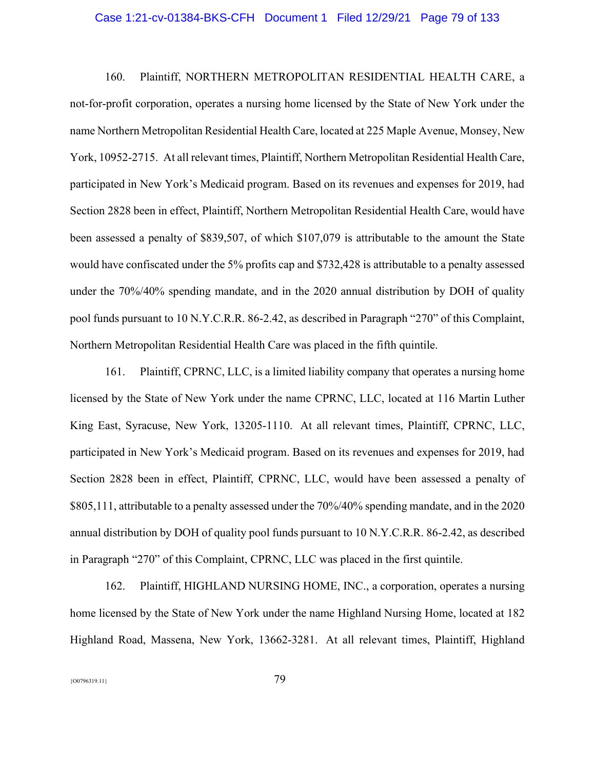160. Plaintiff, NORTHERN METROPOLITAN RESIDENTIAL HEALTH CARE, a not-for-profit corporation, operates a nursing home licensed by the State of New York under the name Northern Metropolitan Residential Health Care, located at 225 Maple Avenue, Monsey, New York, 10952-2715. At all relevant times, Plaintiff, Northern Metropolitan Residential Health Care, participated in New York's Medicaid program. Based on its revenues and expenses for 2019, had Section 2828 been in effect, Plaintiff, Northern Metropolitan Residential Health Care, would have been assessed a penalty of $839,507, of which $107,079 is attributable to the amount the State would have confiscated under the 5% profits cap and $732,428 is attributable to a penalty assessed under the 70%/40% spending mandate, and in the 2020 annual distribution by DOH of quality pool funds pursuant to 10 N.Y.C.R.R. 86-2.42, as described in Paragraph "270" of this Complaint, Northern Metropolitan Residential Health Care was placed in the fifth quintile.

161. Plaintiff, CPRNC, LLC, is a limited liability company that operates a nursing home licensed by the State of New York under the name CPRNC, LLC, located at 116 Martin Luther King East, Syracuse, New York, 13205-1110. At all relevant times, Plaintiff, CPRNC, LLC, participated in New York's Medicaid program. Based on its revenues and expenses for 2019, had Section 2828 been in effect, Plaintiff, CPRNC, LLC, would have been assessed a penalty of $805,111, attributable to a penalty assessed under the 70%/40% spending mandate, and in the 2020 annual distribution by DOH of quality pool funds pursuant to 10 N.Y.C.R.R. 86-2.42, as described in Paragraph "270" of this Complaint, CPRNC, LLC was placed in the first quintile.

162. Plaintiff, HIGHLAND NURSING HOME, INC., a corporation, operates a nursing home licensed by the State of New York under the name Highland Nursing Home, located at 182 Highland Road, Massena, New York, 13662-3281. At all relevant times, Plaintiff, Highland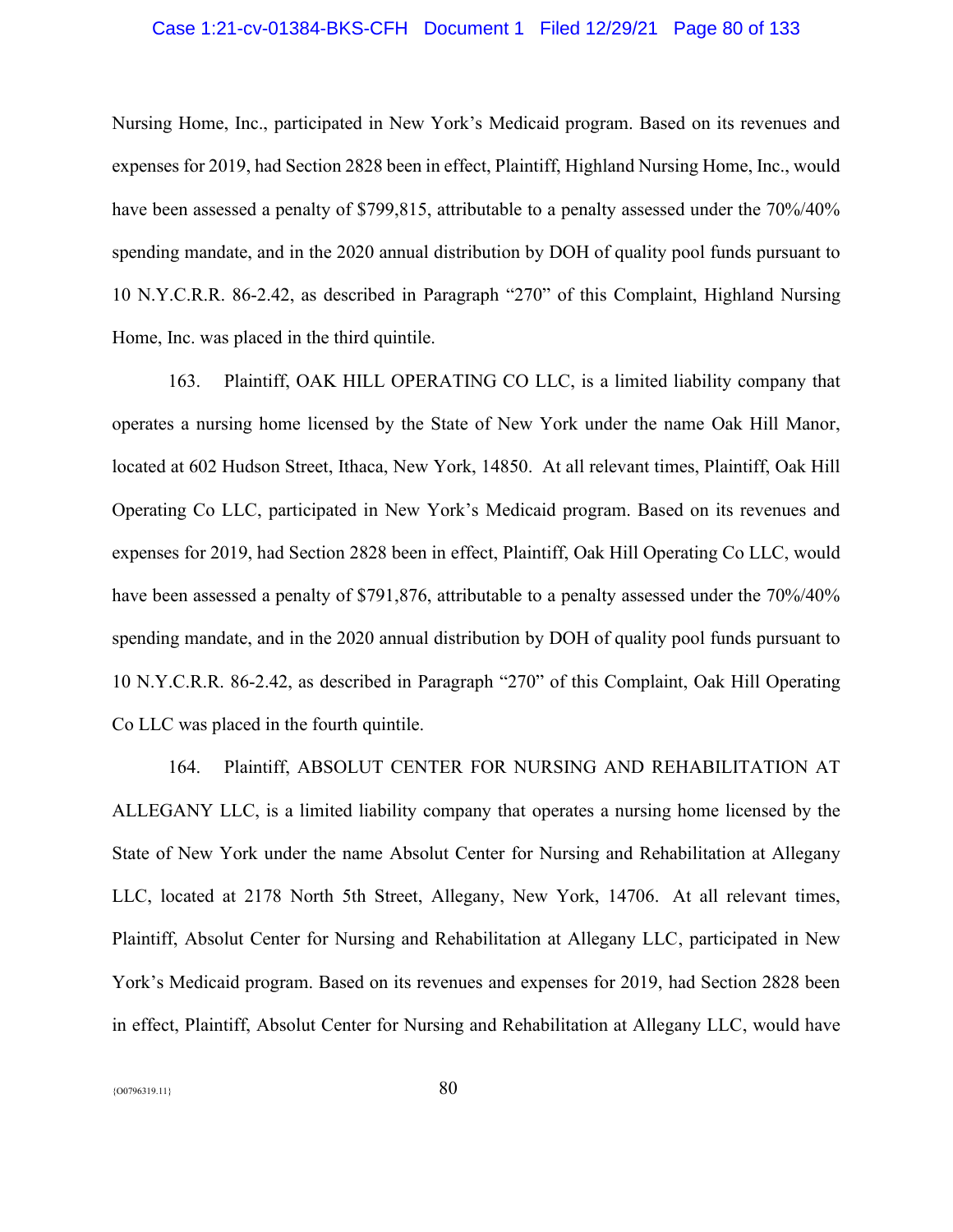Nursing Home, Inc., participated in New York's Medicaid program. Based on its revenues and expenses for 2019, had Section 2828 been in effect, Plaintiff, Highland Nursing Home, Inc., would have been assessed a penalty of $799,815, attributable to a penalty assessed under the 70%/40% spending mandate, and in the 2020 annual distribution by DOH of quality pool funds pursuant to 10 N.Y.C.R.R. 86-2.42, as described in Paragraph "270" of this Complaint, Highland Nursing Home, Inc. was placed in the third quintile.

163. Plaintiff, OAK HILL OPERATING CO LLC, is a limited liability company that operates a nursing home licensed by the State of New York under the name Oak Hill Manor, located at 602 Hudson Street, Ithaca, New York, 14850. At all relevant times, Plaintiff, Oak Hill Operating Co LLC, participated in New York's Medicaid program. Based on its revenues and expenses for 2019, had Section 2828 been in effect, Plaintiff, Oak Hill Operating Co LLC, would have been assessed a penalty of $791,876, attributable to a penalty assessed under the 70%/40% spending mandate, and in the 2020 annual distribution by DOH of quality pool funds pursuant to 10 N.Y.C.R.R. 86-2.42, as described in Paragraph "270" of this Complaint, Oak Hill Operating Co LLC was placed in the fourth quintile.

164. Plaintiff, ABSOLUT CENTER FOR NURSING AND REHABILITATION AT ALLEGANY LLC, is a limited liability company that operates a nursing home licensed by the State of New York under the name Absolut Center for Nursing and Rehabilitation at Allegany LLC, located at 2178 North 5th Street, Allegany, New York, 14706. At all relevant times, Plaintiff, Absolut Center for Nursing and Rehabilitation at Allegany LLC, participated in New York's Medicaid program. Based on its revenues and expenses for 2019, had Section 2828 been in effect, Plaintiff, Absolut Center for Nursing and Rehabilitation at Allegany LLC, would have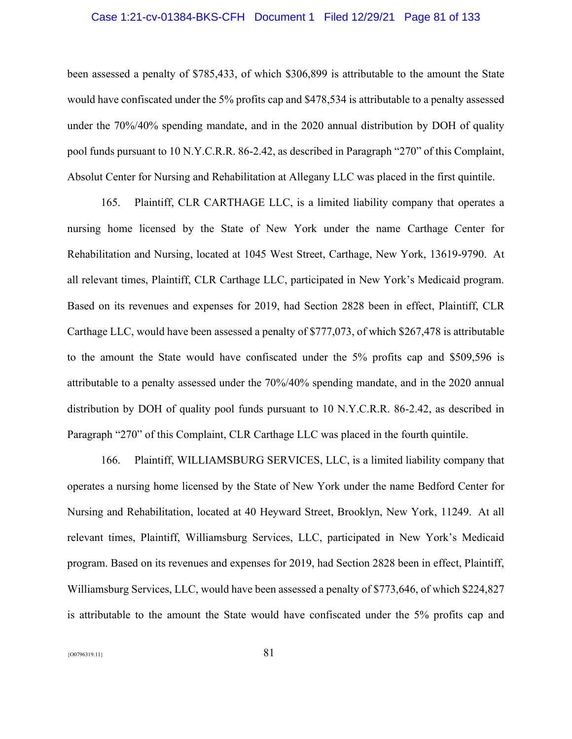been assessed a penalty of $785,433, of which $306,899 is attributable to the amount the State would have confiscated under the 5% profits cap and $478,534 is attributable to a penalty assessed under the 70%/40% spending mandate, and in the 2020 annual distribution by DOH of quality pool funds pursuant to 10 N.Y.C.R.R. 86-2.42, as described in Paragraph "270" of this Complaint, Absolut Center for Nursing and Rehabilitation at Allegany LLC was placed in the first quintile.

165. Plaintiff, CLR CARTHAGE LLC, is a limited liability company that operates a nursing home licensed by the State of New York under the name Carthage Center for Rehabilitation and Nursing, located at 1045 West Street, Carthage, New York, 13619-9790. At all relevant times, Plaintiff, CLR Carthage LLC, participated in New York's Medicaid program. Based on its revenues and expenses for 2019, had Section 2828 been in effect, Plaintiff, CLR Carthage LLC, would have been assessed a penalty of $777,073, of which $267,478 is attributable to the amount the State would have confiscated under the 5% profits cap and $509,596 is attributable to a penalty assessed under the 70%/40% spending mandate, and in the 2020 annual distribution by DOH of quality pool funds pursuant to 10 N.Y.C.R.R. 86-2.42, as described in Paragraph "270" of this Complaint, CLR Carthage LLC was placed in the fourth quintile.

166. Plaintiff, WILLIAMSBURG SERVICES, LLC, is a limited liability company that operates a nursing home licensed by the State of New York under the name Bedford Center for Nursing and Rehabilitation, located at 40 Heyward Street, Brooklyn, New York, 11249. At all relevant times, Plaintiff, Williamsburg Services, LLC, participated in New York's Medicaid program. Based on its revenues and expenses for 2019, had Section 2828 been in effect, Plaintiff, Williamsburg Services, LLC, would have been assessed a penalty of $773,646, of which $224,827 is attributable to the amount the State would have confiscated under the 5% profits cap and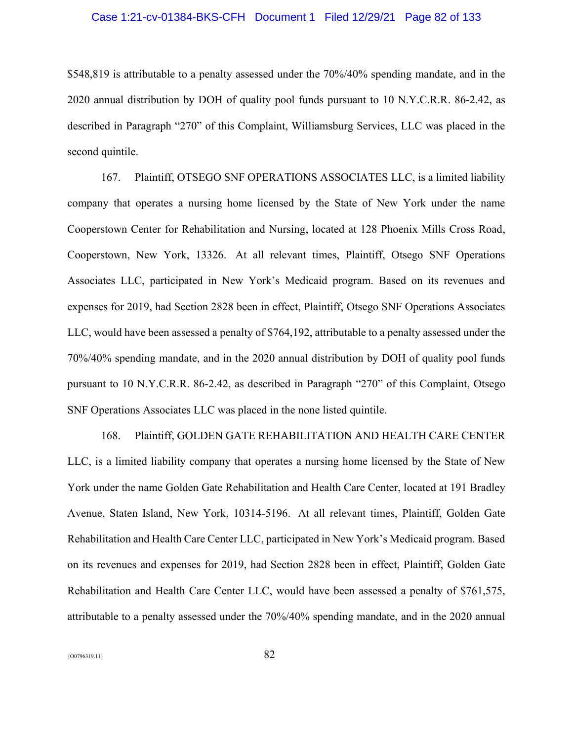$548,819 is attributable to a penalty assessed under the 70%/40% spending mandate, and in the 2020 annual distribution by DOH of quality pool funds pursuant to 10 N.Y.C.R.R. 86-2.42, as described in Paragraph "270" of this Complaint, Williamsburg Services, LLC was placed in the second quintile.

167. Plaintiff, OTSEGO SNF OPERATIONS ASSOCIATES LLC, is a limited liability company that operates a nursing home licensed by the State of New York under the name Cooperstown Center for Rehabilitation and Nursing, located at 128 Phoenix Mills Cross Road, Cooperstown, New York, 13326. At all relevant times, Plaintiff, Otsego SNF Operations Associates LLC, participated in New York's Medicaid program. Based on its revenues and expenses for 2019, had Section 2828 been in effect, Plaintiff, Otsego SNF Operations Associates LLC, would have been assessed a penalty of $764,192, attributable to a penalty assessed under the 70%/40% spending mandate, and in the 2020 annual distribution by DOH of quality pool funds pursuant to 10 N.Y.C.R.R. 86-2.42, as described in Paragraph "270" of this Complaint, Otsego SNF Operations Associates LLC was placed in the none listed quintile.

168. Plaintiff, GOLDEN GATE REHABILITATION AND HEALTH CARE CENTER LLC, is a limited liability company that operates a nursing home licensed by the State of New York under the name Golden Gate Rehabilitation and Health Care Center, located at 191 Bradley Avenue, Staten Island, New York, 10314-5196. At all relevant times, Plaintiff, Golden Gate Rehabilitation and Health Care Center LLC, participated in New York's Medicaid program. Based on its revenues and expenses for 2019, had Section 2828 been in effect, Plaintiff, Golden Gate Rehabilitation and Health Care Center LLC, would have been assessed a penalty of $761,575, attributable to a penalty assessed under the 70%/40% spending mandate, and in the 2020 annual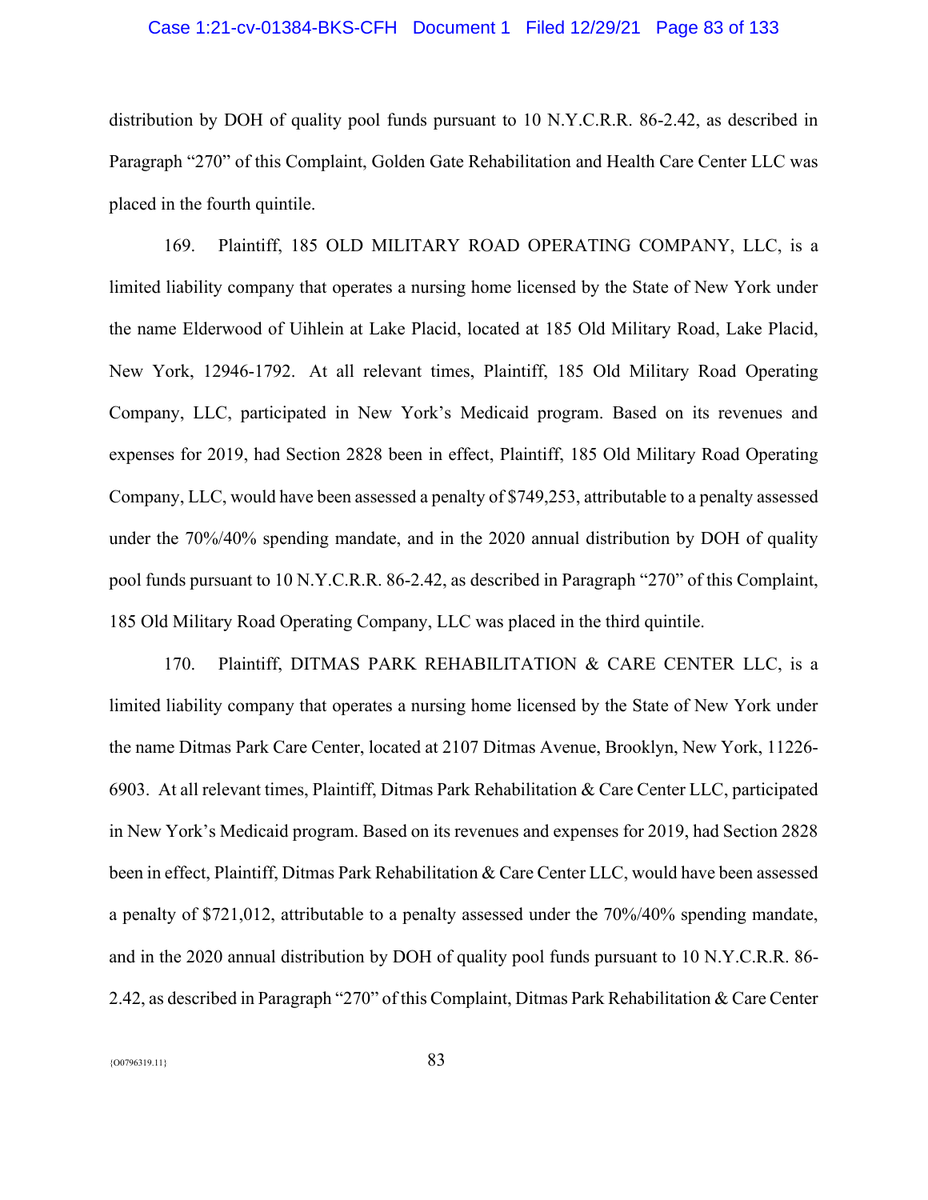distribution by DOH of quality pool funds pursuant to 10 N.Y.C.R.R. 86-2.42, as described in Paragraph "270" of this Complaint, Golden Gate Rehabilitation and Health Care Center LLC was placed in the fourth quintile.

169. Plaintiff, 185 OLD MILITARY ROAD OPERATING COMPANY, LLC, is a limited liability company that operates a nursing home licensed by the State of New York under the name Elderwood of Uihlein at Lake Placid, located at 185 Old Military Road, Lake Placid, New York, 12946-1792. At all relevant times, Plaintiff, 185 Old Military Road Operating Company, LLC, participated in New York's Medicaid program. Based on its revenues and expenses for 2019, had Section 2828 been in effect, Plaintiff, 185 Old Military Road Operating Company, LLC, would have been assessed a penalty of $749,253, attributable to a penalty assessed under the 70%/40% spending mandate, and in the 2020 annual distribution by DOH of quality pool funds pursuant to 10 N.Y.C.R.R. 86-2.42, as described in Paragraph "270" of this Complaint, 185 Old Military Road Operating Company, LLC was placed in the third quintile.

170. Plaintiff, DITMAS PARK REHABILITATION & CARE CENTER LLC, is a limited liability company that operates a nursing home licensed by the State of New York under the name Ditmas Park Care Center, located at 2107 Ditmas Avenue, Brooklyn, New York, 11226-6903. At all relevant times, Plaintiff, Ditmas Park Rehabilitation & Care Center LLC, participated in New York's Medicaid program. Based on its revenues and expenses for 2019, had Section 2828 been in effect, Plaintiff, Ditmas Park Rehabilitation & Care Center LLC, would have been assessed a penalty of $721,012, attributable to a penalty assessed under the 70%/40% spending mandate, and in the 2020 annual distribution by DOH of quality pool funds pursuant to 10 N.Y.C.R.R. 86-2.42, as described in Paragraph "270" of this Complaint, Ditmas Park Rehabilitation & Care Center

{O0796319.11}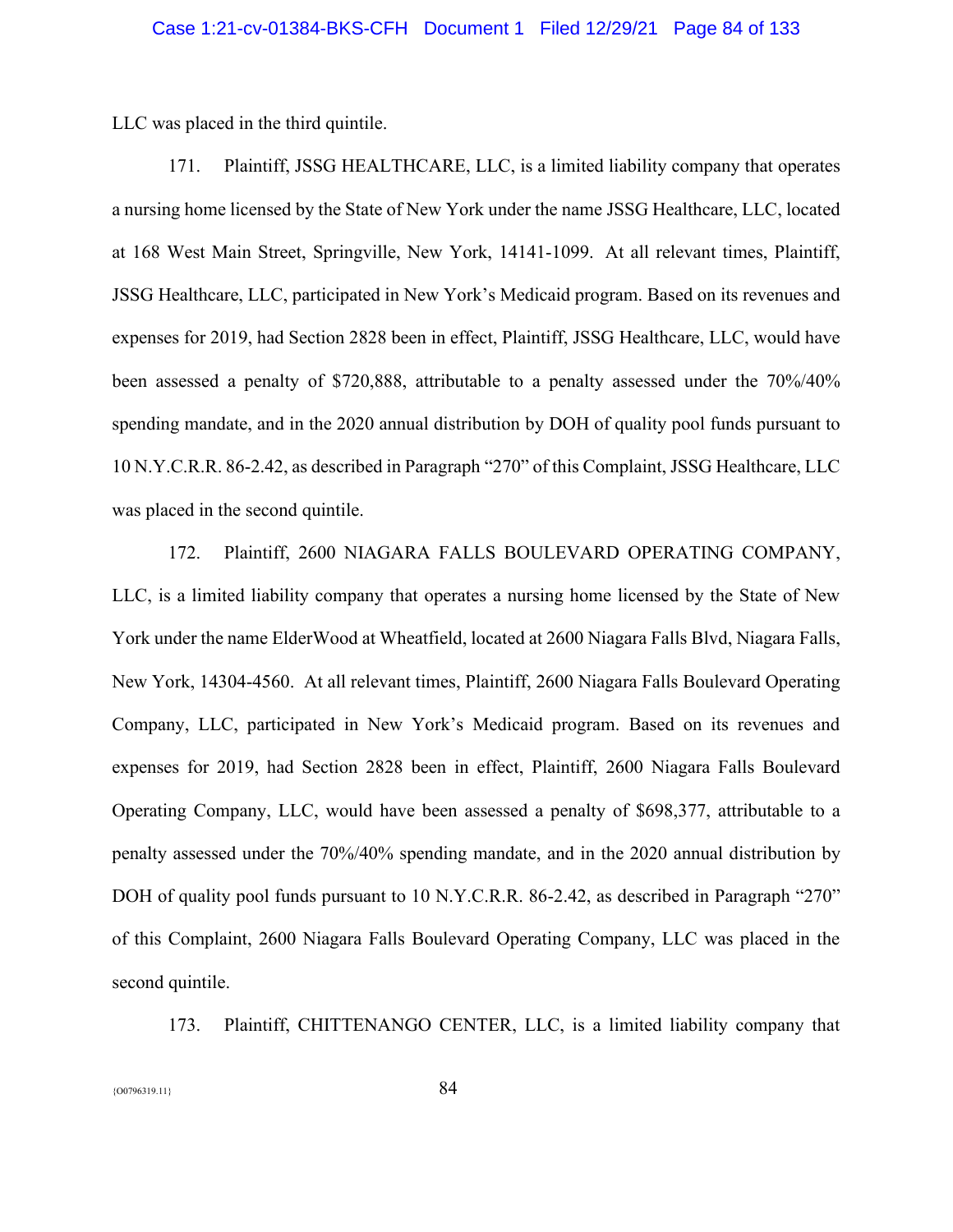LLC was placed in the third quintile.

171. Plaintiff, JSSG HEALTHCARE, LLC, is a limited liability company that operates a nursing home licensed by the State of New York under the name JSSG Healthcare, LLC, located at 168 West Main Street, Springville, New York, 14141-1099. At all relevant times, Plaintiff, JSSG Healthcare, LLC, participated in New York's Medicaid program. Based on its revenues and expenses for 2019, had Section 2828 been in effect, Plaintiff, JSSG Healthcare, LLC, would have been assessed a penalty of $720,888, attributable to a penalty assessed under the 70%/40% spending mandate, and in the 2020 annual distribution by DOH of quality pool funds pursuant to 10 N.Y.C.R.R. 86-2.42, as described in Paragraph "270" of this Complaint, JSSG Healthcare, LLC was placed in the second quintile.

172. Plaintiff, 2600 NIAGARA FALLS BOULEVARD OPERATING COMPANY, LLC, is a limited liability company that operates a nursing home licensed by the State of New York under the name ElderWood at Wheatfield, located at 2600 Niagara Falls Blvd, Niagara Falls, New York, 14304-4560. At all relevant times, Plaintiff, 2600 Niagara Falls Boulevard Operating Company, LLC, participated in New York's Medicaid program. Based on its revenues and expenses for 2019, had Section 2828 been in effect, Plaintiff, 2600 Niagara Falls Boulevard Operating Company, LLC, would have been assessed a penalty of $698,377, attributable to a penalty assessed under the 70%/40% spending mandate, and in the 2020 annual distribution by DOH of quality pool funds pursuant to 10 N.Y.C.R.R. 86-2.42, as described in Paragraph "270" of this Complaint, 2600 Niagara Falls Boulevard Operating Company, LLC was placed in the second quintile.

173. Plaintiff, CHITTENANGO CENTER, LLC, is a limited liability company that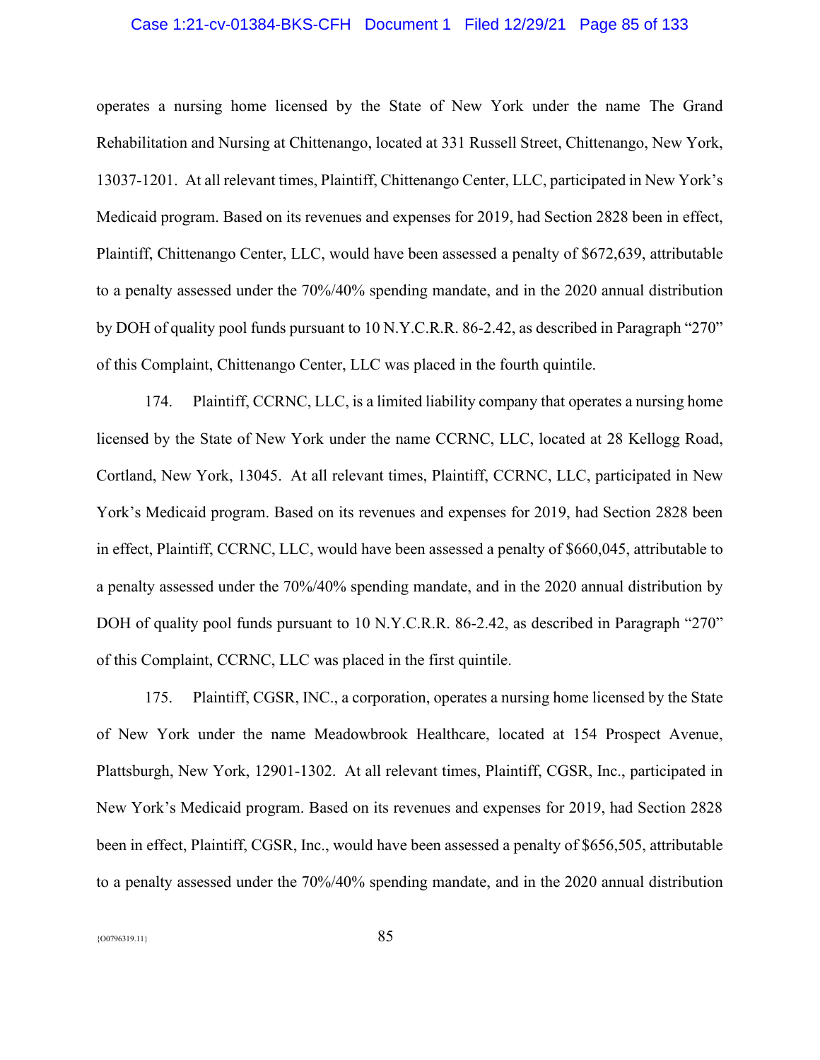operates a nursing home licensed by the State of New York under the name The Grand Rehabilitation and Nursing at Chittenango, located at 331 Russell Street, Chittenango, New York, 13037-1201. At all relevant times, Plaintiff, Chittenango Center, LLC, participated in New York's Medicaid program. Based on its revenues and expenses for 2019, had Section 2828 been in effect, Plaintiff, Chittenango Center, LLC, would have been assessed a penalty of $672,639, attributable to a penalty assessed under the 70%/40% spending mandate, and in the 2020 annual distribution by DOH of quality pool funds pursuant to 10 N.Y.C.R.R. 86-2.42, as described in Paragraph "270" of this Complaint, Chittenango Center, LLC was placed in the fourth quintile.

174. Plaintiff, CCRNC, LLC, is a limited liability company that operates a nursing home licensed by the State of New York under the name CCRNC, LLC, located at 28 Kellogg Road, Cortland, New York, 13045. At all relevant times, Plaintiff, CCRNC, LLC, participated in New York's Medicaid program. Based on its revenues and expenses for 2019, had Section 2828 been in effect, Plaintiff, CCRNC, LLC, would have been assessed a penalty of $660,045, attributable to a penalty assessed under the 70%/40% spending mandate, and in the 2020 annual distribution by DOH of quality pool funds pursuant to 10 N.Y.C.R.R. 86-2.42, as described in Paragraph "270" of this Complaint, CCRNC, LLC was placed in the first quintile.

175. Plaintiff, CGSR, INC., a corporation, operates a nursing home licensed by the State of New York under the name Meadowbrook Healthcare, located at 154 Prospect Avenue, Plattsburgh, New York, 12901-1302. At all relevant times, Plaintiff, CGSR, Inc., participated in New York's Medicaid program. Based on its revenues and expenses for 2019, had Section 2828 been in effect, Plaintiff, CGSR, Inc., would have been assessed a penalty of $656,505, attributable to a penalty assessed under the 70%/40% spending mandate, and in the 2020 annual distribution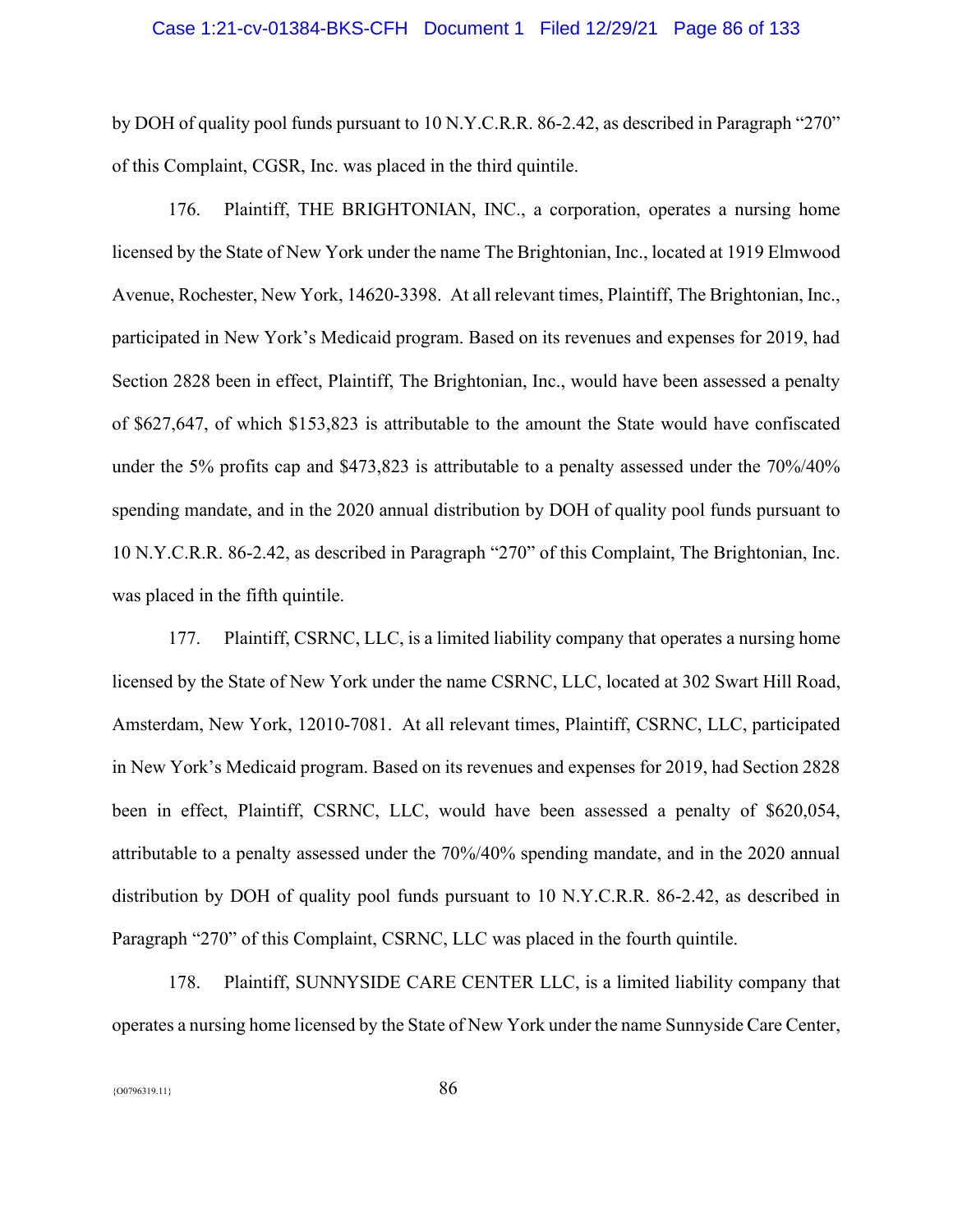by DOH of quality pool funds pursuant to 10 N.Y.C.R.R. 86-2.42, as described in Paragraph "270" of this Complaint, CGSR, Inc. was placed in the third quintile.

176. Plaintiff, THE BRIGHTONIAN, INC., a corporation, operates a nursing home licensed by the State of New York under the name The Brightonian, Inc., located at 1919 Elmwood Avenue, Rochester, New York, 14620-3398. At all relevant times, Plaintiff, The Brightonian, Inc., participated in New York's Medicaid program. Based on its revenues and expenses for 2019, had Section 2828 been in effect, Plaintiff, The Brightonian, Inc., would have been assessed a penalty of $627,647, of which $153,823 is attributable to the amount the State would have confiscated under the 5% profits cap and $473,823 is attributable to a penalty assessed under the 70%/40% spending mandate, and in the 2020 annual distribution by DOH of quality pool funds pursuant to 10 N.Y.C.R.R. 86-2.42, as described in Paragraph "270" of this Complaint, The Brightonian, Inc. was placed in the fifth quintile.

177. Plaintiff, CSRNC, LLC, is a limited liability company that operates a nursing home licensed by the State of New York under the name CSRNC, LLC, located at 302 Swart Hill Road, Amsterdam, New York, 12010-7081. At all relevant times, Plaintiff, CSRNC, LLC, participated in New York's Medicaid program. Based on its revenues and expenses for 2019, had Section 2828 been in effect, Plaintiff, CSRNC, LLC, would have been assessed a penalty of $620,054, attributable to a penalty assessed under the 70%/40% spending mandate, and in the 2020 annual distribution by DOH of quality pool funds pursuant to 10 N.Y.C.R.R. 86-2.42, as described in Paragraph "270" of this Complaint, CSRNC, LLC was placed in the fourth quintile.

178. Plaintiff, SUNNYSIDE CARE CENTER LLC, is a limited liability company that operates a nursing home licensed by the State of New York under the name Sunnyside Care Center,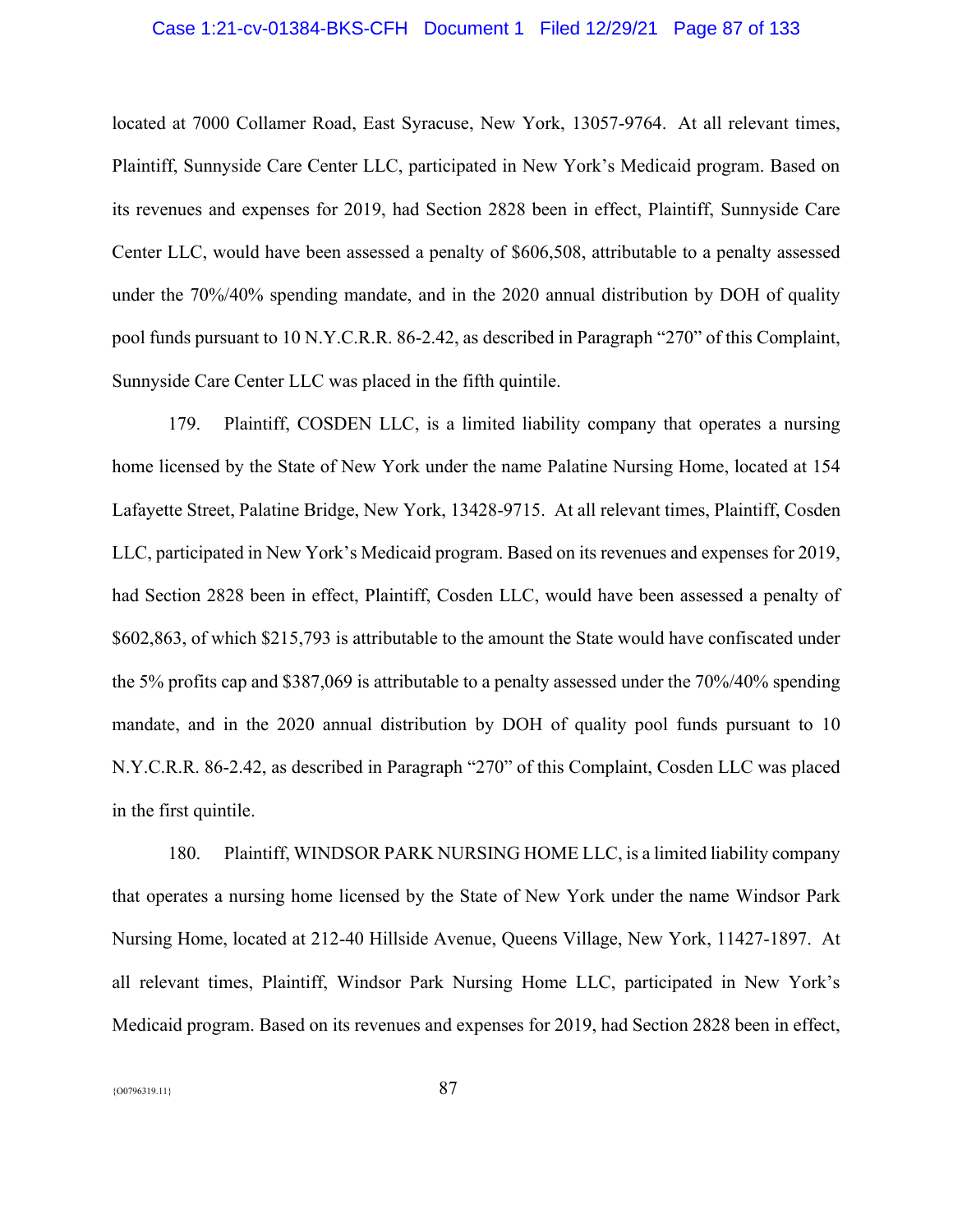located at 7000 Collamer Road, East Syracuse, New York, 13057-9764. At all relevant times, Plaintiff, Sunnyside Care Center LLC, participated in New York's Medicaid program. Based on its revenues and expenses for 2019, had Section 2828 been in effect, Plaintiff, Sunnyside Care Center LLC, would have been assessed a penalty of $606,508, attributable to a penalty assessed under the 70%/40% spending mandate, and in the 2020 annual distribution by DOH of quality pool funds pursuant to 10 N.Y.C.R.R. 86-2.42, as described in Paragraph "270" of this Complaint, Sunnyside Care Center LLC was placed in the fifth quintile.

179. Plaintiff, COSDEN LLC, is a limited liability company that operates a nursing home licensed by the State of New York under the name Palatine Nursing Home, located at 154 Lafayette Street, Palatine Bridge, New York, 13428-9715. At all relevant times, Plaintiff, Cosden LLC, participated in New York's Medicaid program. Based on its revenues and expenses for 2019, had Section 2828 been in effect, Plaintiff, Cosden LLC, would have been assessed a penalty of $602,863, of which $215,793 is attributable to the amount the State would have confiscated under the 5% profits cap and $387,069 is attributable to a penalty assessed under the 70%/40% spending mandate, and in the 2020 annual distribution by DOH of quality pool funds pursuant to 10 N.Y.C.R.R. 86-2.42, as described in Paragraph "270" of this Complaint, Cosden LLC was placed in the first quintile.

180. Plaintiff, WINDSOR PARK NURSING HOME LLC, is a limited liability company that operates a nursing home licensed by the State of New York under the name Windsor Park Nursing Home, located at 212-40 Hillside Avenue, Queens Village, New York, 11427-1897. At all relevant times, Plaintiff, Windsor Park Nursing Home LLC, participated in New York's Medicaid program. Based on its revenues and expenses for 2019, had Section 2828 been in effect,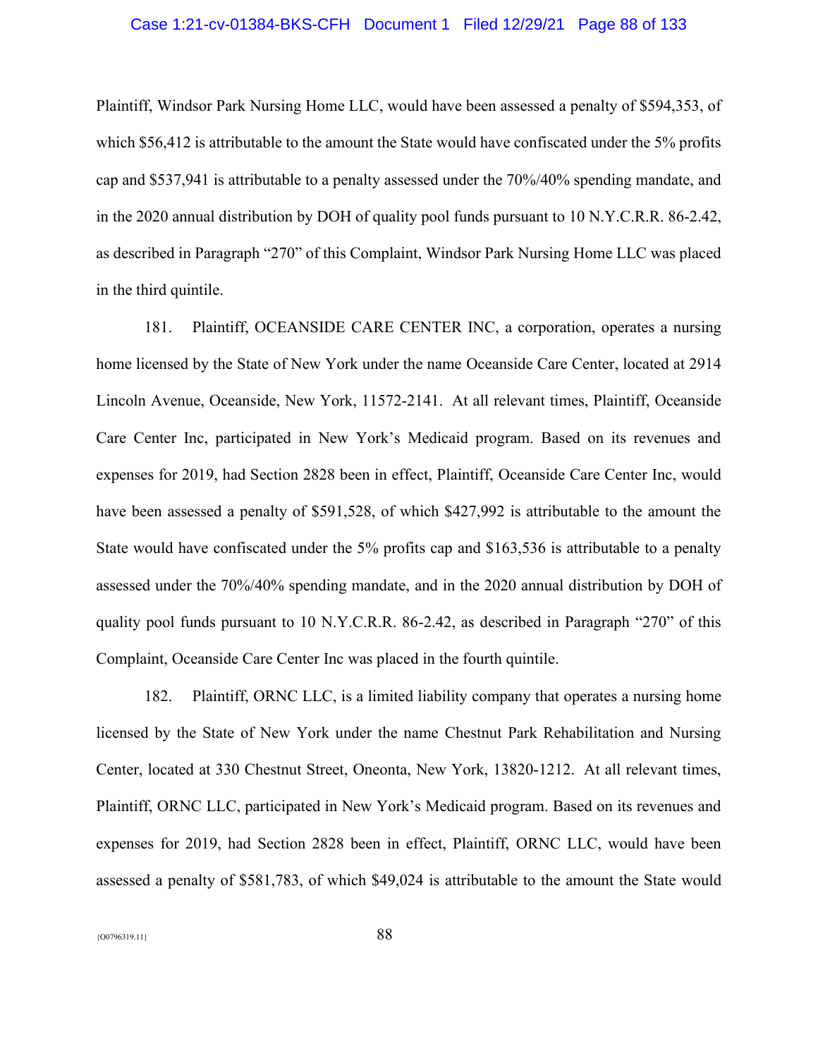Plaintiff, Windsor Park Nursing Home LLC, would have been assessed a penalty of $594,353, of which $56,412 is attributable to the amount the State would have confiscated under the 5% profits cap and $537,941 is attributable to a penalty assessed under the 70%/40% spending mandate, and in the 2020 annual distribution by DOH of quality pool funds pursuant to 10 N.Y.C.R.R. 86-2.42, as described in Paragraph "270" of this Complaint, Windsor Park Nursing Home LLC was placed in the third quintile.

181. Plaintiff, OCEANSIDE CARE CENTER INC, a corporation, operates a nursing home licensed by the State of New York under the name Oceanside Care Center, located at 2914 Lincoln Avenue, Oceanside, New York, 11572-2141. At all relevant times, Plaintiff, Oceanside Care Center Inc, participated in New York's Medicaid program. Based on its revenues and expenses for 2019, had Section 2828 been in effect, Plaintiff, Oceanside Care Center Inc, would have been assessed a penalty of $591,528, of which $427,992 is attributable to the amount the State would have confiscated under the 5% profits cap and $163,536 is attributable to a penalty assessed under the 70%/40% spending mandate, and in the 2020 annual distribution by DOH of quality pool funds pursuant to 10 N.Y.C.R.R. 86-2.42, as described in Paragraph "270" of this Complaint, Oceanside Care Center Inc was placed in the fourth quintile.

182. Plaintiff, ORNC LLC, is a limited liability company that operates a nursing home licensed by the State of New York under the name Chestnut Park Rehabilitation and Nursing Center, located at 330 Chestnut Street, Oneonta, New York, 13820-1212. At all relevant times, Plaintiff, ORNC LLC, participated in New York's Medicaid program. Based on its revenues and expenses for 2019, had Section 2828 been in effect, Plaintiff, ORNC LLC, would have been assessed a penalty of $581,783, of which $49,024 is attributable to the amount the State would

{O0796319.11}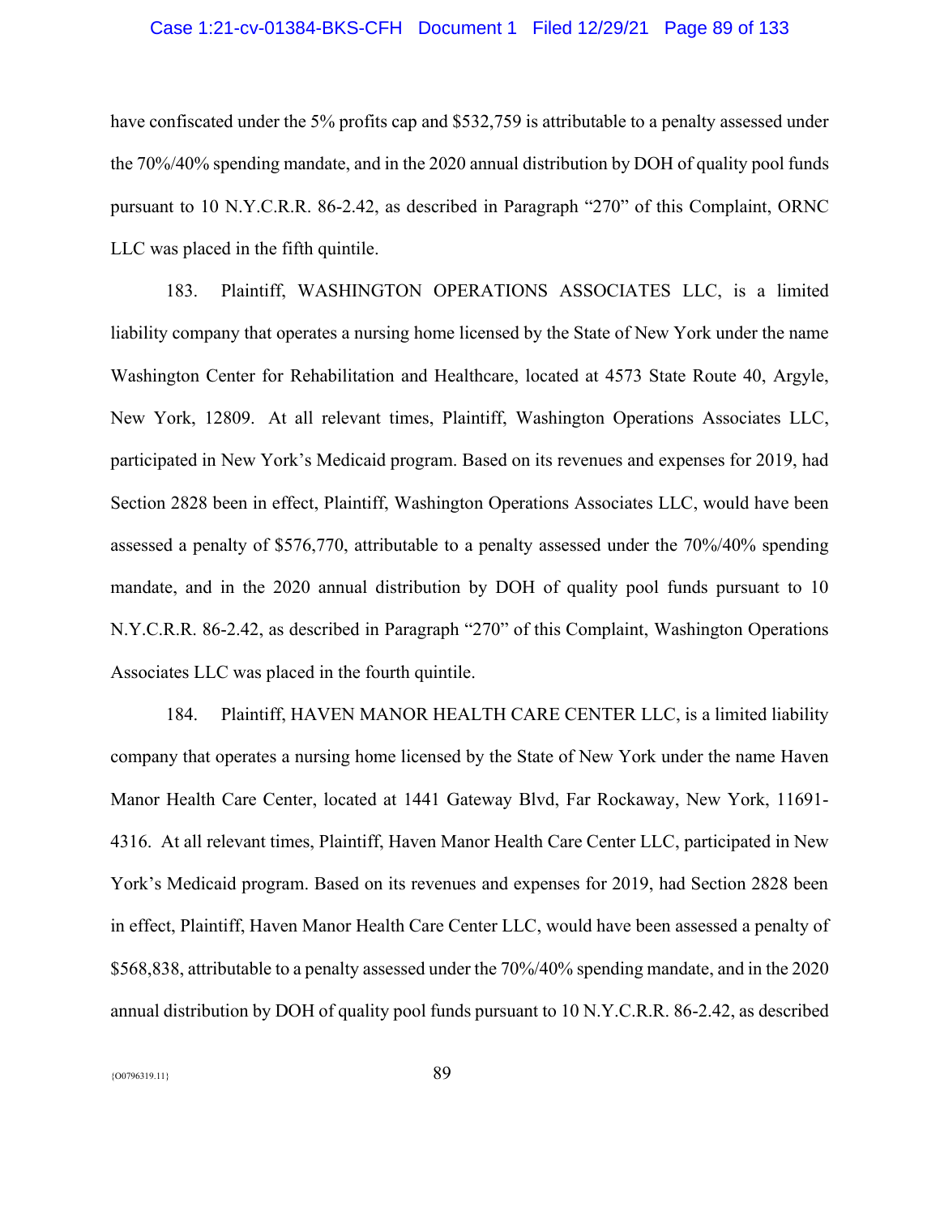have confiscated under the 5% profits cap and $532,759 is attributable to a penalty assessed under the 70%/40% spending mandate, and in the 2020 annual distribution by DOH of quality pool funds pursuant to 10 N.Y.C.R.R. 86-2.42, as described in Paragraph "270" of this Complaint, ORNC LLC was placed in the fifth quintile.

183. Plaintiff, WASHINGTON OPERATIONS ASSOCIATES LLC, is a limited liability company that operates a nursing home licensed by the State of New York under the name Washington Center for Rehabilitation and Healthcare, located at 4573 State Route 40, Argyle, New York, 12809. At all relevant times, Plaintiff, Washington Operations Associates LLC, participated in New York's Medicaid program. Based on its revenues and expenses for 2019, had Section 2828 been in effect, Plaintiff, Washington Operations Associates LLC, would have been assessed a penalty of $576,770, attributable to a penalty assessed under the 70%/40% spending mandate, and in the 2020 annual distribution by DOH of quality pool funds pursuant to 10 N.Y.C.R.R. 86-2.42, as described in Paragraph "270" of this Complaint, Washington Operations Associates LLC was placed in the fourth quintile.

184. Plaintiff, HAVEN MANOR HEALTH CARE CENTER LLC, is a limited liability company that operates a nursing home licensed by the State of New York under the name Haven Manor Health Care Center, located at 1441 Gateway Blvd, Far Rockaway, New York, 11691-4316. At all relevant times, Plaintiff, Haven Manor Health Care Center LLC, participated in New York's Medicaid program. Based on its revenues and expenses for 2019, had Section 2828 been in effect, Plaintiff, Haven Manor Health Care Center LLC, would have been assessed a penalty of $568,838, attributable to a penalty assessed under the 70%/40% spending mandate, and in the 2020 annual distribution by DOH of quality pool funds pursuant to 10 N.Y.C.R.R. 86-2.42, as described

{O0796319.11}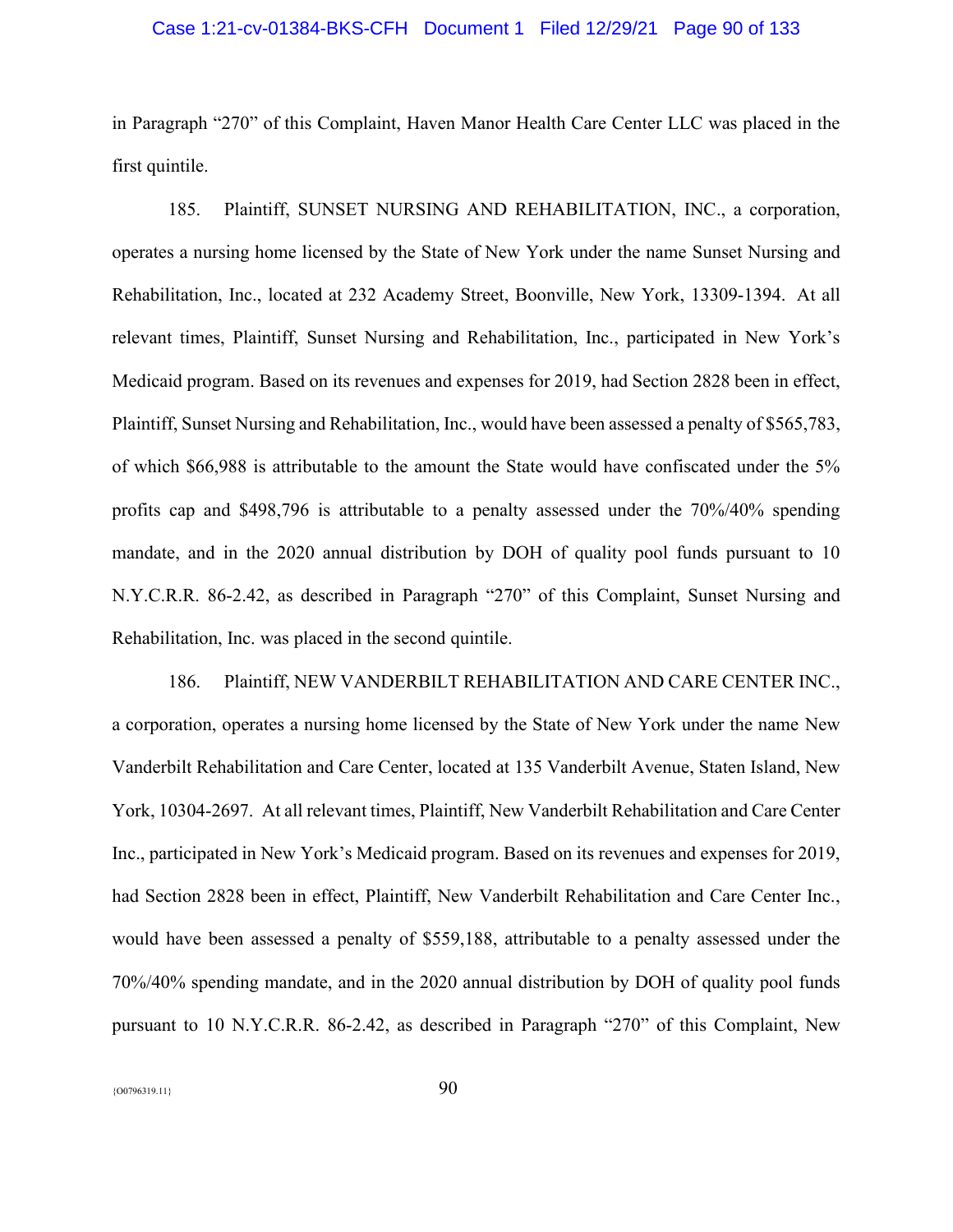in Paragraph "270" of this Complaint, Haven Manor Health Care Center LLC was placed in the first quintile.

185. Plaintiff, SUNSET NURSING AND REHABILITATION, INC., a corporation, operates a nursing home licensed by the State of New York under the name Sunset Nursing and Rehabilitation, Inc., located at 232 Academy Street, Boonville, New York, 13309-1394. At all relevant times, Plaintiff, Sunset Nursing and Rehabilitation, Inc., participated in New York's Medicaid program. Based on its revenues and expenses for 2019, had Section 2828 been in effect, Plaintiff, Sunset Nursing and Rehabilitation, Inc., would have been assessed a penalty of $565,783, of which $66,988 is attributable to the amount the State would have confiscated under the 5% profits cap and $498,796 is attributable to a penalty assessed under the 70%/40% spending mandate, and in the 2020 annual distribution by DOH of quality pool funds pursuant to 10 N.Y.C.R.R. 86-2.42, as described in Paragraph "270" of this Complaint, Sunset Nursing and Rehabilitation, Inc. was placed in the second quintile.

186. Plaintiff, NEW VANDERBILT REHABILITATION AND CARE CENTER INC., a corporation, operates a nursing home licensed by the State of New York under the name New Vanderbilt Rehabilitation and Care Center, located at 135 Vanderbilt Avenue, Staten Island, New York, 10304-2697. At all relevant times, Plaintiff, New Vanderbilt Rehabilitation and Care Center Inc., participated in New York's Medicaid program. Based on its revenues and expenses for 2019, had Section 2828 been in effect, Plaintiff, New Vanderbilt Rehabilitation and Care Center Inc., would have been assessed a penalty of $559,188, attributable to a penalty assessed under the 70%/40% spending mandate, and in the 2020 annual distribution by DOH of quality pool funds pursuant to 10 N.Y.C.R.R. 86-2.42, as described in Paragraph "270" of this Complaint, New

{O0796319.11}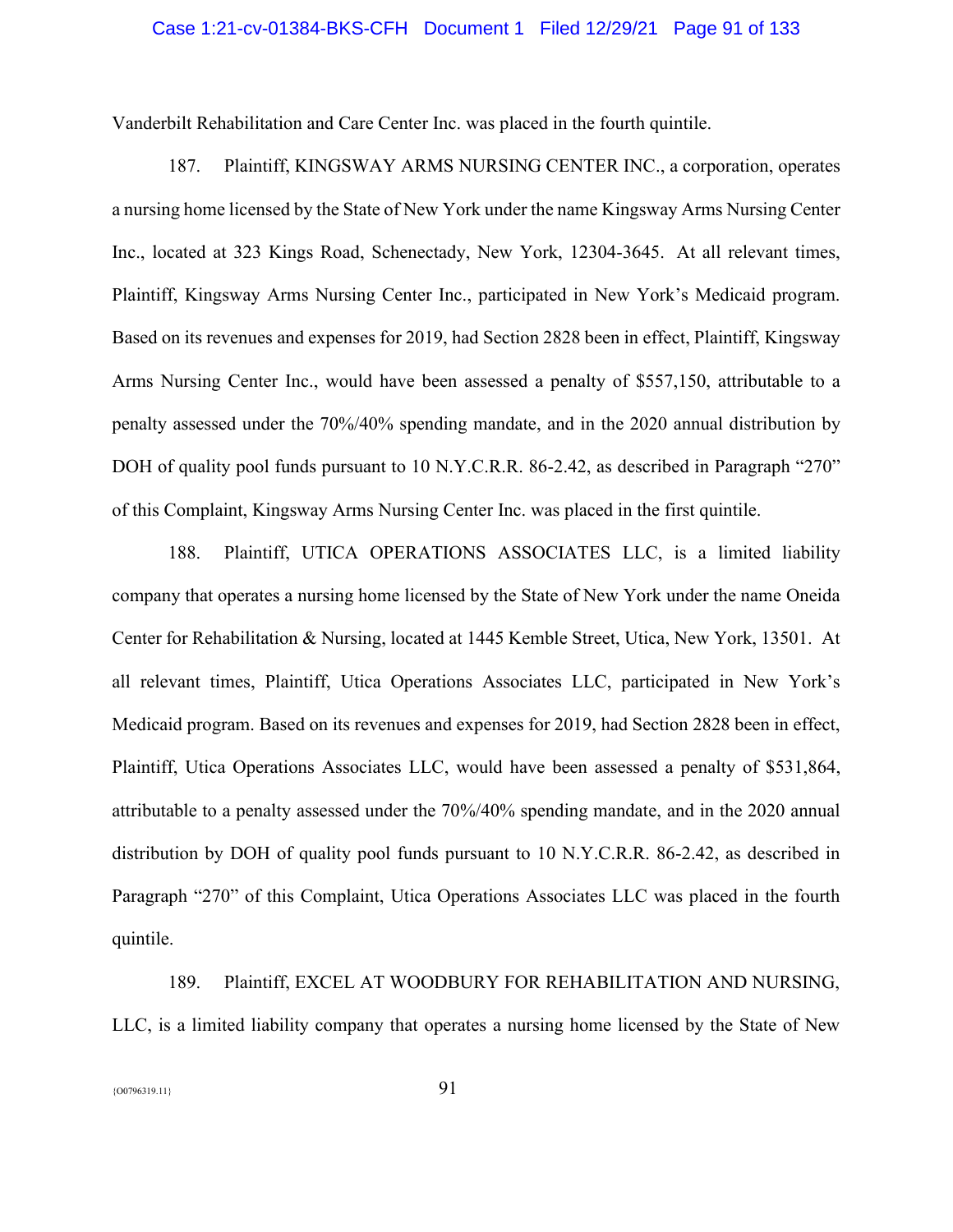Vanderbilt Rehabilitation and Care Center Inc. was placed in the fourth quintile.

187. Plaintiff, KINGSWAY ARMS NURSING CENTER INC., a corporation, operates a nursing home licensed by the State of New York under the name Kingsway Arms Nursing Center Inc., located at 323 Kings Road, Schenectady, New York, 12304-3645. At all relevant times, Plaintiff, Kingsway Arms Nursing Center Inc., participated in New York's Medicaid program. Based on its revenues and expenses for 2019, had Section 2828 been in effect, Plaintiff, Kingsway Arms Nursing Center Inc., would have been assessed a penalty of $557,150, attributable to a penalty assessed under the 70%/40% spending mandate, and in the 2020 annual distribution by DOH of quality pool funds pursuant to 10 N.Y.C.R.R. 86-2.42, as described in Paragraph "270" of this Complaint, Kingsway Arms Nursing Center Inc. was placed in the first quintile.

188. Plaintiff, UTICA OPERATIONS ASSOCIATES LLC, is a limited liability company that operates a nursing home licensed by the State of New York under the name Oneida Center for Rehabilitation & Nursing, located at 1445 Kemble Street, Utica, New York, 13501. At all relevant times, Plaintiff, Utica Operations Associates LLC, participated in New York's Medicaid program. Based on its revenues and expenses for 2019, had Section 2828 been in effect, Plaintiff, Utica Operations Associates LLC, would have been assessed a penalty of $531,864, attributable to a penalty assessed under the 70%/40% spending mandate, and in the 2020 annual distribution by DOH of quality pool funds pursuant to 10 N.Y.C.R.R. 86-2.42, as described in Paragraph "270" of this Complaint, Utica Operations Associates LLC was placed in the fourth quintile.

189. Plaintiff, EXCEL AT WOODBURY FOR REHABILITATION AND NURSING, LLC, is a limited liability company that operates a nursing home licensed by the State of New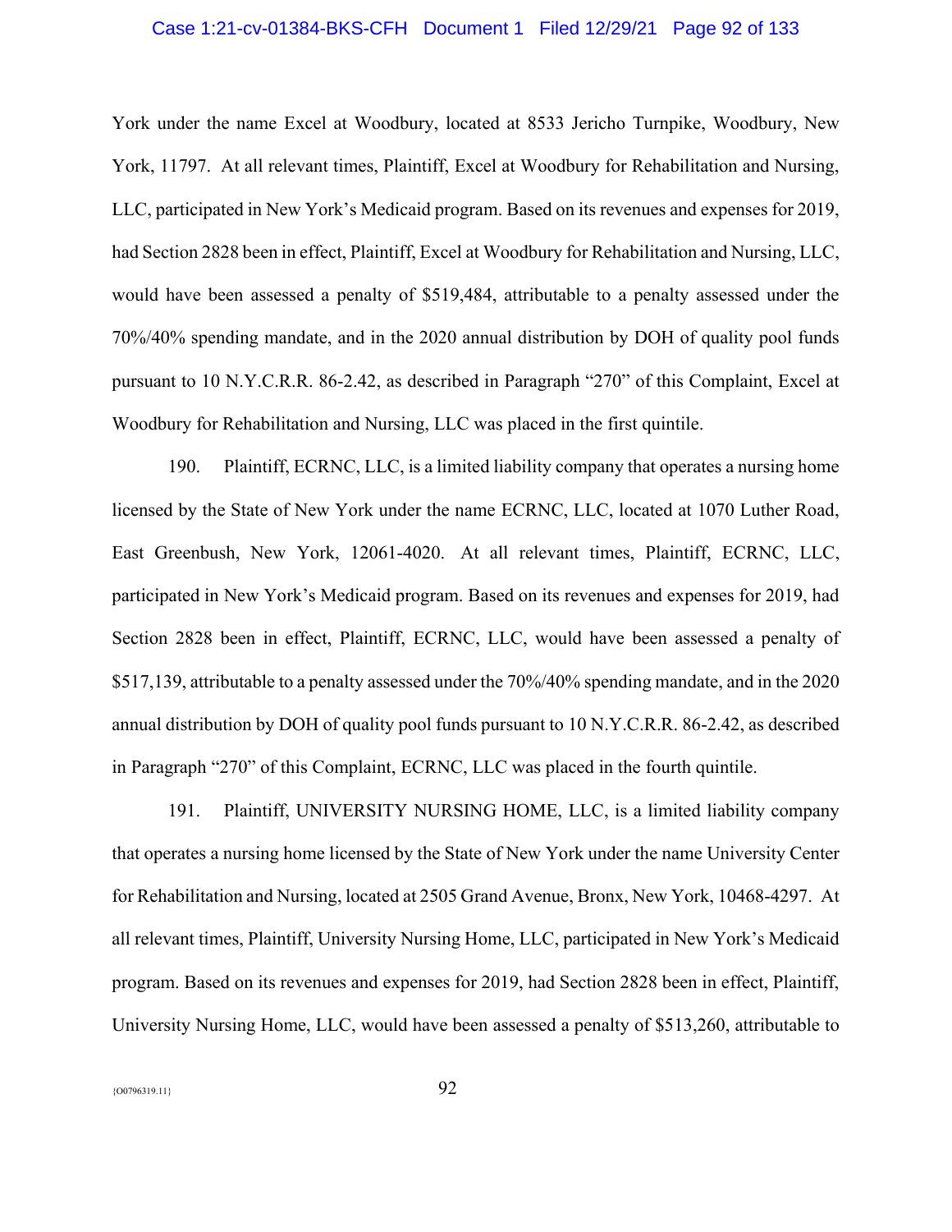York under the name Excel at Woodbury, located at 8533 Jericho Turnpike, Woodbury, New York, 11797. At all relevant times, Plaintiff, Excel at Woodbury for Rehabilitation and Nursing, LLC, participated in New York's Medicaid program. Based on its revenues and expenses for 2019, had Section 2828 been in effect, Plaintiff, Excel at Woodbury for Rehabilitation and Nursing, LLC, would have been assessed a penalty of $519,484, attributable to a penalty assessed under the 70%/40% spending mandate, and in the 2020 annual distribution by DOH of quality pool funds pursuant to 10 N.Y.C.R.R. 86-2.42, as described in Paragraph "270" of this Complaint, Excel at Woodbury for Rehabilitation and Nursing, LLC was placed in the first quintile.

190. Plaintiff, ECRNC, LLC, is a limited liability company that operates a nursing home licensed by the State of New York under the name ECRNC, LLC, located at 1070 Luther Road, East Greenbush, New York, 12061-4020. At all relevant times, Plaintiff, ECRNC, LLC, participated in New York's Medicaid program. Based on its revenues and expenses for 2019, had Section 2828 been in effect, Plaintiff, ECRNC, LLC, would have been assessed a penalty of $517,139, attributable to a penalty assessed under the 70%/40% spending mandate, and in the 2020 annual distribution by DOH of quality pool funds pursuant to 10 N.Y.C.R.R. 86-2.42, as described in Paragraph "270" of this Complaint, ECRNC, LLC was placed in the fourth quintile.

191. Plaintiff, UNIVERSITY NURSING HOME, LLC, is a limited liability company that operates a nursing home licensed by the State of New York under the name University Center for Rehabilitation and Nursing, located at 2505 Grand Avenue, Bronx, New York, 10468-4297. At all relevant times, Plaintiff, University Nursing Home, LLC, participated in New York's Medicaid program. Based on its revenues and expenses for 2019, had Section 2828 been in effect, Plaintiff, University Nursing Home, LLC, would have been assessed a penalty of $513,260, attributable to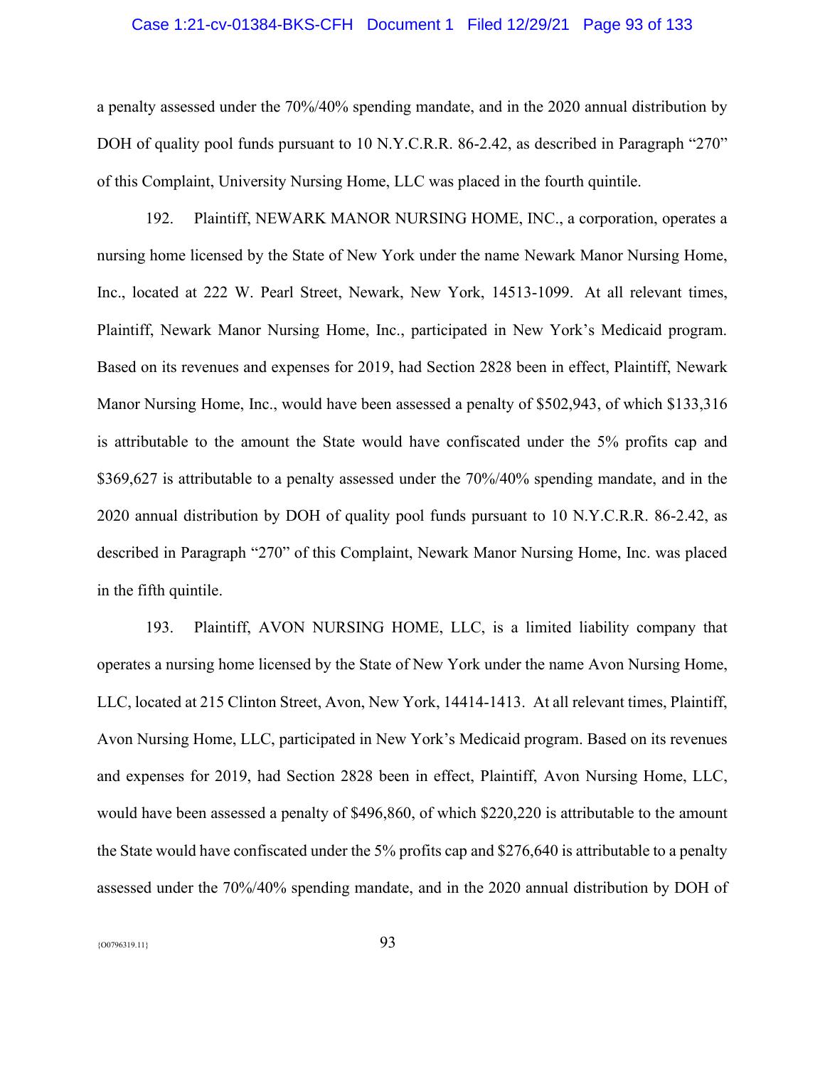a penalty assessed under the 70%/40% spending mandate, and in the 2020 annual distribution by DOH of quality pool funds pursuant to 10 N.Y.C.R.R. 86-2.42, as described in Paragraph "270" of this Complaint, University Nursing Home, LLC was placed in the fourth quintile.

192. Plaintiff, NEWARK MANOR NURSING HOME, INC., a corporation, operates a nursing home licensed by the State of New York under the name Newark Manor Nursing Home, Inc., located at 222 W. Pearl Street, Newark, New York, 14513-1099. At all relevant times, Plaintiff, Newark Manor Nursing Home, Inc., participated in New York's Medicaid program. Based on its revenues and expenses for 2019, had Section 2828 been in effect, Plaintiff, Newark Manor Nursing Home, Inc., would have been assessed a penalty of $502,943, of which $133,316 is attributable to the amount the State would have confiscated under the 5% profits cap and $369,627 is attributable to a penalty assessed under the 70%/40% spending mandate, and in the 2020 annual distribution by DOH of quality pool funds pursuant to 10 N.Y.C.R.R. 86-2.42, as described in Paragraph "270" of this Complaint, Newark Manor Nursing Home, Inc. was placed in the fifth quintile.

193. Plaintiff, AVON NURSING HOME, LLC, is a limited liability company that operates a nursing home licensed by the State of New York under the name Avon Nursing Home, LLC, located at 215 Clinton Street, Avon, New York, 14414-1413. At all relevant times, Plaintiff, Avon Nursing Home, LLC, participated in New York's Medicaid program. Based on its revenues and expenses for 2019, had Section 2828 been in effect, Plaintiff, Avon Nursing Home, LLC, would have been assessed a penalty of $496,860, of which $220,220 is attributable to the amount the State would have confiscated under the 5% profits cap and $276,640 is attributable to a penalty assessed under the 70%/40% spending mandate, and in the 2020 annual distribution by DOH of

{O0796319.11}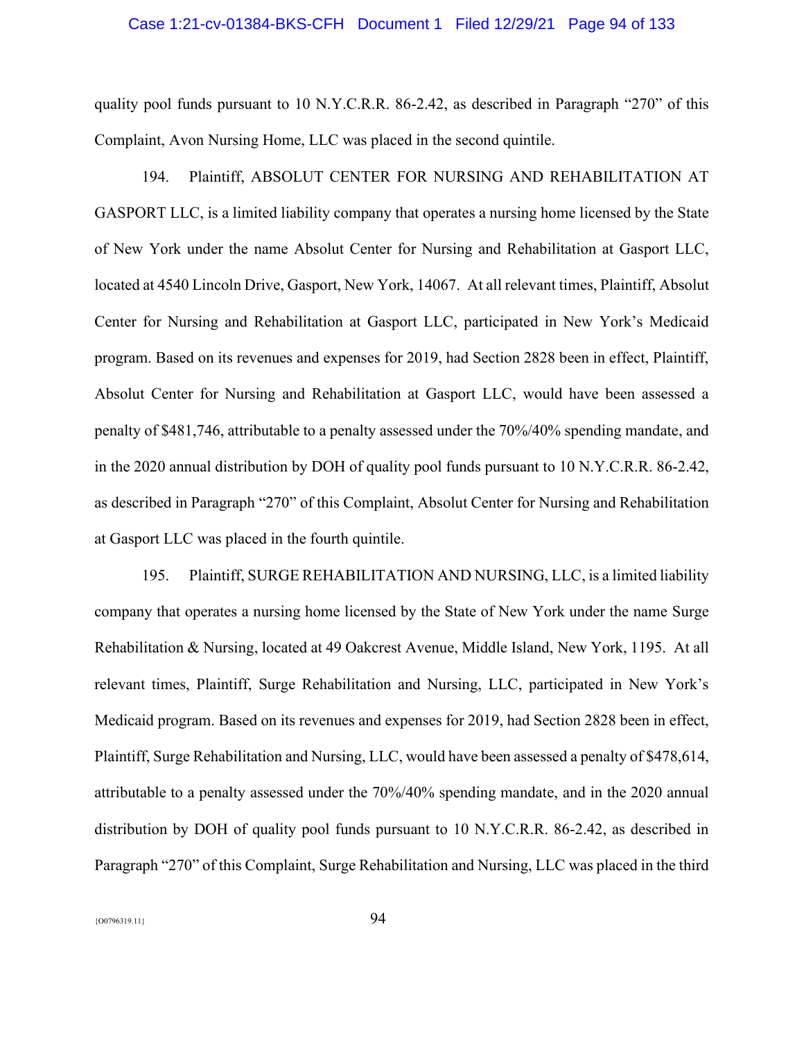quality pool funds pursuant to 10 N.Y.C.R.R. 86-2.42, as described in Paragraph "270" of this Complaint, Avon Nursing Home, LLC was placed in the second quintile.

194. Plaintiff, ABSOLUT CENTER FOR NURSING AND REHABILITATION AT GASPORT LLC, is a limited liability company that operates a nursing home licensed by the State of New York under the name Absolut Center for Nursing and Rehabilitation at Gasport LLC, located at 4540 Lincoln Drive, Gasport, New York, 14067. At all relevant times, Plaintiff, Absolut Center for Nursing and Rehabilitation at Gasport LLC, participated in New York's Medicaid program. Based on its revenues and expenses for 2019, had Section 2828 been in effect, Plaintiff, Absolut Center for Nursing and Rehabilitation at Gasport LLC, would have been assessed a penalty of $481,746, attributable to a penalty assessed under the 70%/40% spending mandate, and in the 2020 annual distribution by DOH of quality pool funds pursuant to 10 N.Y.C.R.R. 86-2.42, as described in Paragraph "270" of this Complaint, Absolut Center for Nursing and Rehabilitation at Gasport LLC was placed in the fourth quintile.

195. Plaintiff, SURGE REHABILITATION AND NURSING, LLC, is a limited liability company that operates a nursing home licensed by the State of New York under the name Surge Rehabilitation & Nursing, located at 49 Oakcrest Avenue, Middle Island, New York, 1195. At all relevant times, Plaintiff, Surge Rehabilitation and Nursing, LLC, participated in New York's Medicaid program. Based on its revenues and expenses for 2019, had Section 2828 been in effect, Plaintiff, Surge Rehabilitation and Nursing, LLC, would have been assessed a penalty of $478,614, attributable to a penalty assessed under the 70%/40% spending mandate, and in the 2020 annual distribution by DOH of quality pool funds pursuant to 10 N.Y.C.R.R. 86-2.42, as described in Paragraph "270" of this Complaint, Surge Rehabilitation and Nursing, LLC was placed in the third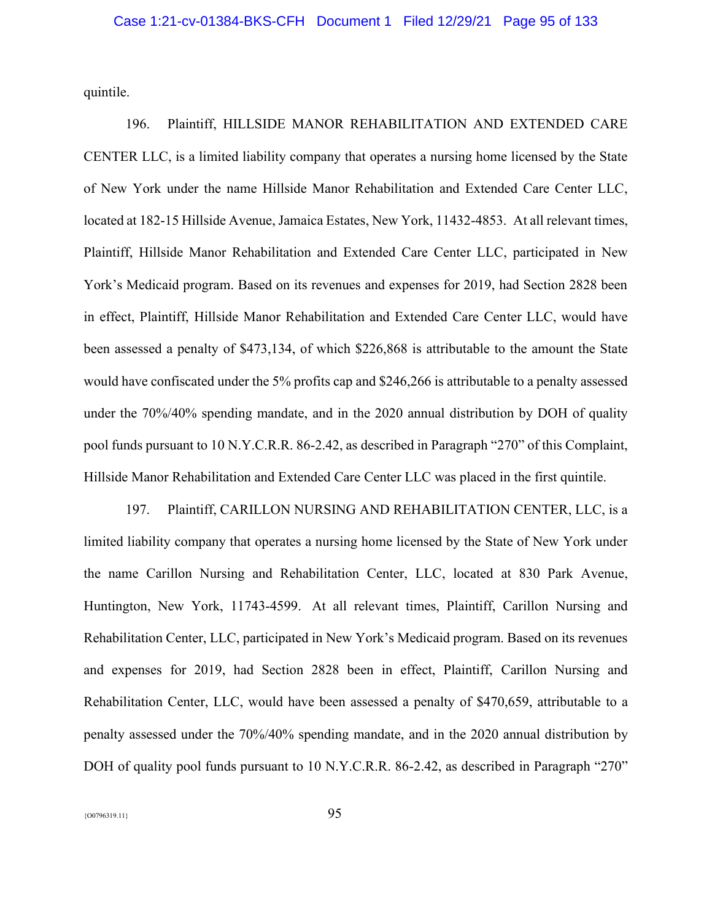quintile.

196. Plaintiff, HILLSIDE MANOR REHABILITATION AND EXTENDED CARE CENTER LLC, is a limited liability company that operates a nursing home licensed by the State of New York under the name Hillside Manor Rehabilitation and Extended Care Center LLC, located at 182-15 Hillside Avenue, Jamaica Estates, New York, 11432-4853. At all relevant times, Plaintiff, Hillside Manor Rehabilitation and Extended Care Center LLC, participated in New York's Medicaid program. Based on its revenues and expenses for 2019, had Section 2828 been in effect, Plaintiff, Hillside Manor Rehabilitation and Extended Care Center LLC, would have been assessed a penalty of $473,134, of which $226,868 is attributable to the amount the State would have confiscated under the 5% profits cap and $246,266 is attributable to a penalty assessed under the 70%/40% spending mandate, and in the 2020 annual distribution by DOH of quality pool funds pursuant to 10 N.Y.C.R.R. 86-2.42, as described in Paragraph "270" of this Complaint, Hillside Manor Rehabilitation and Extended Care Center LLC was placed in the first quintile.

197. Plaintiff, CARILLON NURSING AND REHABILITATION CENTER, LLC, is a limited liability company that operates a nursing home licensed by the State of New York under the name Carillon Nursing and Rehabilitation Center, LLC, located at 830 Park Avenue, Huntington, New York, 11743-4599. At all relevant times, Plaintiff, Carillon Nursing and Rehabilitation Center, LLC, participated in New York's Medicaid program. Based on its revenues and expenses for 2019, had Section 2828 been in effect, Plaintiff, Carillon Nursing and Rehabilitation Center, LLC, would have been assessed a penalty of $470,659, attributable to a penalty assessed under the 70%/40% spending mandate, and in the 2020 annual distribution by DOH of quality pool funds pursuant to 10 N.Y.C.R.R. 86-2.42, as described in Paragraph "270"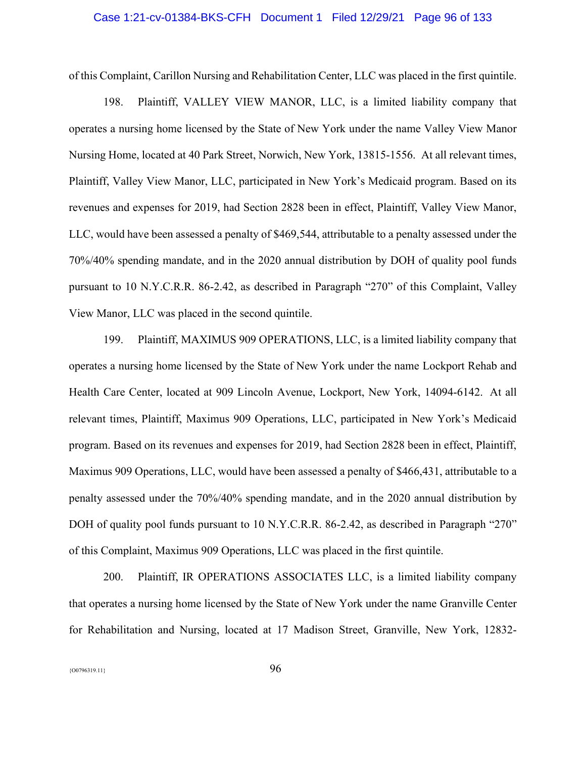of this Complaint, Carillon Nursing and Rehabilitation Center, LLC was placed in the first quintile.

198. Plaintiff, VALLEY VIEW MANOR, LLC, is a limited liability company that operates a nursing home licensed by the State of New York under the name Valley View Manor Nursing Home, located at 40 Park Street, Norwich, New York, 13815-1556. At all relevant times, Plaintiff, Valley View Manor, LLC, participated in New York's Medicaid program. Based on its revenues and expenses for 2019, had Section 2828 been in effect, Plaintiff, Valley View Manor, LLC, would have been assessed a penalty of $469,544, attributable to a penalty assessed under the 70%/40% spending mandate, and in the 2020 annual distribution by DOH of quality pool funds pursuant to 10 N.Y.C.R.R. 86-2.42, as described in Paragraph "270" of this Complaint, Valley View Manor, LLC was placed in the second quintile.

199. Plaintiff, MAXIMUS 909 OPERATIONS, LLC, is a limited liability company that operates a nursing home licensed by the State of New York under the name Lockport Rehab and Health Care Center, located at 909 Lincoln Avenue, Lockport, New York, 14094-6142. At all relevant times, Plaintiff, Maximus 909 Operations, LLC, participated in New York's Medicaid program. Based on its revenues and expenses for 2019, had Section 2828 been in effect, Plaintiff, Maximus 909 Operations, LLC, would have been assessed a penalty of $466,431, attributable to a penalty assessed under the 70%/40% spending mandate, and in the 2020 annual distribution by DOH of quality pool funds pursuant to 10 N.Y.C.R.R. 86-2.42, as described in Paragraph "270" of this Complaint, Maximus 909 Operations, LLC was placed in the first quintile.

200. Plaintiff, IR OPERATIONS ASSOCIATES LLC, is a limited liability company that operates a nursing home licensed by the State of New York under the name Granville Center for Rehabilitation and Nursing, located at 17 Madison Street, Granville, New York, 12832-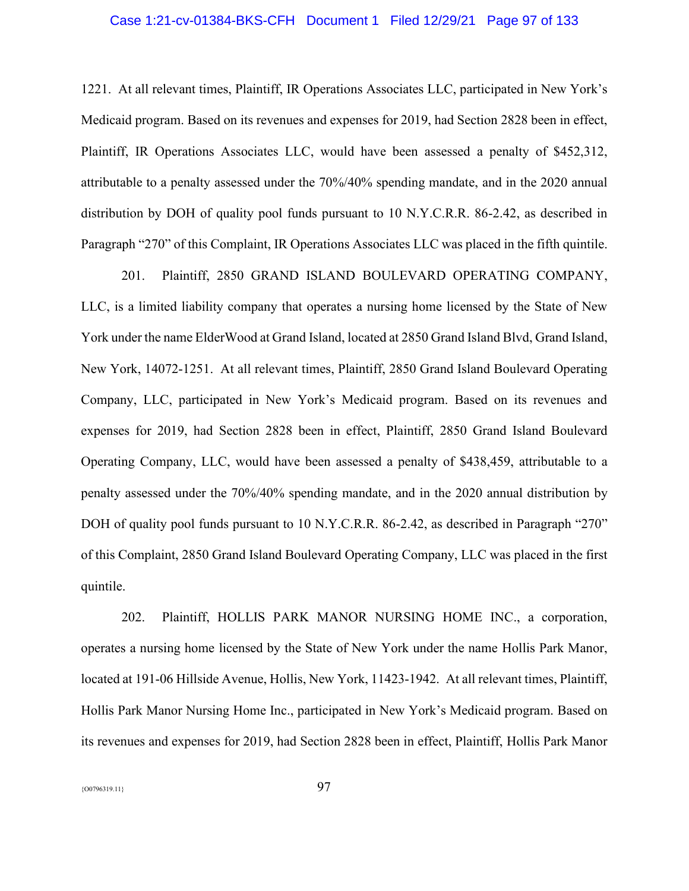1221. At all relevant times, Plaintiff, IR Operations Associates LLC, participated in New York's Medicaid program. Based on its revenues and expenses for 2019, had Section 2828 been in effect, Plaintiff, IR Operations Associates LLC, would have been assessed a penalty of $452,312, attributable to a penalty assessed under the 70%/40% spending mandate, and in the 2020 annual distribution by DOH of quality pool funds pursuant to 10 N.Y.C.R.R. 86-2.42, as described in Paragraph "270" of this Complaint, IR Operations Associates LLC was placed in the fifth quintile.

201. Plaintiff, 2850 GRAND ISLAND BOULEVARD OPERATING COMPANY, LLC, is a limited liability company that operates a nursing home licensed by the State of New York under the name ElderWood at Grand Island, located at 2850 Grand Island Blvd, Grand Island, New York, 14072-1251. At all relevant times, Plaintiff, 2850 Grand Island Boulevard Operating Company, LLC, participated in New York's Medicaid program. Based on its revenues and expenses for 2019, had Section 2828 been in effect, Plaintiff, 2850 Grand Island Boulevard Operating Company, LLC, would have been assessed a penalty of $438,459, attributable to a penalty assessed under the 70%/40% spending mandate, and in the 2020 annual distribution by DOH of quality pool funds pursuant to 10 N.Y.C.R.R. 86-2.42, as described in Paragraph "270" of this Complaint, 2850 Grand Island Boulevard Operating Company, LLC was placed in the first quintile.

202. Plaintiff, HOLLIS PARK MANOR NURSING HOME INC., a corporation, operates a nursing home licensed by the State of New York under the name Hollis Park Manor, located at 191-06 Hillside Avenue, Hollis, New York, 11423-1942. At all relevant times, Plaintiff, Hollis Park Manor Nursing Home Inc., participated in New York's Medicaid program. Based on its revenues and expenses for 2019, had Section 2828 been in effect, Plaintiff, Hollis Park Manor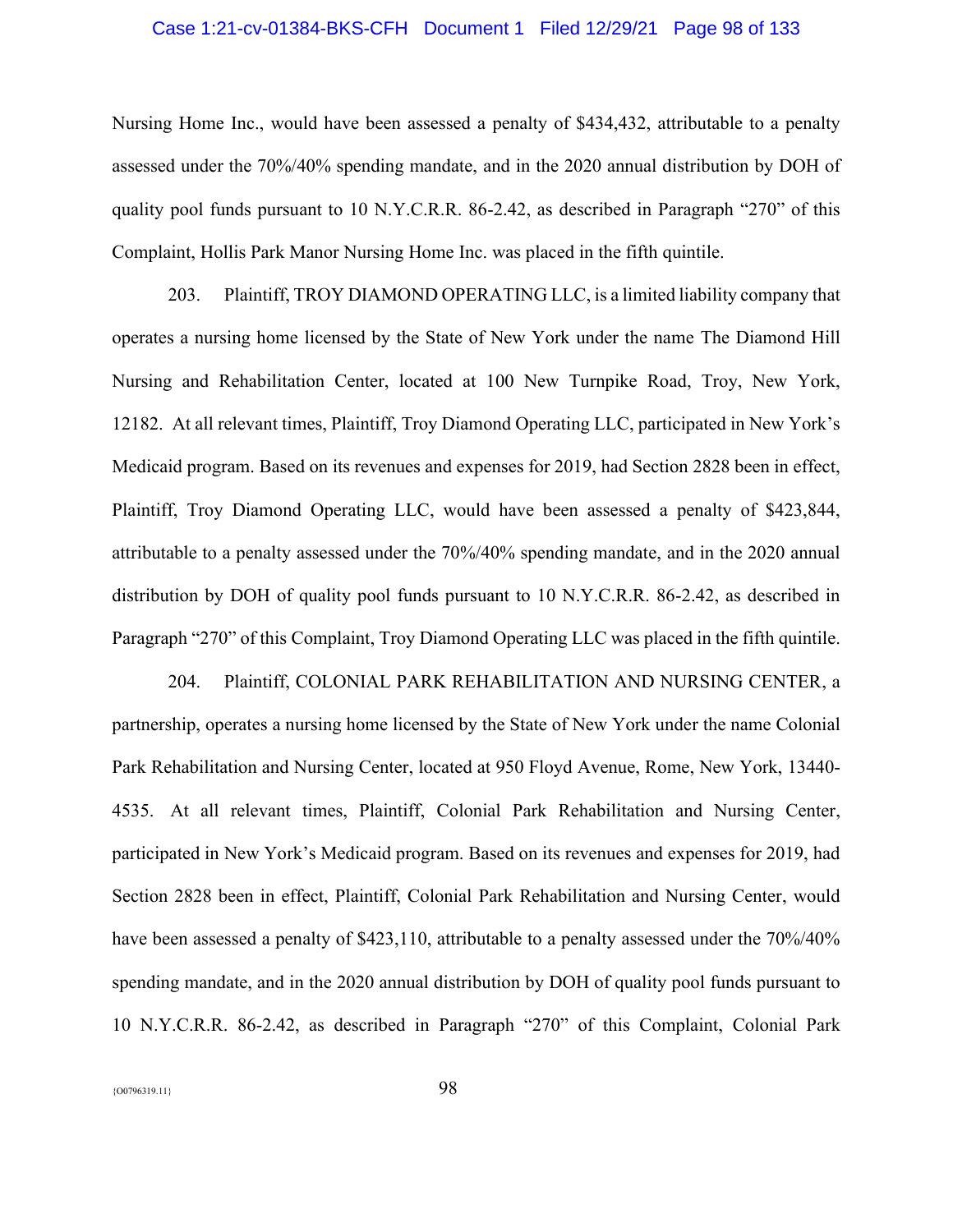Nursing Home Inc., would have been assessed a penalty of $434,432, attributable to a penalty assessed under the 70%/40% spending mandate, and in the 2020 annual distribution by DOH of quality pool funds pursuant to 10 N.Y.C.R.R. 86-2.42, as described in Paragraph "270" of this Complaint, Hollis Park Manor Nursing Home Inc. was placed in the fifth quintile.

203. Plaintiff, TROY DIAMOND OPERATING LLC, is a limited liability company that operates a nursing home licensed by the State of New York under the name The Diamond Hill Nursing and Rehabilitation Center, located at 100 New Turnpike Road, Troy, New York, 12182. At all relevant times, Plaintiff, Troy Diamond Operating LLC, participated in New York's Medicaid program. Based on its revenues and expenses for 2019, had Section 2828 been in effect, Plaintiff, Troy Diamond Operating LLC, would have been assessed a penalty of $423,844, attributable to a penalty assessed under the 70%/40% spending mandate, and in the 2020 annual distribution by DOH of quality pool funds pursuant to 10 N.Y.C.R.R. 86-2.42, as described in Paragraph "270" of this Complaint, Troy Diamond Operating LLC was placed in the fifth quintile.

204. Plaintiff, COLONIAL PARK REHABILITATION AND NURSING CENTER, a partnership, operates a nursing home licensed by the State of New York under the name Colonial Park Rehabilitation and Nursing Center, located at 950 Floyd Avenue, Rome, New York, 13440-4535. At all relevant times, Plaintiff, Colonial Park Rehabilitation and Nursing Center, participated in New York's Medicaid program. Based on its revenues and expenses for 2019, had Section 2828 been in effect, Plaintiff, Colonial Park Rehabilitation and Nursing Center, would have been assessed a penalty of $423,110, attributable to a penalty assessed under the 70%/40% spending mandate, and in the 2020 annual distribution by DOH of quality pool funds pursuant to 10 N.Y.C.R.R. 86-2.42, as described in Paragraph "270" of this Complaint, Colonial Park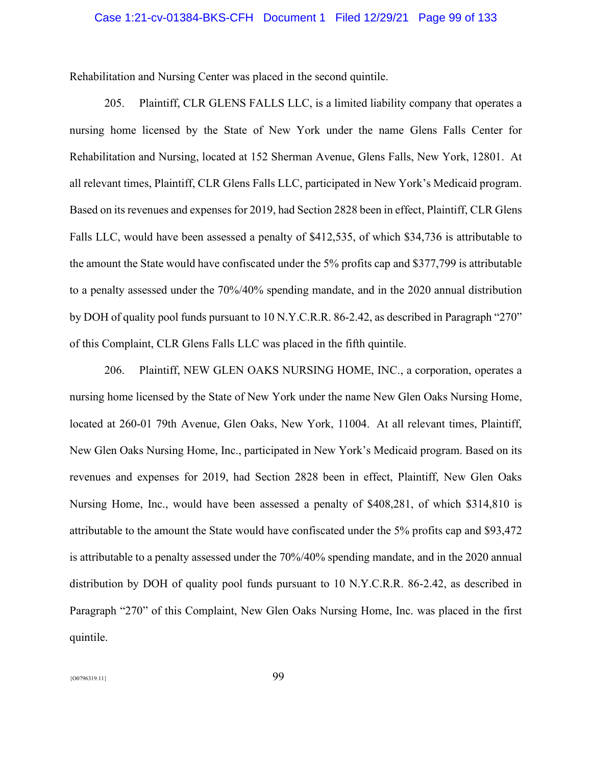Rehabilitation and Nursing Center was placed in the second quintile.

205. Plaintiff, CLR GLENS FALLS LLC, is a limited liability company that operates a nursing home licensed by the State of New York under the name Glens Falls Center for Rehabilitation and Nursing, located at 152 Sherman Avenue, Glens Falls, New York, 12801. At all relevant times, Plaintiff, CLR Glens Falls LLC, participated in New York's Medicaid program. Based on its revenues and expenses for 2019, had Section 2828 been in effect, Plaintiff, CLR Glens Falls LLC, would have been assessed a penalty of $412,535, of which $34,736 is attributable to the amount the State would have confiscated under the 5% profits cap and $377,799 is attributable to a penalty assessed under the 70%/40% spending mandate, and in the 2020 annual distribution by DOH of quality pool funds pursuant to 10 N.Y.C.R.R. 86-2.42, as described in Paragraph "270" of this Complaint, CLR Glens Falls LLC was placed in the fifth quintile.

206. Plaintiff, NEW GLEN OAKS NURSING HOME, INC., a corporation, operates a nursing home licensed by the State of New York under the name New Glen Oaks Nursing Home, located at 260-01 79th Avenue, Glen Oaks, New York, 11004. At all relevant times, Plaintiff, New Glen Oaks Nursing Home, Inc., participated in New York's Medicaid program. Based on its revenues and expenses for 2019, had Section 2828 been in effect, Plaintiff, New Glen Oaks Nursing Home, Inc., would have been assessed a penalty of $408,281, of which $314,810 is attributable to the amount the State would have confiscated under the 5% profits cap and $93,472 is attributable to a penalty assessed under the 70%/40% spending mandate, and in the 2020 annual distribution by DOH of quality pool funds pursuant to 10 N.Y.C.R.R. 86-2.42, as described in Paragraph "270" of this Complaint, New Glen Oaks Nursing Home, Inc. was placed in the first quintile.

{O0796319.11}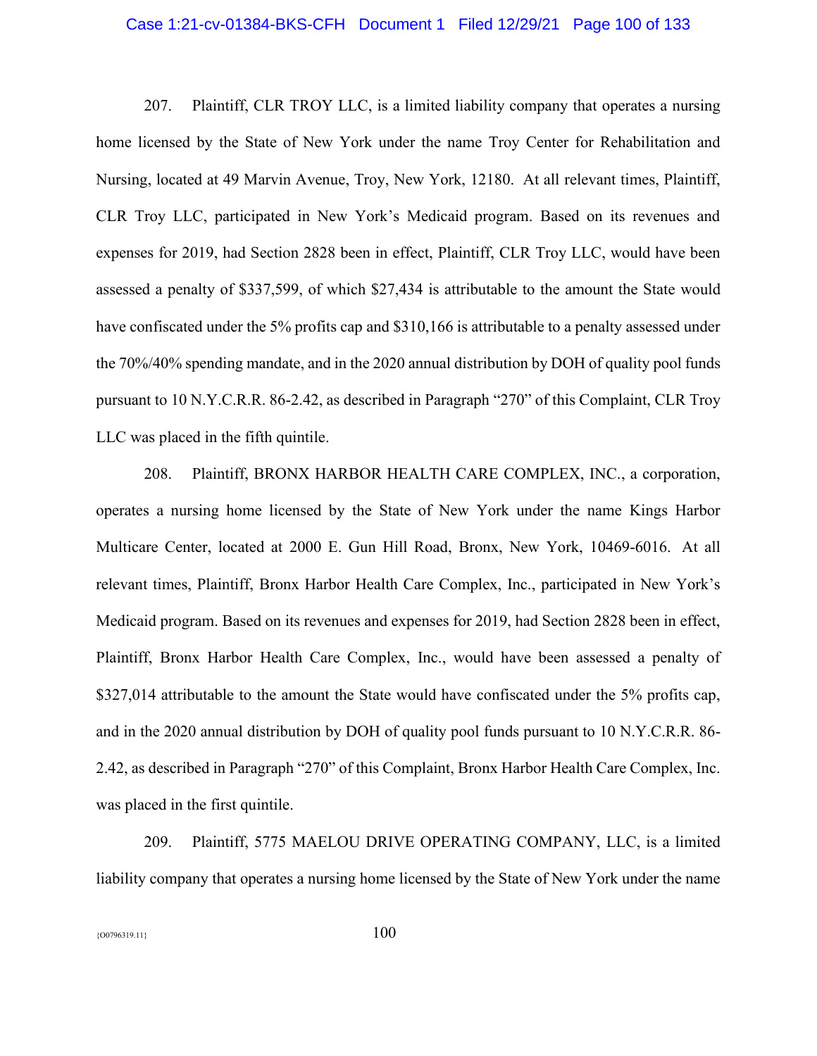207. Plaintiff, CLR TROY LLC, is a limited liability company that operates a nursing home licensed by the State of New York under the name Troy Center for Rehabilitation and Nursing, located at 49 Marvin Avenue, Troy, New York, 12180. At all relevant times, Plaintiff, CLR Troy LLC, participated in New York's Medicaid program. Based on its revenues and expenses for 2019, had Section 2828 been in effect, Plaintiff, CLR Troy LLC, would have been assessed a penalty of $337,599, of which $27,434 is attributable to the amount the State would have confiscated under the 5% profits cap and $310,166 is attributable to a penalty assessed under the 70%/40% spending mandate, and in the 2020 annual distribution by DOH of quality pool funds pursuant to 10 N.Y.C.R.R. 86-2.42, as described in Paragraph "270" of this Complaint, CLR Troy LLC was placed in the fifth quintile.

208. Plaintiff, BRONX HARBOR HEALTH CARE COMPLEX, INC., a corporation, operates a nursing home licensed by the State of New York under the name Kings Harbor Multicare Center, located at 2000 E. Gun Hill Road, Bronx, New York, 10469-6016. At all relevant times, Plaintiff, Bronx Harbor Health Care Complex, Inc., participated in New York's Medicaid program. Based on its revenues and expenses for 2019, had Section 2828 been in effect, Plaintiff, Bronx Harbor Health Care Complex, Inc., would have been assessed a penalty of $327,014 attributable to the amount the State would have confiscated under the 5% profits cap, and in the 2020 annual distribution by DOH of quality pool funds pursuant to 10 N.Y.C.R.R. 86-2.42, as described in Paragraph "270" of this Complaint, Bronx Harbor Health Care Complex, Inc. was placed in the first quintile.

209. Plaintiff, 5775 MAELOU DRIVE OPERATING COMPANY, LLC, is a limited liability company that operates a nursing home licensed by the State of New York under the name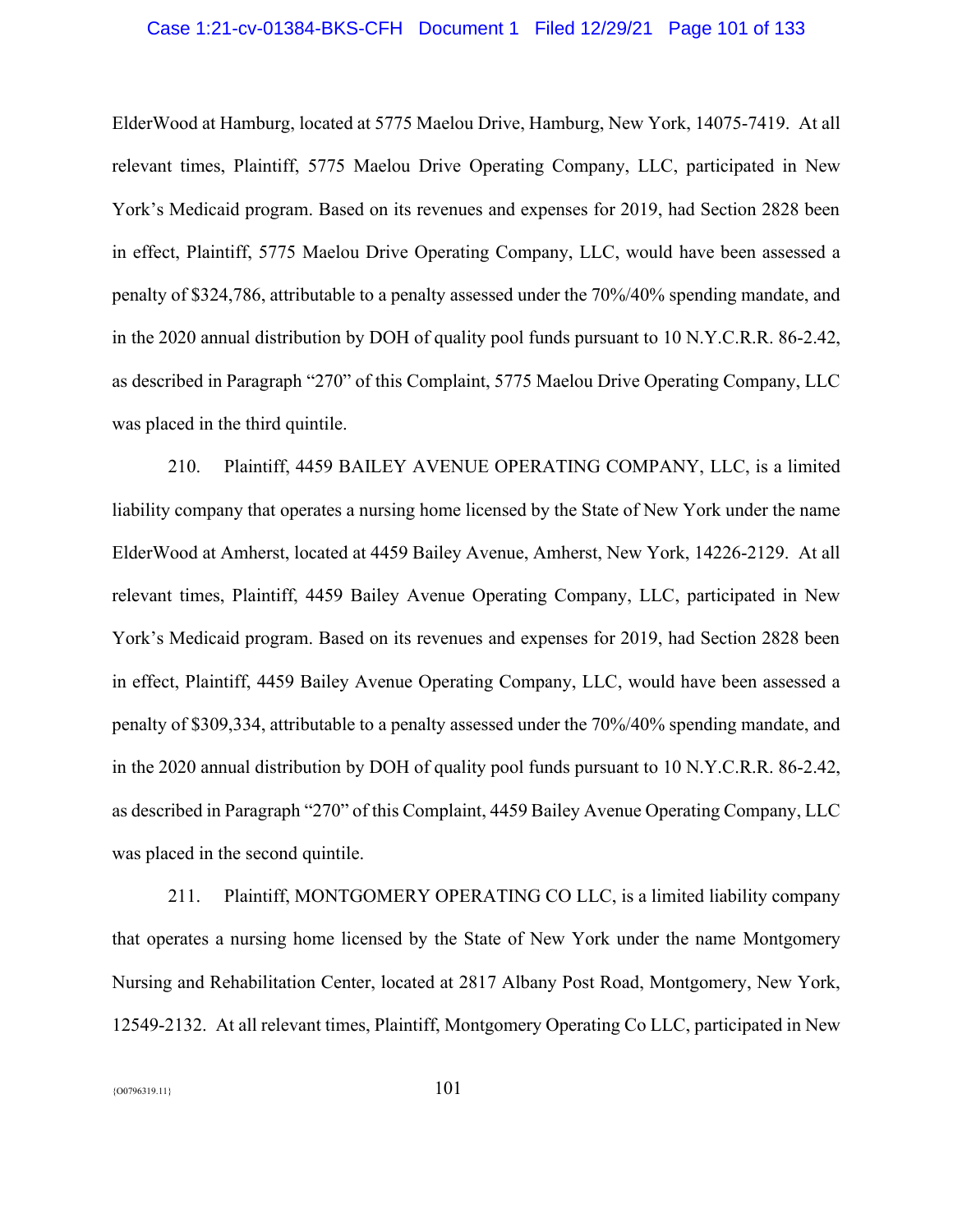ElderWood at Hamburg, located at 5775 Maelou Drive, Hamburg, New York, 14075-7419. At all relevant times, Plaintiff, 5775 Maelou Drive Operating Company, LLC, participated in New York's Medicaid program. Based on its revenues and expenses for 2019, had Section 2828 been in effect, Plaintiff, 5775 Maelou Drive Operating Company, LLC, would have been assessed a penalty of $324,786, attributable to a penalty assessed under the 70%/40% spending mandate, and in the 2020 annual distribution by DOH of quality pool funds pursuant to 10 N.Y.C.R.R. 86-2.42, as described in Paragraph "270" of this Complaint, 5775 Maelou Drive Operating Company, LLC was placed in the third quintile.

210. Plaintiff, 4459 BAILEY AVENUE OPERATING COMPANY, LLC, is a limited liability company that operates a nursing home licensed by the State of New York under the name ElderWood at Amherst, located at 4459 Bailey Avenue, Amherst, New York, 14226-2129. At all relevant times, Plaintiff, 4459 Bailey Avenue Operating Company, LLC, participated in New York's Medicaid program. Based on its revenues and expenses for 2019, had Section 2828 been in effect, Plaintiff, 4459 Bailey Avenue Operating Company, LLC, would have been assessed a penalty of $309,334, attributable to a penalty assessed under the 70%/40% spending mandate, and in the 2020 annual distribution by DOH of quality pool funds pursuant to 10 N.Y.C.R.R. 86-2.42, as described in Paragraph "270" of this Complaint, 4459 Bailey Avenue Operating Company, LLC was placed in the second quintile.

211. Plaintiff, MONTGOMERY OPERATING CO LLC, is a limited liability company that operates a nursing home licensed by the State of New York under the name Montgomery Nursing and Rehabilitation Center, located at 2817 Albany Post Road, Montgomery, New York, 12549-2132. At all relevant times, Plaintiff, Montgomery Operating Co LLC, participated in New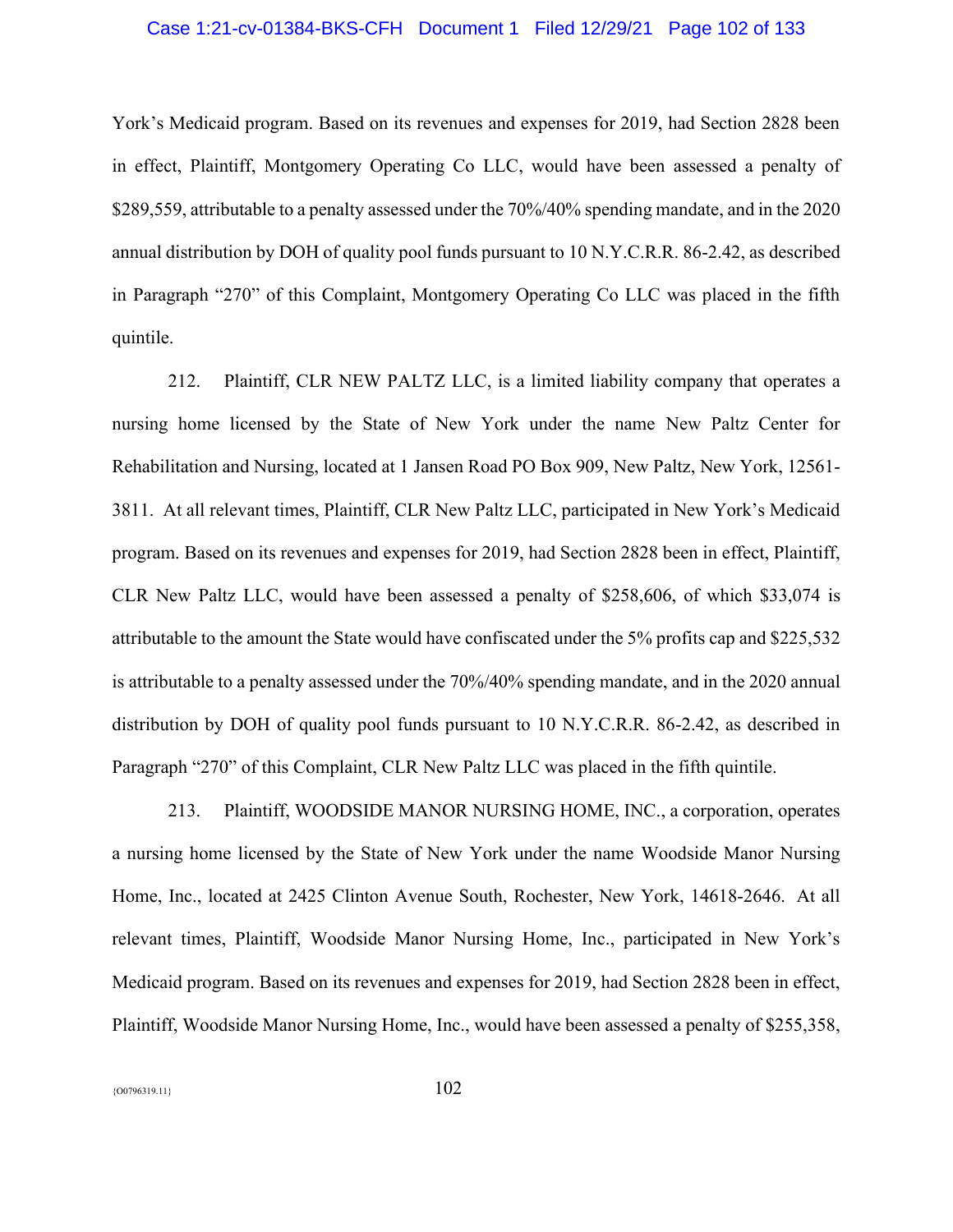York's Medicaid program. Based on its revenues and expenses for 2019, had Section 2828 been in effect, Plaintiff, Montgomery Operating Co LLC, would have been assessed a penalty of $289,559, attributable to a penalty assessed under the 70%/40% spending mandate, and in the 2020 annual distribution by DOH of quality pool funds pursuant to 10 N.Y.C.R.R. 86-2.42, as described in Paragraph "270" of this Complaint, Montgomery Operating Co LLC was placed in the fifth quintile.

212. Plaintiff, CLR NEW PALTZ LLC, is a limited liability company that operates a nursing home licensed by the State of New York under the name New Paltz Center for Rehabilitation and Nursing, located at 1 Jansen Road PO Box 909, New Paltz, New York, 12561-3811. At all relevant times, Plaintiff, CLR New Paltz LLC, participated in New York's Medicaid program. Based on its revenues and expenses for 2019, had Section 2828 been in effect, Plaintiff, CLR New Paltz LLC, would have been assessed a penalty of $258,606, of which $33,074 is attributable to the amount the State would have confiscated under the 5% profits cap and $225,532 is attributable to a penalty assessed under the 70%/40% spending mandate, and in the 2020 annual distribution by DOH of quality pool funds pursuant to 10 N.Y.C.R.R. 86-2.42, as described in Paragraph "270" of this Complaint, CLR New Paltz LLC was placed in the fifth quintile.

213. Plaintiff, WOODSIDE MANOR NURSING HOME, INC., a corporation, operates a nursing home licensed by the State of New York under the name Woodside Manor Nursing Home, Inc., located at 2425 Clinton Avenue South, Rochester, New York, 14618-2646. At all relevant times, Plaintiff, Woodside Manor Nursing Home, Inc., participated in New York's Medicaid program. Based on its revenues and expenses for 2019, had Section 2828 been in effect, Plaintiff, Woodside Manor Nursing Home, Inc., would have been assessed a penalty of $255,358,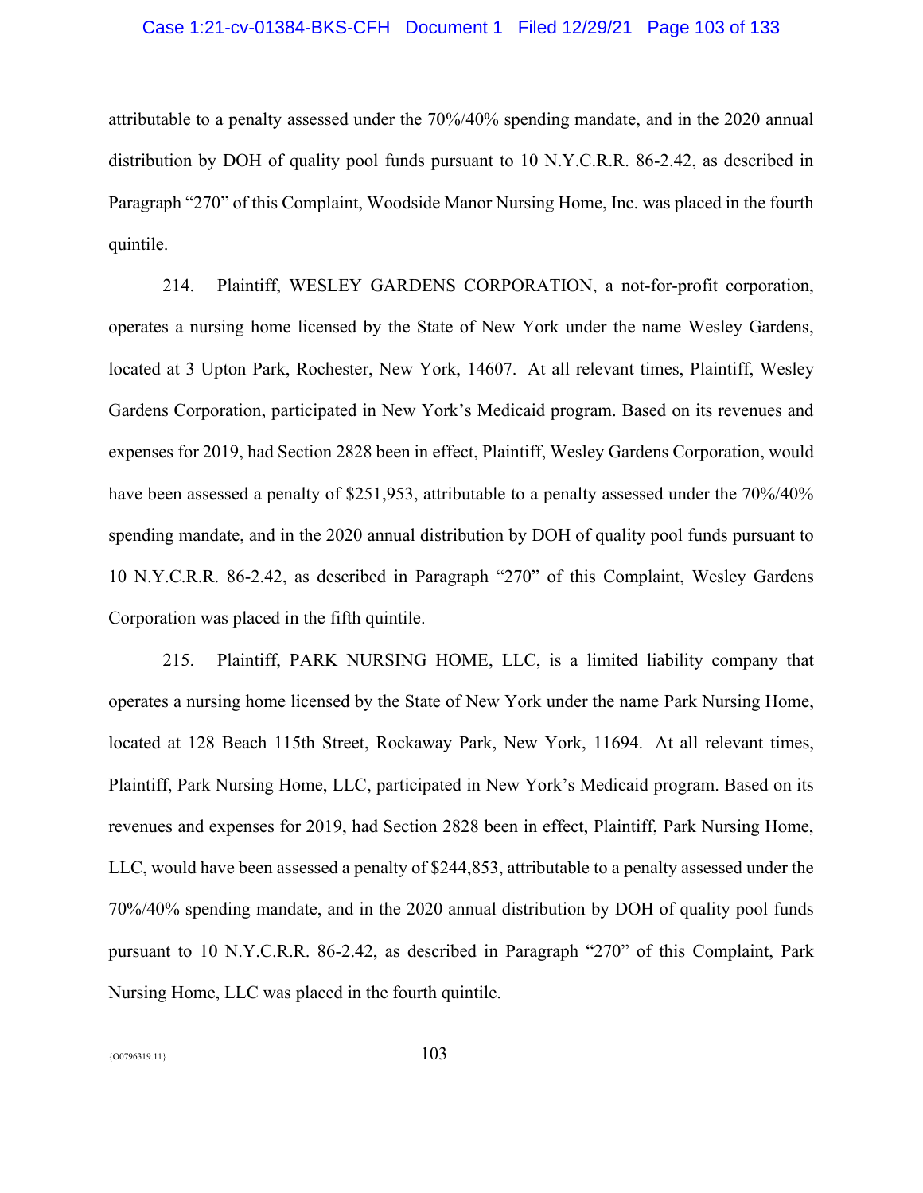attributable to a penalty assessed under the 70%/40% spending mandate, and in the 2020 annual distribution by DOH of quality pool funds pursuant to 10 N.Y.C.R.R. 86-2.42, as described in Paragraph "270" of this Complaint, Woodside Manor Nursing Home, Inc. was placed in the fourth quintile.

214. Plaintiff, WESLEY GARDENS CORPORATION, a not-for-profit corporation, operates a nursing home licensed by the State of New York under the name Wesley Gardens, located at 3 Upton Park, Rochester, New York, 14607. At all relevant times, Plaintiff, Wesley Gardens Corporation, participated in New York's Medicaid program. Based on its revenues and expenses for 2019, had Section 2828 been in effect, Plaintiff, Wesley Gardens Corporation, would have been assessed a penalty of $251,953, attributable to a penalty assessed under the 70%/40% spending mandate, and in the 2020 annual distribution by DOH of quality pool funds pursuant to 10 N.Y.C.R.R. 86-2.42, as described in Paragraph "270" of this Complaint, Wesley Gardens Corporation was placed in the fifth quintile.

215. Plaintiff, PARK NURSING HOME, LLC, is a limited liability company that operates a nursing home licensed by the State of New York under the name Park Nursing Home, located at 128 Beach 115th Street, Rockaway Park, New York, 11694. At all relevant times, Plaintiff, Park Nursing Home, LLC, participated in New York's Medicaid program. Based on its revenues and expenses for 2019, had Section 2828 been in effect, Plaintiff, Park Nursing Home, LLC, would have been assessed a penalty of $244,853, attributable to a penalty assessed under the 70%/40% spending mandate, and in the 2020 annual distribution by DOH of quality pool funds pursuant to 10 N.Y.C.R.R. 86-2.42, as described in Paragraph "270" of this Complaint, Park Nursing Home, LLC was placed in the fourth quintile.

{O0796319.11}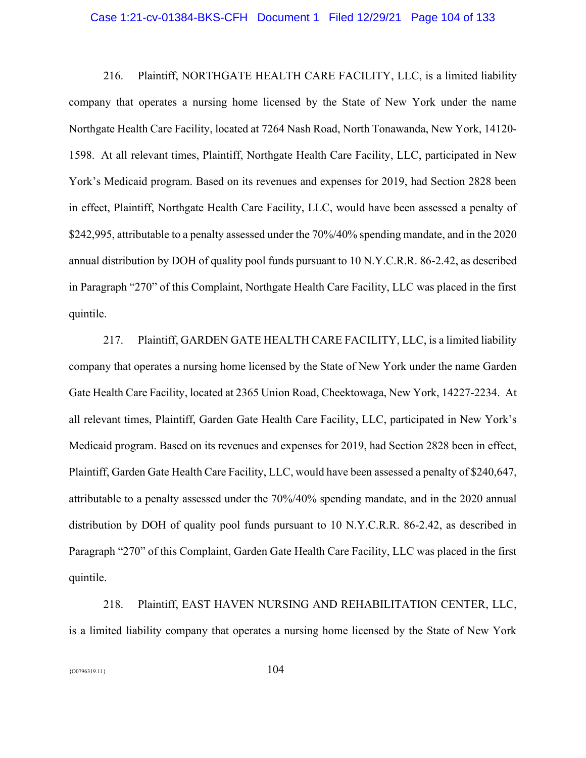216. Plaintiff, NORTHGATE HEALTH CARE FACILITY, LLC, is a limited liability company that operates a nursing home licensed by the State of New York under the name Northgate Health Care Facility, located at 7264 Nash Road, North Tonawanda, New York, 14120-1598. At all relevant times, Plaintiff, Northgate Health Care Facility, LLC, participated in New York's Medicaid program. Based on its revenues and expenses for 2019, had Section 2828 been in effect, Plaintiff, Northgate Health Care Facility, LLC, would have been assessed a penalty of $242,995, attributable to a penalty assessed under the 70%/40% spending mandate, and in the 2020 annual distribution by DOH of quality pool funds pursuant to 10 N.Y.C.R.R. 86-2.42, as described in Paragraph "270" of this Complaint, Northgate Health Care Facility, LLC was placed in the first quintile.

217. Plaintiff, GARDEN GATE HEALTH CARE FACILITY, LLC, is a limited liability company that operates a nursing home licensed by the State of New York under the name Garden Gate Health Care Facility, located at 2365 Union Road, Cheektowaga, New York, 14227-2234. At all relevant times, Plaintiff, Garden Gate Health Care Facility, LLC, participated in New York's Medicaid program. Based on its revenues and expenses for 2019, had Section 2828 been in effect, Plaintiff, Garden Gate Health Care Facility, LLC, would have been assessed a penalty of $240,647, attributable to a penalty assessed under the 70%/40% spending mandate, and in the 2020 annual distribution by DOH of quality pool funds pursuant to 10 N.Y.C.R.R. 86-2.42, as described in Paragraph "270" of this Complaint, Garden Gate Health Care Facility, LLC was placed in the first quintile.

218. Plaintiff, EAST HAVEN NURSING AND REHABILITATION CENTER, LLC, is a limited liability company that operates a nursing home licensed by the State of New York

{O0796319.11}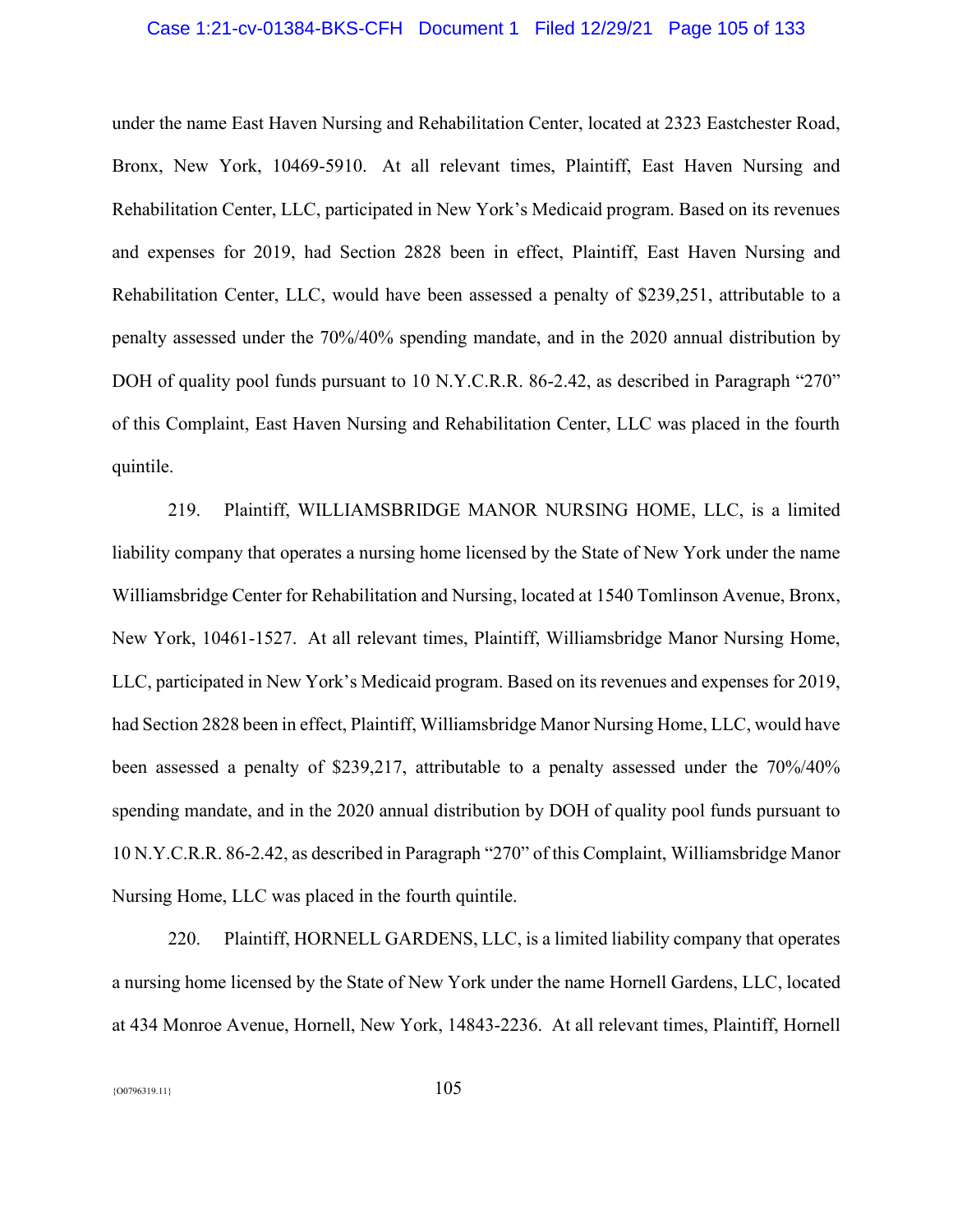under the name East Haven Nursing and Rehabilitation Center, located at 2323 Eastchester Road, Bronx, New York, 10469-5910. At all relevant times, Plaintiff, East Haven Nursing and Rehabilitation Center, LLC, participated in New York's Medicaid program. Based on its revenues and expenses for 2019, had Section 2828 been in effect, Plaintiff, East Haven Nursing and Rehabilitation Center, LLC, would have been assessed a penalty of $239,251, attributable to a penalty assessed under the 70%/40% spending mandate, and in the 2020 annual distribution by DOH of quality pool funds pursuant to 10 N.Y.C.R.R. 86-2.42, as described in Paragraph "270" of this Complaint, East Haven Nursing and Rehabilitation Center, LLC was placed in the fourth quintile.

219. Plaintiff, WILLIAMSBRIDGE MANOR NURSING HOME, LLC, is a limited liability company that operates a nursing home licensed by the State of New York under the name Williamsbridge Center for Rehabilitation and Nursing, located at 1540 Tomlinson Avenue, Bronx, New York, 10461-1527. At all relevant times, Plaintiff, Williamsbridge Manor Nursing Home, LLC, participated in New York's Medicaid program. Based on its revenues and expenses for 2019, had Section 2828 been in effect, Plaintiff, Williamsbridge Manor Nursing Home, LLC, would have been assessed a penalty of $239,217, attributable to a penalty assessed under the 70%/40% spending mandate, and in the 2020 annual distribution by DOH of quality pool funds pursuant to 10 N.Y.C.R.R. 86-2.42, as described in Paragraph "270" of this Complaint, Williamsbridge Manor Nursing Home, LLC was placed in the fourth quintile.

220. Plaintiff, HORNELL GARDENS, LLC, is a limited liability company that operates a nursing home licensed by the State of New York under the name Hornell Gardens, LLC, located at 434 Monroe Avenue, Hornell, New York, 14843-2236. At all relevant times, Plaintiff, Hornell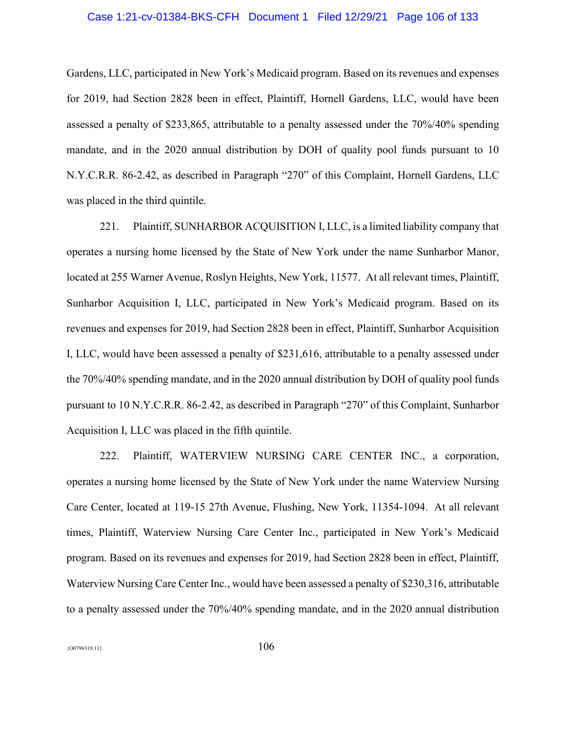Gardens, LLC, participated in New York's Medicaid program. Based on its revenues and expenses for 2019, had Section 2828 been in effect, Plaintiff, Hornell Gardens, LLC, would have been assessed a penalty of $233,865, attributable to a penalty assessed under the 70%/40% spending mandate, and in the 2020 annual distribution by DOH of quality pool funds pursuant to 10 N.Y.C.R.R. 86-2.42, as described in Paragraph "270" of this Complaint, Hornell Gardens, LLC was placed in the third quintile.

221. Plaintiff, SUNHARBOR ACQUISITION I, LLC, is a limited liability company that operates a nursing home licensed by the State of New York under the name Sunharbor Manor, located at 255 Warner Avenue, Roslyn Heights, New York, 11577. At all relevant times, Plaintiff, Sunharbor Acquisition I, LLC, participated in New York's Medicaid program. Based on its revenues and expenses for 2019, had Section 2828 been in effect, Plaintiff, Sunharbor Acquisition I, LLC, would have been assessed a penalty of $231,616, attributable to a penalty assessed under the 70%/40% spending mandate, and in the 2020 annual distribution by DOH of quality pool funds pursuant to 10 N.Y.C.R.R. 86-2.42, as described in Paragraph "270" of this Complaint, Sunharbor Acquisition I, LLC was placed in the fifth quintile.

222. Plaintiff, WATERVIEW NURSING CARE CENTER INC., a corporation, operates a nursing home licensed by the State of New York under the name Waterview Nursing Care Center, located at 119-15 27th Avenue, Flushing, New York, 11354-1094. At all relevant times, Plaintiff, Waterview Nursing Care Center Inc., participated in New York's Medicaid program. Based on its revenues and expenses for 2019, had Section 2828 been in effect, Plaintiff, Waterview Nursing Care Center Inc., would have been assessed a penalty of $230,316, attributable to a penalty assessed under the 70%/40% spending mandate, and in the 2020 annual distribution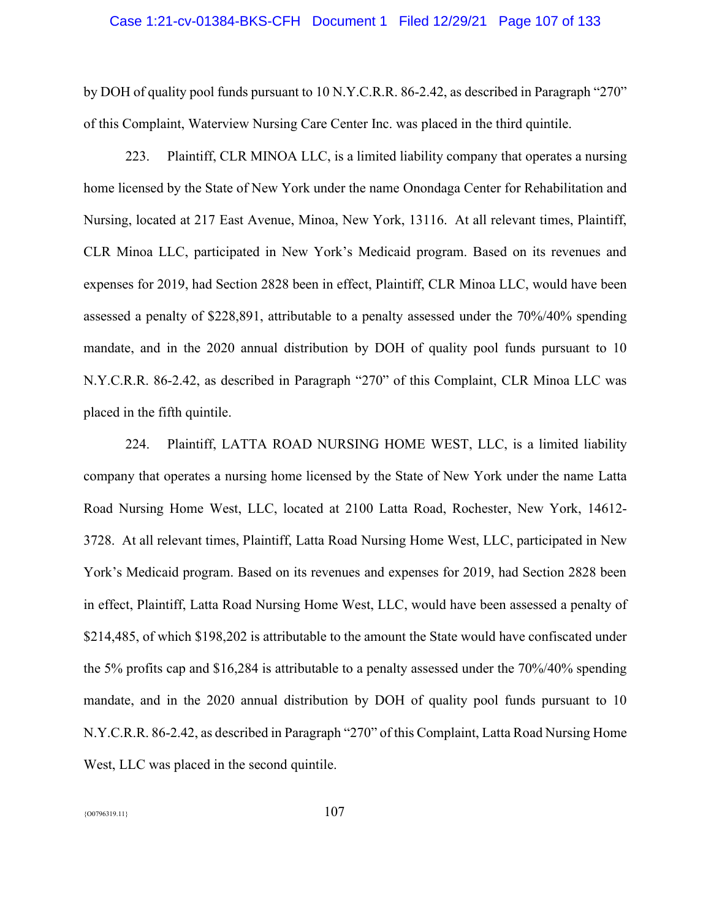by DOH of quality pool funds pursuant to 10 N.Y.C.R.R. 86-2.42, as described in Paragraph "270" of this Complaint, Waterview Nursing Care Center Inc. was placed in the third quintile.

223. Plaintiff, CLR MINOA LLC, is a limited liability company that operates a nursing home licensed by the State of New York under the name Onondaga Center for Rehabilitation and Nursing, located at 217 East Avenue, Minoa, New York, 13116. At all relevant times, Plaintiff, CLR Minoa LLC, participated in New York's Medicaid program. Based on its revenues and expenses for 2019, had Section 2828 been in effect, Plaintiff, CLR Minoa LLC, would have been assessed a penalty of $228,891, attributable to a penalty assessed under the 70%/40% spending mandate, and in the 2020 annual distribution by DOH of quality pool funds pursuant to 10 N.Y.C.R.R. 86-2.42, as described in Paragraph "270" of this Complaint, CLR Minoa LLC was placed in the fifth quintile.

224. Plaintiff, LATTA ROAD NURSING HOME WEST, LLC, is a limited liability company that operates a nursing home licensed by the State of New York under the name Latta Road Nursing Home West, LLC, located at 2100 Latta Road, Rochester, New York, 14612-3728. At all relevant times, Plaintiff, Latta Road Nursing Home West, LLC, participated in New York's Medicaid program. Based on its revenues and expenses for 2019, had Section 2828 been in effect, Plaintiff, Latta Road Nursing Home West, LLC, would have been assessed a penalty of $214,485, of which $198,202 is attributable to the amount the State would have confiscated under the 5% profits cap and $16,284 is attributable to a penalty assessed under the 70%/40% spending mandate, and in the 2020 annual distribution by DOH of quality pool funds pursuant to 10 N.Y.C.R.R. 86-2.42, as described in Paragraph "270" of this Complaint, Latta Road Nursing Home West, LLC was placed in the second quintile.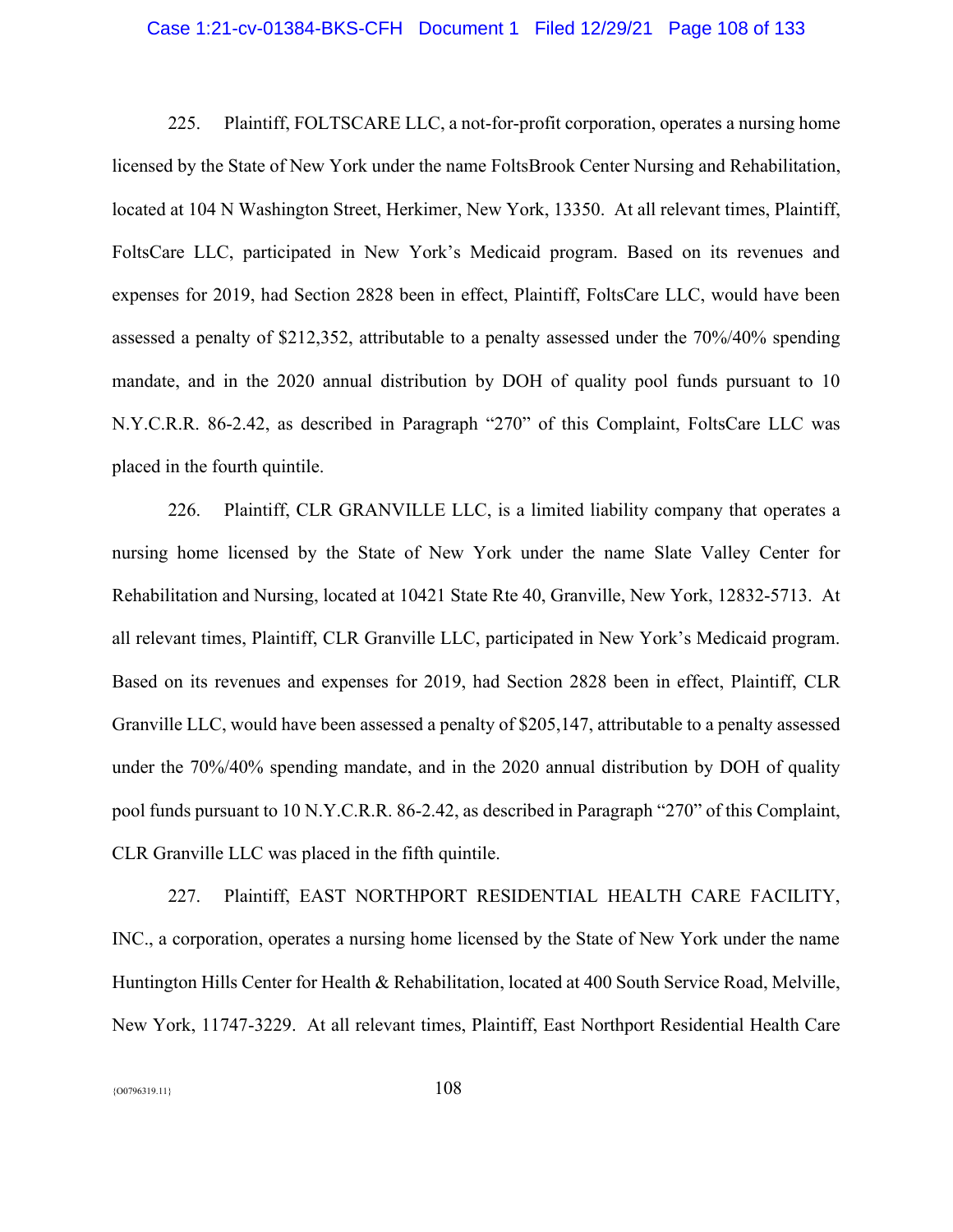225. Plaintiff, FOLTSCARE LLC, a not-for-profit corporation, operates a nursing home licensed by the State of New York under the name FoltsBrook Center Nursing and Rehabilitation, located at 104 N Washington Street, Herkimer, New York, 13350. At all relevant times, Plaintiff, FoltsCare LLC, participated in New York's Medicaid program. Based on its revenues and expenses for 2019, had Section 2828 been in effect, Plaintiff, FoltsCare LLC, would have been assessed a penalty of $212,352, attributable to a penalty assessed under the 70%/40% spending mandate, and in the 2020 annual distribution by DOH of quality pool funds pursuant to 10 N.Y.C.R.R. 86-2.42, as described in Paragraph "270" of this Complaint, FoltsCare LLC was placed in the fourth quintile.

226. Plaintiff, CLR GRANVILLE LLC, is a limited liability company that operates a nursing home licensed by the State of New York under the name Slate Valley Center for Rehabilitation and Nursing, located at 10421 State Rte 40, Granville, New York, 12832-5713. At all relevant times, Plaintiff, CLR Granville LLC, participated in New York's Medicaid program. Based on its revenues and expenses for 2019, had Section 2828 been in effect, Plaintiff, CLR Granville LLC, would have been assessed a penalty of $205,147, attributable to a penalty assessed under the 70%/40% spending mandate, and in the 2020 annual distribution by DOH of quality pool funds pursuant to 10 N.Y.C.R.R. 86-2.42, as described in Paragraph "270" of this Complaint, CLR Granville LLC was placed in the fifth quintile.

227. Plaintiff, EAST NORTHPORT RESIDENTIAL HEALTH CARE FACILITY, INC., a corporation, operates a nursing home licensed by the State of New York under the name Huntington Hills Center for Health & Rehabilitation, located at 400 South Service Road, Melville, New York, 11747-3229. At all relevant times, Plaintiff, East Northport Residential Health Care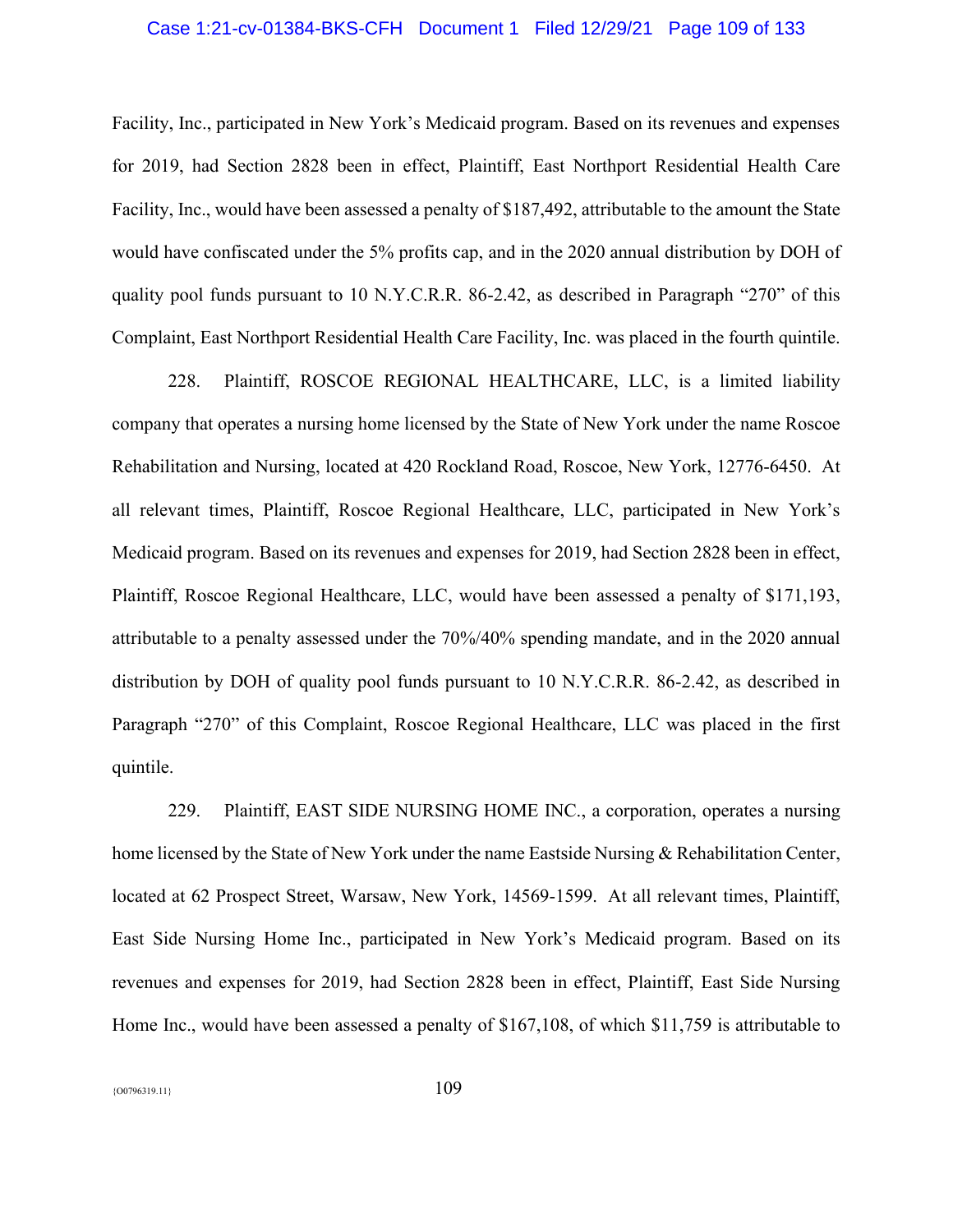Facility, Inc., participated in New York's Medicaid program. Based on its revenues and expenses for 2019, had Section 2828 been in effect, Plaintiff, East Northport Residential Health Care Facility, Inc., would have been assessed a penalty of $187,492, attributable to the amount the State would have confiscated under the 5% profits cap, and in the 2020 annual distribution by DOH of quality pool funds pursuant to 10 N.Y.C.R.R. 86-2.42, as described in Paragraph "270" of this Complaint, East Northport Residential Health Care Facility, Inc. was placed in the fourth quintile.

228. Plaintiff, ROSCOE REGIONAL HEALTHCARE, LLC, is a limited liability company that operates a nursing home licensed by the State of New York under the name Roscoe Rehabilitation and Nursing, located at 420 Rockland Road, Roscoe, New York, 12776-6450. At all relevant times, Plaintiff, Roscoe Regional Healthcare, LLC, participated in New York's Medicaid program. Based on its revenues and expenses for 2019, had Section 2828 been in effect, Plaintiff, Roscoe Regional Healthcare, LLC, would have been assessed a penalty of $171,193, attributable to a penalty assessed under the 70%/40% spending mandate, and in the 2020 annual distribution by DOH of quality pool funds pursuant to 10 N.Y.C.R.R. 86-2.42, as described in Paragraph "270" of this Complaint, Roscoe Regional Healthcare, LLC was placed in the first quintile.

229. Plaintiff, EAST SIDE NURSING HOME INC., a corporation, operates a nursing home licensed by the State of New York under the name Eastside Nursing & Rehabilitation Center, located at 62 Prospect Street, Warsaw, New York, 14569-1599. At all relevant times, Plaintiff, East Side Nursing Home Inc., participated in New York's Medicaid program. Based on its revenues and expenses for 2019, had Section 2828 been in effect, Plaintiff, East Side Nursing Home Inc., would have been assessed a penalty of $167,108, of which $11,759 is attributable to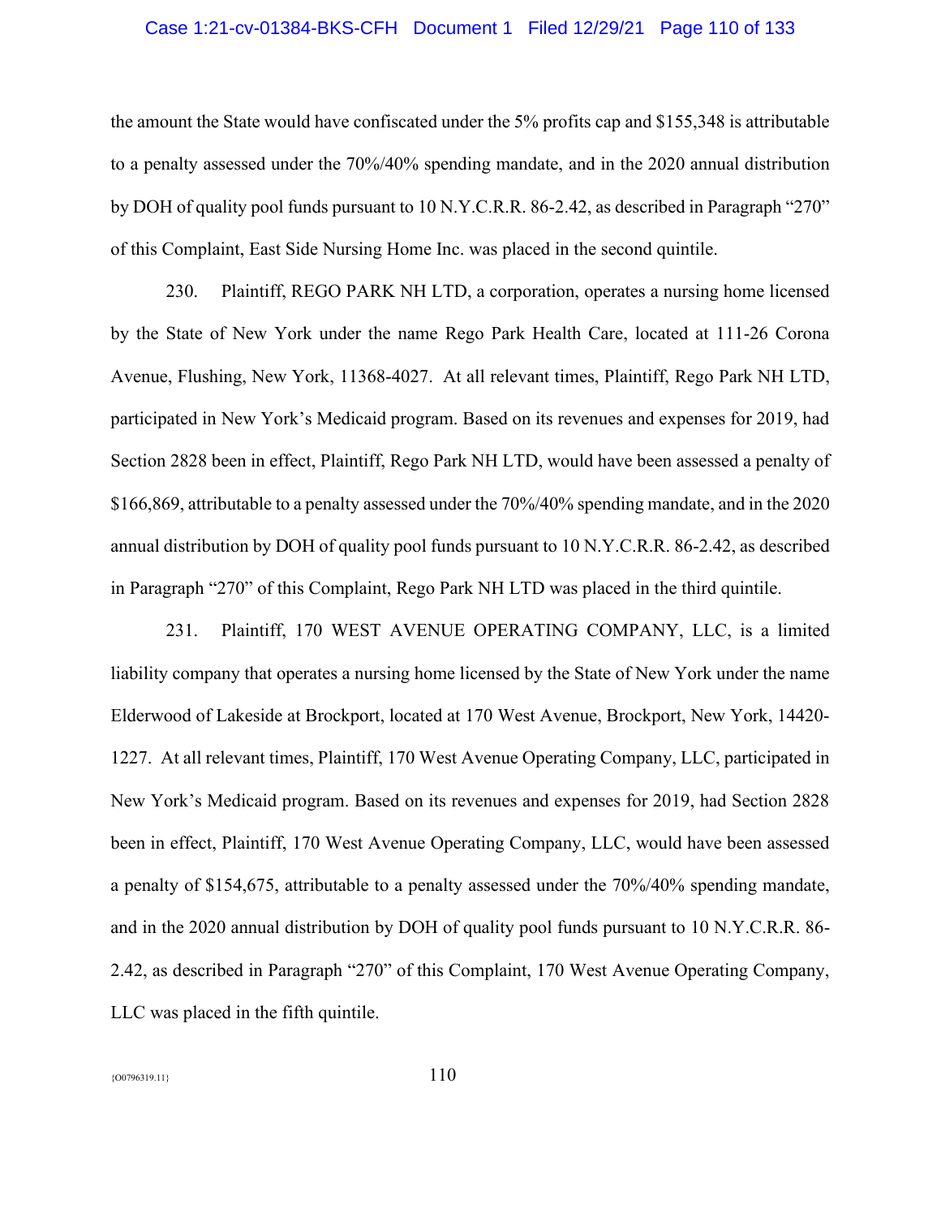the amount the State would have confiscated under the 5% profits cap and $155,348 is attributable to a penalty assessed under the 70%/40% spending mandate, and in the 2020 annual distribution by DOH of quality pool funds pursuant to 10 N.Y.C.R.R. 86-2.42, as described in Paragraph "270" of this Complaint, East Side Nursing Home Inc. was placed in the second quintile.

230. Plaintiff, REGO PARK NH LTD, a corporation, operates a nursing home licensed by the State of New York under the name Rego Park Health Care, located at 111-26 Corona Avenue, Flushing, New York, 11368-4027. At all relevant times, Plaintiff, Rego Park NH LTD, participated in New York's Medicaid program. Based on its revenues and expenses for 2019, had Section 2828 been in effect, Plaintiff, Rego Park NH LTD, would have been assessed a penalty of $166,869, attributable to a penalty assessed under the 70%/40% spending mandate, and in the 2020 annual distribution by DOH of quality pool funds pursuant to 10 N.Y.C.R.R. 86-2.42, as described in Paragraph "270" of this Complaint, Rego Park NH LTD was placed in the third quintile.

231. Plaintiff, 170 WEST AVENUE OPERATING COMPANY, LLC, is a limited liability company that operates a nursing home licensed by the State of New York under the name Elderwood of Lakeside at Brockport, located at 170 West Avenue, Brockport, New York, 14420-1227. At all relevant times, Plaintiff, 170 West Avenue Operating Company, LLC, participated in New York's Medicaid program. Based on its revenues and expenses for 2019, had Section 2828 been in effect, Plaintiff, 170 West Avenue Operating Company, LLC, would have been assessed a penalty of $154,675, attributable to a penalty assessed under the 70%/40% spending mandate, and in the 2020 annual distribution by DOH of quality pool funds pursuant to 10 N.Y.C.R.R. 86-2.42, as described in Paragraph "270" of this Complaint, 170 West Avenue Operating Company, LLC was placed in the fifth quintile.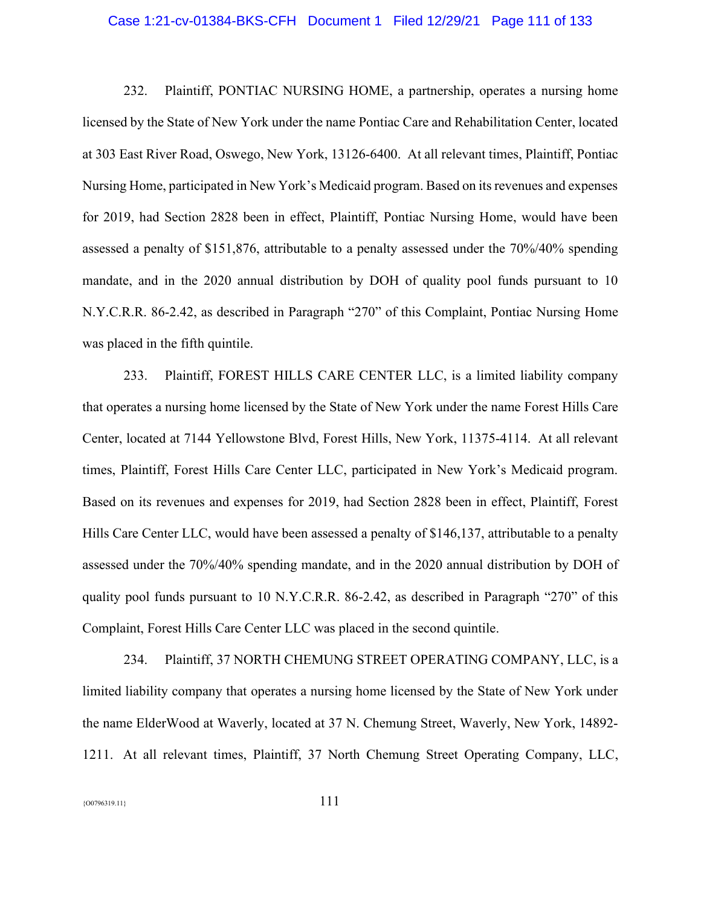232. Plaintiff, PONTIAC NURSING HOME, a partnership, operates a nursing home licensed by the State of New York under the name Pontiac Care and Rehabilitation Center, located at 303 East River Road, Oswego, New York, 13126-6400. At all relevant times, Plaintiff, Pontiac Nursing Home, participated in New York's Medicaid program. Based on its revenues and expenses for 2019, had Section 2828 been in effect, Plaintiff, Pontiac Nursing Home, would have been assessed a penalty of $151,876, attributable to a penalty assessed under the 70%/40% spending mandate, and in the 2020 annual distribution by DOH of quality pool funds pursuant to 10 N.Y.C.R.R. 86-2.42, as described in Paragraph "270" of this Complaint, Pontiac Nursing Home was placed in the fifth quintile.

233. Plaintiff, FOREST HILLS CARE CENTER LLC, is a limited liability company that operates a nursing home licensed by the State of New York under the name Forest Hills Care Center, located at 7144 Yellowstone Blvd, Forest Hills, New York, 11375-4114. At all relevant times, Plaintiff, Forest Hills Care Center LLC, participated in New York's Medicaid program. Based on its revenues and expenses for 2019, had Section 2828 been in effect, Plaintiff, Forest Hills Care Center LLC, would have been assessed a penalty of $146,137, attributable to a penalty assessed under the 70%/40% spending mandate, and in the 2020 annual distribution by DOH of quality pool funds pursuant to 10 N.Y.C.R.R. 86-2.42, as described in Paragraph "270" of this Complaint, Forest Hills Care Center LLC was placed in the second quintile.

234. Plaintiff, 37 NORTH CHEMUNG STREET OPERATING COMPANY, LLC, is a limited liability company that operates a nursing home licensed by the State of New York under the name ElderWood at Waverly, located at 37 N. Chemung Street, Waverly, New York, 14892-1211. At all relevant times, Plaintiff, 37 North Chemung Street Operating Company, LLC,

{O0796319.11}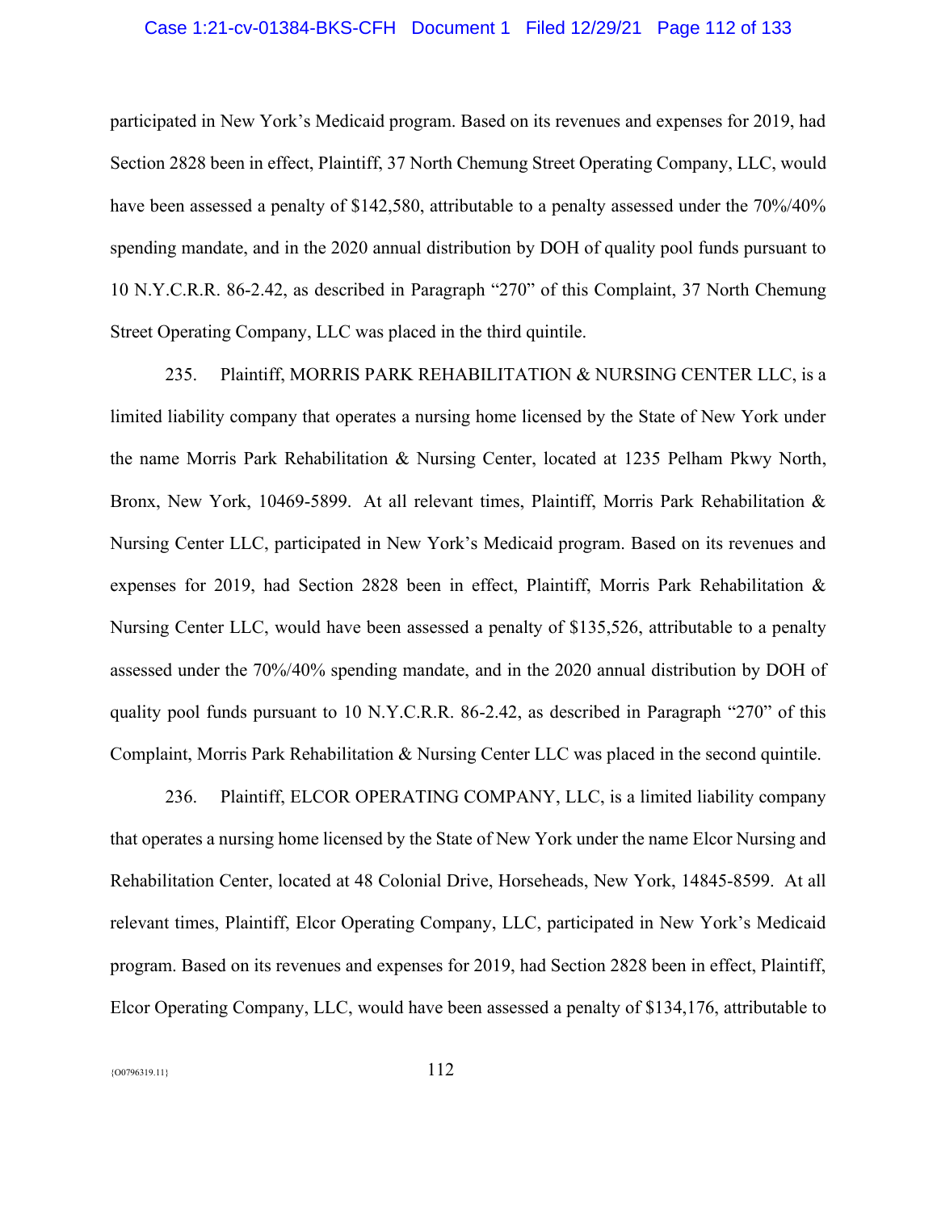participated in New York's Medicaid program. Based on its revenues and expenses for 2019, had Section 2828 been in effect, Plaintiff, 37 North Chemung Street Operating Company, LLC, would have been assessed a penalty of $142,580, attributable to a penalty assessed under the 70%/40% spending mandate, and in the 2020 annual distribution by DOH of quality pool funds pursuant to 10 N.Y.C.R.R. 86-2.42, as described in Paragraph "270" of this Complaint, 37 North Chemung Street Operating Company, LLC was placed in the third quintile.

235. Plaintiff, MORRIS PARK REHABILITATION & NURSING CENTER LLC, is a limited liability company that operates a nursing home licensed by the State of New York under the name Morris Park Rehabilitation & Nursing Center, located at 1235 Pelham Pkwy North, Bronx, New York, 10469-5899. At all relevant times, Plaintiff, Morris Park Rehabilitation & Nursing Center LLC, participated in New York's Medicaid program. Based on its revenues and expenses for 2019, had Section 2828 been in effect, Plaintiff, Morris Park Rehabilitation & Nursing Center LLC, would have been assessed a penalty of $135,526, attributable to a penalty assessed under the 70%/40% spending mandate, and in the 2020 annual distribution by DOH of quality pool funds pursuant to 10 N.Y.C.R.R. 86-2.42, as described in Paragraph "270" of this Complaint, Morris Park Rehabilitation & Nursing Center LLC was placed in the second quintile.

236. Plaintiff, ELCOR OPERATING COMPANY, LLC, is a limited liability company that operates a nursing home licensed by the State of New York under the name Elcor Nursing and Rehabilitation Center, located at 48 Colonial Drive, Horseheads, New York, 14845-8599. At all relevant times, Plaintiff, Elcor Operating Company, LLC, participated in New York's Medicaid program. Based on its revenues and expenses for 2019, had Section 2828 been in effect, Plaintiff, Elcor Operating Company, LLC, would have been assessed a penalty of $134,176, attributable to

{O0796319.11}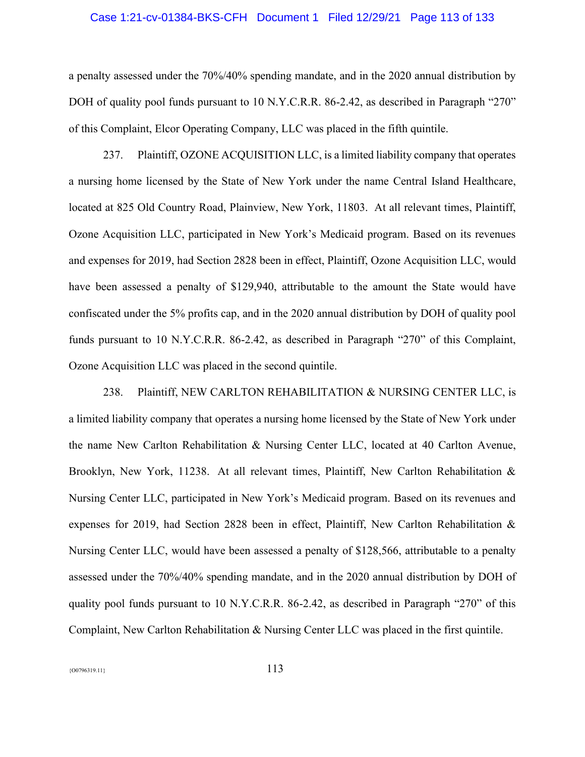a penalty assessed under the 70%/40% spending mandate, and in the 2020 annual distribution by DOH of quality pool funds pursuant to 10 N.Y.C.R.R. 86-2.42, as described in Paragraph "270" of this Complaint, Elcor Operating Company, LLC was placed in the fifth quintile.

237. Plaintiff, OZONE ACQUISITION LLC, is a limited liability company that operates a nursing home licensed by the State of New York under the name Central Island Healthcare, located at 825 Old Country Road, Plainview, New York, 11803. At all relevant times, Plaintiff, Ozone Acquisition LLC, participated in New York's Medicaid program. Based on its revenues and expenses for 2019, had Section 2828 been in effect, Plaintiff, Ozone Acquisition LLC, would have been assessed a penalty of $129,940, attributable to the amount the State would have confiscated under the 5% profits cap, and in the 2020 annual distribution by DOH of quality pool funds pursuant to 10 N.Y.C.R.R. 86-2.42, as described in Paragraph "270" of this Complaint, Ozone Acquisition LLC was placed in the second quintile.

238. Plaintiff, NEW CARLTON REHABILITATION & NURSING CENTER LLC, is a limited liability company that operates a nursing home licensed by the State of New York under the name New Carlton Rehabilitation & Nursing Center LLC, located at 40 Carlton Avenue, Brooklyn, New York, 11238. At all relevant times, Plaintiff, New Carlton Rehabilitation & Nursing Center LLC, participated in New York's Medicaid program. Based on its revenues and expenses for 2019, had Section 2828 been in effect, Plaintiff, New Carlton Rehabilitation & Nursing Center LLC, would have been assessed a penalty of $128,566, attributable to a penalty assessed under the 70%/40% spending mandate, and in the 2020 annual distribution by DOH of quality pool funds pursuant to 10 N.Y.C.R.R. 86-2.42, as described in Paragraph "270" of this Complaint, New Carlton Rehabilitation & Nursing Center LLC was placed in the first quintile.

{O0796319.11}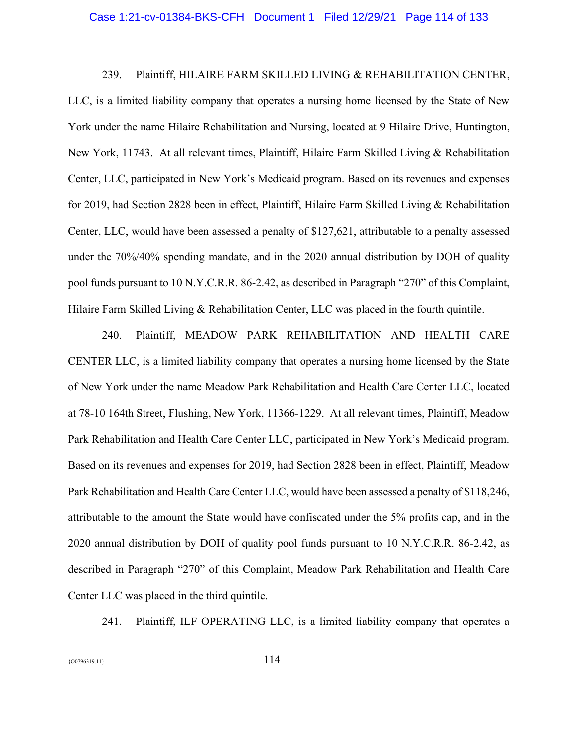239. Plaintiff, HILAIRE FARM SKILLED LIVING & REHABILITATION CENTER, LLC, is a limited liability company that operates a nursing home licensed by the State of New York under the name Hilaire Rehabilitation and Nursing, located at 9 Hilaire Drive, Huntington, New York, 11743. At all relevant times, Plaintiff, Hilaire Farm Skilled Living & Rehabilitation Center, LLC, participated in New York's Medicaid program. Based on its revenues and expenses for 2019, had Section 2828 been in effect, Plaintiff, Hilaire Farm Skilled Living & Rehabilitation Center, LLC, would have been assessed a penalty of $127,621, attributable to a penalty assessed under the 70%/40% spending mandate, and in the 2020 annual distribution by DOH of quality pool funds pursuant to 10 N.Y.C.R.R. 86-2.42, as described in Paragraph "270" of this Complaint, Hilaire Farm Skilled Living & Rehabilitation Center, LLC was placed in the fourth quintile.

240. Plaintiff, MEADOW PARK REHABILITATION AND HEALTH CARE CENTER LLC, is a limited liability company that operates a nursing home licensed by the State of New York under the name Meadow Park Rehabilitation and Health Care Center LLC, located at 78-10 164th Street, Flushing, New York, 11366-1229. At all relevant times, Plaintiff, Meadow Park Rehabilitation and Health Care Center LLC, participated in New York's Medicaid program. Based on its revenues and expenses for 2019, had Section 2828 been in effect, Plaintiff, Meadow Park Rehabilitation and Health Care Center LLC, would have been assessed a penalty of $118,246, attributable to the amount the State would have confiscated under the 5% profits cap, and in the 2020 annual distribution by DOH of quality pool funds pursuant to 10 N.Y.C.R.R. 86-2.42, as described in Paragraph "270" of this Complaint, Meadow Park Rehabilitation and Health Care Center LLC was placed in the third quintile.

241. Plaintiff, ILF OPERATING LLC, is a limited liability company that operates a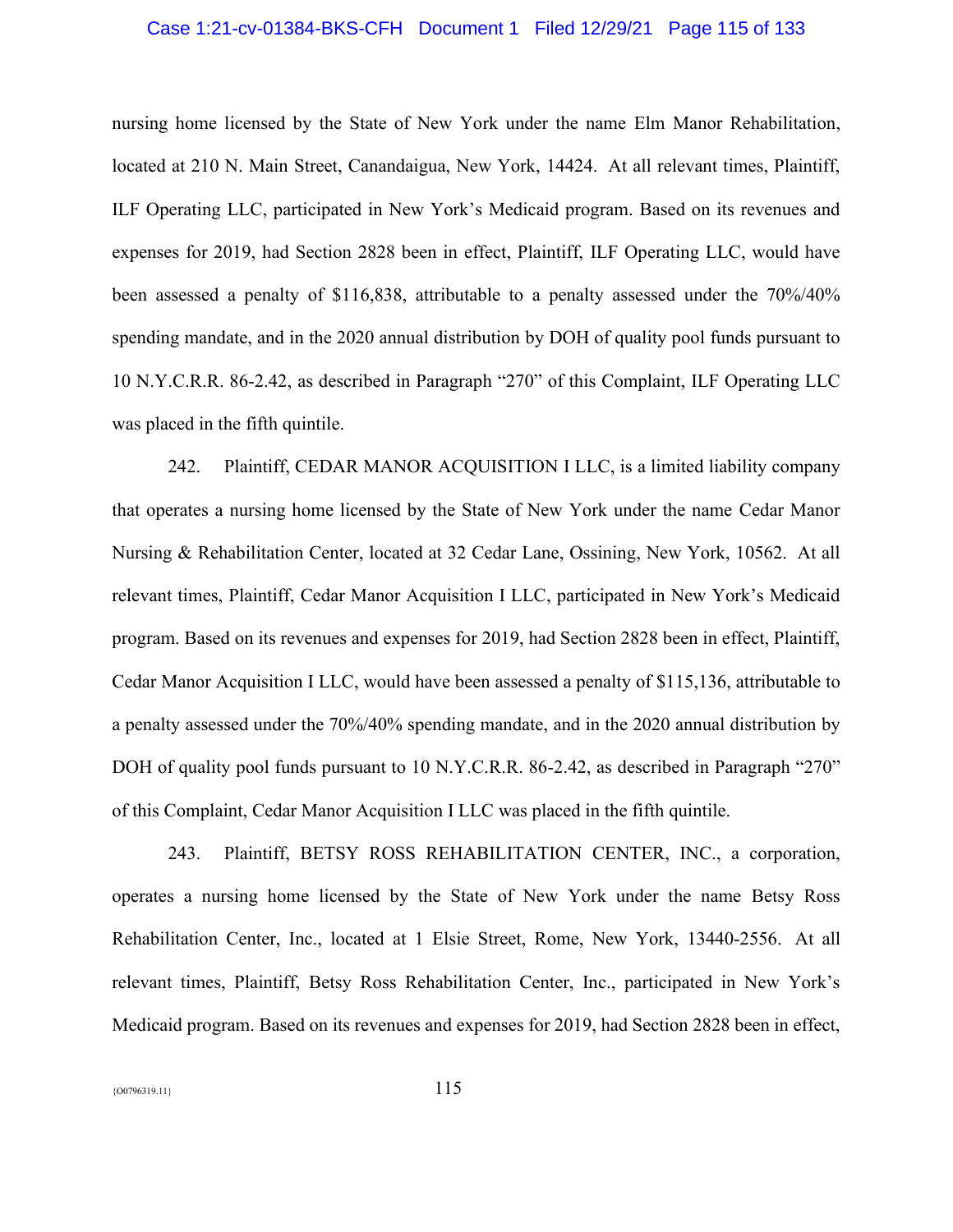nursing home licensed by the State of New York under the name Elm Manor Rehabilitation, located at 210 N. Main Street, Canandaigua, New York, 14424. At all relevant times, Plaintiff, ILF Operating LLC, participated in New York's Medicaid program. Based on its revenues and expenses for 2019, had Section 2828 been in effect, Plaintiff, ILF Operating LLC, would have been assessed a penalty of $116,838, attributable to a penalty assessed under the 70%/40% spending mandate, and in the 2020 annual distribution by DOH of quality pool funds pursuant to 10 N.Y.C.R.R. 86-2.42, as described in Paragraph "270" of this Complaint, ILF Operating LLC was placed in the fifth quintile.

242. Plaintiff, CEDAR MANOR ACQUISITION I LLC, is a limited liability company that operates a nursing home licensed by the State of New York under the name Cedar Manor Nursing & Rehabilitation Center, located at 32 Cedar Lane, Ossining, New York, 10562. At all relevant times, Plaintiff, Cedar Manor Acquisition I LLC, participated in New York's Medicaid program. Based on its revenues and expenses for 2019, had Section 2828 been in effect, Plaintiff, Cedar Manor Acquisition I LLC, would have been assessed a penalty of $115,136, attributable to a penalty assessed under the 70%/40% spending mandate, and in the 2020 annual distribution by DOH of quality pool funds pursuant to 10 N.Y.C.R.R. 86-2.42, as described in Paragraph "270" of this Complaint, Cedar Manor Acquisition I LLC was placed in the fifth quintile.

243. Plaintiff, BETSY ROSS REHABILITATION CENTER, INC., a corporation, operates a nursing home licensed by the State of New York under the name Betsy Ross Rehabilitation Center, Inc., located at 1 Elsie Street, Rome, New York, 13440-2556. At all relevant times, Plaintiff, Betsy Ross Rehabilitation Center, Inc., participated in New York's Medicaid program. Based on its revenues and expenses for 2019, had Section 2828 been in effect,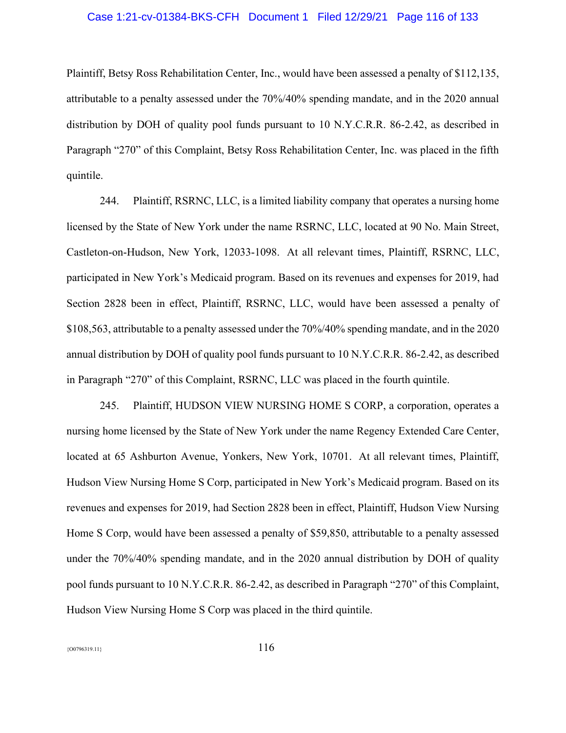Plaintiff, Betsy Ross Rehabilitation Center, Inc., would have been assessed a penalty of $112,135, attributable to a penalty assessed under the 70%/40% spending mandate, and in the 2020 annual distribution by DOH of quality pool funds pursuant to 10 N.Y.C.R.R. 86-2.42, as described in Paragraph "270" of this Complaint, Betsy Ross Rehabilitation Center, Inc. was placed in the fifth quintile.

244. Plaintiff, RSRNC, LLC, is a limited liability company that operates a nursing home licensed by the State of New York under the name RSRNC, LLC, located at 90 No. Main Street, Castleton-on-Hudson, New York, 12033-1098. At all relevant times, Plaintiff, RSRNC, LLC, participated in New York's Medicaid program. Based on its revenues and expenses for 2019, had Section 2828 been in effect, Plaintiff, RSRNC, LLC, would have been assessed a penalty of $108,563, attributable to a penalty assessed under the 70%/40% spending mandate, and in the 2020 annual distribution by DOH of quality pool funds pursuant to 10 N.Y.C.R.R. 86-2.42, as described in Paragraph "270" of this Complaint, RSRNC, LLC was placed in the fourth quintile.

245. Plaintiff, HUDSON VIEW NURSING HOME S CORP, a corporation, operates a nursing home licensed by the State of New York under the name Regency Extended Care Center, located at 65 Ashburton Avenue, Yonkers, New York, 10701. At all relevant times, Plaintiff, Hudson View Nursing Home S Corp, participated in New York's Medicaid program. Based on its revenues and expenses for 2019, had Section 2828 been in effect, Plaintiff, Hudson View Nursing Home S Corp, would have been assessed a penalty of $59,850, attributable to a penalty assessed under the 70%/40% spending mandate, and in the 2020 annual distribution by DOH of quality pool funds pursuant to 10 N.Y.C.R.R. 86-2.42, as described in Paragraph "270" of this Complaint, Hudson View Nursing Home S Corp was placed in the third quintile.

{O0796319.11}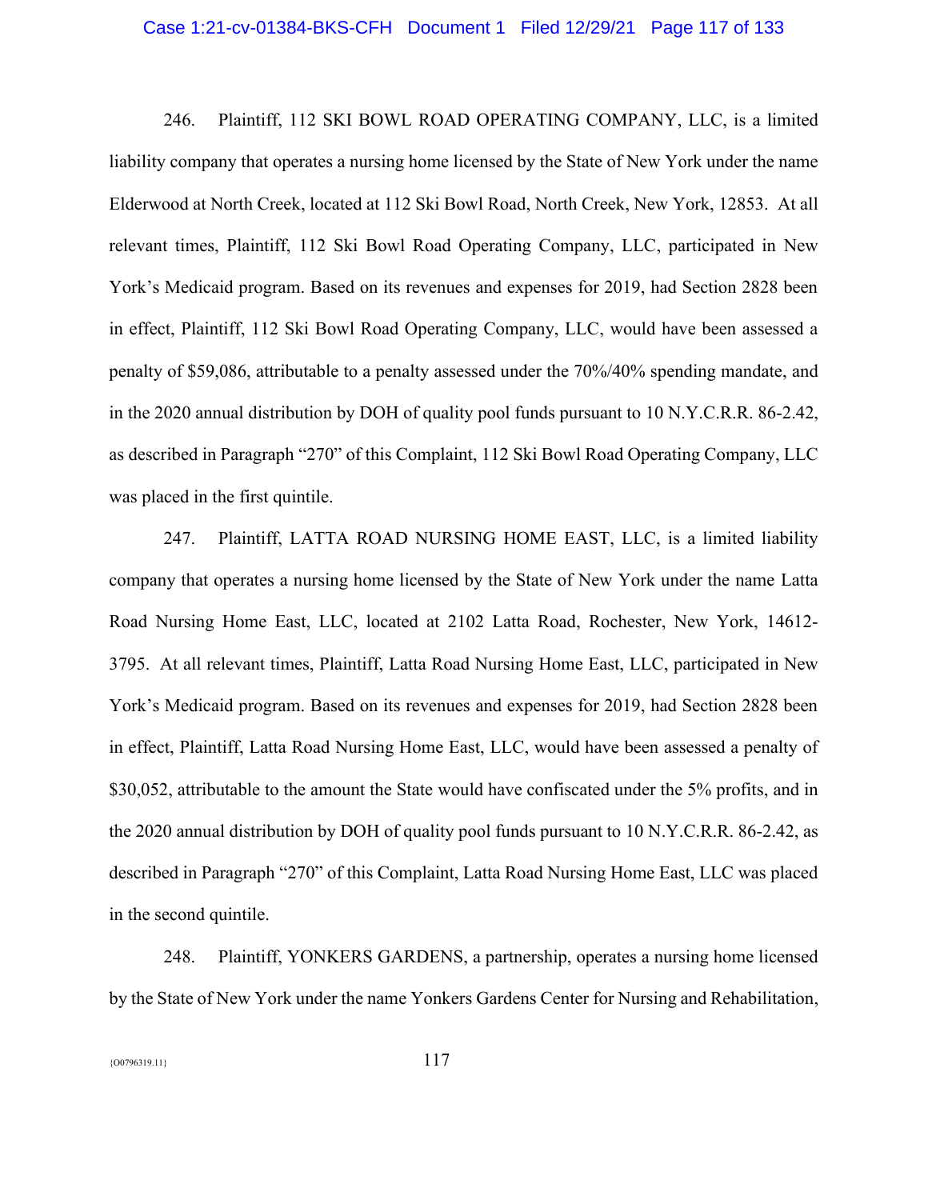246. Plaintiff, 112 SKI BOWL ROAD OPERATING COMPANY, LLC, is a limited liability company that operates a nursing home licensed by the State of New York under the name Elderwood at North Creek, located at 112 Ski Bowl Road, North Creek, New York, 12853. At all relevant times, Plaintiff, 112 Ski Bowl Road Operating Company, LLC, participated in New York's Medicaid program. Based on its revenues and expenses for 2019, had Section 2828 been in effect, Plaintiff, 112 Ski Bowl Road Operating Company, LLC, would have been assessed a penalty of $59,086, attributable to a penalty assessed under the 70%/40% spending mandate, and in the 2020 annual distribution by DOH of quality pool funds pursuant to 10 N.Y.C.R.R. 86-2.42, as described in Paragraph "270" of this Complaint, 112 Ski Bowl Road Operating Company, LLC was placed in the first quintile.

247. Plaintiff, LATTA ROAD NURSING HOME EAST, LLC, is a limited liability company that operates a nursing home licensed by the State of New York under the name Latta Road Nursing Home East, LLC, located at 2102 Latta Road, Rochester, New York, 14612-3795. At all relevant times, Plaintiff, Latta Road Nursing Home East, LLC, participated in New York's Medicaid program. Based on its revenues and expenses for 2019, had Section 2828 been in effect, Plaintiff, Latta Road Nursing Home East, LLC, would have been assessed a penalty of $30,052, attributable to the amount the State would have confiscated under the 5% profits, and in the 2020 annual distribution by DOH of quality pool funds pursuant to 10 N.Y.C.R.R. 86-2.42, as described in Paragraph "270" of this Complaint, Latta Road Nursing Home East, LLC was placed in the second quintile.

248. Plaintiff, YONKERS GARDENS, a partnership, operates a nursing home licensed by the State of New York under the name Yonkers Gardens Center for Nursing and Rehabilitation,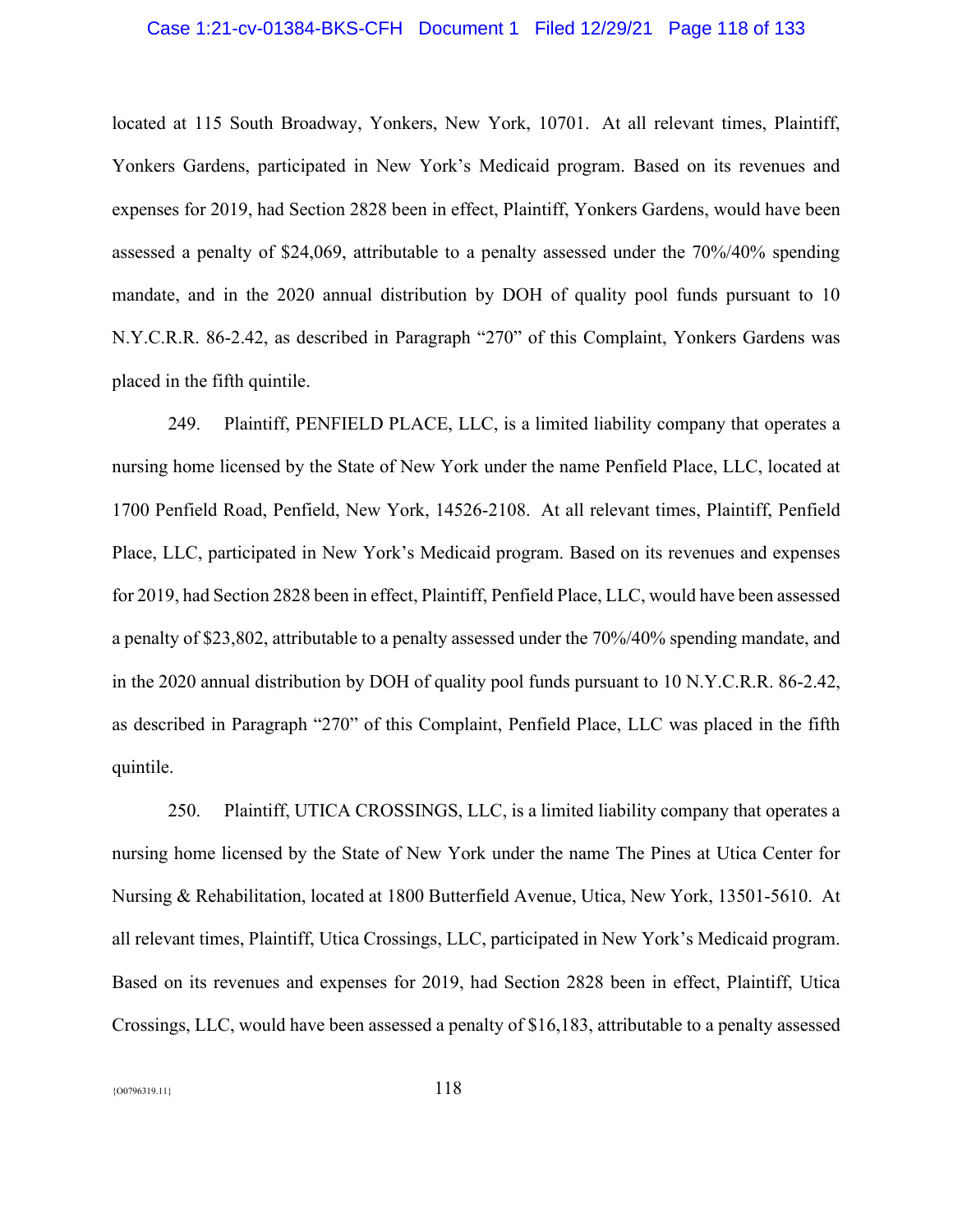located at 115 South Broadway, Yonkers, New York, 10701. At all relevant times, Plaintiff, Yonkers Gardens, participated in New York's Medicaid program. Based on its revenues and expenses for 2019, had Section 2828 been in effect, Plaintiff, Yonkers Gardens, would have been assessed a penalty of $24,069, attributable to a penalty assessed under the 70%/40% spending mandate, and in the 2020 annual distribution by DOH of quality pool funds pursuant to 10 N.Y.C.R.R. 86-2.42, as described in Paragraph "270" of this Complaint, Yonkers Gardens was placed in the fifth quintile.

249. Plaintiff, PENFIELD PLACE, LLC, is a limited liability company that operates a nursing home licensed by the State of New York under the name Penfield Place, LLC, located at 1700 Penfield Road, Penfield, New York, 14526-2108. At all relevant times, Plaintiff, Penfield Place, LLC, participated in New York's Medicaid program. Based on its revenues and expenses for 2019, had Section 2828 been in effect, Plaintiff, Penfield Place, LLC, would have been assessed a penalty of $23,802, attributable to a penalty assessed under the 70%/40% spending mandate, and in the 2020 annual distribution by DOH of quality pool funds pursuant to 10 N.Y.C.R.R. 86-2.42, as described in Paragraph "270" of this Complaint, Penfield Place, LLC was placed in the fifth quintile.

250. Plaintiff, UTICA CROSSINGS, LLC, is a limited liability company that operates a nursing home licensed by the State of New York under the name The Pines at Utica Center for Nursing & Rehabilitation, located at 1800 Butterfield Avenue, Utica, New York, 13501-5610. At all relevant times, Plaintiff, Utica Crossings, LLC, participated in New York's Medicaid program. Based on its revenues and expenses for 2019, had Section 2828 been in effect, Plaintiff, Utica Crossings, LLC, would have been assessed a penalty of $16,183, attributable to a penalty assessed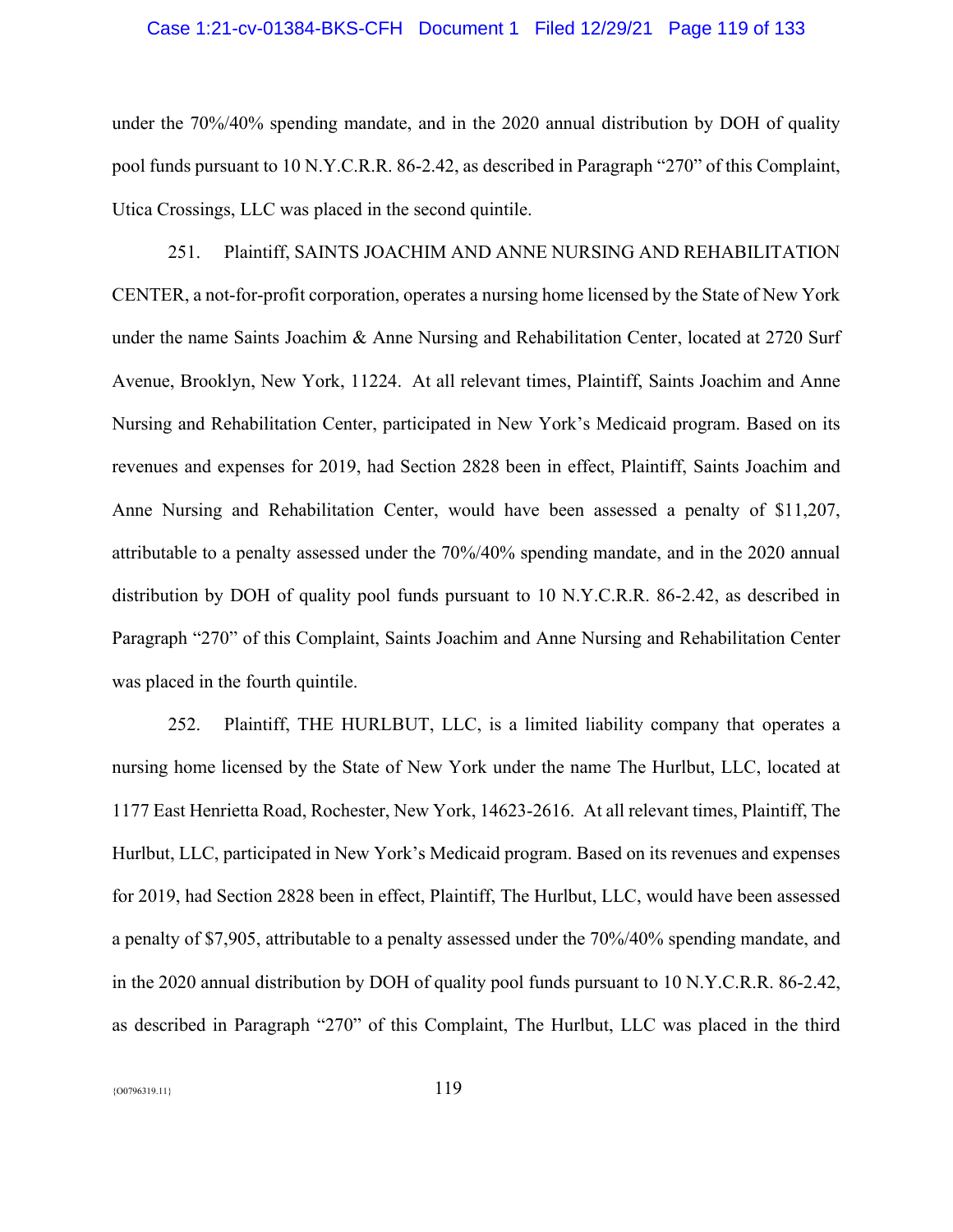under the 70%/40% spending mandate, and in the 2020 annual distribution by DOH of quality pool funds pursuant to 10 N.Y.C.R.R. 86-2.42, as described in Paragraph "270" of this Complaint, Utica Crossings, LLC was placed in the second quintile.

251. Plaintiff, SAINTS JOACHIM AND ANNE NURSING AND REHABILITATION CENTER, a not-for-profit corporation, operates a nursing home licensed by the State of New York under the name Saints Joachim & Anne Nursing and Rehabilitation Center, located at 2720 Surf Avenue, Brooklyn, New York, 11224. At all relevant times, Plaintiff, Saints Joachim and Anne Nursing and Rehabilitation Center, participated in New York's Medicaid program. Based on its revenues and expenses for 2019, had Section 2828 been in effect, Plaintiff, Saints Joachim and Anne Nursing and Rehabilitation Center, would have been assessed a penalty of $11,207, attributable to a penalty assessed under the 70%/40% spending mandate, and in the 2020 annual distribution by DOH of quality pool funds pursuant to 10 N.Y.C.R.R. 86-2.42, as described in Paragraph "270" of this Complaint, Saints Joachim and Anne Nursing and Rehabilitation Center was placed in the fourth quintile.

252. Plaintiff, THE HURLBUT, LLC, is a limited liability company that operates a nursing home licensed by the State of New York under the name The Hurlbut, LLC, located at 1177 East Henrietta Road, Rochester, New York, 14623-2616. At all relevant times, Plaintiff, The Hurlbut, LLC, participated in New York's Medicaid program. Based on its revenues and expenses for 2019, had Section 2828 been in effect, Plaintiff, The Hurlbut, LLC, would have been assessed a penalty of $7,905, attributable to a penalty assessed under the 70%/40% spending mandate, and in the 2020 annual distribution by DOH of quality pool funds pursuant to 10 N.Y.C.R.R. 86-2.42, as described in Paragraph "270" of this Complaint, The Hurlbut, LLC was placed in the third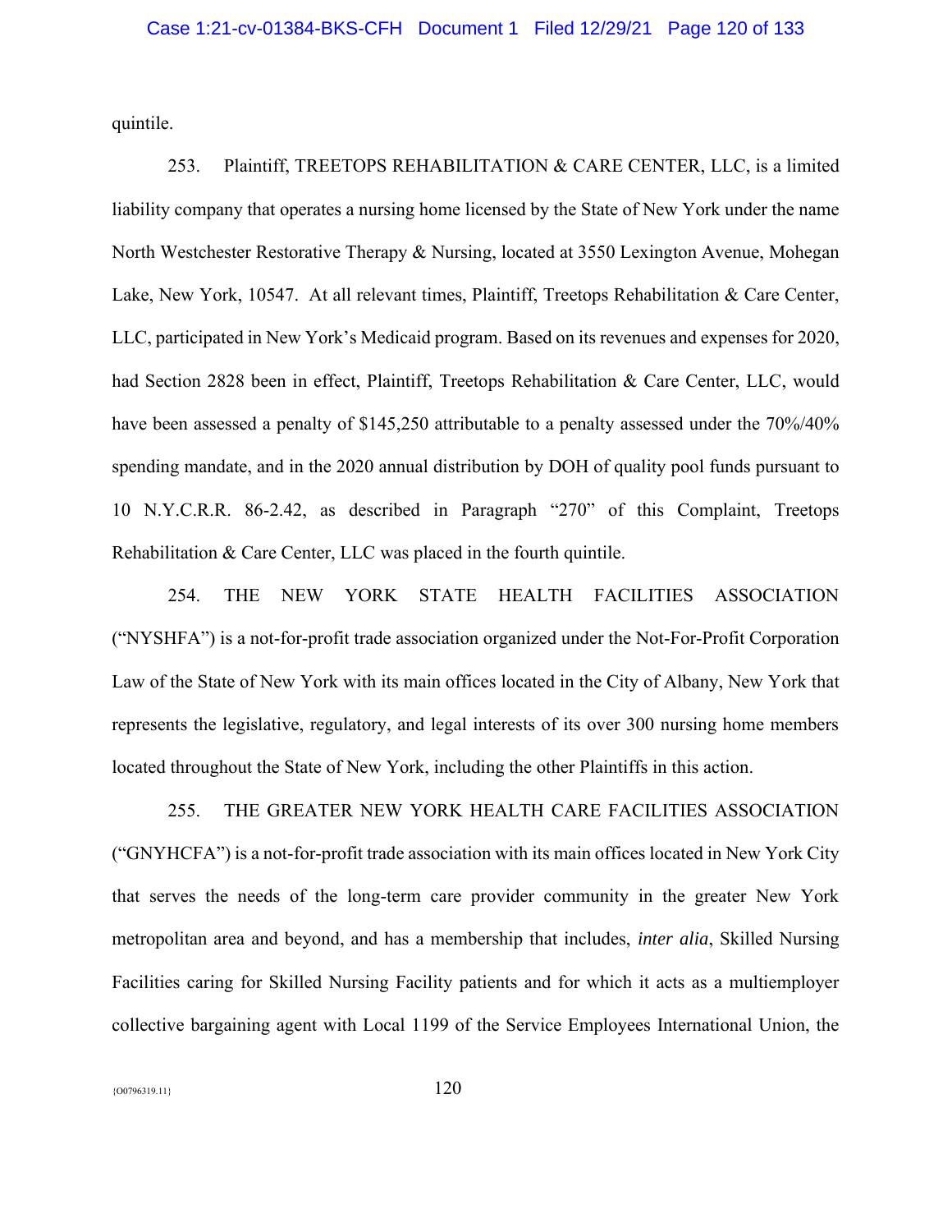quintile.

253. Plaintiff, TREETOPS REHABILITATION & CARE CENTER, LLC, is a limited liability company that operates a nursing home licensed by the State of New York under the name North Westchester Restorative Therapy & Nursing, located at 3550 Lexington Avenue, Mohegan Lake, New York, 10547. At all relevant times, Plaintiff, Treetops Rehabilitation & Care Center, LLC, participated in New York's Medicaid program. Based on its revenues and expenses for 2020, had Section 2828 been in effect, Plaintiff, Treetops Rehabilitation & Care Center, LLC, would have been assessed a penalty of $145,250 attributable to a penalty assessed under the 70%/40% spending mandate, and in the 2020 annual distribution by DOH of quality pool funds pursuant to 10 N.Y.C.R.R. 86-2.42, as described in Paragraph "270" of this Complaint, Treetops Rehabilitation & Care Center, LLC was placed in the fourth quintile.

254. THE NEW YORK STATE HEALTH FACILITIES ASSOCIATION ("NYSHFA") is a not-for-profit trade association organized under the Not-For-Profit Corporation Law of the State of New York with its main offices located in the City of Albany, New York that represents the legislative, regulatory, and legal interests of its over 300 nursing home members located throughout the State of New York, including the other Plaintiffs in this action.

255. THE GREATER NEW YORK HEALTH CARE FACILITIES ASSOCIATION ("GNYHCFA") is a not-for-profit trade association with its main offices located in New York City that serves the needs of the long-term care provider community in the greater New York metropolitan area and beyond, and has a membership that includes, *inter alia*, Skilled Nursing Facilities caring for Skilled Nursing Facility patients and for which it acts as a multiemployer collective bargaining agent with Local 1199 of the Service Employees International Union, the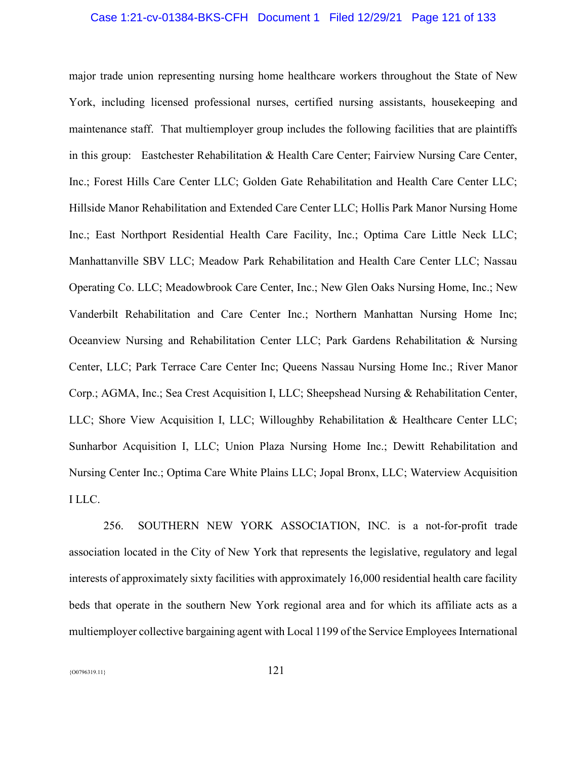major trade union representing nursing home healthcare workers throughout the State of New York, including licensed professional nurses, certified nursing assistants, housekeeping and maintenance staff. That multiemployer group includes the following facilities that are plaintiffs in this group: Eastchester Rehabilitation & Health Care Center; Fairview Nursing Care Center, Inc.; Forest Hills Care Center LLC; Golden Gate Rehabilitation and Health Care Center LLC; Hillside Manor Rehabilitation and Extended Care Center LLC; Hollis Park Manor Nursing Home Inc.; East Northport Residential Health Care Facility, Inc.; Optima Care Little Neck LLC; Manhattanville SBV LLC; Meadow Park Rehabilitation and Health Care Center LLC; Nassau Operating Co. LLC; Meadowbrook Care Center, Inc.; New Glen Oaks Nursing Home, Inc.; New Vanderbilt Rehabilitation and Care Center Inc.; Northern Manhattan Nursing Home Inc; Oceanview Nursing and Rehabilitation Center LLC; Park Gardens Rehabilitation & Nursing Center, LLC; Park Terrace Care Center Inc; Queens Nassau Nursing Home Inc.; River Manor Corp.; AGMA, Inc.; Sea Crest Acquisition I, LLC; Sheepshead Nursing & Rehabilitation Center, LLC; Shore View Acquisition I, LLC; Willoughby Rehabilitation & Healthcare Center LLC; Sunharbor Acquisition I, LLC; Union Plaza Nursing Home Inc.; Dewitt Rehabilitation and Nursing Center Inc.; Optima Care White Plains LLC; Jopal Bronx, LLC; Waterview Acquisition I LLC.

256. SOUTHERN NEW YORK ASSOCIATION, INC. is a not-for-profit trade association located in the City of New York that represents the legislative, regulatory and legal interests of approximately sixty facilities with approximately 16,000 residential health care facility beds that operate in the southern New York regional area and for which its affiliate acts as a multiemployer collective bargaining agent with Local 1199 of the Service Employees International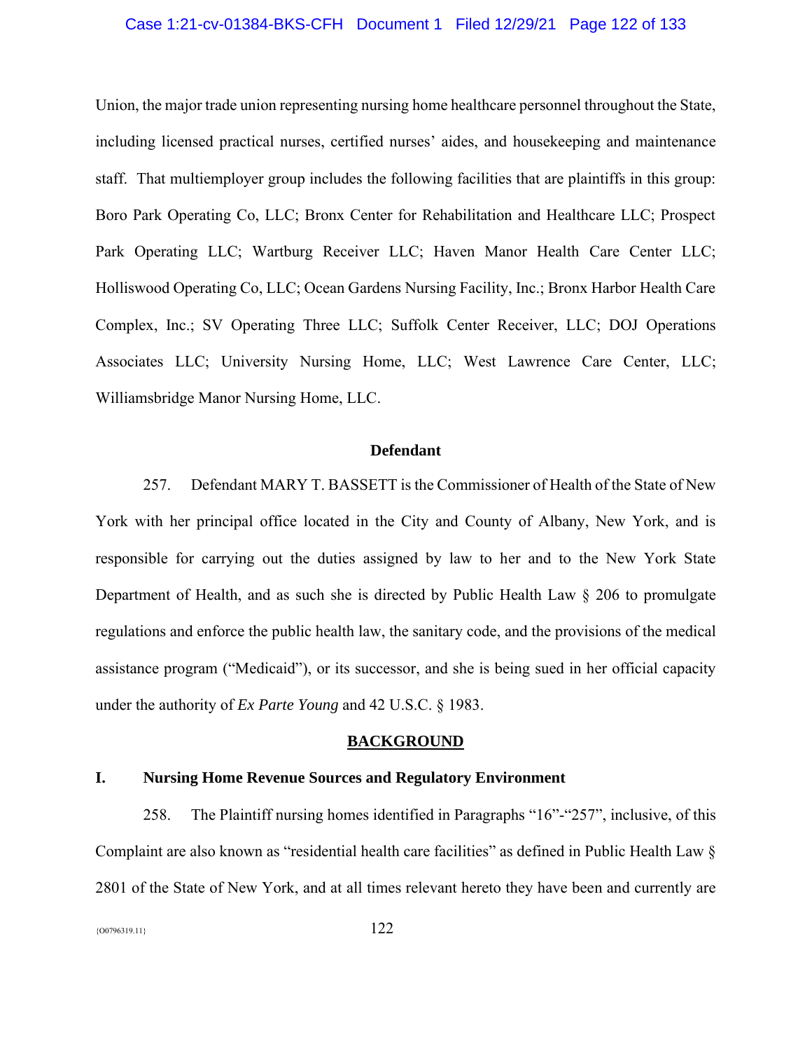Union, the major trade union representing nursing home healthcare personnel throughout the State, including licensed practical nurses, certified nurses' aides, and housekeeping and maintenance staff. That multiemployer group includes the following facilities that are plaintiffs in this group: Boro Park Operating Co, LLC; Bronx Center for Rehabilitation and Healthcare LLC; Prospect Park Operating LLC; Wartburg Receiver LLC; Haven Manor Health Care Center LLC; Holliswood Operating Co, LLC; Ocean Gardens Nursing Facility, Inc.; Bronx Harbor Health Care Complex, Inc.; SV Operating Three LLC; Suffolk Center Receiver, LLC; DOJ Operations Associates LLC; University Nursing Home, LLC; West Lawrence Care Center, LLC; Williamsbridge Manor Nursing Home, LLC.

**Defendant**

257. Defendant MARY T. BASSETT is the Commissioner of Health of the State of New York with her principal office located in the City and County of Albany, New York, and is responsible for carrying out the duties assigned by law to her and to the New York State Department of Health, and as such she is directed by Public Health Law § 206 to promulgate regulations and enforce the public health law, the sanitary code, and the provisions of the medical assistance program ("Medicaid"), or its successor, and she is being sued in her official capacity under the authority of *Ex Parte Young* and 42 U.S.C. § 1983.

## BACKGROUND

### I. Nursing Home Revenue Sources and Regulatory Environment

258. The Plaintiff nursing homes identified in Paragraphs "16"-"257", inclusive, of this Complaint are also known as "residential health care facilities" as defined in Public Health Law § 2801 of the State of New York, and at all times relevant hereto they have been and currently are

{O0796319.11}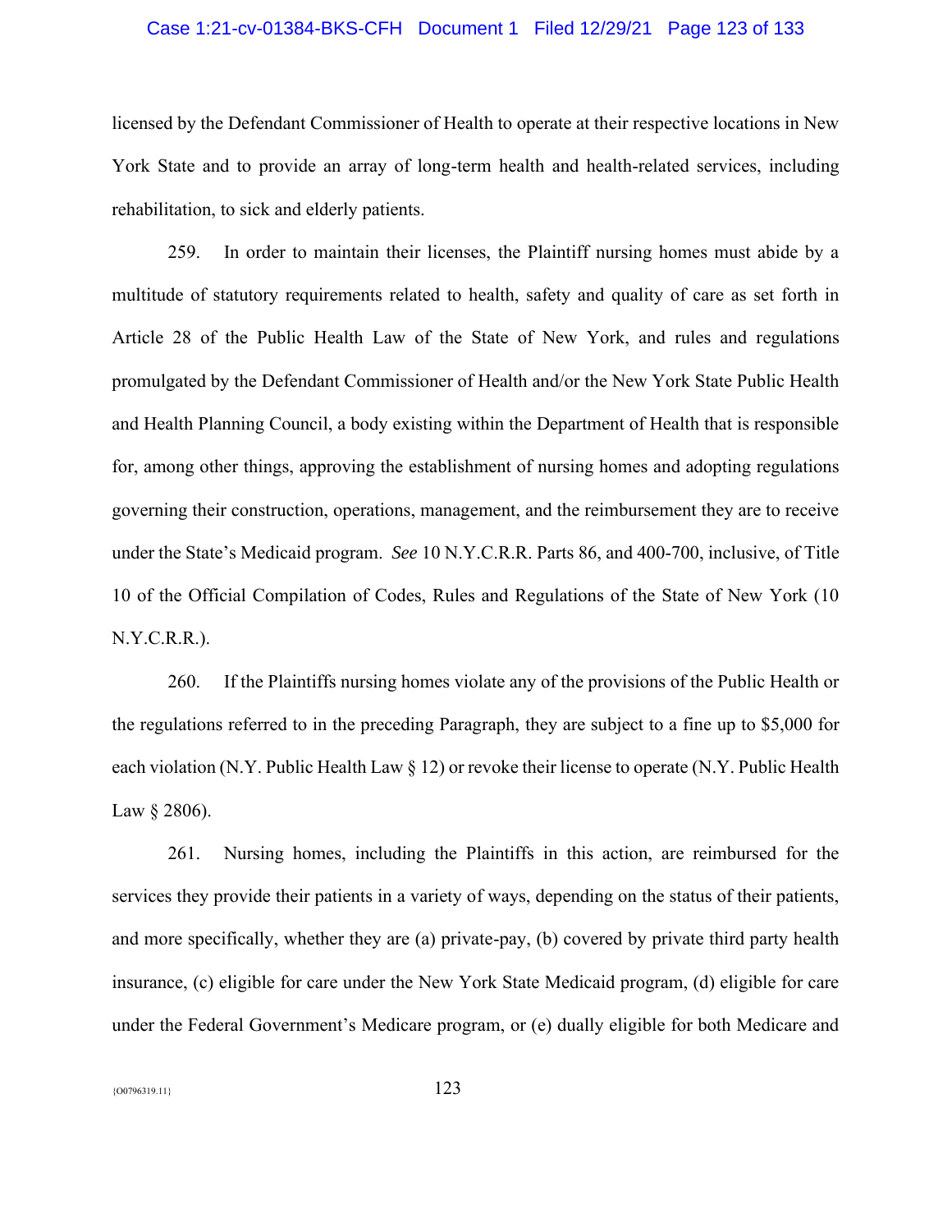licensed by the Defendant Commissioner of Health to operate at their respective locations in New York State and to provide an array of long-term health and health-related services, including rehabilitation, to sick and elderly patients.

259. In order to maintain their licenses, the Plaintiff nursing homes must abide by a multitude of statutory requirements related to health, safety and quality of care as set forth in Article 28 of the Public Health Law of the State of New York, and rules and regulations promulgated by the Defendant Commissioner of Health and/or the New York State Public Health and Health Planning Council, a body existing within the Department of Health that is responsible for, among other things, approving the establishment of nursing homes and adopting regulations governing their construction, operations, management, and the reimbursement they are to receive under the State's Medicaid program. *See* 10 N.Y.C.R.R. Parts 86, and 400-700, inclusive, of Title 10 of the Official Compilation of Codes, Rules and Regulations of the State of New York (10 N.Y.C.R.R.).

260. If the Plaintiffs nursing homes violate any of the provisions of the Public Health or the regulations referred to in the preceding Paragraph, they are subject to a fine up to $5,000 for each violation (N.Y. Public Health Law § 12) or revoke their license to operate (N.Y. Public Health Law § 2806).

261. Nursing homes, including the Plaintiffs in this action, are reimbursed for the services they provide their patients in a variety of ways, depending on the status of their patients, and more specifically, whether they are (a) private-pay, (b) covered by private third party health insurance, (c) eligible for care under the New York State Medicaid program, (d) eligible for care under the Federal Government's Medicare program, or (e) dually eligible for both Medicare and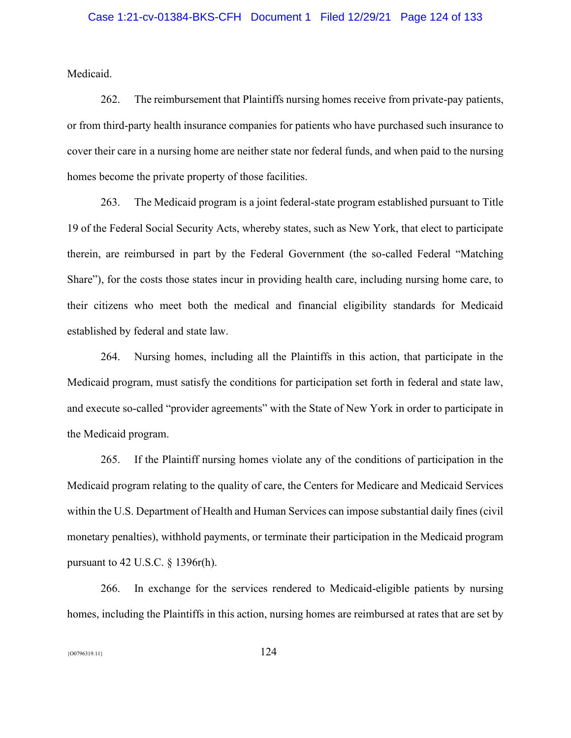Medicaid.

262. The reimbursement that Plaintiffs nursing homes receive from private-pay patients, or from third-party health insurance companies for patients who have purchased such insurance to cover their care in a nursing home are neither state nor federal funds, and when paid to the nursing homes become the private property of those facilities.

263. The Medicaid program is a joint federal-state program established pursuant to Title 19 of the Federal Social Security Acts, whereby states, such as New York, that elect to participate therein, are reimbursed in part by the Federal Government (the so-called Federal "Matching Share"), for the costs those states incur in providing health care, including nursing home care, to their citizens who meet both the medical and financial eligibility standards for Medicaid established by federal and state law.

264. Nursing homes, including all the Plaintiffs in this action, that participate in the Medicaid program, must satisfy the conditions for participation set forth in federal and state law, and execute so-called "provider agreements" with the State of New York in order to participate in the Medicaid program.

265. If the Plaintiff nursing homes violate any of the conditions of participation in the Medicaid program relating to the quality of care, the Centers for Medicare and Medicaid Services within the U.S. Department of Health and Human Services can impose substantial daily fines (civil monetary penalties), withhold payments, or terminate their participation in the Medicaid program pursuant to 42 U.S.C. § 1396r(h).

266. In exchange for the services rendered to Medicaid-eligible patients by nursing homes, including the Plaintiffs in this action, nursing homes are reimbursed at rates that are set by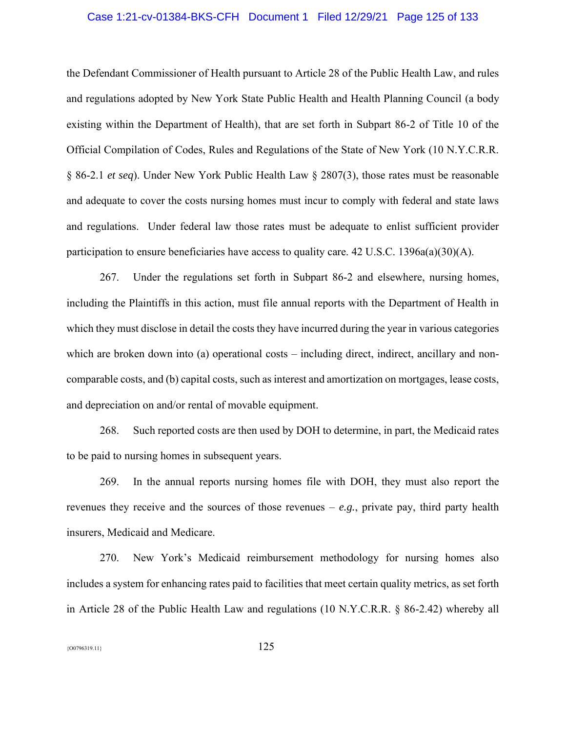the Defendant Commissioner of Health pursuant to Article 28 of the Public Health Law, and rules and regulations adopted by New York State Public Health and Health Planning Council (a body existing within the Department of Health), that are set forth in Subpart 86-2 of Title 10 of the Official Compilation of Codes, Rules and Regulations of the State of New York (10 N.Y.C.R.R. § 86-2.1 *et seq*). Under New York Public Health Law § 2807(3), those rates must be reasonable and adequate to cover the costs nursing homes must incur to comply with federal and state laws and regulations. Under federal law those rates must be adequate to enlist sufficient provider participation to ensure beneficiaries have access to quality care. 42 U.S.C. 1396a(a)(30)(A).

267. Under the regulations set forth in Subpart 86-2 and elsewhere, nursing homes, including the Plaintiffs in this action, must file annual reports with the Department of Health in which they must disclose in detail the costs they have incurred during the year in various categories which are broken down into (a) operational costs – including direct, indirect, ancillary and non-comparable costs, and (b) capital costs, such as interest and amortization on mortgages, lease costs, and depreciation on and/or rental of movable equipment.

268. Such reported costs are then used by DOH to determine, in part, the Medicaid rates to be paid to nursing homes in subsequent years.

269. In the annual reports nursing homes file with DOH, they must also report the revenues they receive and the sources of those revenues – *e.g.*, private pay, third party health insurers, Medicaid and Medicare.

270. New York's Medicaid reimbursement methodology for nursing homes also includes a system for enhancing rates paid to facilities that meet certain quality metrics, as set forth in Article 28 of the Public Health Law and regulations (10 N.Y.C.R.R. § 86-2.42) whereby all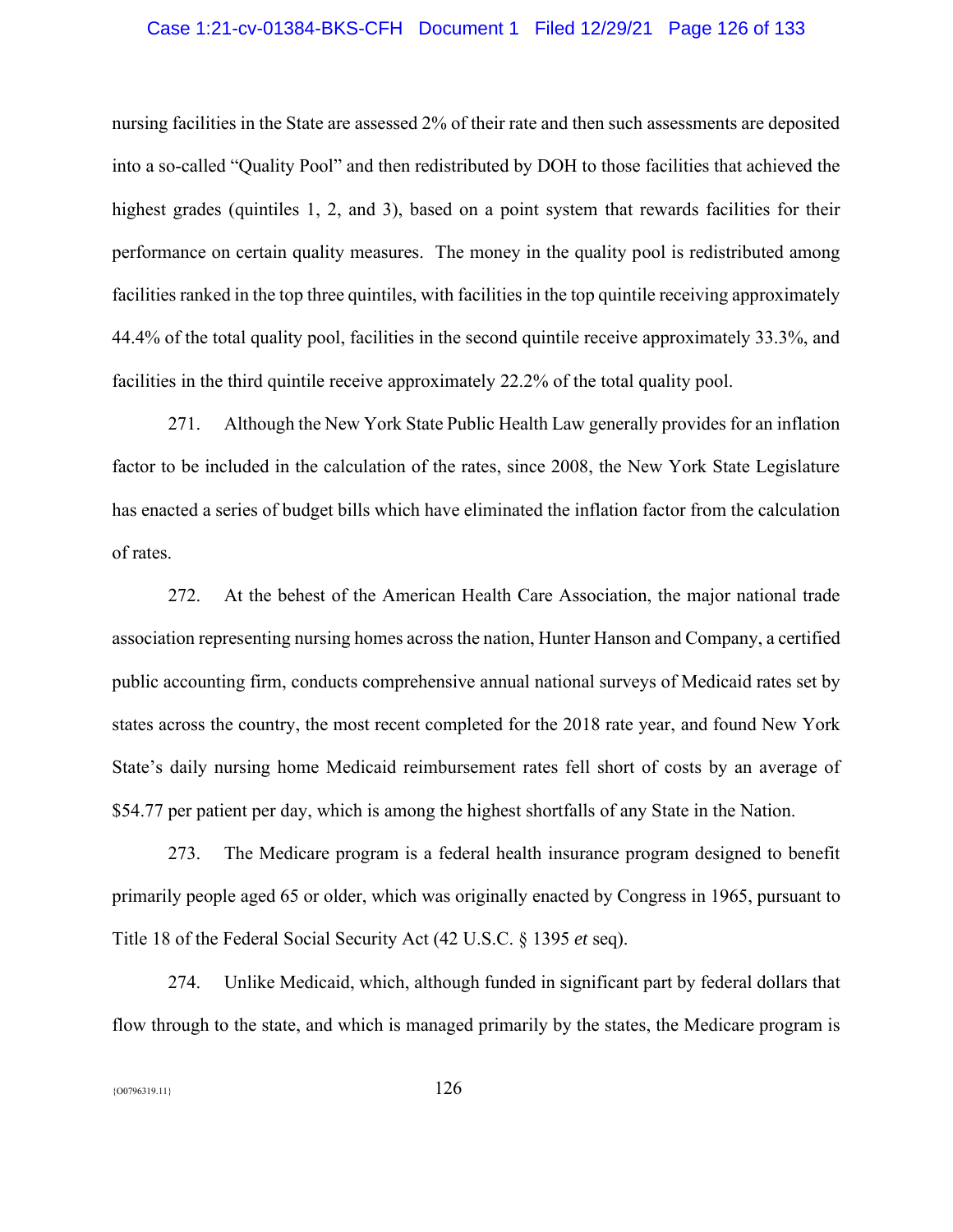nursing facilities in the State are assessed 2% of their rate and then such assessments are deposited into a so-called "Quality Pool" and then redistributed by DOH to those facilities that achieved the highest grades (quintiles 1, 2, and 3), based on a point system that rewards facilities for their performance on certain quality measures. The money in the quality pool is redistributed among facilities ranked in the top three quintiles, with facilities in the top quintile receiving approximately 44.4% of the total quality pool, facilities in the second quintile receive approximately 33.3%, and facilities in the third quintile receive approximately 22.2% of the total quality pool.

271. Although the New York State Public Health Law generally provides for an inflation factor to be included in the calculation of the rates, since 2008, the New York State Legislature has enacted a series of budget bills which have eliminated the inflation factor from the calculation of rates.

272. At the behest of the American Health Care Association, the major national trade association representing nursing homes across the nation, Hunter Hanson and Company, a certified public accounting firm, conducts comprehensive annual national surveys of Medicaid rates set by states across the country, the most recent completed for the 2018 rate year, and found New York State's daily nursing home Medicaid reimbursement rates fell short of costs by an average of $54.77 per patient per day, which is among the highest shortfalls of any State in the Nation.

273. The Medicare program is a federal health insurance program designed to benefit primarily people aged 65 or older, which was originally enacted by Congress in 1965, pursuant to Title 18 of the Federal Social Security Act (42 U.S.C. § 1395 *et* seq).

274. Unlike Medicaid, which, although funded in significant part by federal dollars that flow through to the state, and which is managed primarily by the states, the Medicare program is

{O0796319.11}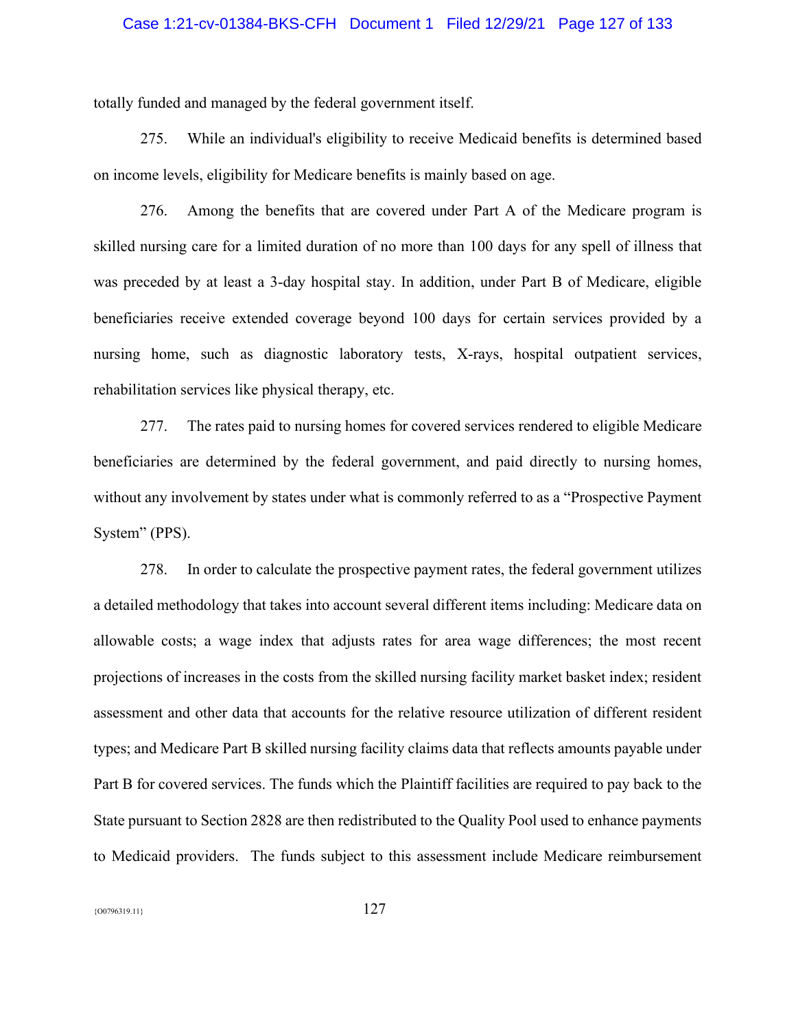totally funded and managed by the federal government itself.

275. While an individual's eligibility to receive Medicaid benefits is determined based on income levels, eligibility for Medicare benefits is mainly based on age.

276. Among the benefits that are covered under Part A of the Medicare program is skilled nursing care for a limited duration of no more than 100 days for any spell of illness that was preceded by at least a 3-day hospital stay. In addition, under Part B of Medicare, eligible beneficiaries receive extended coverage beyond 100 days for certain services provided by a nursing home, such as diagnostic laboratory tests, X-rays, hospital outpatient services, rehabilitation services like physical therapy, etc.

277. The rates paid to nursing homes for covered services rendered to eligible Medicare beneficiaries are determined by the federal government, and paid directly to nursing homes, without any involvement by states under what is commonly referred to as a "Prospective Payment System" (PPS).

278. In order to calculate the prospective payment rates, the federal government utilizes a detailed methodology that takes into account several different items including: Medicare data on allowable costs; a wage index that adjusts rates for area wage differences; the most recent projections of increases in the costs from the skilled nursing facility market basket index; resident assessment and other data that accounts for the relative resource utilization of different resident types; and Medicare Part B skilled nursing facility claims data that reflects amounts payable under Part B for covered services. The funds which the Plaintiff facilities are required to pay back to the State pursuant to Section 2828 are then redistributed to the Quality Pool used to enhance payments to Medicaid providers. The funds subject to this assessment include Medicare reimbursement

{O0796319.11}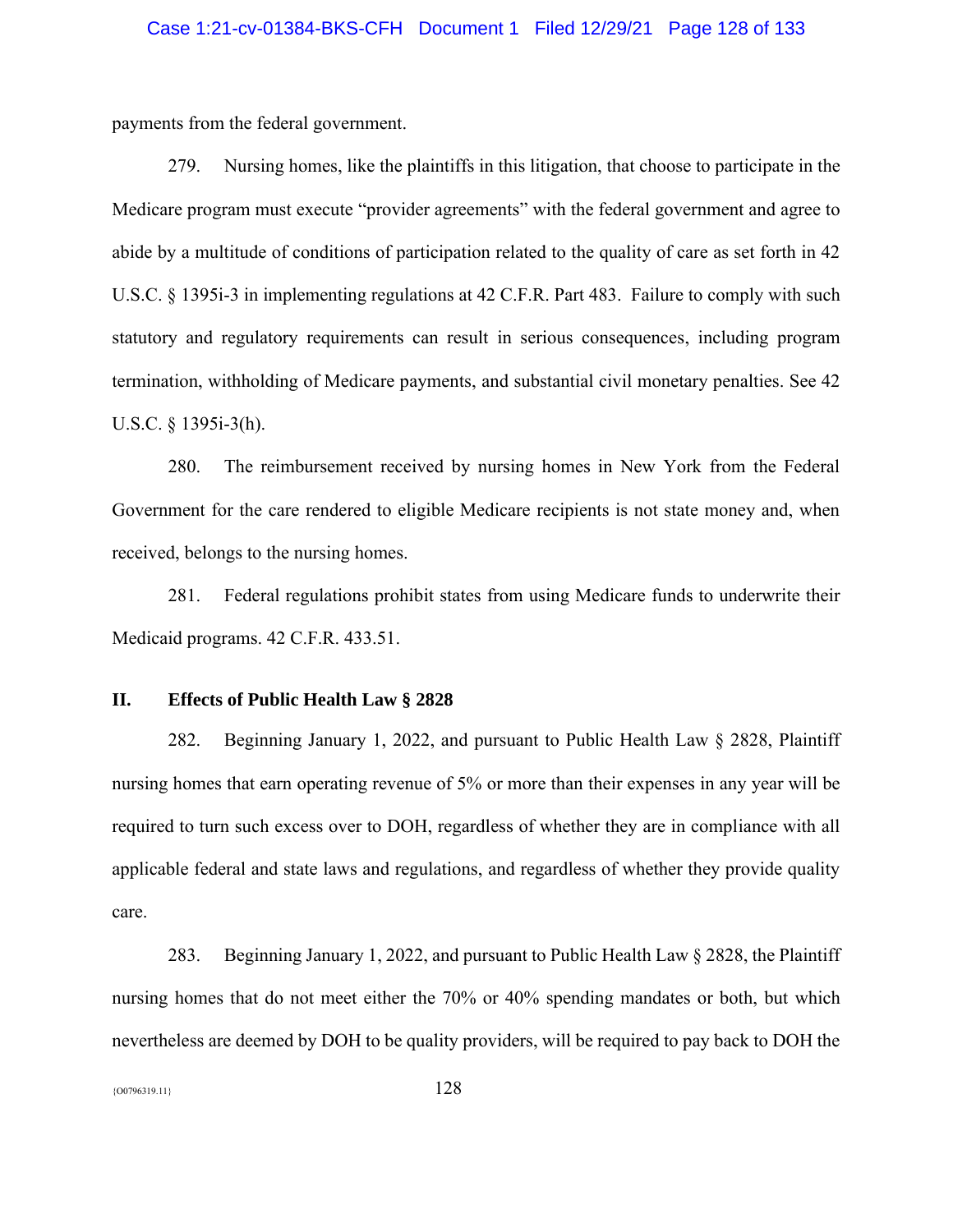payments from the federal government.

279. Nursing homes, like the plaintiffs in this litigation, that choose to participate in the Medicare program must execute "provider agreements" with the federal government and agree to abide by a multitude of conditions of participation related to the quality of care as set forth in 42 U.S.C. § 1395i-3 in implementing regulations at 42 C.F.R. Part 483. Failure to comply with such statutory and regulatory requirements can result in serious consequences, including program termination, withholding of Medicare payments, and substantial civil monetary penalties. See 42 U.S.C. § 1395i-3(h).

280. The reimbursement received by nursing homes in New York from the Federal Government for the care rendered to eligible Medicare recipients is not state money and, when received, belongs to the nursing homes.

281. Federal regulations prohibit states from using Medicare funds to underwrite their Medicaid programs. 42 C.F.R. 433.51.

## II. Effects of Public Health Law § 2828

282. Beginning January 1, 2022, and pursuant to Public Health Law § 2828, Plaintiff nursing homes that earn operating revenue of 5% or more than their expenses in any year will be required to turn such excess over to DOH, regardless of whether they are in compliance with all applicable federal and state laws and regulations, and regardless of whether they provide quality care.

283. Beginning January 1, 2022, and pursuant to Public Health Law § 2828, the Plaintiff nursing homes that do not meet either the 70% or 40% spending mandates or both, but which nevertheless are deemed by DOH to be quality providers, will be required to pay back to DOH the

{O0796319.11}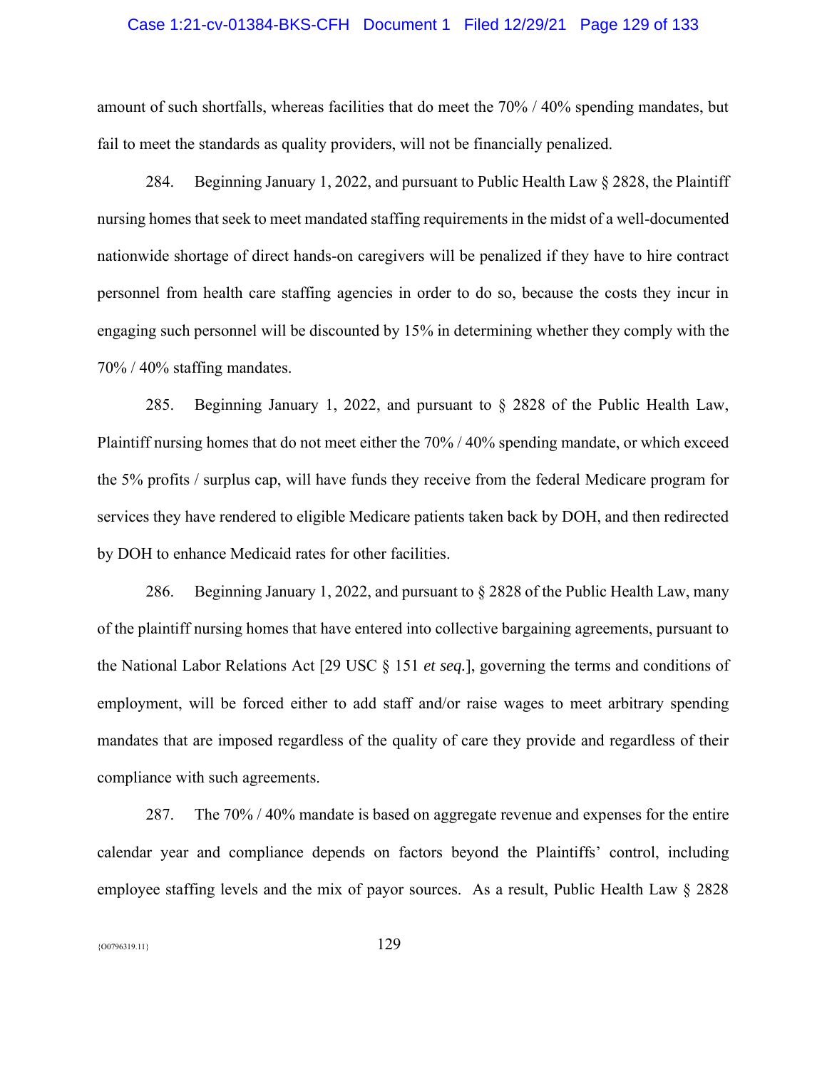amount of such shortfalls, whereas facilities that do meet the 70% / 40% spending mandates, but fail to meet the standards as quality providers, will not be financially penalized.

284. Beginning January 1, 2022, and pursuant to Public Health Law § 2828, the Plaintiff nursing homes that seek to meet mandated staffing requirements in the midst of a well-documented nationwide shortage of direct hands-on caregivers will be penalized if they have to hire contract personnel from health care staffing agencies in order to do so, because the costs they incur in engaging such personnel will be discounted by 15% in determining whether they comply with the 70% / 40% staffing mandates.

285. Beginning January 1, 2022, and pursuant to § 2828 of the Public Health Law, Plaintiff nursing homes that do not meet either the 70% / 40% spending mandate, or which exceed the 5% profits / surplus cap, will have funds they receive from the federal Medicare program for services they have rendered to eligible Medicare patients taken back by DOH, and then redirected by DOH to enhance Medicaid rates for other facilities.

286. Beginning January 1, 2022, and pursuant to § 2828 of the Public Health Law, many of the plaintiff nursing homes that have entered into collective bargaining agreements, pursuant to the National Labor Relations Act [29 USC § 151 *et seq.*], governing the terms and conditions of employment, will be forced either to add staff and/or raise wages to meet arbitrary spending mandates that are imposed regardless of the quality of care they provide and regardless of their compliance with such agreements.

287. The 70% / 40% mandate is based on aggregate revenue and expenses for the entire calendar year and compliance depends on factors beyond the Plaintiffs' control, including employee staffing levels and the mix of payor sources. As a result, Public Health Law § 2828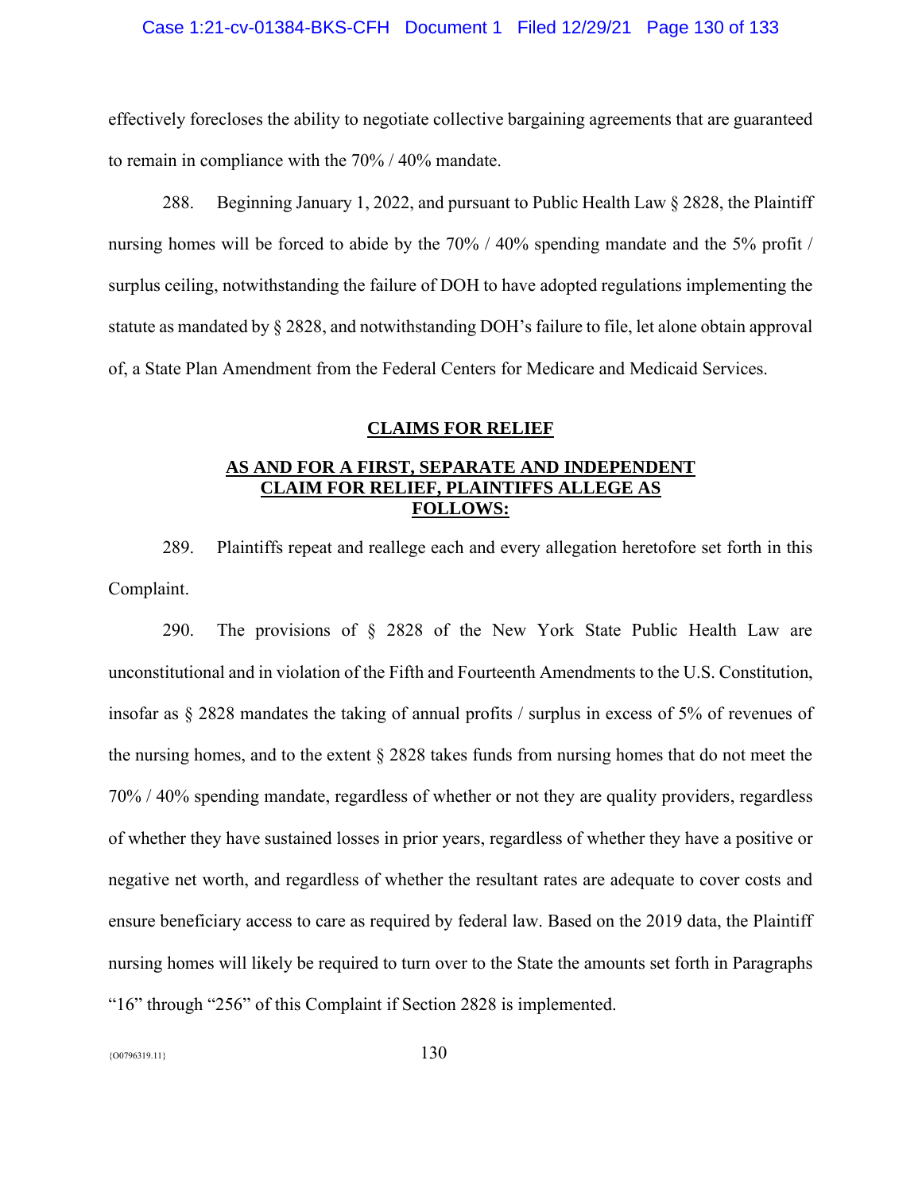effectively forecloses the ability to negotiate collective bargaining agreements that are guaranteed to remain in compliance with the 70% / 40% mandate.

288. Beginning January 1, 2022, and pursuant to Public Health Law § 2828, the Plaintiff nursing homes will be forced to abide by the 70% / 40% spending mandate and the 5% profit / surplus ceiling, notwithstanding the failure of DOH to have adopted regulations implementing the statute as mandated by § 2828, and notwithstanding DOH's failure to file, let alone obtain approval of, a State Plan Amendment from the Federal Centers for Medicare and Medicaid Services.

## CLAIMS FOR RELIEF

### AS AND FOR A FIRST, SEPARATE AND INDEPENDENT CLAIM FOR RELIEF, PLAINTIFFS ALLEGE AS FOLLOWS:

289. Plaintiffs repeat and reallege each and every allegation heretofore set forth in this Complaint.

290. The provisions of § 2828 of the New York State Public Health Law are unconstitutional and in violation of the Fifth and Fourteenth Amendments to the U.S. Constitution, insofar as § 2828 mandates the taking of annual profits / surplus in excess of 5% of revenues of the nursing homes, and to the extent § 2828 takes funds from nursing homes that do not meet the 70% / 40% spending mandate, regardless of whether or not they are quality providers, regardless of whether they have sustained losses in prior years, regardless of whether they have a positive or negative net worth, and regardless of whether the resultant rates are adequate to cover costs and ensure beneficiary access to care as required by federal law. Based on the 2019 data, the Plaintiff nursing homes will likely be required to turn over to the State the amounts set forth in Paragraphs "16" through "256" of this Complaint if Section 2828 is implemented.

{O0796319.11}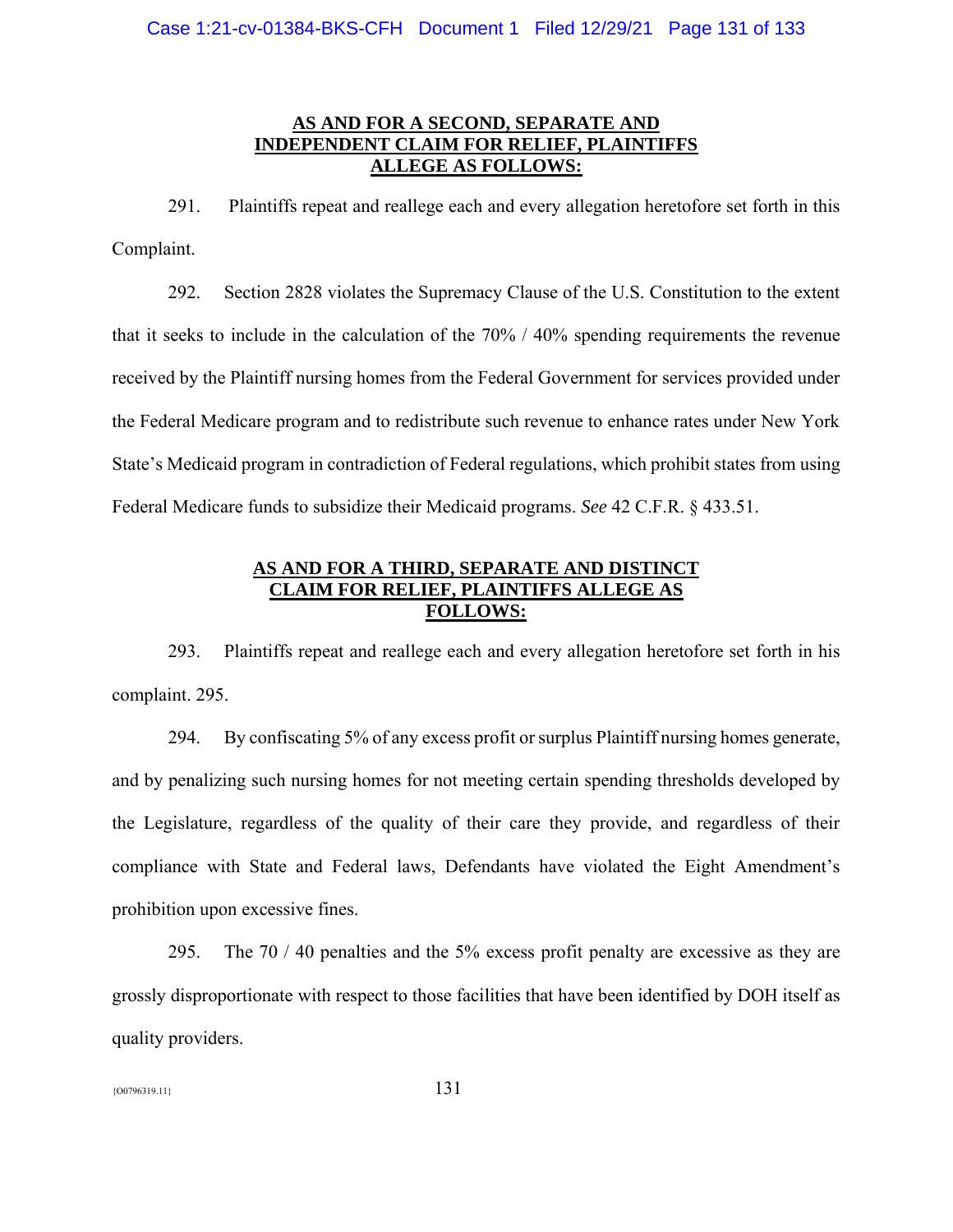**AS AND FOR A SECOND, SEPARATE AND INDEPENDENT CLAIM FOR RELIEF, PLAINTIFFS ALLEGE AS FOLLOWS:**

291. Plaintiffs repeat and reallege each and every allegation heretofore set forth in this Complaint.

292. Section 2828 violates the Supremacy Clause of the U.S. Constitution to the extent that it seeks to include in the calculation of the 70% / 40% spending requirements the revenue received by the Plaintiff nursing homes from the Federal Government for services provided under the Federal Medicare program and to redistribute such revenue to enhance rates under New York State's Medicaid program in contradiction of Federal regulations, which prohibit states from using Federal Medicare funds to subsidize their Medicaid programs. *See* 42 C.F.R. § 433.51.

**AS AND FOR A THIRD, SEPARATE AND DISTINCT CLAIM FOR RELIEF, PLAINTIFFS ALLEGE AS FOLLOWS:**

293. Plaintiffs repeat and reallege each and every allegation heretofore set forth in his complaint. 295.

294. By confiscating 5% of any excess profit or surplus Plaintiff nursing homes generate, and by penalizing such nursing homes for not meeting certain spending thresholds developed by the Legislature, regardless of the quality of their care they provide, and regardless of their compliance with State and Federal laws, Defendants have violated the Eight Amendment's prohibition upon excessive fines.

295. The 70 / 40 penalties and the 5% excess profit penalty are excessive as they are grossly disproportionate with respect to those facilities that have been identified by DOH itself as quality providers.

{O0796319.11}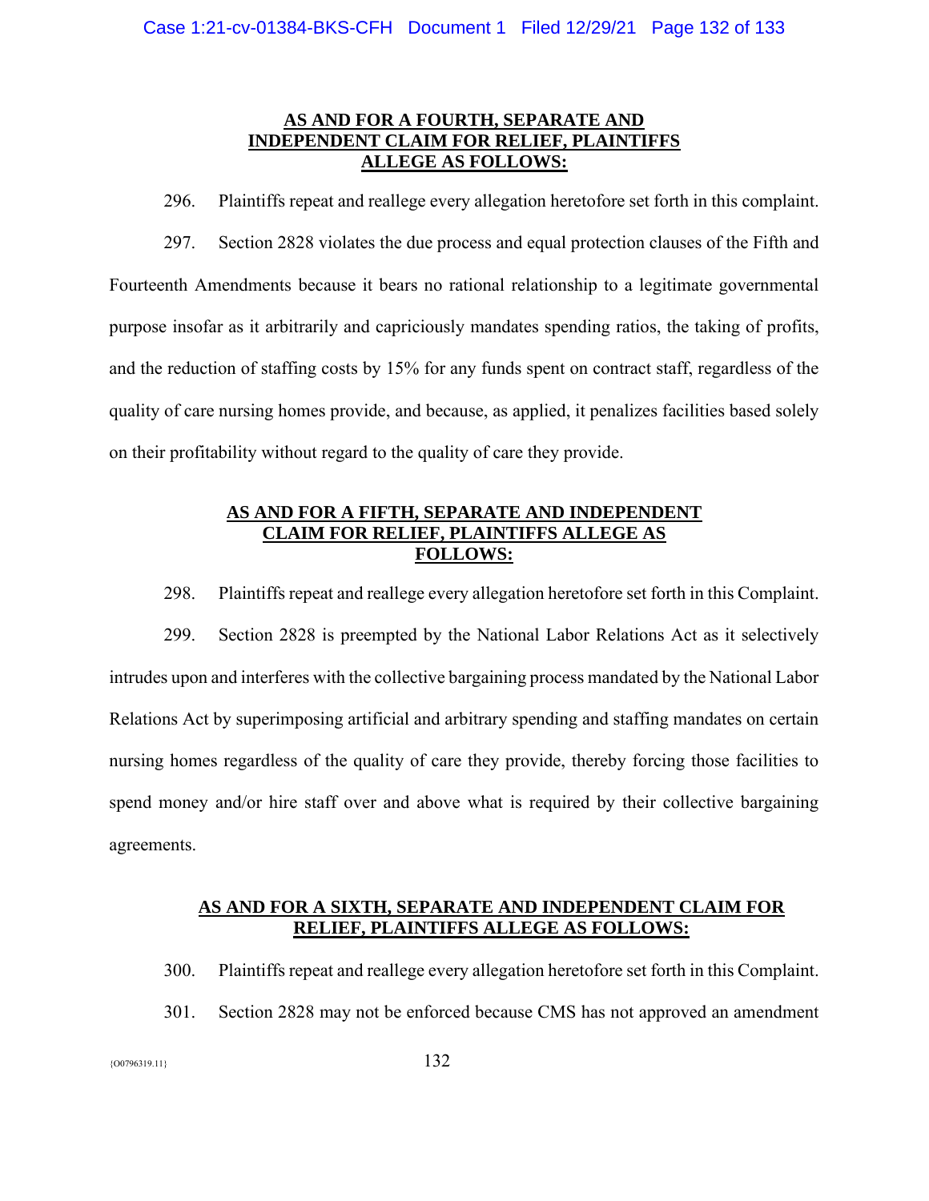**AS AND FOR A FOURTH, SEPARATE AND INDEPENDENT CLAIM FOR RELIEF, PLAINTIFFS ALLEGE AS FOLLOWS:**

296. Plaintiffs repeat and reallege every allegation heretofore set forth in this complaint.

297. Section 2828 violates the due process and equal protection clauses of the Fifth and Fourteenth Amendments because it bears no rational relationship to a legitimate governmental purpose insofar as it arbitrarily and capriciously mandates spending ratios, the taking of profits, and the reduction of staffing costs by 15% for any funds spent on contract staff, regardless of the quality of care nursing homes provide, and because, as applied, it penalizes facilities based solely on their profitability without regard to the quality of care they provide.

**AS AND FOR A FIFTH, SEPARATE AND INDEPENDENT CLAIM FOR RELIEF, PLAINTIFFS ALLEGE AS FOLLOWS:**

298. Plaintiffs repeat and reallege every allegation heretofore set forth in this Complaint.

299. Section 2828 is preempted by the National Labor Relations Act as it selectively intrudes upon and interferes with the collective bargaining process mandated by the National Labor Relations Act by superimposing artificial and arbitrary spending and staffing mandates on certain nursing homes regardless of the quality of care they provide, thereby forcing those facilities to spend money and/or hire staff over and above what is required by their collective bargaining agreements.

**AS AND FOR A SIXTH, SEPARATE AND INDEPENDENT CLAIM FOR RELIEF, PLAINTIFFS ALLEGE AS FOLLOWS:**

300. Plaintiffs repeat and reallege every allegation heretofore set forth in this Complaint.

301. Section 2828 may not be enforced because CMS has not approved an amendment

{O0796319.11}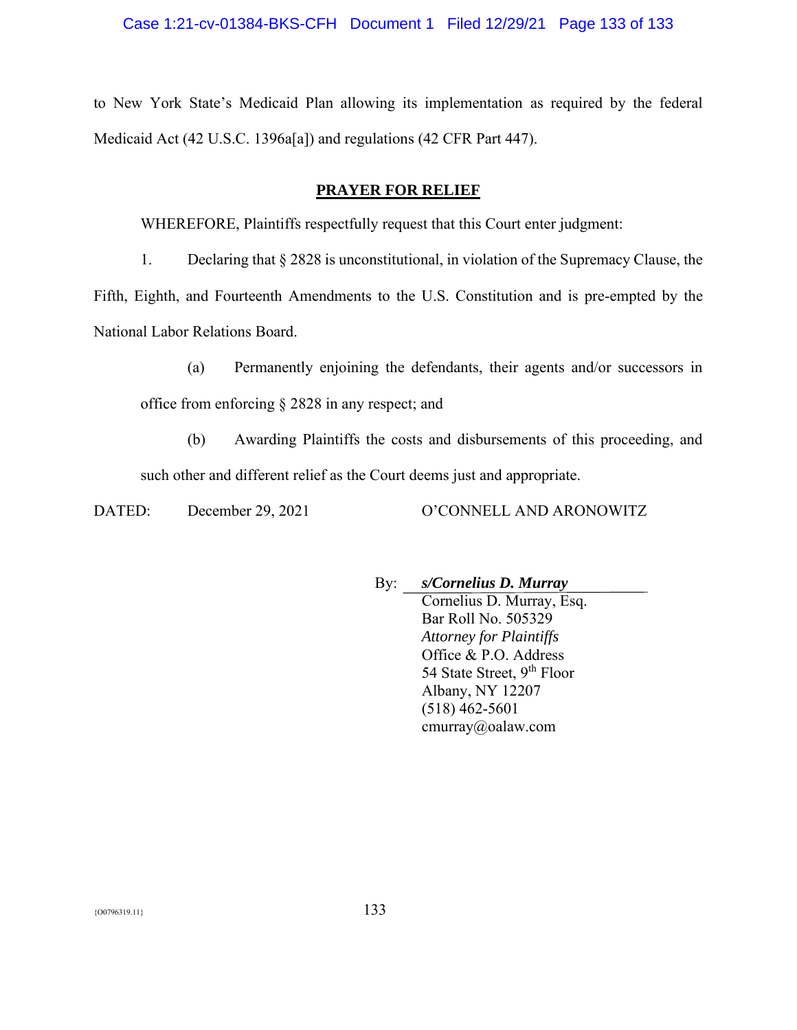to New York State's Medicaid Plan allowing its implementation as required by the federal Medicaid Act (42 U.S.C. 1396a[a]) and regulations (42 CFR Part 447).

## PRAYER FOR RELIEF

WHEREFORE, Plaintiffs respectfully request that this Court enter judgment:

1. Declaring that § 2828 is unconstitutional, in violation of the Supremacy Clause, the Fifth, Eighth, and Fourteenth Amendments to the U.S. Constitution and is pre-empted by the National Labor Relations Board.

(a) Permanently enjoining the defendants, their agents and/or successors in office from enforcing § 2828 in any respect; and

(b) Awarding Plaintiffs the costs and disbursements of this proceeding, and such other and different relief as the Court deems just and appropriate.

DATED: December 29, 2021

O'CONNELL AND ARONOWITZ

By: ***s/Cornelius D. Murray***
Cornelius D. Murray, Esq.
Bar Roll No. 505329
*Attorney for Plaintiffs*
Office & P.O. Address
54 State Street, 9th Floor
Albany, NY 12207
(518) 462-5601
cmurray@oalaw.com

{O0796319.11}